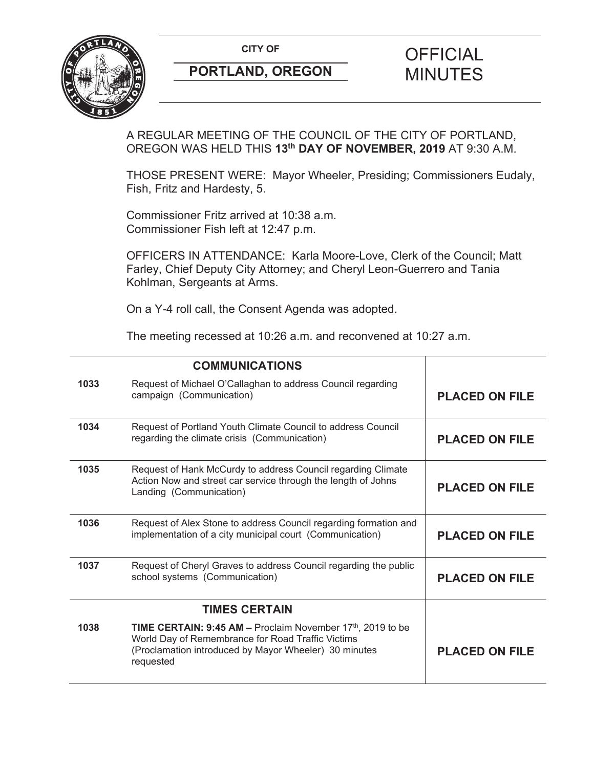**CITY OF**

**PORTLAND, OREGON**

# OFFICIAL MINUTES

A REGULAR MEETING OF THE COUNCIL OF THE CITY OF PORTLAND, OREGON WAS HELD THIS **13th DAY OF NOVEMBER, 2019** AT 9:30 A.M.

THOSE PRESENT WERE: Mayor Wheeler, Presiding; Commissioners Eudaly, Fish, Fritz and Hardesty, 5.

Commissioner Fritz arrived at 10:38 a.m.
Commissioner Fish left at 12:47 p.m.

OFFICERS IN ATTENDANCE: Karla Moore-Love, Clerk of the Council; Matt Farley, Chief Deputy City Attorney; and Cheryl Leon-Guerrero and Tania Kohlman, Sergeants at Arms.

On a Y-4 roll call, the Consent Agenda was adopted.

The meeting recessed at 10:26 a.m. and reconvened at 10:27 a.m.

| | **COMMUNICATIONS** | |
|---|---|---|
| **1033** | Request of Michael O'Callaghan to address Council regarding campaign (Communication) | **PLACED ON FILE** |
| **1034** | Request of Portland Youth Climate Council to address Council regarding the climate crisis (Communication) | **PLACED ON FILE** |
| **1035** | Request of Hank McCurdy to address Council regarding Climate Action Now and street car service through the length of Johns Landing (Communication) | **PLACED ON FILE** |
| **1036** | Request of Alex Stone to address Council regarding formation and implementation of a city municipal court (Communication) | **PLACED ON FILE** |
| **1037** | Request of Cheryl Graves to address Council regarding the public school systems (Communication) | **PLACED ON FILE** |
| | **TIMES CERTAIN** | |
| **1038** | **TIME CERTAIN: 9:45 AM –** Proclaim November 17th, 2019 to be World Day of Remembrance for Road Traffic Victims (Proclamation introduced by Mayor Wheeler) 30 minutes requested | **PLACED ON FILE** |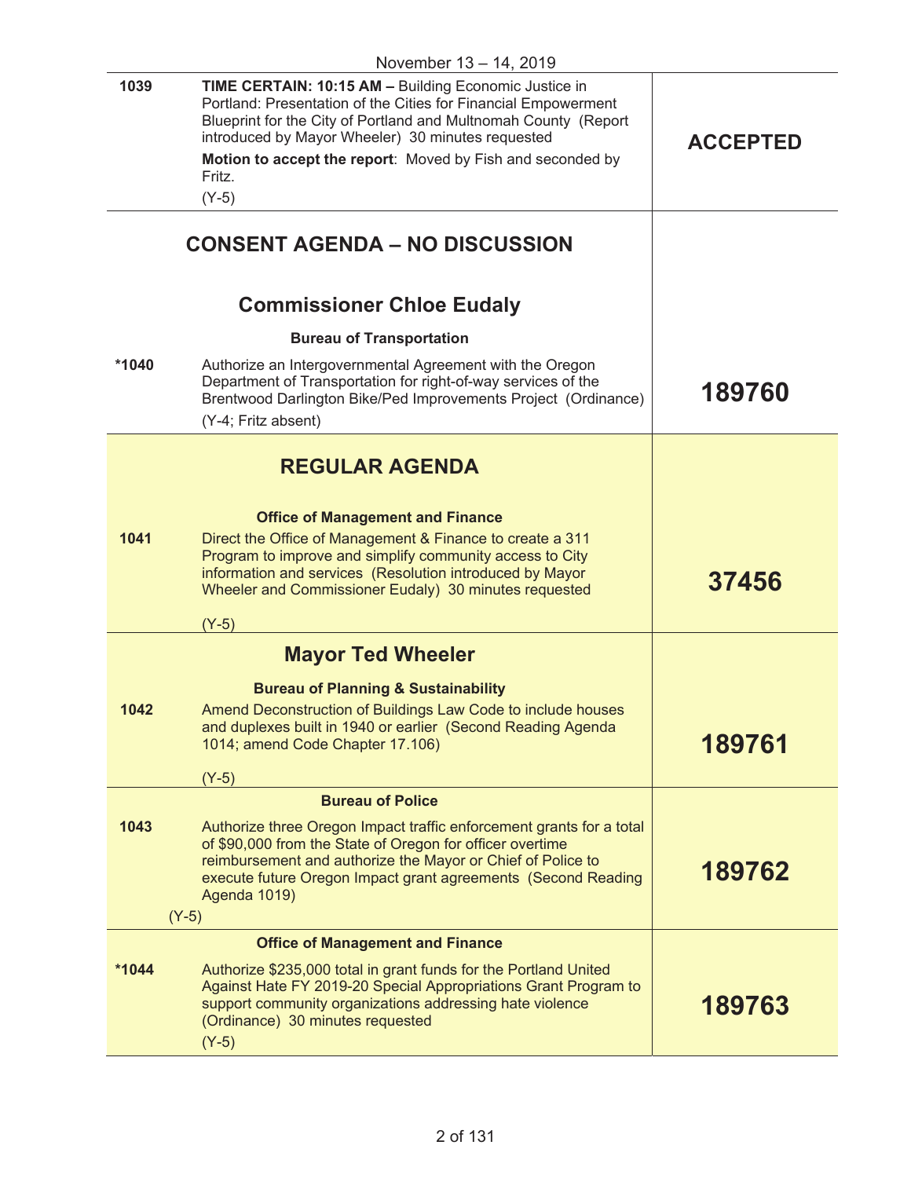November 13 – 14, 2019

| | | |
|---|---|---|
| 1039 | **TIME CERTAIN: 10:15 AM –** Building Economic Justice in Portland: Presentation of the Cities for Financial Empowerment Blueprint for the City of Portland and Multnomah County (Report introduced by Mayor Wheeler) 30 minutes requested<br>**Motion to accept the report**: Moved by Fish and seconded by Fritz.<br>(Y-5) | **ACCEPTED** |

## CONSENT AGENDA – NO DISCUSSION

### Commissioner Chloe Eudaly

**Bureau of Transportation**

| | | |
|---|---|---|
| *1040 | Authorize an Intergovernmental Agreement with the Oregon Department of Transportation for right-of-way services of the Brentwood Darlington Bike/Ped Improvements Project (Ordinance)<br>(Y-4; Fritz absent) | **189760** |

## REGULAR AGENDA

**Office of Management and Finance**

| | | |
|---|---|---|
| 1041 | Direct the Office of Management & Finance to create a 311 Program to improve and simplify community access to City information and services (Resolution introduced by Mayor Wheeler and Commissioner Eudaly) 30 minutes requested<br>(Y-5) | **37456** |

### Mayor Ted Wheeler

**Bureau of Planning & Sustainability**

| | | |
|---|---|---|
| 1042 | Amend Deconstruction of Buildings Law Code to include houses and duplexes built in 1940 or earlier (Second Reading Agenda 1014; amend Code Chapter 17.106)<br>(Y-5) | **189761** |

**Bureau of Police**

| | | |
|---|---|---|
| 1043 | Authorize three Oregon Impact traffic enforcement grants for a total of $90,000 from the State of Oregon for officer overtime reimbursement and authorize the Mayor or Chief of Police to execute future Oregon Impact grant agreements (Second Reading Agenda 1019)<br>(Y-5) | **189762** |

**Office of Management and Finance**

| | | |
|---|---|---|
| *1044 | Authorize $235,000 total in grant funds for the Portland United Against Hate FY 2019-20 Special Appropriations Grant Program to support community organizations addressing hate violence (Ordinance) 30 minutes requested<br>(Y-5) | **189763** |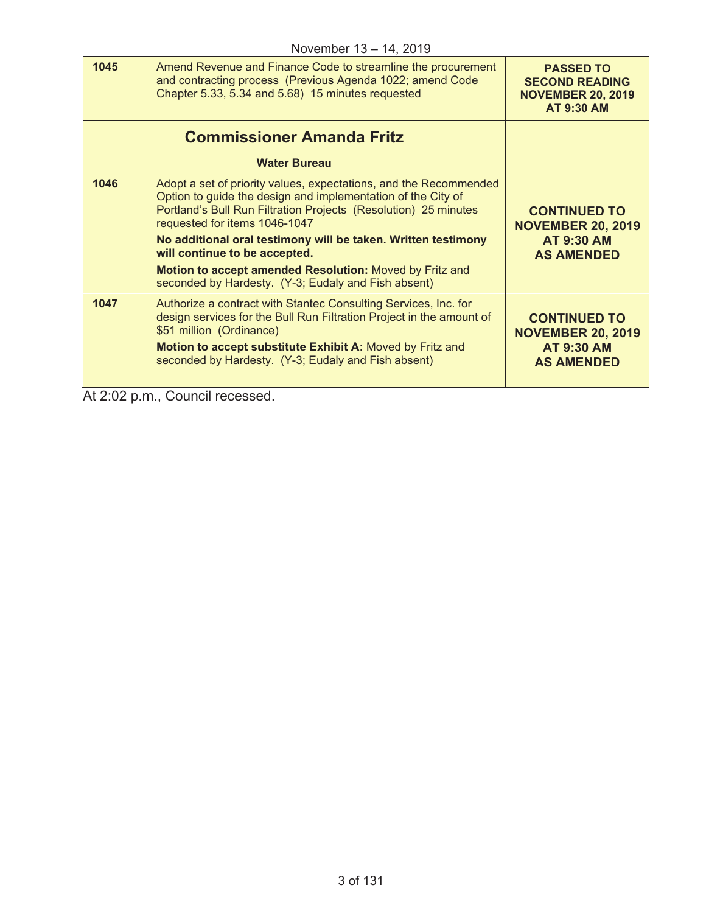November 13 – 14, 2019

| | | |
|---|---|---|
| **1045** | Amend Revenue and Finance Code to streamline the procurement and contracting process (Previous Agenda 1022; amend Code Chapter 5.33, 5.34 and 5.68) 15 minutes requested | **PASSED TO SECOND READING NOVEMBER 20, 2019 AT 9:30 AM** |
| | **Commissioner Amanda Fritz**<br><br>**Water Bureau** | |
| **1046** | Adopt a set of priority values, expectations, and the Recommended Option to guide the design and implementation of the City of Portland's Bull Run Filtration Projects (Resolution) 25 minutes requested for items 1046-1047<br><br>**No additional oral testimony will be taken. Written testimony will continue to be accepted.**<br><br>**Motion to accept amended Resolution:** Moved by Fritz and seconded by Hardesty. (Y-3; Eudaly and Fish absent) | **CONTINUED TO NOVEMBER 20, 2019 AT 9:30 AM AS AMENDED** |
| **1047** | Authorize a contract with Stantec Consulting Services, Inc. for design services for the Bull Run Filtration Project in the amount of $51 million (Ordinance)<br><br>**Motion to accept substitute Exhibit A:** Moved by Fritz and seconded by Hardesty. (Y-3; Eudaly and Fish absent) | **CONTINUED TO NOVEMBER 20, 2019 AT 9:30 AM AS AMENDED** |

At 2:02 p.m., Council recessed.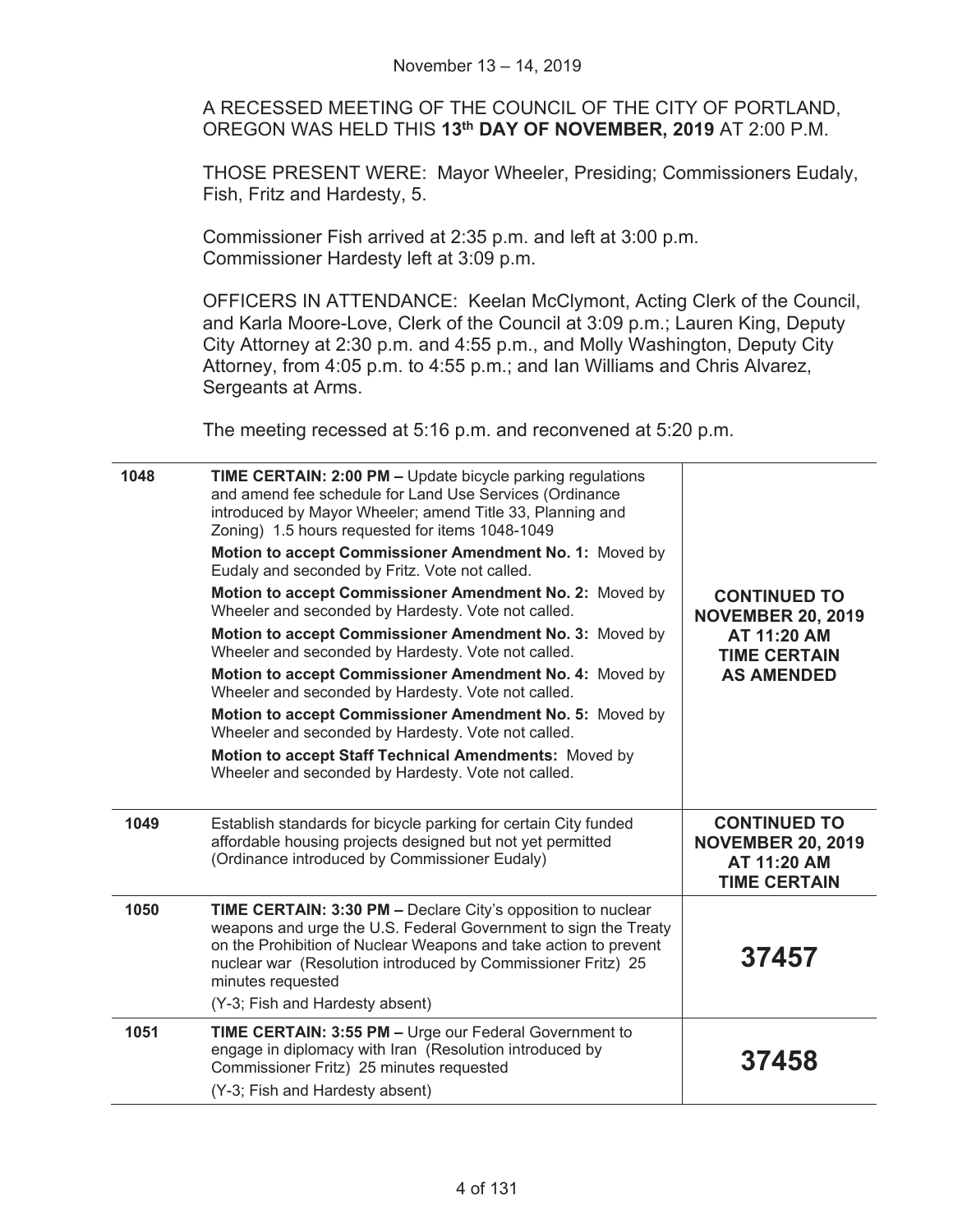November 13 – 14, 2019

A RECESSED MEETING OF THE COUNCIL OF THE CITY OF PORTLAND, OREGON WAS HELD THIS **13th DAY OF NOVEMBER, 2019** AT 2:00 P.M.

THOSE PRESENT WERE: Mayor Wheeler, Presiding; Commissioners Eudaly, Fish, Fritz and Hardesty, 5.

Commissioner Fish arrived at 2:35 p.m. and left at 3:00 p.m.
Commissioner Hardesty left at 3:09 p.m.

OFFICERS IN ATTENDANCE: Keelan McClymont, Acting Clerk of the Council, and Karla Moore-Love, Clerk of the Council at 3:09 p.m.; Lauren King, Deputy City Attorney at 2:30 p.m. and 4:55 p.m., and Molly Washington, Deputy City Attorney, from 4:05 p.m. to 4:55 p.m.; and Ian Williams and Chris Alvarez, Sergeants at Arms.

The meeting recessed at 5:16 p.m. and reconvened at 5:20 p.m.

| | | |
|---|---|---|
| **1048** | **TIME CERTAIN: 2:00 PM –** Update bicycle parking regulations and amend fee schedule for Land Use Services (Ordinance introduced by Mayor Wheeler; amend Title 33, Planning and Zoning) 1.5 hours requested for items 1048-1049<br>**Motion to accept Commissioner Amendment No. 1:** Moved by Eudaly and seconded by Fritz. Vote not called.<br>**Motion to accept Commissioner Amendment No. 2:** Moved by Wheeler and seconded by Hardesty. Vote not called.<br>**Motion to accept Commissioner Amendment No. 3:** Moved by Wheeler and seconded by Hardesty. Vote not called.<br>**Motion to accept Commissioner Amendment No. 4:** Moved by Wheeler and seconded by Hardesty. Vote not called.<br>**Motion to accept Commissioner Amendment No. 5:** Moved by Wheeler and seconded by Hardesty. Vote not called.<br>**Motion to accept Staff Technical Amendments:** Moved by Wheeler and seconded by Hardesty. Vote not called. | **CONTINUED TO NOVEMBER 20, 2019 AT 11:20 AM TIME CERTAIN AS AMENDED** |
| **1049** | Establish standards for bicycle parking for certain City funded affordable housing projects designed but not yet permitted (Ordinance introduced by Commissioner Eudaly) | **CONTINUED TO NOVEMBER 20, 2019 AT 11:20 AM TIME CERTAIN** |
| **1050** | **TIME CERTAIN: 3:30 PM –** Declare City's opposition to nuclear weapons and urge the U.S. Federal Government to sign the Treaty on the Prohibition of Nuclear Weapons and take action to prevent nuclear war (Resolution introduced by Commissioner Fritz) 25 minutes requested<br>(Y-3; Fish and Hardesty absent) | **37457** |
| **1051** | **TIME CERTAIN: 3:55 PM –** Urge our Federal Government to engage in diplomacy with Iran (Resolution introduced by Commissioner Fritz) 25 minutes requested<br>(Y-3; Fish and Hardesty absent) | **37458** |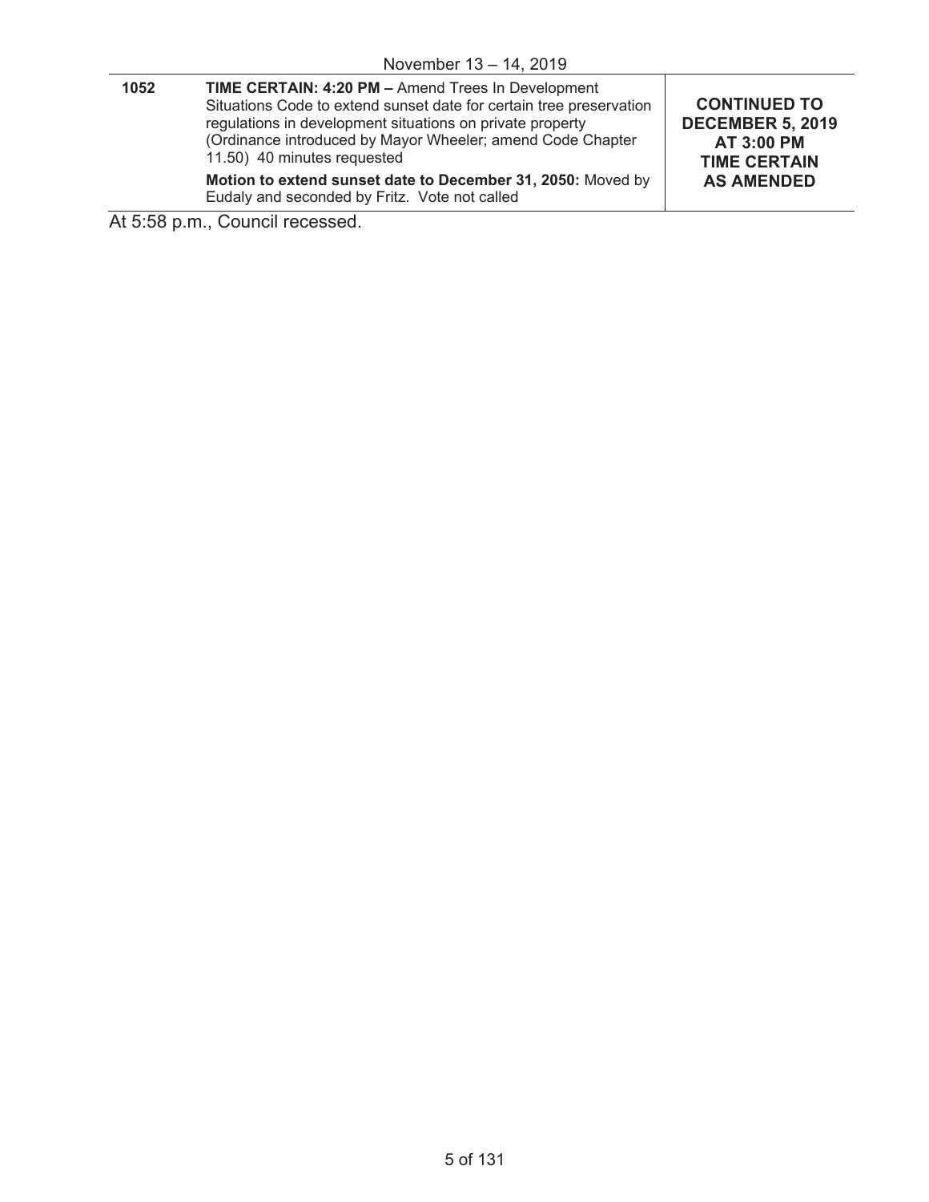November 13 – 14, 2019

| | | |
|---|---|---|
| **1052** | **TIME CERTAIN: 4:20 PM –** Amend Trees In Development Situations Code to extend sunset date for certain tree preservation regulations in development situations on private property (Ordinance introduced by Mayor Wheeler; amend Code Chapter 11.50) 40 minutes requested<br><br>**Motion to extend sunset date to December 31, 2050:** Moved by Eudaly and seconded by Fritz. Vote not called | **CONTINUED TO DECEMBER 5, 2019 AT 3:00 PM TIME CERTAIN AS AMENDED** |

At 5:58 p.m., Council recessed.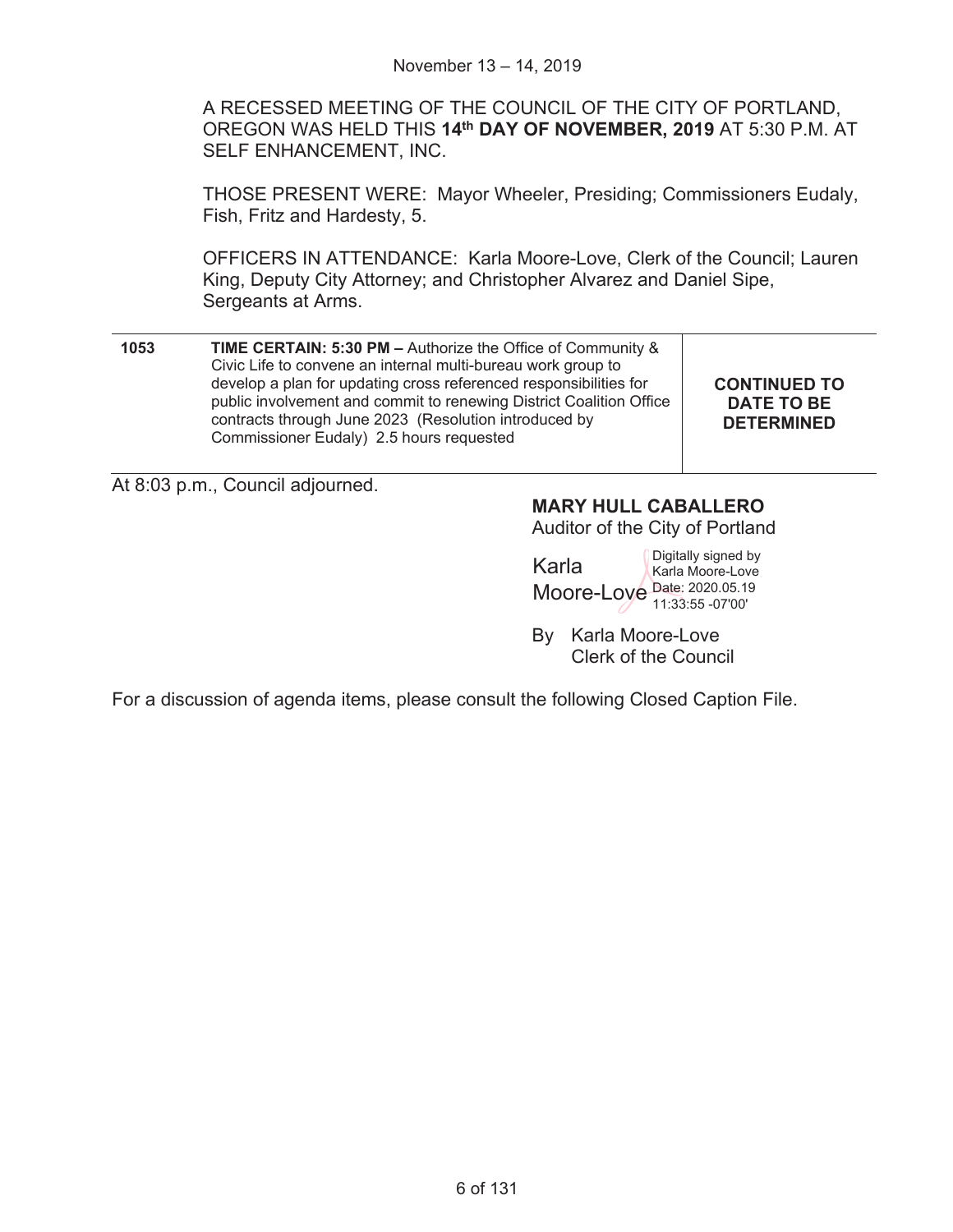November 13 – 14, 2019

A RECESSED MEETING OF THE COUNCIL OF THE CITY OF PORTLAND, OREGON WAS HELD THIS **14th DAY OF NOVEMBER, 2019** AT 5:30 P.M. AT SELF ENHANCEMENT, INC.

THOSE PRESENT WERE: Mayor Wheeler, Presiding; Commissioners Eudaly, Fish, Fritz and Hardesty, 5.

OFFICERS IN ATTENDANCE: Karla Moore-Love, Clerk of the Council; Lauren King, Deputy City Attorney; and Christopher Alvarez and Daniel Sipe, Sergeants at Arms.

| | | |
|---|---|---|
| **1053** | **TIME CERTAIN: 5:30 PM –** Authorize the Office of Community & Civic Life to convene an internal multi-bureau work group to develop a plan for updating cross referenced responsibilities for public involvement and commit to renewing District Coalition Office contracts through June 2023 (Resolution introduced by Commissioner Eudaly) 2.5 hours requested | **CONTINUED TO DATE TO BE DETERMINED** |

At 8:03 p.m., Council adjourned.

**MARY HULL CABALLERO**
Auditor of the City of Portland

Karla Moore-Love
Digitally signed by Karla Moore-Love
Date: 2020.05.19 11:33:55 -07'00'

By Karla Moore-Love
Clerk of the Council

For a discussion of agenda items, please consult the following Closed Caption File.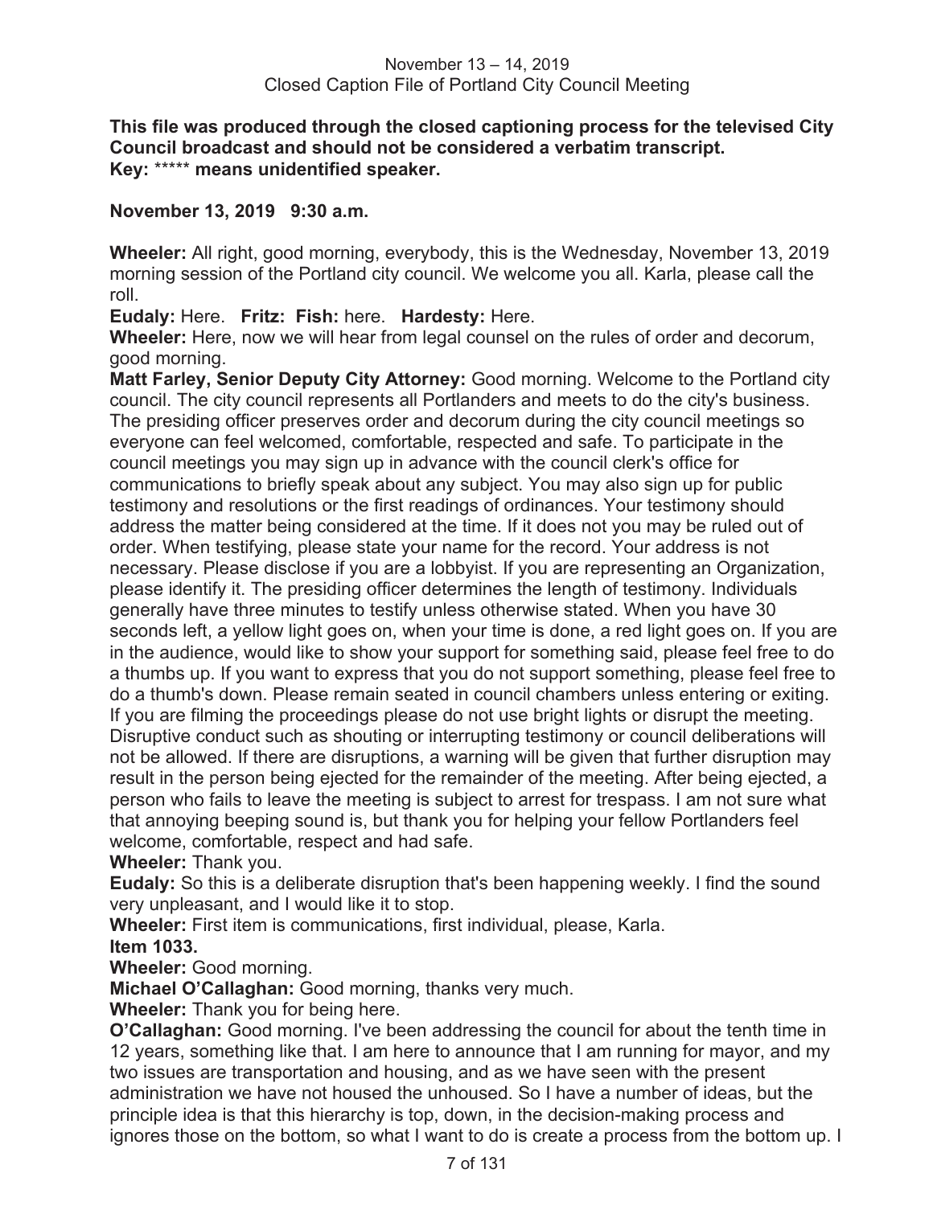November 13 – 14, 2019
Closed Caption File of Portland City Council Meeting

**This file was produced through the closed captioning process for the televised City Council broadcast and should not be considered a verbatim transcript.**
**Key: ***** means unidentified speaker.**

**November 13, 2019 9:30 a.m.**

**Wheeler:** All right, good morning, everybody, this is the Wednesday, November 13, 2019 morning session of the Portland city council. We welcome you all. Karla, please call the roll.

**Eudaly:** Here. **Fritz: Fish:** here. **Hardesty:** Here.

**Wheeler:** Here, now we will hear from legal counsel on the rules of order and decorum, good morning.

**Matt Farley, Senior Deputy City Attorney:** Good morning. Welcome to the Portland city council. The city council represents all Portlanders and meets to do the city's business. The presiding officer preserves order and decorum during the city council meetings so everyone can feel welcomed, comfortable, respected and safe. To participate in the council meetings you may sign up in advance with the council clerk's office for communications to briefly speak about any subject. You may also sign up for public testimony and resolutions or the first readings of ordinances. Your testimony should address the matter being considered at the time. If it does not you may be ruled out of order. When testifying, please state your name for the record. Your address is not necessary. Please disclose if you are a lobbyist. If you are representing an Organization, please identify it. The presiding officer determines the length of testimony. Individuals generally have three minutes to testify unless otherwise stated. When you have 30 seconds left, a yellow light goes on, when your time is done, a red light goes on. If you are in the audience, would like to show your support for something said, please feel free to do a thumbs up. If you want to express that you do not support something, please feel free to do a thumb's down. Please remain seated in council chambers unless entering or exiting. If you are filming the proceedings please do not use bright lights or disrupt the meeting. Disruptive conduct such as shouting or interrupting testimony or council deliberations will not be allowed. If there are disruptions, a warning will be given that further disruption may result in the person being ejected for the remainder of the meeting. After being ejected, a person who fails to leave the meeting is subject to arrest for trespass. I am not sure what that annoying beeping sound is, but thank you for helping your fellow Portlanders feel welcome, comfortable, respect and had safe.

**Wheeler:** Thank you.

**Eudaly:** So this is a deliberate disruption that's been happening weekly. I find the sound very unpleasant, and I would like it to stop.

**Wheeler:** First item is communications, first individual, please, Karla.

**Item 1033.**

**Wheeler:** Good morning.

**Michael O'Callaghan:** Good morning, thanks very much.

**Wheeler:** Thank you for being here.

**O'Callaghan:** Good morning. I've been addressing the council for about the tenth time in 12 years, something like that. I am here to announce that I am running for mayor, and my two issues are transportation and housing, and as we have seen with the present administration we have not housed the unhoused. So I have a number of ideas, but the principle idea is that this hierarchy is top, down, in the decision-making process and ignores those on the bottom, so what I want to do is create a process from the bottom up. I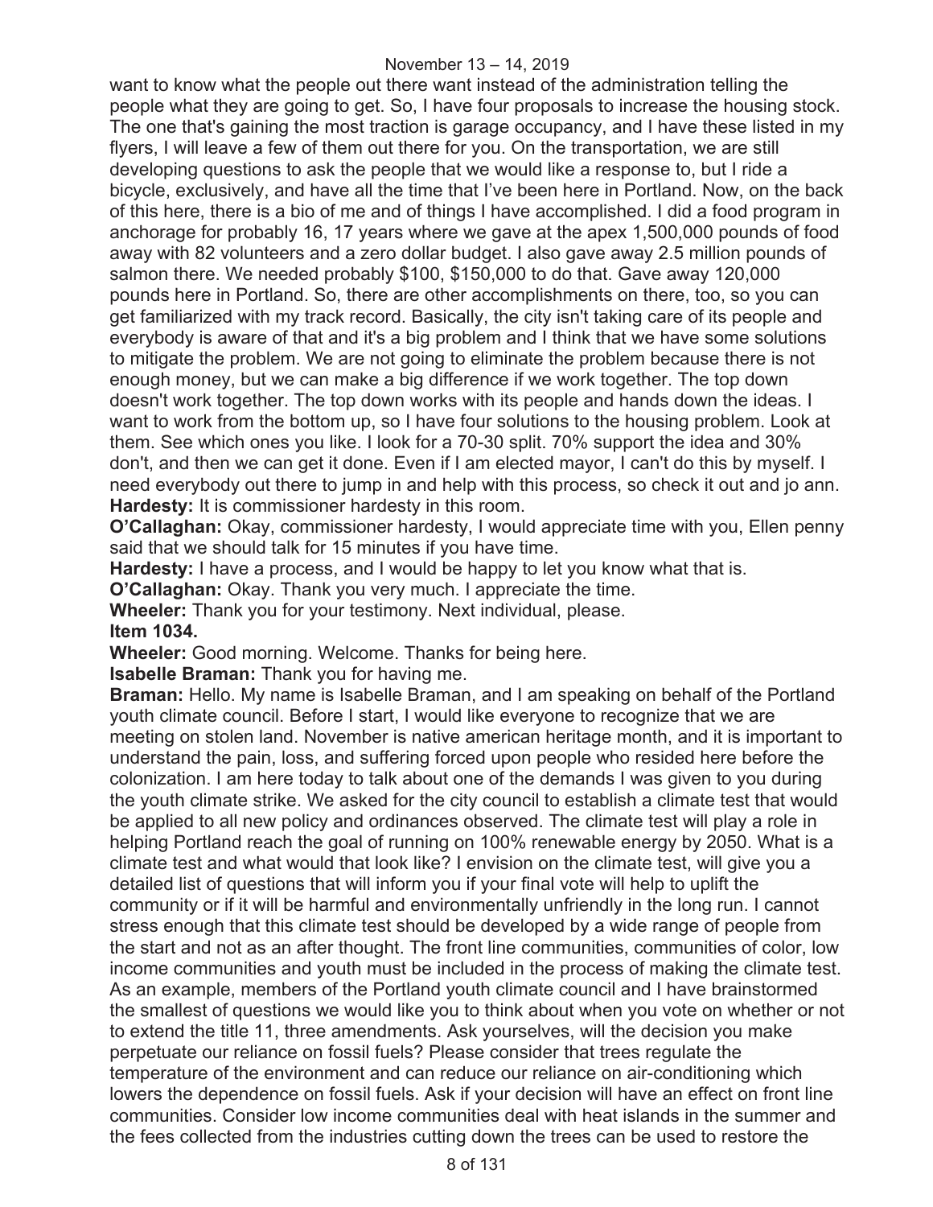want to know what the people out there want instead of the administration telling the people what they are going to get. So, I have four proposals to increase the housing stock. The one that's gaining the most traction is garage occupancy, and I have these listed in my flyers, I will leave a few of them out there for you. On the transportation, we are still developing questions to ask the people that we would like a response to, but I ride a bicycle, exclusively, and have all the time that I've been here in Portland. Now, on the back of this here, there is a bio of me and of things I have accomplished. I did a food program in anchorage for probably 16, 17 years where we gave at the apex 1,500,000 pounds of food away with 82 volunteers and a zero dollar budget. I also gave away 2.5 million pounds of salmon there. We needed probably $100, $150,000 to do that. Gave away 120,000 pounds here in Portland. So, there are other accomplishments on there, too, so you can get familiarized with my track record. Basically, the city isn't taking care of its people and everybody is aware of that and it's a big problem and I think that we have some solutions to mitigate the problem. We are not going to eliminate the problem because there is not enough money, but we can make a big difference if we work together. The top down doesn't work together. The top down works with its people and hands down the ideas. I want to work from the bottom up, so I have four solutions to the housing problem. Look at them. See which ones you like. I look for a 70-30 split. 70% support the idea and 30% don't, and then we can get it done. Even if I am elected mayor, I can't do this by myself. I need everybody out there to jump in and help with this process, so check it out and jo ann.

**Hardesty:** It is commissioner hardesty in this room.

**O'Callaghan:** Okay, commissioner hardesty, I would appreciate time with you, Ellen penny said that we should talk for 15 minutes if you have time.

**Hardesty:** I have a process, and I would be happy to let you know what that is.

**O'Callaghan:** Okay. Thank you very much. I appreciate the time.

**Wheeler:** Thank you for your testimony. Next individual, please.

**Item 1034.**

**Wheeler:** Good morning. Welcome. Thanks for being here.

**Isabelle Braman:** Thank you for having me.

**Braman:** Hello. My name is Isabelle Braman, and I am speaking on behalf of the Portland youth climate council. Before I start, I would like everyone to recognize that we are meeting on stolen land. November is native american heritage month, and it is important to understand the pain, loss, and suffering forced upon people who resided here before the colonization. I am here today to talk about one of the demands I was given to you during the youth climate strike. We asked for the city council to establish a climate test that would be applied to all new policy and ordinances observed. The climate test will play a role in helping Portland reach the goal of running on 100% renewable energy by 2050. What is a climate test and what would that look like? I envision on the climate test, will give you a detailed list of questions that will inform you if your final vote will help to uplift the community or if it will be harmful and environmentally unfriendly in the long run. I cannot stress enough that this climate test should be developed by a wide range of people from the start and not as an after thought. The front line communities, communities of color, low income communities and youth must be included in the process of making the climate test. As an example, members of the Portland youth climate council and I have brainstormed the smallest of questions we would like you to think about when you vote on whether or not to extend the title 11, three amendments. Ask yourselves, will the decision you make perpetuate our reliance on fossil fuels? Please consider that trees regulate the temperature of the environment and can reduce our reliance on air-conditioning which lowers the dependence on fossil fuels. Ask if your decision will have an effect on front line communities. Consider low income communities deal with heat islands in the summer and the fees collected from the industries cutting down the trees can be used to restore the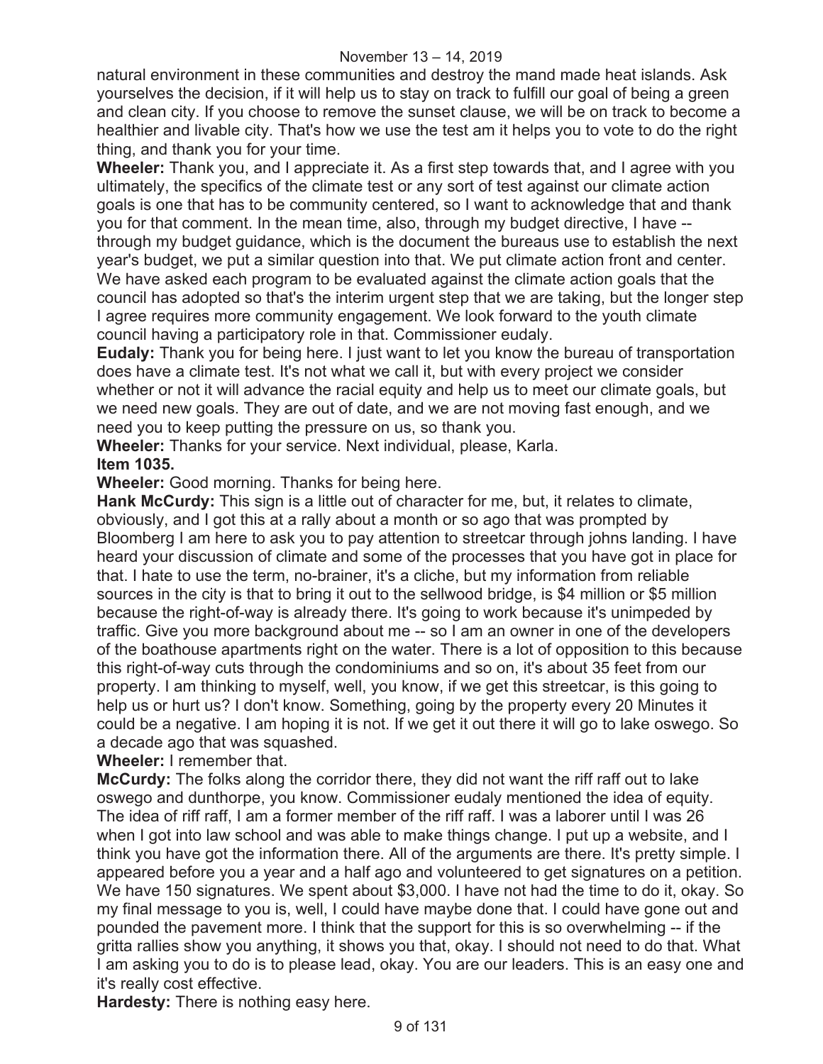natural environment in these communities and destroy the mand made heat islands. Ask yourselves the decision, if it will help us to stay on track to fulfill our goal of being a green and clean city. If you choose to remove the sunset clause, we will be on track to become a healthier and livable city. That's how we use the test am it helps you to vote to do the right thing, and thank you for your time.

**Wheeler:** Thank you, and I appreciate it. As a first step towards that, and I agree with you ultimately, the specifics of the climate test or any sort of test against our climate action goals is one that has to be community centered, so I want to acknowledge that and thank you for that comment. In the mean time, also, through my budget directive, I have -- through my budget guidance, which is the document the bureaus use to establish the next year's budget, we put a similar question into that. We put climate action front and center. We have asked each program to be evaluated against the climate action goals that the council has adopted so that's the interim urgent step that we are taking, but the longer step I agree requires more community engagement. We look forward to the youth climate council having a participatory role in that. Commissioner eudaly.

**Eudaly:** Thank you for being here. I just want to let you know the bureau of transportation does have a climate test. It's not what we call it, but with every project we consider whether or not it will advance the racial equity and help us to meet our climate goals, but we need new goals. They are out of date, and we are not moving fast enough, and we need you to keep putting the pressure on us, so thank you.

**Wheeler:** Thanks for your service. Next individual, please, Karla.

**Item 1035.**

**Wheeler:** Good morning. Thanks for being here.

**Hank McCurdy:** This sign is a little out of character for me, but, it relates to climate, obviously, and I got this at a rally about a month or so ago that was prompted by Bloomberg I am here to ask you to pay attention to streetcar through johns landing. I have heard your discussion of climate and some of the processes that you have got in place for that. I hate to use the term, no-brainer, it's a cliche, but my information from reliable sources in the city is that to bring it out to the sellwood bridge, is $4 million or $5 million because the right-of-way is already there. It's going to work because it's unimpeded by traffic. Give you more background about me -- so I am an owner in one of the developers of the boathouse apartments right on the water. There is a lot of opposition to this because this right-of-way cuts through the condominiums and so on, it's about 35 feet from our property. I am thinking to myself, well, you know, if we get this streetcar, is this going to help us or hurt us? I don't know. Something, going by the property every 20 Minutes it could be a negative. I am hoping it is not. If we get it out there it will go to lake oswego. So a decade ago that was squashed.

**Wheeler:** I remember that.

**McCurdy:** The folks along the corridor there, they did not want the riff raff out to lake oswego and dunthorpe, you know. Commissioner eudaly mentioned the idea of equity. The idea of riff raff, I am a former member of the riff raff. I was a laborer until I was 26 when I got into law school and was able to make things change. I put up a website, and I think you have got the information there. All of the arguments are there. It's pretty simple. I appeared before you a year and a half ago and volunteered to get signatures on a petition. We have 150 signatures. We spent about $3,000. I have not had the time to do it, okay. So my final message to you is, well, I could have maybe done that. I could have gone out and pounded the pavement more. I think that the support for this is so overwhelming -- if the gritta rallies show you anything, it shows you that, okay. I should not need to do that. What I am asking you to do is to please lead, okay. You are our leaders. This is an easy one and it's really cost effective.

**Hardesty:** There is nothing easy here.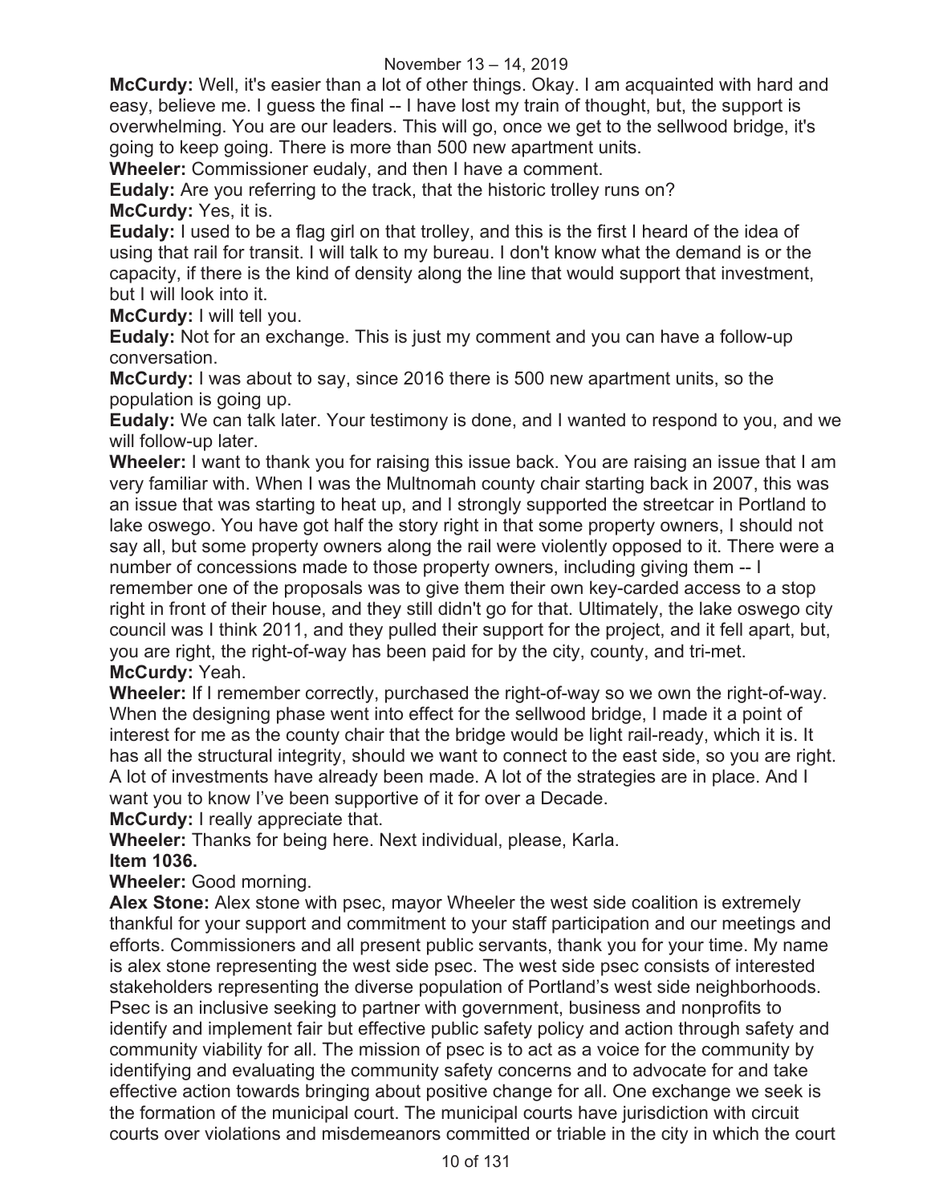**McCurdy:** Well, it's easier than a lot of other things. Okay. I am acquainted with hard and easy, believe me. I guess the final -- I have lost my train of thought, but, the support is overwhelming. You are our leaders. This will go, once we get to the sellwood bridge, it's going to keep going. There is more than 500 new apartment units.

**Wheeler:** Commissioner eudaly, and then I have a comment.

**Eudaly:** Are you referring to the track, that the historic trolley runs on?

**McCurdy:** Yes, it is.

**Eudaly:** I used to be a flag girl on that trolley, and this is the first I heard of the idea of using that rail for transit. I will talk to my bureau. I don't know what the demand is or the capacity, if there is the kind of density along the line that would support that investment, but I will look into it.

**McCurdy:** I will tell you.

**Eudaly:** Not for an exchange. This is just my comment and you can have a follow-up conversation.

**McCurdy:** I was about to say, since 2016 there is 500 new apartment units, so the population is going up.

**Eudaly:** We can talk later. Your testimony is done, and I wanted to respond to you, and we will follow-up later.

**Wheeler:** I want to thank you for raising this issue back. You are raising an issue that I am very familiar with. When I was the Multnomah county chair starting back in 2007, this was an issue that was starting to heat up, and I strongly supported the streetcar in Portland to lake oswego. You have got half the story right in that some property owners, I should not say all, but some property owners along the rail were violently opposed to it. There were a number of concessions made to those property owners, including giving them -- I remember one of the proposals was to give them their own key-carded access to a stop right in front of their house, and they still didn't go for that. Ultimately, the lake oswego city council was I think 2011, and they pulled their support for the project, and it fell apart, but, you are right, the right-of-way has been paid for by the city, county, and tri-met.

**McCurdy:** Yeah.

**Wheeler:** If I remember correctly, purchased the right-of-way so we own the right-of-way. When the designing phase went into effect for the sellwood bridge, I made it a point of interest for me as the county chair that the bridge would be light rail-ready, which it is. It has all the structural integrity, should we want to connect to the east side, so you are right. A lot of investments have already been made. A lot of the strategies are in place. And I want you to know I've been supportive of it for over a Decade.

**McCurdy:** I really appreciate that.

**Wheeler:** Thanks for being here. Next individual, please, Karla.

**Item 1036.**

**Wheeler:** Good morning.

**Alex Stone:** Alex stone with psec, mayor Wheeler the west side coalition is extremely thankful for your support and commitment to your staff participation and our meetings and efforts. Commissioners and all present public servants, thank you for your time. My name is alex stone representing the west side psec. The west side psec consists of interested stakeholders representing the diverse population of Portland's west side neighborhoods. Psec is an inclusive seeking to partner with government, business and nonprofits to identify and implement fair but effective public safety policy and action through safety and community viability for all. The mission of psec is to act as a voice for the community by identifying and evaluating the community safety concerns and to advocate for and take effective action towards bringing about positive change for all. One exchange we seek is the formation of the municipal court. The municipal courts have jurisdiction with circuit courts over violations and misdemeanors committed or triable in the city in which the court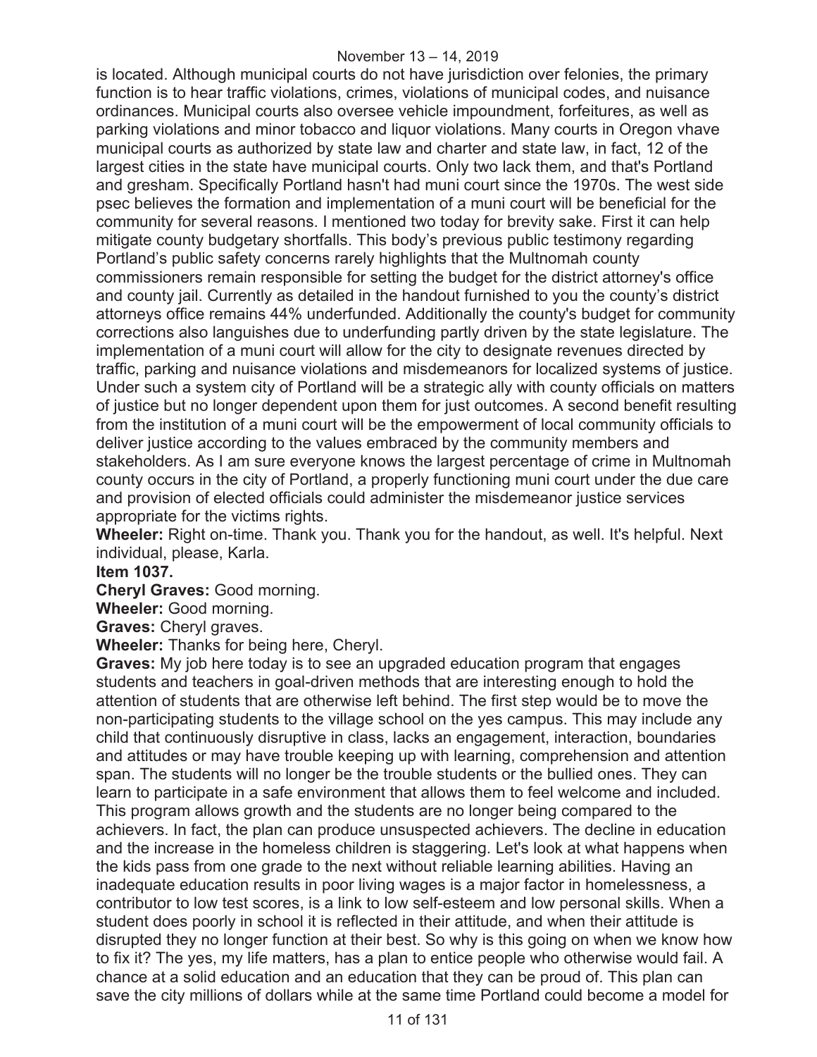is located. Although municipal courts do not have jurisdiction over felonies, the primary function is to hear traffic violations, crimes, violations of municipal codes, and nuisance ordinances. Municipal courts also oversee vehicle impoundment, forfeitures, as well as parking violations and minor tobacco and liquor violations. Many courts in Oregon vhave municipal courts as authorized by state law and charter and state law, in fact, 12 of the largest cities in the state have municipal courts. Only two lack them, and that's Portland and gresham. Specifically Portland hasn't had muni court since the 1970s. The west side psec believes the formation and implementation of a muni court will be beneficial for the community for several reasons. I mentioned two today for brevity sake. First it can help mitigate county budgetary shortfalls. This body's previous public testimony regarding Portland's public safety concerns rarely highlights that the Multnomah county commissioners remain responsible for setting the budget for the district attorney's office and county jail. Currently as detailed in the handout furnished to you the county's district attorneys office remains 44% underfunded. Additionally the county's budget for community corrections also languishes due to underfunding partly driven by the state legislature. The implementation of a muni court will allow for the city to designate revenues directed by traffic, parking and nuisance violations and misdemeanors for localized systems of justice. Under such a system city of Portland will be a strategic ally with county officials on matters of justice but no longer dependent upon them for just outcomes. A second benefit resulting from the institution of a muni court will be the empowerment of local community officials to deliver justice according to the values embraced by the community members and stakeholders. As I am sure everyone knows the largest percentage of crime in Multnomah county occurs in the city of Portland, a properly functioning muni court under the due care and provision of elected officials could administer the misdemeanor justice services appropriate for the victims rights.

**Wheeler:** Right on-time. Thank you. Thank you for the handout, as well. It's helpful. Next individual, please, Karla.

**Item 1037.**

**Cheryl Graves:** Good morning.

**Wheeler:** Good morning.

**Graves:** Cheryl graves.

**Wheeler:** Thanks for being here, Cheryl.

**Graves:** My job here today is to see an upgraded education program that engages students and teachers in goal-driven methods that are interesting enough to hold the attention of students that are otherwise left behind. The first step would be to move the non-participating students to the village school on the yes campus. This may include any child that continuously disruptive in class, lacks an engagement, interaction, boundaries and attitudes or may have trouble keeping up with learning, comprehension and attention span. The students will no longer be the trouble students or the bullied ones. They can learn to participate in a safe environment that allows them to feel welcome and included. This program allows growth and the students are no longer being compared to the achievers. In fact, the plan can produce unsuspected achievers. The decline in education and the increase in the homeless children is staggering. Let's look at what happens when the kids pass from one grade to the next without reliable learning abilities. Having an inadequate education results in poor living wages is a major factor in homelessness, a contributor to low test scores, is a link to low self-esteem and low personal skills. When a student does poorly in school it is reflected in their attitude, and when their attitude is disrupted they no longer function at their best. So why is this going on when we know how to fix it? The yes, my life matters, has a plan to entice people who otherwise would fail. A chance at a solid education and an education that they can be proud of. This plan can save the city millions of dollars while at the same time Portland could become a model for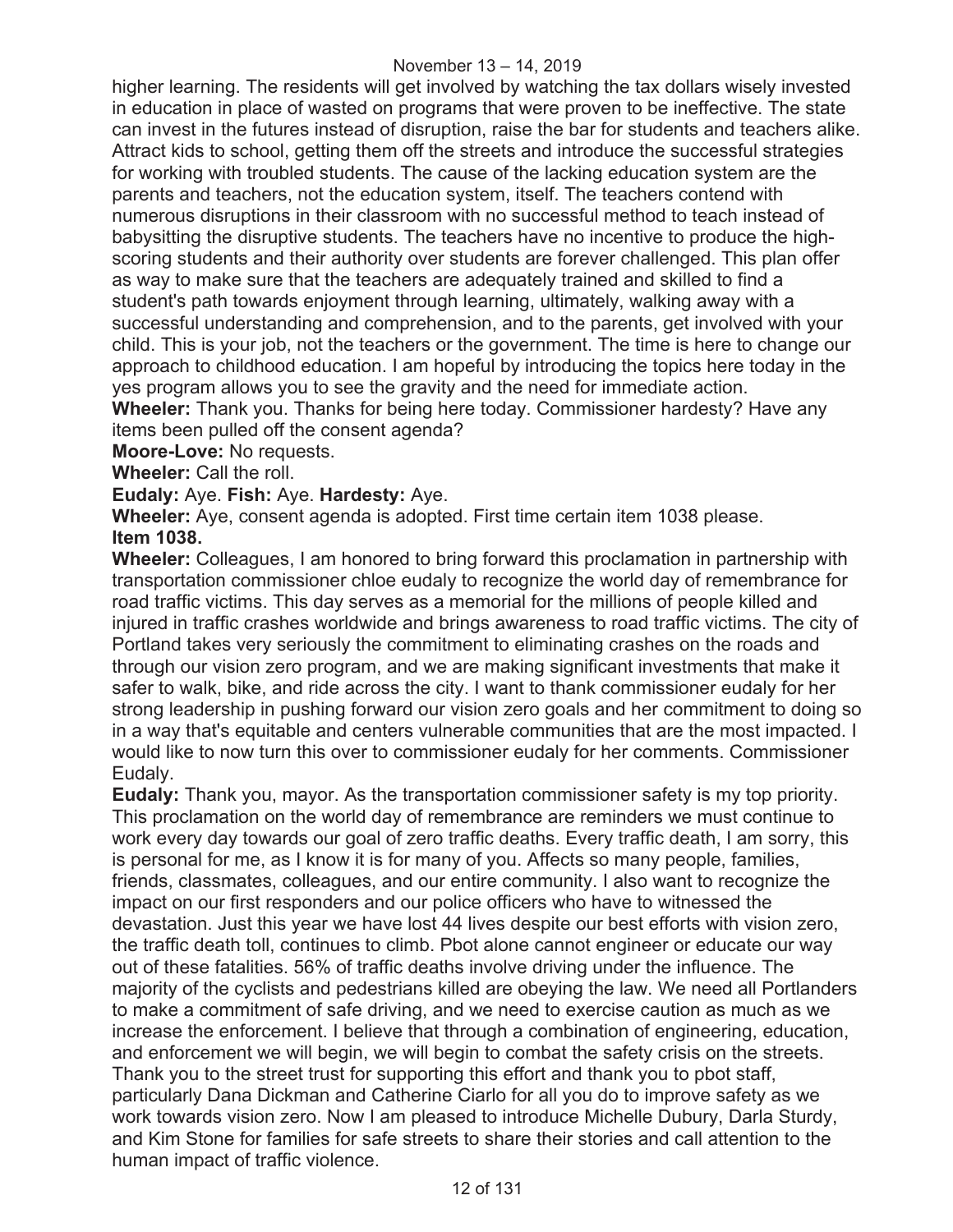higher learning. The residents will get involved by watching the tax dollars wisely invested in education in place of wasted on programs that were proven to be ineffective. The state can invest in the futures instead of disruption, raise the bar for students and teachers alike. Attract kids to school, getting them off the streets and introduce the successful strategies for working with troubled students. The cause of the lacking education system are the parents and teachers, not the education system, itself. The teachers contend with numerous disruptions in their classroom with no successful method to teach instead of babysitting the disruptive students. The teachers have no incentive to produce the high-scoring students and their authority over students are forever challenged. This plan offer as way to make sure that the teachers are adequately trained and skilled to find a student's path towards enjoyment through learning, ultimately, walking away with a successful understanding and comprehension, and to the parents, get involved with your child. This is your job, not the teachers or the government. The time is here to change our approach to childhood education. I am hopeful by introducing the topics here today in the yes program allows you to see the gravity and the need for immediate action.

**Wheeler:** Thank you. Thanks for being here today. Commissioner hardesty? Have any items been pulled off the consent agenda?

**Moore-Love:** No requests.

**Wheeler:** Call the roll.

**Eudaly:** Aye. **Fish:** Aye. **Hardesty:** Aye.

**Wheeler:** Aye, consent agenda is adopted. First time certain item 1038 please.

**Item 1038.**

**Wheeler:** Colleagues, I am honored to bring forward this proclamation in partnership with transportation commissioner chloe eudaly to recognize the world day of remembrance for road traffic victims. This day serves as a memorial for the millions of people killed and injured in traffic crashes worldwide and brings awareness to road traffic victims. The city of Portland takes very seriously the commitment to eliminating crashes on the roads and through our vision zero program, and we are making significant investments that make it safer to walk, bike, and ride across the city. I want to thank commissioner eudaly for her strong leadership in pushing forward our vision zero goals and her commitment to doing so in a way that's equitable and centers vulnerable communities that are the most impacted. I would like to now turn this over to commissioner eudaly for her comments. Commissioner Eudaly.

**Eudaly:** Thank you, mayor. As the transportation commissioner safety is my top priority. This proclamation on the world day of remembrance are reminders we must continue to work every day towards our goal of zero traffic deaths. Every traffic death, I am sorry, this is personal for me, as I know it is for many of you. Affects so many people, families, friends, classmates, colleagues, and our entire community. I also want to recognize the impact on our first responders and our police officers who have to witnessed the devastation. Just this year we have lost 44 lives despite our best efforts with vision zero, the traffic death toll, continues to climb. Pbot alone cannot engineer or educate our way out of these fatalities. 56% of traffic deaths involve driving under the influence. The majority of the cyclists and pedestrians killed are obeying the law. We need all Portlanders to make a commitment of safe driving, and we need to exercise caution as much as we increase the enforcement. I believe that through a combination of engineering, education, and enforcement we will begin, we will begin to combat the safety crisis on the streets. Thank you to the street trust for supporting this effort and thank you to pbot staff, particularly Dana Dickman and Catherine Ciarlo for all you do to improve safety as we work towards vision zero. Now I am pleased to introduce Michelle Dubury, Darla Sturdy, and Kim Stone for families for safe streets to share their stories and call attention to the human impact of traffic violence.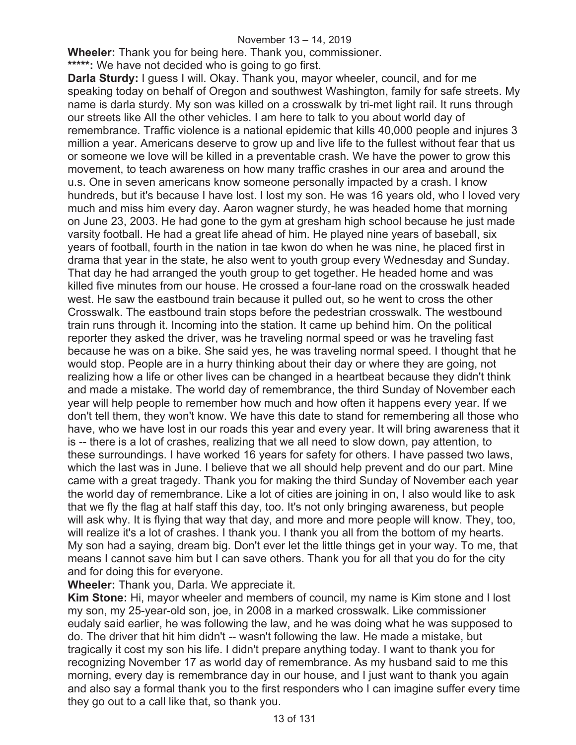**Wheeler:** Thank you for being here. Thank you, commissioner.

*****: We have not decided who is going to go first.

**Darla Sturdy:** I guess I will. Okay. Thank you, mayor wheeler, council, and for me speaking today on behalf of Oregon and southwest Washington, family for safe streets. My name is darla sturdy. My son was killed on a crosswalk by tri-met light rail. It runs through our streets like All the other vehicles. I am here to talk to you about world day of remembrance. Traffic violence is a national epidemic that kills 40,000 people and injures 3 million a year. Americans deserve to grow up and live life to the fullest without fear that us or someone we love will be killed in a preventable crash. We have the power to grow this movement, to teach awareness on how many traffic crashes in our area and around the u.s. One in seven americans know someone personally impacted by a crash. I know hundreds, but it's because I have lost. I lost my son. He was 16 years old, who I loved very much and miss him every day. Aaron wagner sturdy, he was headed home that morning on June 23, 2003. He had gone to the gym at gresham high school because he just made varsity football. He had a great life ahead of him. He played nine years of baseball, six years of football, fourth in the nation in tae kwon do when he was nine, he placed first in drama that year in the state, he also went to youth group every Wednesday and Sunday. That day he had arranged the youth group to get together. He headed home and was killed five minutes from our house. He crossed a four-lane road on the crosswalk headed west. He saw the eastbound train because it pulled out, so he went to cross the other Crosswalk. The eastbound train stops before the pedestrian crosswalk. The westbound train runs through it. Incoming into the station. It came up behind him. On the political reporter they asked the driver, was he traveling normal speed or was he traveling fast because he was on a bike. She said yes, he was traveling normal speed. I thought that he would stop. People are in a hurry thinking about their day or where they are going, not realizing how a life or other lives can be changed in a heartbeat because they didn't think and made a mistake. The world day of remembrance, the third Sunday of November each year will help people to remember how much and how often it happens every year. If we don't tell them, they won't know. We have this date to stand for remembering all those who have, who we have lost in our roads this year and every year. It will bring awareness that it is -- there is a lot of crashes, realizing that we all need to slow down, pay attention, to these surroundings. I have worked 16 years for safety for others. I have passed two laws, which the last was in June. I believe that we all should help prevent and do our part. Mine came with a great tragedy. Thank you for making the third Sunday of November each year the world day of remembrance. Like a lot of cities are joining in on, I also would like to ask that we fly the flag at half staff this day, too. It's not only bringing awareness, but people will ask why. It is flying that way that day, and more and more people will know. They, too, will realize it's a lot of crashes. I thank you. I thank you all from the bottom of my hearts. My son had a saying, dream big. Don't ever let the little things get in your way. To me, that means I cannot save him but I can save others. Thank you for all that you do for the city and for doing this for everyone.

**Wheeler:** Thank you, Darla. We appreciate it.

**Kim Stone:** Hi, mayor wheeler and members of council, my name is Kim stone and I lost my son, my 25-year-old son, joe, in 2008 in a marked crosswalk. Like commissioner eudaly said earlier, he was following the law, and he was doing what he was supposed to do. The driver that hit him didn't -- wasn't following the law. He made a mistake, but tragically it cost my son his life. I didn't prepare anything today. I want to thank you for recognizing November 17 as world day of remembrance. As my husband said to me this morning, every day is remembrance day in our house, and I just want to thank you again and also say a formal thank you to the first responders who I can imagine suffer every time they go out to a call like that, so thank you.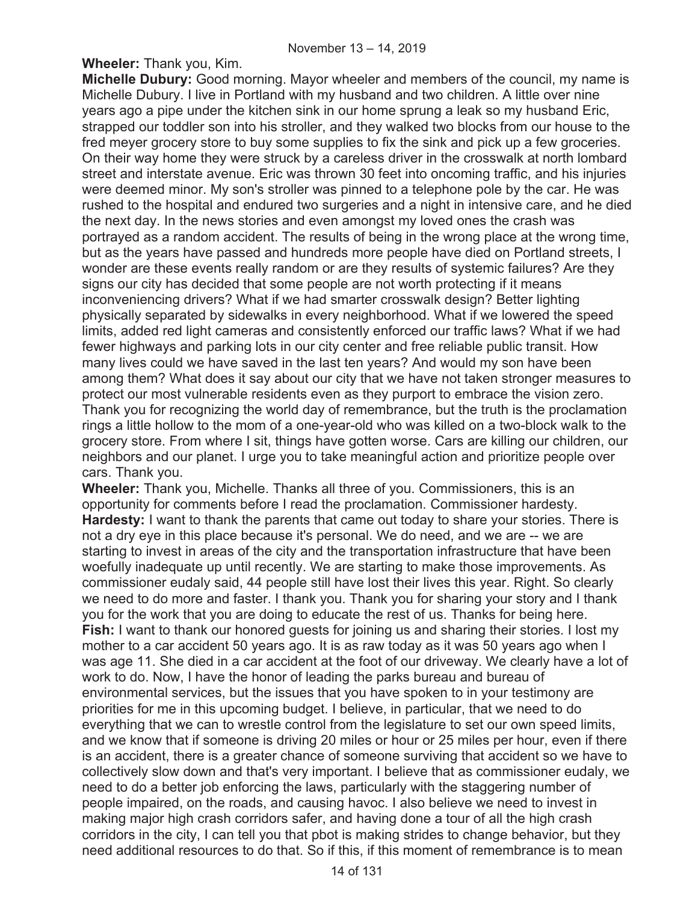**Wheeler:** Thank you, Kim.

**Michelle Dubury:** Good morning. Mayor wheeler and members of the council, my name is Michelle Dubury. I live in Portland with my husband and two children. A little over nine years ago a pipe under the kitchen sink in our home sprung a leak so my husband Eric, strapped our toddler son into his stroller, and they walked two blocks from our house to the fred meyer grocery store to buy some supplies to fix the sink and pick up a few groceries. On their way home they were struck by a careless driver in the crosswalk at north lombard street and interstate avenue. Eric was thrown 30 feet into oncoming traffic, and his injuries were deemed minor. My son's stroller was pinned to a telephone pole by the car. He was rushed to the hospital and endured two surgeries and a night in intensive care, and he died the next day. In the news stories and even amongst my loved ones the crash was portrayed as a random accident. The results of being in the wrong place at the wrong time, but as the years have passed and hundreds more people have died on Portland streets, I wonder are these events really random or are they results of systemic failures? Are they signs our city has decided that some people are not worth protecting if it means inconveniencing drivers? What if we had smarter crosswalk design? Better lighting physically separated by sidewalks in every neighborhood. What if we lowered the speed limits, added red light cameras and consistently enforced our traffic laws? What if we had fewer highways and parking lots in our city center and free reliable public transit. How many lives could we have saved in the last ten years? And would my son have been among them? What does it say about our city that we have not taken stronger measures to protect our most vulnerable residents even as they purport to embrace the vision zero. Thank you for recognizing the world day of remembrance, but the truth is the proclamation rings a little hollow to the mom of a one-year-old who was killed on a two-block walk to the grocery store. From where I sit, things have gotten worse. Cars are killing our children, our neighbors and our planet. I urge you to take meaningful action and prioritize people over cars. Thank you.

**Wheeler:** Thank you, Michelle. Thanks all three of you. Commissioners, this is an opportunity for comments before I read the proclamation. Commissioner hardesty.

**Hardesty:** I want to thank the parents that came out today to share your stories. There is not a dry eye in this place because it's personal. We do need, and we are -- we are starting to invest in areas of the city and the transportation infrastructure that have been woefully inadequate up until recently. We are starting to make those improvements. As commissioner eudaly said, 44 people still have lost their lives this year. Right. So clearly we need to do more and faster. I thank you. Thank you for sharing your story and I thank you for the work that you are doing to educate the rest of us. Thanks for being here.

**Fish:** I want to thank our honored guests for joining us and sharing their stories. I lost my mother to a car accident 50 years ago. It is as raw today as it was 50 years ago when I was age 11. She died in a car accident at the foot of our driveway. We clearly have a lot of work to do. Now, I have the honor of leading the parks bureau and bureau of environmental services, but the issues that you have spoken to in your testimony are priorities for me in this upcoming budget. I believe, in particular, that we need to do everything that we can to wrestle control from the legislature to set our own speed limits, and we know that if someone is driving 20 miles or hour or 25 miles per hour, even if there is an accident, there is a greater chance of someone surviving that accident so we have to collectively slow down and that's very important. I believe that as commissioner eudaly, we need to do a better job enforcing the laws, particularly with the staggering number of people impaired, on the roads, and causing havoc. I also believe we need to invest in making major high crash corridors safer, and having done a tour of all the high crash corridors in the city, I can tell you that pbot is making strides to change behavior, but they need additional resources to do that. So if this, if this moment of remembrance is to mean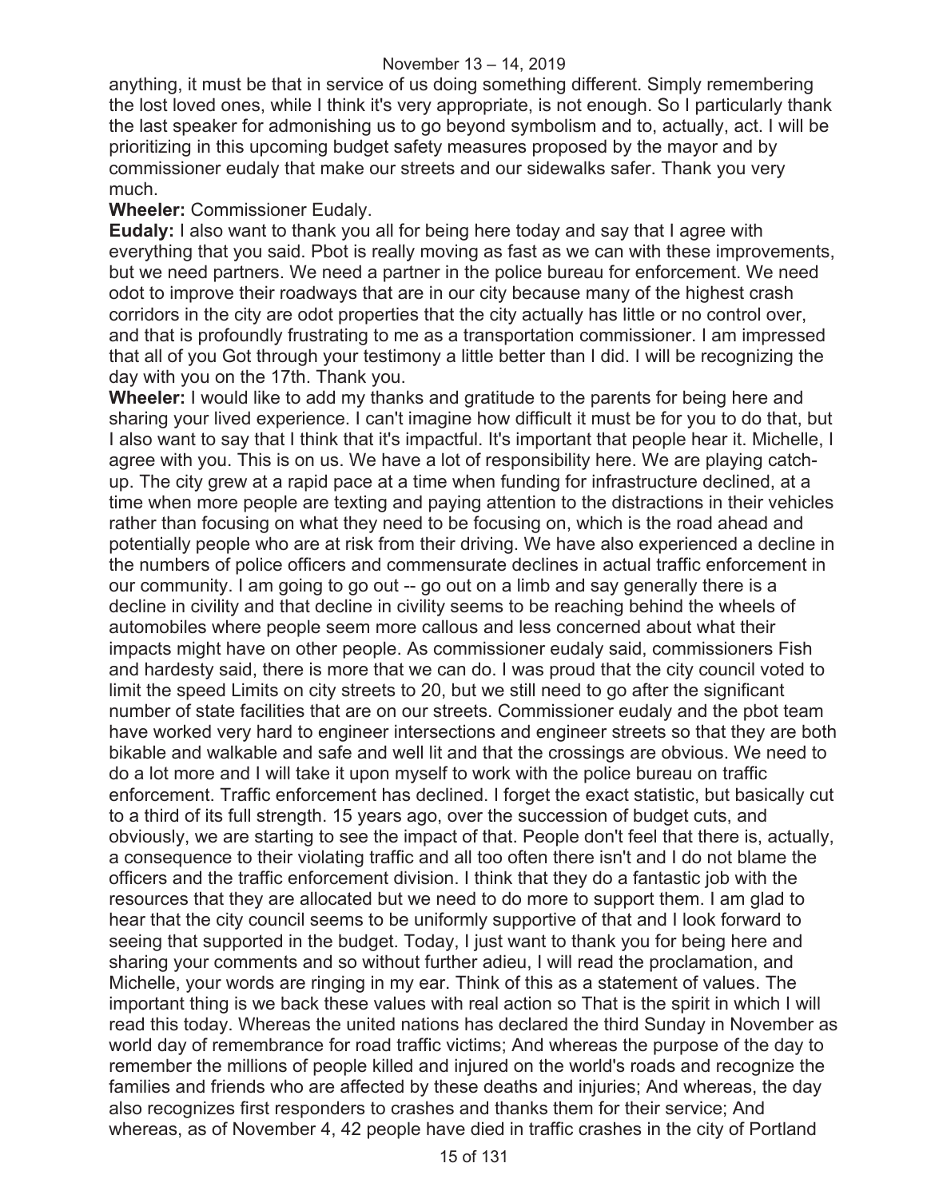anything, it must be that in service of us doing something different. Simply remembering the lost loved ones, while I think it's very appropriate, is not enough. So I particularly thank the last speaker for admonishing us to go beyond symbolism and to, actually, act. I will be prioritizing in this upcoming budget safety measures proposed by the mayor and by commissioner eudaly that make our streets and our sidewalks safer. Thank you very much.

**Wheeler:** Commissioner Eudaly.

**Eudaly:** I also want to thank you all for being here today and say that I agree with everything that you said. Pbot is really moving as fast as we can with these improvements, but we need partners. We need a partner in the police bureau for enforcement. We need odot to improve their roadways that are in our city because many of the highest crash corridors in the city are odot properties that the city actually has little or no control over, and that is profoundly frustrating to me as a transportation commissioner. I am impressed that all of you Got through your testimony a little better than I did. I will be recognizing the day with you on the 17th. Thank you.

**Wheeler:** I would like to add my thanks and gratitude to the parents for being here and sharing your lived experience. I can't imagine how difficult it must be for you to do that, but I also want to say that I think that it's impactful. It's important that people hear it. Michelle, I agree with you. This is on us. We have a lot of responsibility here. We are playing catch-up. The city grew at a rapid pace at a time when funding for infrastructure declined, at a time when more people are texting and paying attention to the distractions in their vehicles rather than focusing on what they need to be focusing on, which is the road ahead and potentially people who are at risk from their driving. We have also experienced a decline in the numbers of police officers and commensurate declines in actual traffic enforcement in our community. I am going to go out -- go out on a limb and say generally there is a decline in civility and that decline in civility seems to be reaching behind the wheels of automobiles where people seem more callous and less concerned about what their impacts might have on other people. As commissioner eudaly said, commissioners Fish and hardesty said, there is more that we can do. I was proud that the city council voted to limit the speed Limits on city streets to 20, but we still need to go after the significant number of state facilities that are on our streets. Commissioner eudaly and the pbot team have worked very hard to engineer intersections and engineer streets so that they are both bikable and walkable and safe and well lit and that the crossings are obvious. We need to do a lot more and I will take it upon myself to work with the police bureau on traffic enforcement. Traffic enforcement has declined. I forget the exact statistic, but basically cut to a third of its full strength. 15 years ago, over the succession of budget cuts, and obviously, we are starting to see the impact of that. People don't feel that there is, actually, a consequence to their violating traffic and all too often there isn't and I do not blame the officers and the traffic enforcement division. I think that they do a fantastic job with the resources that they are allocated but we need to do more to support them. I am glad to hear that the city council seems to be uniformly supportive of that and I look forward to seeing that supported in the budget. Today, I just want to thank you for being here and sharing your comments and so without further adieu, I will read the proclamation, and Michelle, your words are ringing in my ear. Think of this as a statement of values. The important thing is we back these values with real action so That is the spirit in which I will read this today. Whereas the united nations has declared the third Sunday in November as world day of remembrance for road traffic victims; And whereas the purpose of the day to remember the millions of people killed and injured on the world's roads and recognize the families and friends who are affected by these deaths and injuries; And whereas, the day also recognizes first responders to crashes and thanks them for their service; And whereas, as of November 4, 42 people have died in traffic crashes in the city of Portland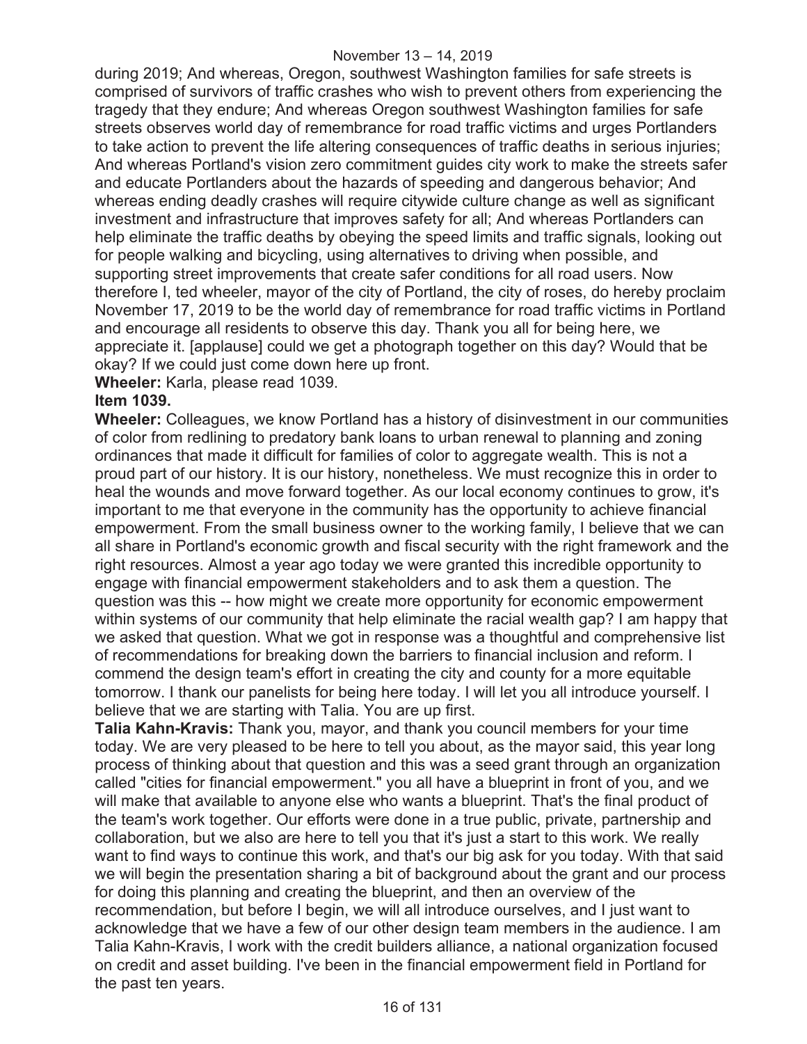during 2019; And whereas, Oregon, southwest Washington families for safe streets is comprised of survivors of traffic crashes who wish to prevent others from experiencing the tragedy that they endure; And whereas Oregon southwest Washington families for safe streets observes world day of remembrance for road traffic victims and urges Portlanders to take action to prevent the life altering consequences of traffic deaths in serious injuries; And whereas Portland's vision zero commitment guides city work to make the streets safer and educate Portlanders about the hazards of speeding and dangerous behavior; And whereas ending deadly crashes will require citywide culture change as well as significant investment and infrastructure that improves safety for all; And whereas Portlanders can help eliminate the traffic deaths by obeying the speed limits and traffic signals, looking out for people walking and bicycling, using alternatives to driving when possible, and supporting street improvements that create safer conditions for all road users. Now therefore I, ted wheeler, mayor of the city of Portland, the city of roses, do hereby proclaim November 17, 2019 to be the world day of remembrance for road traffic victims in Portland and encourage all residents to observe this day. Thank you all for being here, we appreciate it. [applause] could we get a photograph together on this day? Would that be okay? If we could just come down here up front.

**Wheeler:** Karla, please read 1039.

**Item 1039.**

**Wheeler:** Colleagues, we know Portland has a history of disinvestment in our communities of color from redlining to predatory bank loans to urban renewal to planning and zoning ordinances that made it difficult for families of color to aggregate wealth. This is not a proud part of our history. It is our history, nonetheless. We must recognize this in order to heal the wounds and move forward together. As our local economy continues to grow, it's important to me that everyone in the community has the opportunity to achieve financial empowerment. From the small business owner to the working family, I believe that we can all share in Portland's economic growth and fiscal security with the right framework and the right resources. Almost a year ago today we were granted this incredible opportunity to engage with financial empowerment stakeholders and to ask them a question. The question was this -- how might we create more opportunity for economic empowerment within systems of our community that help eliminate the racial wealth gap? I am happy that we asked that question. What we got in response was a thoughtful and comprehensive list of recommendations for breaking down the barriers to financial inclusion and reform. I commend the design team's effort in creating the city and county for a more equitable tomorrow. I thank our panelists for being here today. I will let you all introduce yourself. I believe that we are starting with Talia. You are up first.

**Talia Kahn-Kravis:** Thank you, mayor, and thank you council members for your time today. We are very pleased to be here to tell you about, as the mayor said, this year long process of thinking about that question and this was a seed grant through an organization called "cities for financial empowerment." you all have a blueprint in front of you, and we will make that available to anyone else who wants a blueprint. That's the final product of the team's work together. Our efforts were done in a true public, private, partnership and collaboration, but we also are here to tell you that it's just a start to this work. We really want to find ways to continue this work, and that's our big ask for you today. With that said we will begin the presentation sharing a bit of background about the grant and our process for doing this planning and creating the blueprint, and then an overview of the recommendation, but before I begin, we will all introduce ourselves, and I just want to acknowledge that we have a few of our other design team members in the audience. I am Talia Kahn-Kravis, I work with the credit builders alliance, a national organization focused on credit and asset building. I've been in the financial empowerment field in Portland for the past ten years.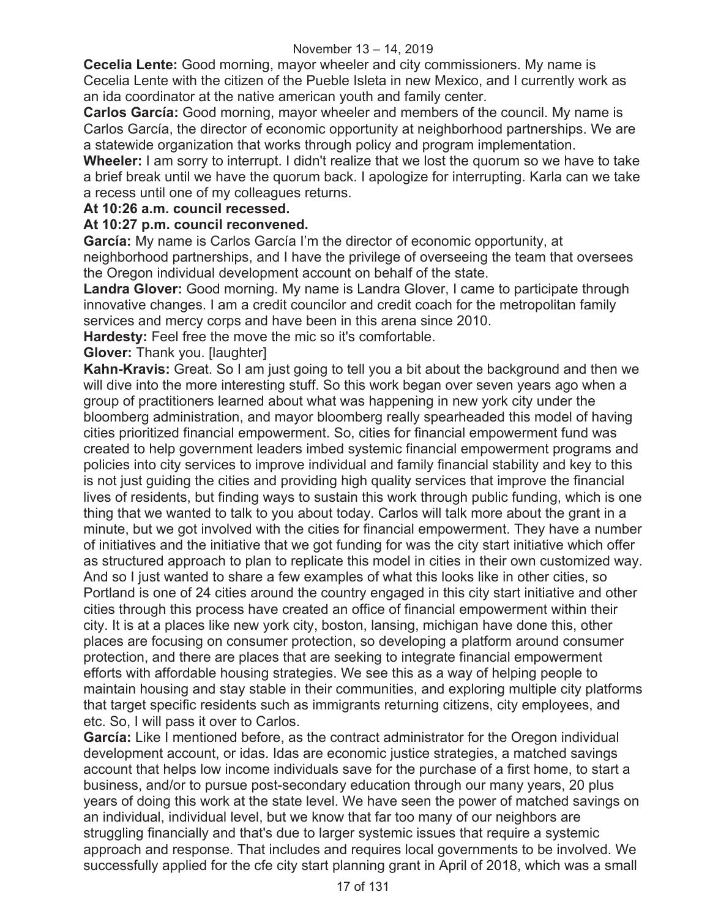**Cecelia Lente:** Good morning, mayor wheeler and city commissioners. My name is Cecelia Lente with the citizen of the Pueble Isleta in new Mexico, and I currently work as an ida coordinator at the native american youth and family center.

**Carlos García:** Good morning, mayor wheeler and members of the council. My name is Carlos García, the director of economic opportunity at neighborhood partnerships. We are a statewide organization that works through policy and program implementation.

**Wheeler:** I am sorry to interrupt. I didn't realize that we lost the quorum so we have to take a brief break until we have the quorum back. I apologize for interrupting. Karla can we take a recess until one of my colleagues returns.

**At 10:26 a.m. council recessed.**

**At 10:27 p.m. council reconvened.**

**García:** My name is Carlos García I'm the director of economic opportunity, at neighborhood partnerships, and I have the privilege of overseeing the team that oversees the Oregon individual development account on behalf of the state.

**Landra Glover:** Good morning. My name is Landra Glover, I came to participate through innovative changes. I am a credit councilor and credit coach for the metropolitan family services and mercy corps and have been in this arena since 2010.

**Hardesty:** Feel free the move the mic so it's comfortable.

**Glover:** Thank you. [laughter]

**Kahn-Kravis:** Great. So I am just going to tell you a bit about the background and then we will dive into the more interesting stuff. So this work began over seven years ago when a group of practitioners learned about what was happening in new york city under the bloomberg administration, and mayor bloomberg really spearheaded this model of having cities prioritized financial empowerment. So, cities for financial empowerment fund was created to help government leaders imbed systemic financial empowerment programs and policies into city services to improve individual and family financial stability and key to this is not just guiding the cities and providing high quality services that improve the financial lives of residents, but finding ways to sustain this work through public funding, which is one thing that we wanted to talk to you about today. Carlos will talk more about the grant in a minute, but we got involved with the cities for financial empowerment. They have a number of initiatives and the initiative that we got funding for was the city start initiative which offer as structured approach to plan to replicate this model in cities in their own customized way. And so I just wanted to share a few examples of what this looks like in other cities, so Portland is one of 24 cities around the country engaged in this city start initiative and other cities through this process have created an office of financial empowerment within their city. It is at a places like new york city, boston, lansing, michigan have done this, other places are focusing on consumer protection, so developing a platform around consumer protection, and there are places that are seeking to integrate financial empowerment efforts with affordable housing strategies. We see this as a way of helping people to maintain housing and stay stable in their communities, and exploring multiple city platforms that target specific residents such as immigrants returning citizens, city employees, and etc. So, I will pass it over to Carlos.

**García:** Like I mentioned before, as the contract administrator for the Oregon individual development account, or idas. Idas are economic justice strategies, a matched savings account that helps low income individuals save for the purchase of a first home, to start a business, and/or to pursue post-secondary education through our many years, 20 plus years of doing this work at the state level. We have seen the power of matched savings on an individual, individual level, but we know that far too many of our neighbors are struggling financially and that's due to larger systemic issues that require a systemic approach and response. That includes and requires local governments to be involved. We successfully applied for the cfe city start planning grant in April of 2018, which was a small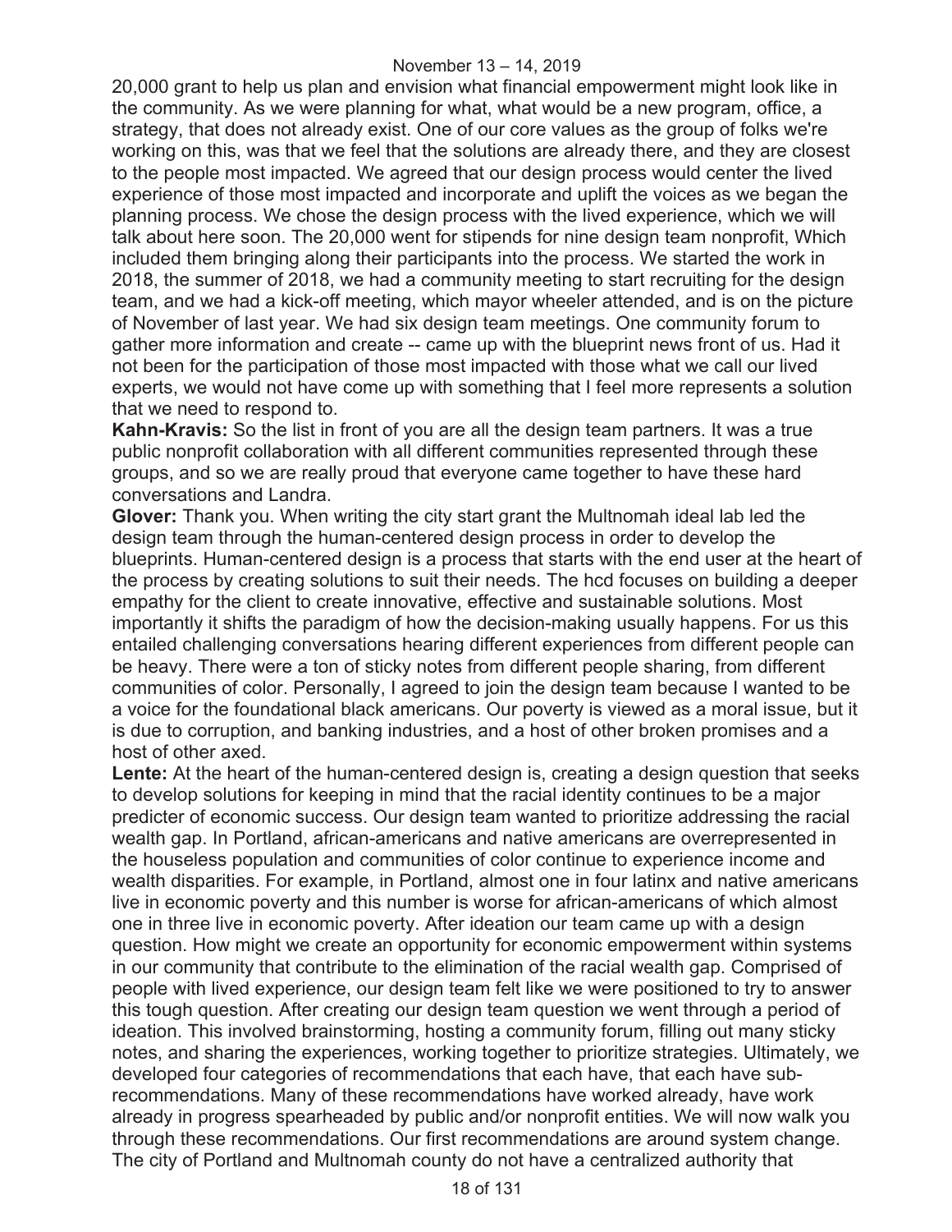20,000 grant to help us plan and envision what financial empowerment might look like in the community. As we were planning for what, what would be a new program, office, a strategy, that does not already exist. One of our core values as the group of folks we're working on this, was that we feel that the solutions are already there, and they are closest to the people most impacted. We agreed that our design process would center the lived experience of those most impacted and incorporate and uplift the voices as we began the planning process. We chose the design process with the lived experience, which we will talk about here soon. The 20,000 went for stipends for nine design team nonprofit, Which included them bringing along their participants into the process. We started the work in 2018, the summer of 2018, we had a community meeting to start recruiting for the design team, and we had a kick-off meeting, which mayor wheeler attended, and is on the picture of November of last year. We had six design team meetings. One community forum to gather more information and create -- came up with the blueprint news front of us. Had it not been for the participation of those most impacted with those what we call our lived experts, we would not have come up with something that I feel more represents a solution that we need to respond to.

**Kahn-Kravis:** So the list in front of you are all the design team partners. It was a true public nonprofit collaboration with all different communities represented through these groups, and so we are really proud that everyone came together to have these hard conversations and Landra.

**Glover:** Thank you. When writing the city start grant the Multnomah ideal lab led the design team through the human-centered design process in order to develop the blueprints. Human-centered design is a process that starts with the end user at the heart of the process by creating solutions to suit their needs. The hcd focuses on building a deeper empathy for the client to create innovative, effective and sustainable solutions. Most importantly it shifts the paradigm of how the decision-making usually happens. For us this entailed challenging conversations hearing different experiences from different people can be heavy. There were a ton of sticky notes from different people sharing, from different communities of color. Personally, I agreed to join the design team because I wanted to be a voice for the foundational black americans. Our poverty is viewed as a moral issue, but it is due to corruption, and banking industries, and a host of other broken promises and a host of other axed.

**Lente:** At the heart of the human-centered design is, creating a design question that seeks to develop solutions for keeping in mind that the racial identity continues to be a major predicter of economic success. Our design team wanted to prioritize addressing the racial wealth gap. In Portland, african-americans and native americans are overrepresented in the houseless population and communities of color continue to experience income and wealth disparities. For example, in Portland, almost one in four latinx and native americans live in economic poverty and this number is worse for african-americans of which almost one in three live in economic poverty. After ideation our team came up with a design question. How might we create an opportunity for economic empowerment within systems in our community that contribute to the elimination of the racial wealth gap. Comprised of people with lived experience, our design team felt like we were positioned to try to answer this tough question. After creating our design team question we went through a period of ideation. This involved brainstorming, hosting a community forum, filling out many sticky notes, and sharing the experiences, working together to prioritize strategies. Ultimately, we developed four categories of recommendations that each have, that each have sub-recommendations. Many of these recommendations have worked already, have work already in progress spearheaded by public and/or nonprofit entities. We will now walk you through these recommendations. Our first recommendations are around system change. The city of Portland and Multnomah county do not have a centralized authority that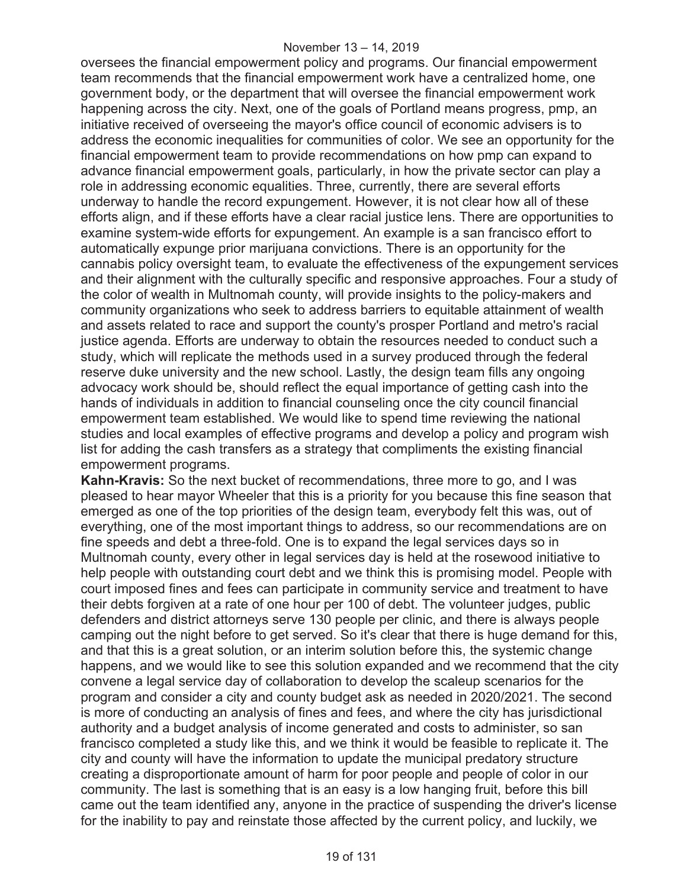oversees the financial empowerment policy and programs. Our financial empowerment team recommends that the financial empowerment work have a centralized home, one government body, or the department that will oversee the financial empowerment work happening across the city. Next, one of the goals of Portland means progress, pmp, an initiative received of overseeing the mayor's office council of economic advisers is to address the economic inequalities for communities of color. We see an opportunity for the financial empowerment team to provide recommendations on how pmp can expand to advance financial empowerment goals, particularly, in how the private sector can play a role in addressing economic equalities. Three, currently, there are several efforts underway to handle the record expungement. However, it is not clear how all of these efforts align, and if these efforts have a clear racial justice lens. There are opportunities to examine system-wide efforts for expungement. An example is a san francisco effort to automatically expunge prior marijuana convictions. There is an opportunity for the cannabis policy oversight team, to evaluate the effectiveness of the expungement services and their alignment with the culturally specific and responsive approaches. Four a study of the color of wealth in Multnomah county, will provide insights to the policy-makers and community organizations who seek to address barriers to equitable attainment of wealth and assets related to race and support the county's prosper Portland and metro's racial justice agenda. Efforts are underway to obtain the resources needed to conduct such a study, which will replicate the methods used in a survey produced through the federal reserve duke university and the new school. Lastly, the design team fills any ongoing advocacy work should be, should reflect the equal importance of getting cash into the hands of individuals in addition to financial counseling once the city council financial empowerment team established. We would like to spend time reviewing the national studies and local examples of effective programs and develop a policy and program wish list for adding the cash transfers as a strategy that compliments the existing financial empowerment programs.

**Kahn-Kravis:** So the next bucket of recommendations, three more to go, and I was pleased to hear mayor Wheeler that this is a priority for you because this fine season that emerged as one of the top priorities of the design team, everybody felt this was, out of everything, one of the most important things to address, so our recommendations are on fine speeds and debt a three-fold. One is to expand the legal services days so in Multnomah county, every other in legal services day is held at the rosewood initiative to help people with outstanding court debt and we think this is promising model. People with court imposed fines and fees can participate in community service and treatment to have their debts forgiven at a rate of one hour per 100 of debt. The volunteer judges, public defenders and district attorneys serve 130 people per clinic, and there is always people camping out the night before to get served. So it's clear that there is huge demand for this, and that this is a great solution, or an interim solution before this, the systemic change happens, and we would like to see this solution expanded and we recommend that the city convene a legal service day of collaboration to develop the scaleup scenarios for the program and consider a city and county budget ask as needed in 2020/2021. The second is more of conducting an analysis of fines and fees, and where the city has jurisdictional authority and a budget analysis of income generated and costs to administer, so san francisco completed a study like this, and we think it would be feasible to replicate it. The city and county will have the information to update the municipal predatory structure creating a disproportionate amount of harm for poor people and people of color in our community. The last is something that is an easy is a low hanging fruit, before this bill came out the team identified any, anyone in the practice of suspending the driver's license for the inability to pay and reinstate those affected by the current policy, and luckily, we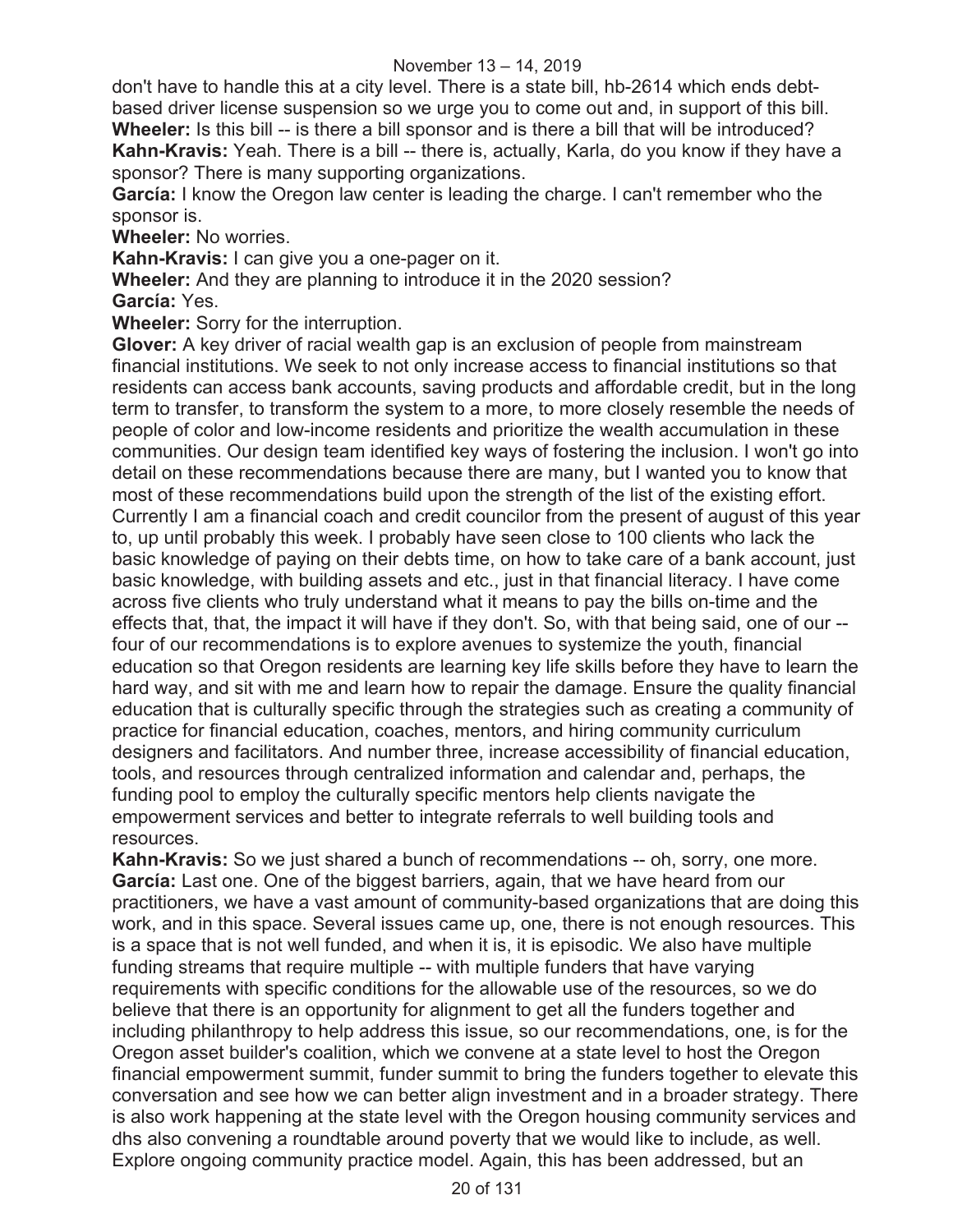don't have to handle this at a city level. There is a state bill, hb-2614 which ends debt-based driver license suspension so we urge you to come out and, in support of this bill.

**Wheeler:** Is this bill -- is there a bill sponsor and is there a bill that will be introduced?

**Kahn-Kravis:** Yeah. There is a bill -- there is, actually, Karla, do you know if they have a sponsor? There is many supporting organizations.

**García:** I know the Oregon law center is leading the charge. I can't remember who the sponsor is.

**Wheeler:** No worries.

**Kahn-Kravis:** I can give you a one-pager on it.

**Wheeler:** And they are planning to introduce it in the 2020 session?

**García:** Yes.

**Wheeler:** Sorry for the interruption.

**Glover:** A key driver of racial wealth gap is an exclusion of people from mainstream financial institutions. We seek to not only increase access to financial institutions so that residents can access bank accounts, saving products and affordable credit, but in the long term to transfer, to transform the system to a more, to more closely resemble the needs of people of color and low-income residents and prioritize the wealth accumulation in these communities. Our design team identified key ways of fostering the inclusion. I won't go into detail on these recommendations because there are many, but I wanted you to know that most of these recommendations build upon the strength of the list of the existing effort. Currently I am a financial coach and credit councilor from the present of august of this year to, up until probably this week. I probably have seen close to 100 clients who lack the basic knowledge of paying on their debts time, on how to take care of a bank account, just basic knowledge, with building assets and etc., just in that financial literacy. I have come across five clients who truly understand what it means to pay the bills on-time and the effects that, that, the impact it will have if they don't. So, with that being said, one of our -- four of our recommendations is to explore avenues to systemize the youth, financial education so that Oregon residents are learning key life skills before they have to learn the hard way, and sit with me and learn how to repair the damage. Ensure the quality financial education that is culturally specific through the strategies such as creating a community of practice for financial education, coaches, mentors, and hiring community curriculum designers and facilitators. And number three, increase accessibility of financial education, tools, and resources through centralized information and calendar and, perhaps, the funding pool to employ the culturally specific mentors help clients navigate the empowerment services and better to integrate referrals to well building tools and resources.

**Kahn-Kravis:** So we just shared a bunch of recommendations -- oh, sorry, one more.

**García:** Last one. One of the biggest barriers, again, that we have heard from our practitioners, we have a vast amount of community-based organizations that are doing this work, and in this space. Several issues came up, one, there is not enough resources. This is a space that is not well funded, and when it is, it is episodic. We also have multiple funding streams that require multiple -- with multiple funders that have varying requirements with specific conditions for the allowable use of the resources, so we do believe that there is an opportunity for alignment to get all the funders together and including philanthropy to help address this issue, so our recommendations, one, is for the Oregon asset builder's coalition, which we convene at a state level to host the Oregon financial empowerment summit, funder summit to bring the funders together to elevate this conversation and see how we can better align investment and in a broader strategy. There is also work happening at the state level with the Oregon housing community services and dhs also convening a roundtable around poverty that we would like to include, as well. Explore ongoing community practice model. Again, this has been addressed, but an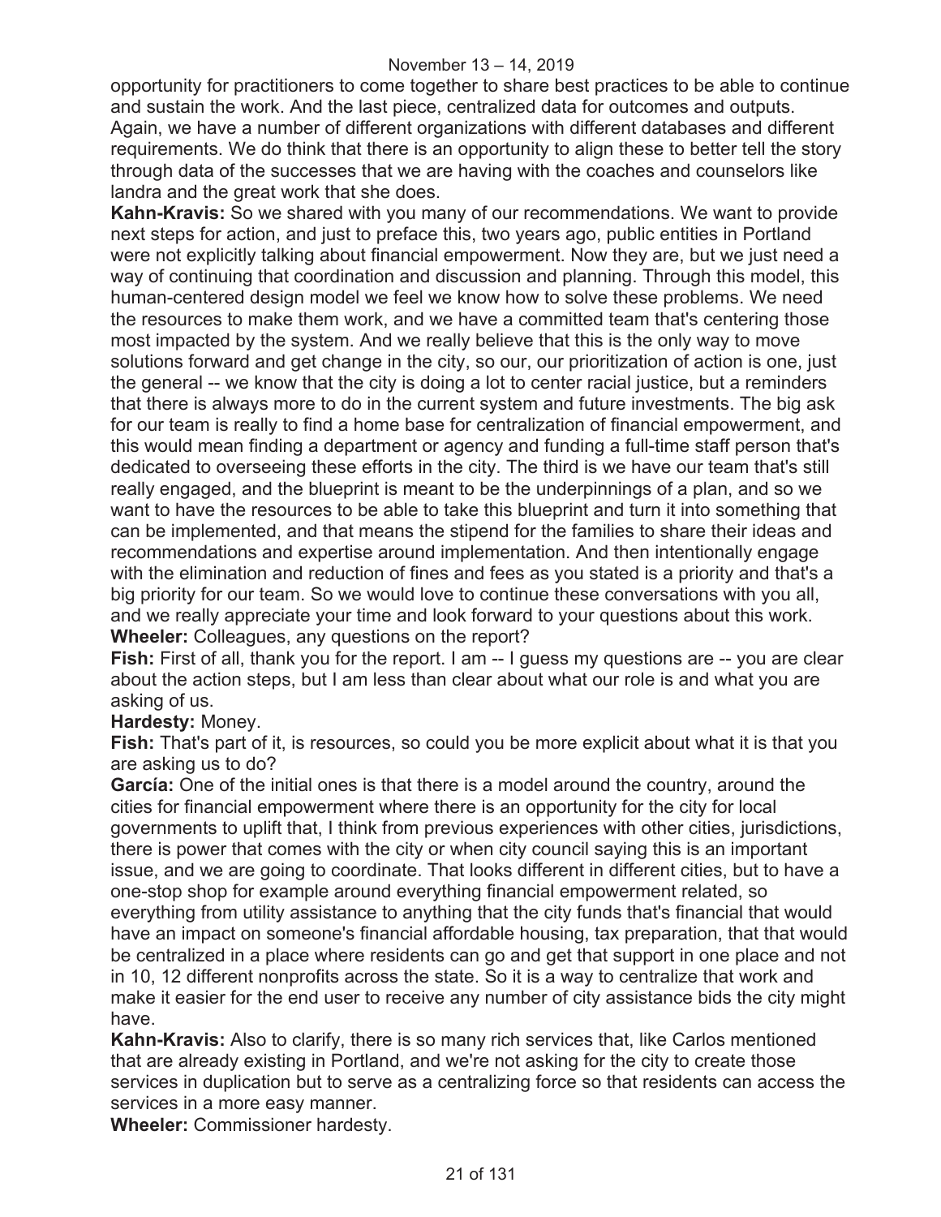opportunity for practitioners to come together to share best practices to be able to continue and sustain the work. And the last piece, centralized data for outcomes and outputs. Again, we have a number of different organizations with different databases and different requirements. We do think that there is an opportunity to align these to better tell the story through data of the successes that we are having with the coaches and counselors like landra and the great work that she does.

**Kahn-Kravis:** So we shared with you many of our recommendations. We want to provide next steps for action, and just to preface this, two years ago, public entities in Portland were not explicitly talking about financial empowerment. Now they are, but we just need a way of continuing that coordination and discussion and planning. Through this model, this human-centered design model we feel we know how to solve these problems. We need the resources to make them work, and we have a committed team that's centering those most impacted by the system. And we really believe that this is the only way to move solutions forward and get change in the city, so our, our prioritization of action is one, just the general -- we know that the city is doing a lot to center racial justice, but a reminders that there is always more to do in the current system and future investments. The big ask for our team is really to find a home base for centralization of financial empowerment, and this would mean finding a department or agency and funding a full-time staff person that's dedicated to overseeing these efforts in the city. The third is we have our team that's still really engaged, and the blueprint is meant to be the underpinnings of a plan, and so we want to have the resources to be able to take this blueprint and turn it into something that can be implemented, and that means the stipend for the families to share their ideas and recommendations and expertise around implementation. And then intentionally engage with the elimination and reduction of fines and fees as you stated is a priority and that's a big priority for our team. So we would love to continue these conversations with you all, and we really appreciate your time and look forward to your questions about this work.

**Wheeler:** Colleagues, any questions on the report?

**Fish:** First of all, thank you for the report. I am -- I guess my questions are -- you are clear about the action steps, but I am less than clear about what our role is and what you are asking of us.

**Hardesty:** Money.

**Fish:** That's part of it, is resources, so could you be more explicit about what it is that you are asking us to do?

**García:** One of the initial ones is that there is a model around the country, around the cities for financial empowerment where there is an opportunity for the city for local governments to uplift that, I think from previous experiences with other cities, jurisdictions, there is power that comes with the city or when city council saying this is an important issue, and we are going to coordinate. That looks different in different cities, but to have a one-stop shop for example around everything financial empowerment related, so everything from utility assistance to anything that the city funds that's financial that would have an impact on someone's financial affordable housing, tax preparation, that that would be centralized in a place where residents can go and get that support in one place and not in 10, 12 different nonprofits across the state. So it is a way to centralize that work and make it easier for the end user to receive any number of city assistance bids the city might have.

**Kahn-Kravis:** Also to clarify, there is so many rich services that, like Carlos mentioned that are already existing in Portland, and we're not asking for the city to create those services in duplication but to serve as a centralizing force so that residents can access the services in a more easy manner.

**Wheeler:** Commissioner hardesty.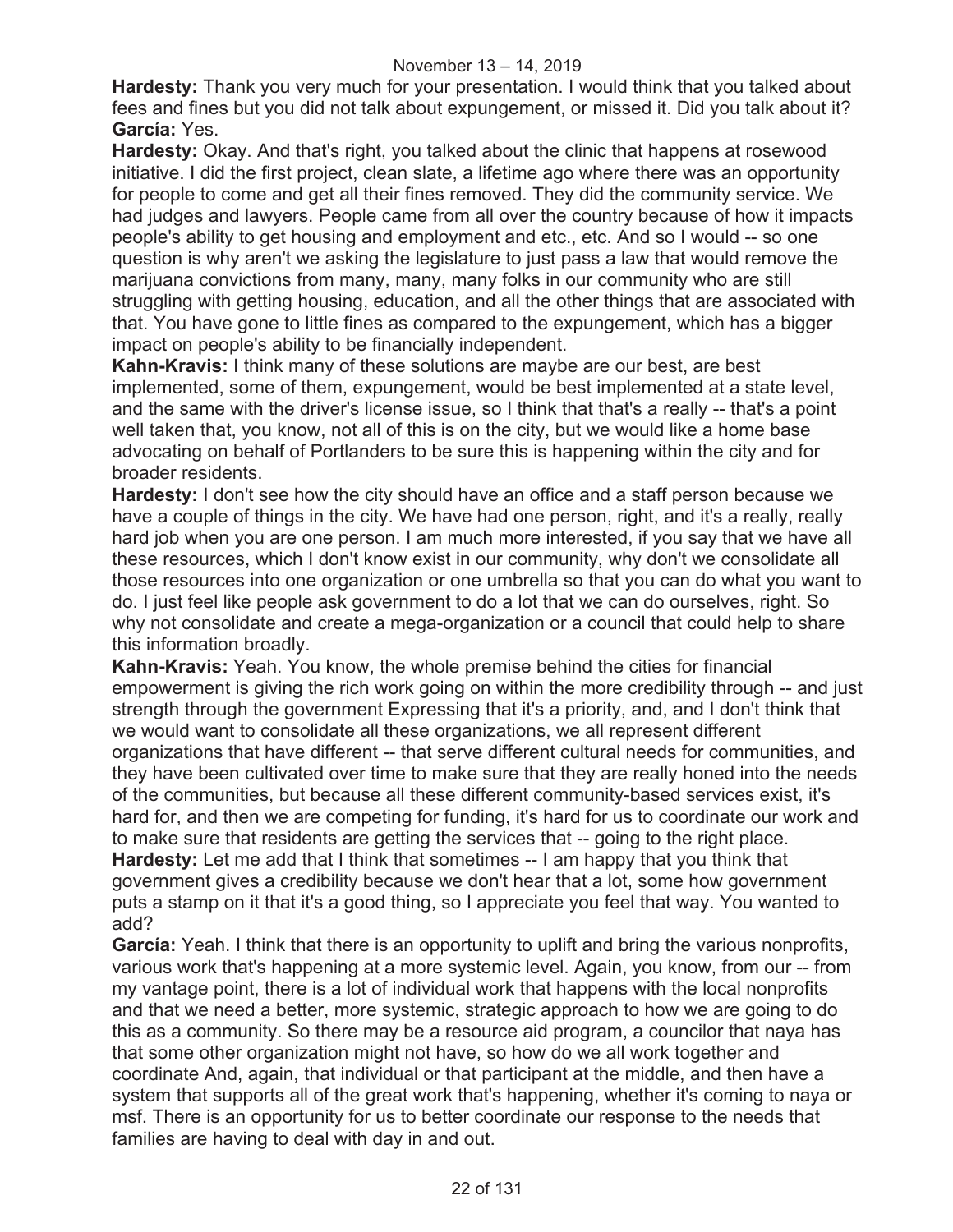**Hardesty:** Thank you very much for your presentation. I would think that you talked about fees and fines but you did not talk about expungement, or missed it. Did you talk about it?
**García:** Yes.
**Hardesty:** Okay. And that's right, you talked about the clinic that happens at rosewood initiative. I did the first project, clean slate, a lifetime ago where there was an opportunity for people to come and get all their fines removed. They did the community service. We had judges and lawyers. People came from all over the country because of how it impacts people's ability to get housing and employment and etc., etc. And so I would -- so one question is why aren't we asking the legislature to just pass a law that would remove the marijuana convictions from many, many, many folks in our community who are still struggling with getting housing, education, and all the other things that are associated with that. You have gone to little fines as compared to the expungement, which has a bigger impact on people's ability to be financially independent.
**Kahn-Kravis:** I think many of these solutions are maybe are our best, are best implemented, some of them, expungement, would be best implemented at a state level, and the same with the driver's license issue, so I think that that's a really -- that's a point well taken that, you know, not all of this is on the city, but we would like a home base advocating on behalf of Portlanders to be sure this is happening within the city and for broader residents.
**Hardesty:** I don't see how the city should have an office and a staff person because we have a couple of things in the city. We have had one person, right, and it's a really, really hard job when you are one person. I am much more interested, if you say that we have all these resources, which I don't know exist in our community, why don't we consolidate all those resources into one organization or one umbrella so that you can do what you want to do. I just feel like people ask government to do a lot that we can do ourselves, right. So why not consolidate and create a mega-organization or a council that could help to share this information broadly.
**Kahn-Kravis:** Yeah. You know, the whole premise behind the cities for financial empowerment is giving the rich work going on within the more credibility through -- and just strength through the government Expressing that it's a priority, and, and I don't think that we would want to consolidate all these organizations, we all represent different organizations that have different -- that serve different cultural needs for communities, and they have been cultivated over time to make sure that they are really honed into the needs of the communities, but because all these different community-based services exist, it's hard for, and then we are competing for funding, it's hard for us to coordinate our work and to make sure that residents are getting the services that -- going to the right place.
**Hardesty:** Let me add that I think that sometimes -- I am happy that you think that government gives a credibility because we don't hear that a lot, some how government puts a stamp on it that it's a good thing, so I appreciate you feel that way. You wanted to add?
**García:** Yeah. I think that there is an opportunity to uplift and bring the various nonprofits, various work that's happening at a more systemic level. Again, you know, from our -- from my vantage point, there is a lot of individual work that happens with the local nonprofits and that we need a better, more systemic, strategic approach to how we are going to do this as a community. So there may be a resource aid program, a councilor that naya has that some other organization might not have, so how do we all work together and coordinate And, again, that individual or that participant at the middle, and then have a system that supports all of the great work that's happening, whether it's coming to naya or msf. There is an opportunity for us to better coordinate our response to the needs that families are having to deal with day in and out.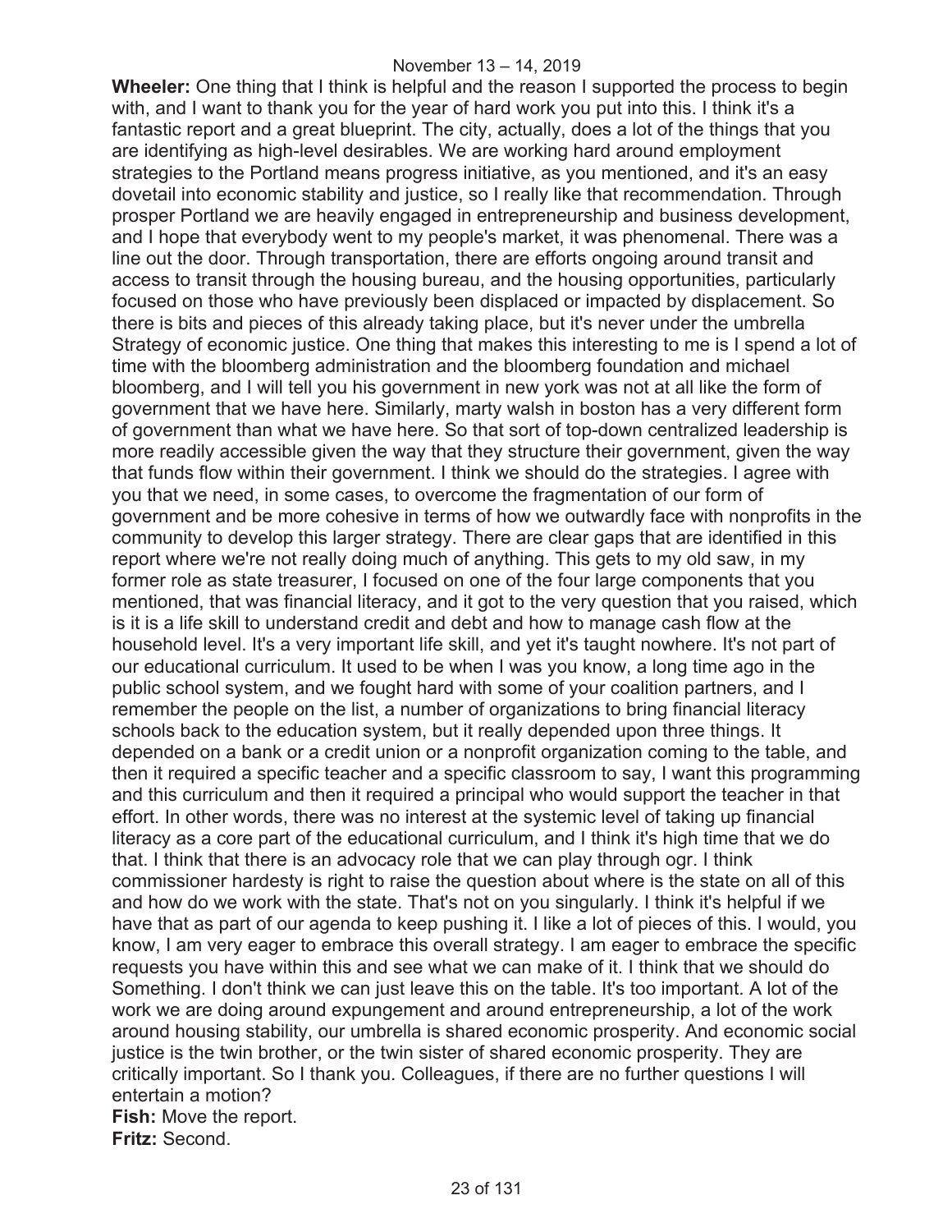**Wheeler:** One thing that I think is helpful and the reason I supported the process to begin with, and I want to thank you for the year of hard work you put into this. I think it's a fantastic report and a great blueprint. The city, actually, does a lot of the things that you are identifying as high-level desirables. We are working hard around employment strategies to the Portland means progress initiative, as you mentioned, and it's an easy dovetail into economic stability and justice, so I really like that recommendation. Through prosper Portland we are heavily engaged in entrepreneurship and business development, and I hope that everybody went to my people's market, it was phenomenal. There was a line out the door. Through transportation, there are efforts ongoing around transit and access to transit through the housing bureau, and the housing opportunities, particularly focused on those who have previously been displaced or impacted by displacement. So there is bits and pieces of this already taking place, but it's never under the umbrella Strategy of economic justice. One thing that makes this interesting to me is I spend a lot of time with the bloomberg administration and the bloomberg foundation and michael bloomberg, and I will tell you his government in new york was not at all like the form of government that we have here. Similarly, marty walsh in boston has a very different form of government than what we have here. So that sort of top-down centralized leadership is more readily accessible given the way that they structure their government, given the way that funds flow within their government. I think we should do the strategies. I agree with you that we need, in some cases, to overcome the fragmentation of our form of government and be more cohesive in terms of how we outwardly face with nonprofits in the community to develop this larger strategy. There are clear gaps that are identified in this report where we're not really doing much of anything. This gets to my old saw, in my former role as state treasurer, I focused on one of the four large components that you mentioned, that was financial literacy, and it got to the very question that you raised, which is it is a life skill to understand credit and debt and how to manage cash flow at the household level. It's a very important life skill, and yet it's taught nowhere. It's not part of our educational curriculum. It used to be when I was you know, a long time ago in the public school system, and we fought hard with some of your coalition partners, and I remember the people on the list, a number of organizations to bring financial literacy schools back to the education system, but it really depended upon three things. It depended on a bank or a credit union or a nonprofit organization coming to the table, and then it required a specific teacher and a specific classroom to say, I want this programming and this curriculum and then it required a principal who would support the teacher in that effort. In other words, there was no interest at the systemic level of taking up financial literacy as a core part of the educational curriculum, and I think it's high time that we do that. I think that there is an advocacy role that we can play through ogr. I think commissioner hardesty is right to raise the question about where is the state on all of this and how do we work with the state. That's not on you singularly. I think it's helpful if we have that as part of our agenda to keep pushing it. I like a lot of pieces of this. I would, you know, I am very eager to embrace this overall strategy. I am eager to embrace the specific requests you have within this and see what we can make of it. I think that we should do Something. I don't think we can just leave this on the table. It's too important. A lot of the work we are doing around expungement and around entrepreneurship, a lot of the work around housing stability, our umbrella is shared economic prosperity. And economic social justice is the twin brother, or the twin sister of shared economic prosperity. They are critically important. So I thank you. Colleagues, if there are no further questions I will entertain a motion?

**Fish:** Move the report.

**Fritz:** Second.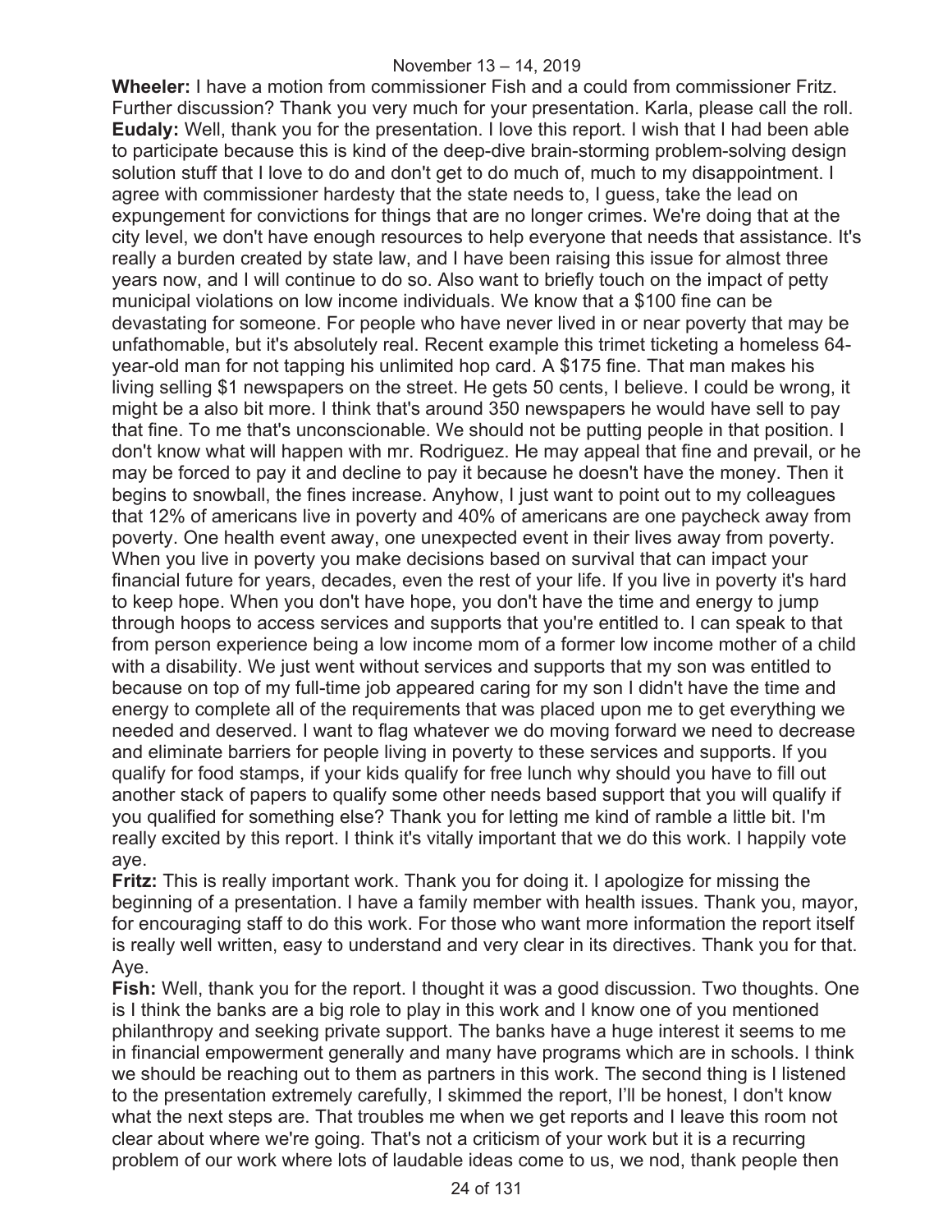**Wheeler:** I have a motion from commissioner Fish and a could from commissioner Fritz. Further discussion? Thank you very much for your presentation. Karla, please call the roll.

**Eudaly:** Well, thank you for the presentation. I love this report. I wish that I had been able to participate because this is kind of the deep-dive brain-storming problem-solving design solution stuff that I love to do and don't get to do much of, much to my disappointment. I agree with commissioner hardesty that the state needs to, I guess, take the lead on expungement for convictions for things that are no longer crimes. We're doing that at the city level, we don't have enough resources to help everyone that needs that assistance. It's really a burden created by state law, and I have been raising this issue for almost three years now, and I will continue to do so. Also want to briefly touch on the impact of petty municipal violations on low income individuals. We know that a $100 fine can be devastating for someone. For people who have never lived in or near poverty that may be unfathomable, but it's absolutely real. Recent example this trimet ticketing a homeless 64-year-old man for not tapping his unlimited hop card. A $175 fine. That man makes his living selling $1 newspapers on the street. He gets 50 cents, I believe. I could be wrong, it might be a also bit more. I think that's around 350 newspapers he would have sell to pay that fine. To me that's unconscionable. We should not be putting people in that position. I don't know what will happen with mr. Rodriguez. He may appeal that fine and prevail, or he may be forced to pay it and decline to pay it because he doesn't have the money. Then it begins to snowball, the fines increase. Anyhow, I just want to point out to my colleagues that 12% of americans live in poverty and 40% of americans are one paycheck away from poverty. One health event away, one unexpected event in their lives away from poverty. When you live in poverty you make decisions based on survival that can impact your financial future for years, decades, even the rest of your life. If you live in poverty it's hard to keep hope. When you don't have hope, you don't have the time and energy to jump through hoops to access services and supports that you're entitled to. I can speak to that from person experience being a low income mom of a former low income mother of a child with a disability. We just went without services and supports that my son was entitled to because on top of my full-time job appeared caring for my son I didn't have the time and energy to complete all of the requirements that was placed upon me to get everything we needed and deserved. I want to flag whatever we do moving forward we need to decrease and eliminate barriers for people living in poverty to these services and supports. If you qualify for food stamps, if your kids qualify for free lunch why should you have to fill out another stack of papers to qualify some other needs based support that you will qualify if you qualified for something else? Thank you for letting me kind of ramble a little bit. I'm really excited by this report. I think it's vitally important that we do this work. I happily vote aye.

**Fritz:** This is really important work. Thank you for doing it. I apologize for missing the beginning of a presentation. I have a family member with health issues. Thank you, mayor, for encouraging staff to do this work. For those who want more information the report itself is really well written, easy to understand and very clear in its directives. Thank you for that. Aye.

**Fish:** Well, thank you for the report. I thought it was a good discussion. Two thoughts. One is I think the banks are a big role to play in this work and I know one of you mentioned philanthropy and seeking private support. The banks have a huge interest it seems to me in financial empowerment generally and many have programs which are in schools. I think we should be reaching out to them as partners in this work. The second thing is I listened to the presentation extremely carefully, I skimmed the report, I'll be honest, I don't know what the next steps are. That troubles me when we get reports and I leave this room not clear about where we're going. That's not a criticism of your work but it is a recurring problem of our work where lots of laudable ideas come to us, we nod, thank people then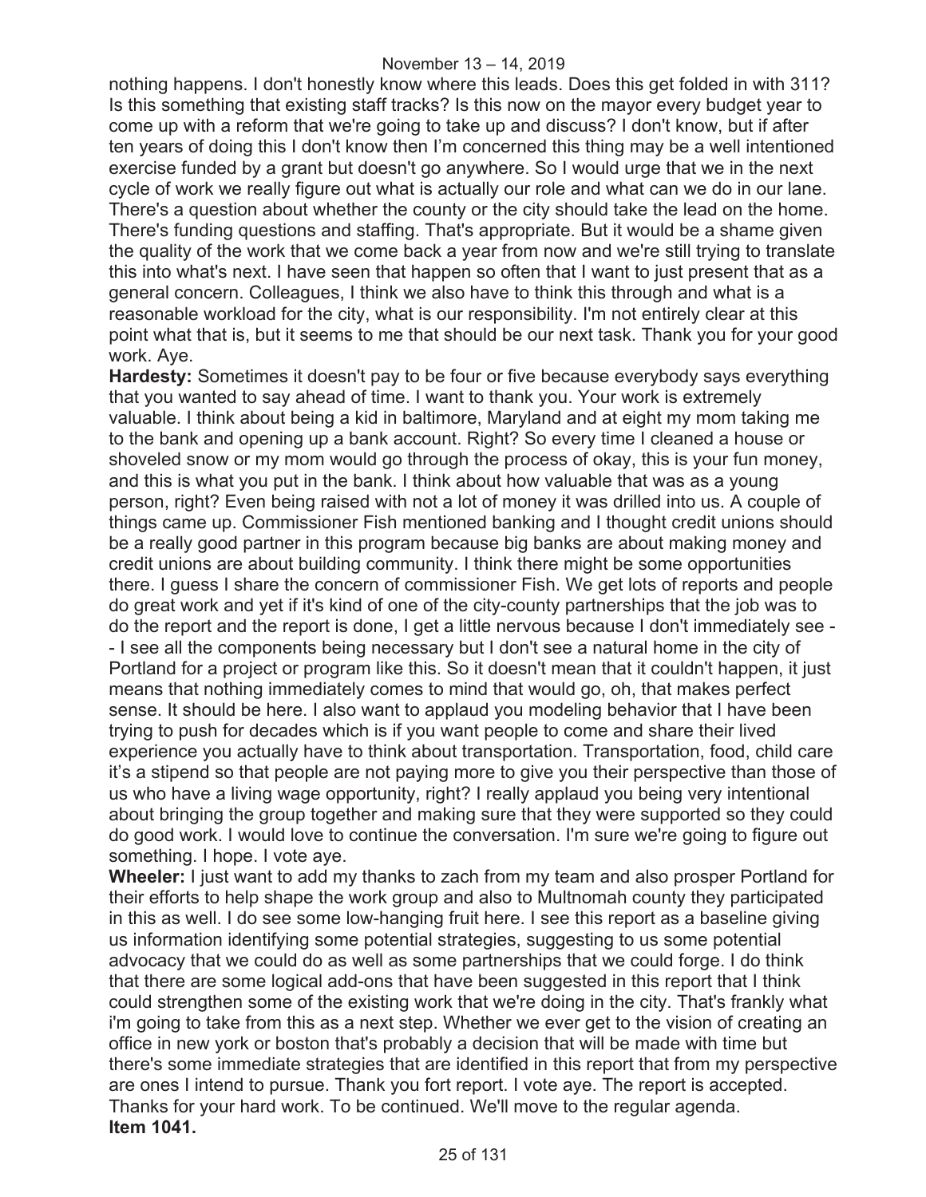nothing happens. I don't honestly know where this leads. Does this get folded in with 311? Is this something that existing staff tracks? Is this now on the mayor every budget year to come up with a reform that we're going to take up and discuss? I don't know, but if after ten years of doing this I don't know then I'm concerned this thing may be a well intentioned exercise funded by a grant but doesn't go anywhere. So I would urge that we in the next cycle of work we really figure out what is actually our role and what can we do in our lane. There's a question about whether the county or the city should take the lead on the home. There's funding questions and staffing. That's appropriate. But it would be a shame given the quality of the work that we come back a year from now and we're still trying to translate this into what's next. I have seen that happen so often that I want to just present that as a general concern. Colleagues, I think we also have to think this through and what is a reasonable workload for the city, what is our responsibility. I'm not entirely clear at this point what that is, but it seems to me that should be our next task. Thank you for your good work. Aye.

**Hardesty:** Sometimes it doesn't pay to be four or five because everybody says everything that you wanted to say ahead of time. I want to thank you. Your work is extremely valuable. I think about being a kid in baltimore, Maryland and at eight my mom taking me to the bank and opening up a bank account. Right? So every time I cleaned a house or shoveled snow or my mom would go through the process of okay, this is your fun money, and this is what you put in the bank. I think about how valuable that was as a young person, right? Even being raised with not a lot of money it was drilled into us. A couple of things came up. Commissioner Fish mentioned banking and I thought credit unions should be a really good partner in this program because big banks are about making money and credit unions are about building community. I think there might be some opportunities there. I guess I share the concern of commissioner Fish. We get lots of reports and people do great work and yet if it's kind of one of the city-county partnerships that the job was to do the report and the report is done, I get a little nervous because I don't immediately see -- I see all the components being necessary but I don't see a natural home in the city of Portland for a project or program like this. So it doesn't mean that it couldn't happen, it just means that nothing immediately comes to mind that would go, oh, that makes perfect sense. It should be here. I also want to applaud you modeling behavior that I have been trying to push for decades which is if you want people to come and share their lived experience you actually have to think about transportation. Transportation, food, child care it's a stipend so that people are not paying more to give you their perspective than those of us who have a living wage opportunity, right? I really applaud you being very intentional about bringing the group together and making sure that they were supported so they could do good work. I would love to continue the conversation. I'm sure we're going to figure out something. I hope. I vote aye.

**Wheeler:** I just want to add my thanks to zach from my team and also prosper Portland for their efforts to help shape the work group and also to Multnomah county they participated in this as well. I do see some low-hanging fruit here. I see this report as a baseline giving us information identifying some potential strategies, suggesting to us some potential advocacy that we could do as well as some partnerships that we could forge. I do think that there are some logical add-ons that have been suggested in this report that I think could strengthen some of the existing work that we're doing in the city. That's frankly what i'm going to take from this as a next step. Whether we ever get to the vision of creating an office in new york or boston that's probably a decision that will be made with time but there's some immediate strategies that are identified in this report that from my perspective are ones I intend to pursue. Thank you fort report. I vote aye. The report is accepted. Thanks for your hard work. To be continued. We'll move to the regular agenda.

**Item 1041.**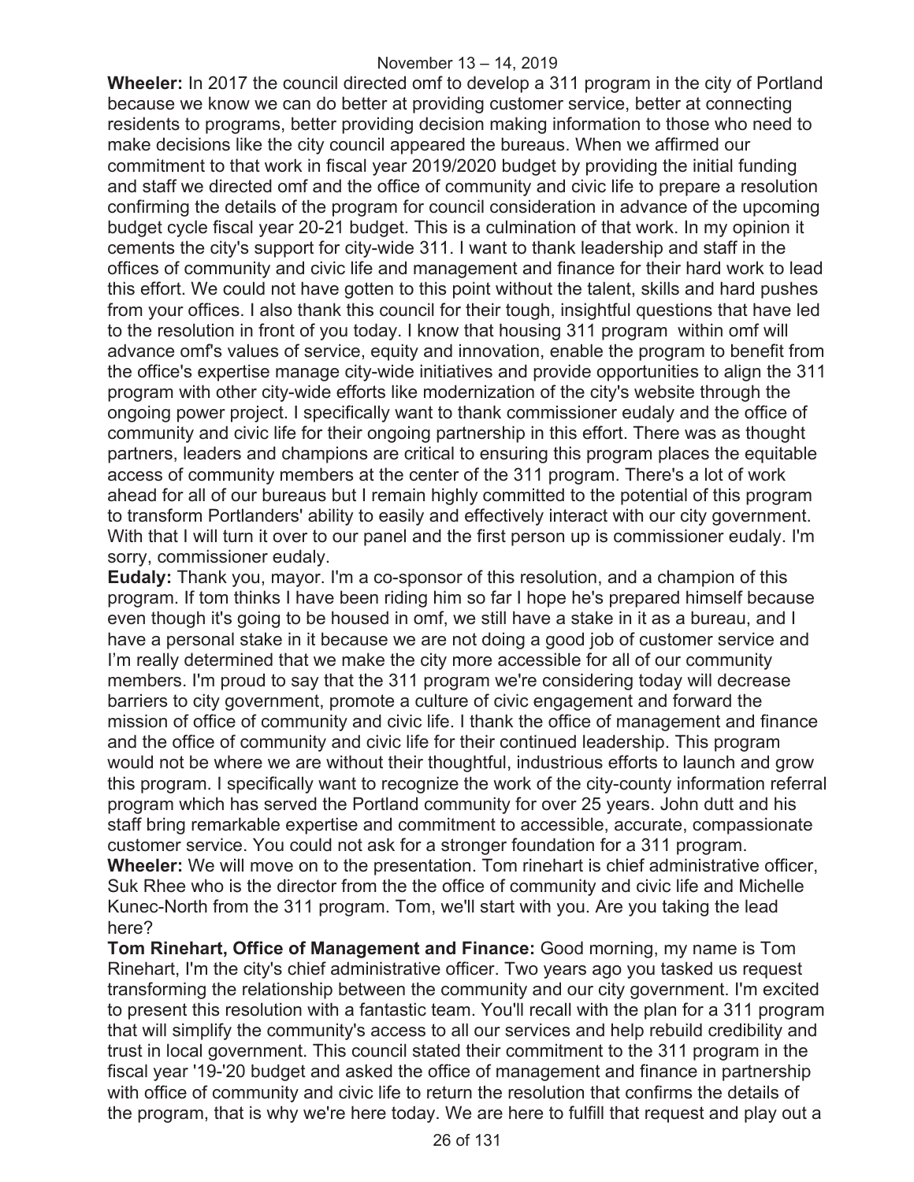**Wheeler:** In 2017 the council directed omf to develop a 311 program in the city of Portland because we know we can do better at providing customer service, better at connecting residents to programs, better providing decision making information to those who need to make decisions like the city council appeared the bureaus. When we affirmed our commitment to that work in fiscal year 2019/2020 budget by providing the initial funding and staff we directed omf and the office of community and civic life to prepare a resolution confirming the details of the program for council consideration in advance of the upcoming budget cycle fiscal year 20-21 budget. This is a culmination of that work. In my opinion it cements the city's support for city-wide 311. I want to thank leadership and staff in the offices of community and civic life and management and finance for their hard work to lead this effort. We could not have gotten to this point without the talent, skills and hard pushes from your offices. I also thank this council for their tough, insightful questions that have led to the resolution in front of you today. I know that housing 311 program within omf will advance omf's values of service, equity and innovation, enable the program to benefit from the office's expertise manage city-wide initiatives and provide opportunities to align the 311 program with other city-wide efforts like modernization of the city's website through the ongoing power project. I specifically want to thank commissioner eudaly and the office of community and civic life for their ongoing partnership in this effort. There was as thought partners, leaders and champions are critical to ensuring this program places the equitable access of community members at the center of the 311 program. There's a lot of work ahead for all of our bureaus but I remain highly committed to the potential of this program to transform Portlanders' ability to easily and effectively interact with our city government. With that I will turn it over to our panel and the first person up is commissioner eudaly. I'm sorry, commissioner eudaly.

**Eudaly:** Thank you, mayor. I'm a co-sponsor of this resolution, and a champion of this program. If tom thinks I have been riding him so far I hope he's prepared himself because even though it's going to be housed in omf, we still have a stake in it as a bureau, and I have a personal stake in it because we are not doing a good job of customer service and I'm really determined that we make the city more accessible for all of our community members. I'm proud to say that the 311 program we're considering today will decrease barriers to city government, promote a culture of civic engagement and forward the mission of office of community and civic life. I thank the office of management and finance and the office of community and civic life for their continued leadership. This program would not be where we are without their thoughtful, industrious efforts to launch and grow this program. I specifically want to recognize the work of the city-county information referral program which has served the Portland community for over 25 years. John dutt and his staff bring remarkable expertise and commitment to accessible, accurate, compassionate customer service. You could not ask for a stronger foundation for a 311 program.

**Wheeler:** We will move on to the presentation. Tom rinehart is chief administrative officer, Suk Rhee who is the director from the the office of community and civic life and Michelle Kunec-North from the 311 program. Tom, we'll start with you. Are you taking the lead here?

**Tom Rinehart, Office of Management and Finance:** Good morning, my name is Tom Rinehart, I'm the city's chief administrative officer. Two years ago you tasked us request transforming the relationship between the community and our city government. I'm excited to present this resolution with a fantastic team. You'll recall with the plan for a 311 program that will simplify the community's access to all our services and help rebuild credibility and trust in local government. This council stated their commitment to the 311 program in the fiscal year '19-'20 budget and asked the office of management and finance in partnership with office of community and civic life to return the resolution that confirms the details of the program, that is why we're here today. We are here to fulfill that request and play out a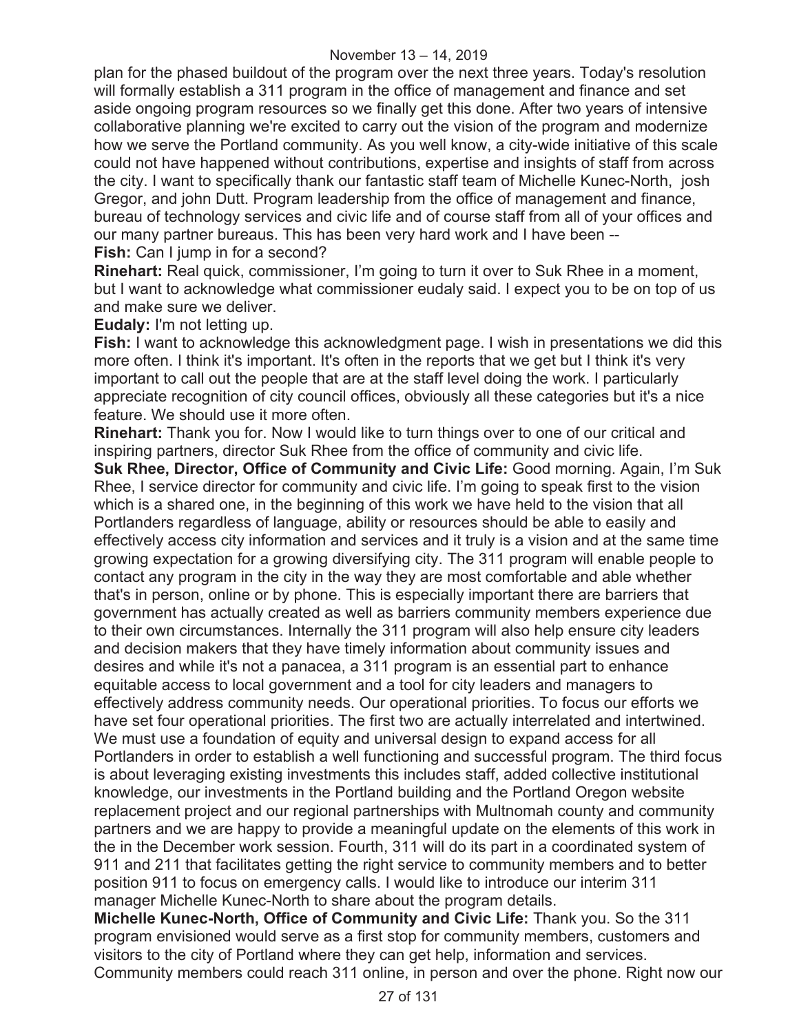plan for the phased buildout of the program over the next three years. Today's resolution will formally establish a 311 program in the office of management and finance and set aside ongoing program resources so we finally get this done. After two years of intensive collaborative planning we're excited to carry out the vision of the program and modernize how we serve the Portland community. As you well know, a city-wide initiative of this scale could not have happened without contributions, expertise and insights of staff from across the city. I want to specifically thank our fantastic staff team of Michelle Kunec-North, josh Gregor, and john Dutt. Program leadership from the office of management and finance, bureau of technology services and civic life and of course staff from all of your offices and our many partner bureaus. This has been very hard work and I have been --

**Fish:** Can I jump in for a second?

**Rinehart:** Real quick, commissioner, I'm going to turn it over to Suk Rhee in a moment, but I want to acknowledge what commissioner eudaly said. I expect you to be on top of us and make sure we deliver.

**Eudaly:** I'm not letting up.

**Fish:** I want to acknowledge this acknowledgment page. I wish in presentations we did this more often. I think it's important. It's often in the reports that we get but I think it's very important to call out the people that are at the staff level doing the work. I particularly appreciate recognition of city council offices, obviously all these categories but it's a nice feature. We should use it more often.

**Rinehart:** Thank you for. Now I would like to turn things over to one of our critical and inspiring partners, director Suk Rhee from the office of community and civic life.

**Suk Rhee, Director, Office of Community and Civic Life:** Good morning. Again, I'm Suk Rhee, I service director for community and civic life. I'm going to speak first to the vision which is a shared one, in the beginning of this work we have held to the vision that all Portlanders regardless of language, ability or resources should be able to easily and effectively access city information and services and it truly is a vision and at the same time growing expectation for a growing diversifying city. The 311 program will enable people to contact any program in the city in the way they are most comfortable and able whether that's in person, online or by phone. This is especially important there are barriers that government has actually created as well as barriers community members experience due to their own circumstances. Internally the 311 program will also help ensure city leaders and decision makers that they have timely information about community issues and desires and while it's not a panacea, a 311 program is an essential part to enhance equitable access to local government and a tool for city leaders and managers to effectively address community needs. Our operational priorities. To focus our efforts we have set four operational priorities. The first two are actually interrelated and intertwined. We must use a foundation of equity and universal design to expand access for all Portlanders in order to establish a well functioning and successful program. The third focus is about leveraging existing investments this includes staff, added collective institutional knowledge, our investments in the Portland building and the Portland Oregon website replacement project and our regional partnerships with Multnomah county and community partners and we are happy to provide a meaningful update on the elements of this work in the in the December work session. Fourth, 311 will do its part in a coordinated system of 911 and 211 that facilitates getting the right service to community members and to better position 911 to focus on emergency calls. I would like to introduce our interim 311 manager Michelle Kunec-North to share about the program details.

**Michelle Kunec-North, Office of Community and Civic Life:** Thank you. So the 311 program envisioned would serve as a first stop for community members, customers and visitors to the city of Portland where they can get help, information and services. Community members could reach 311 online, in person and over the phone. Right now our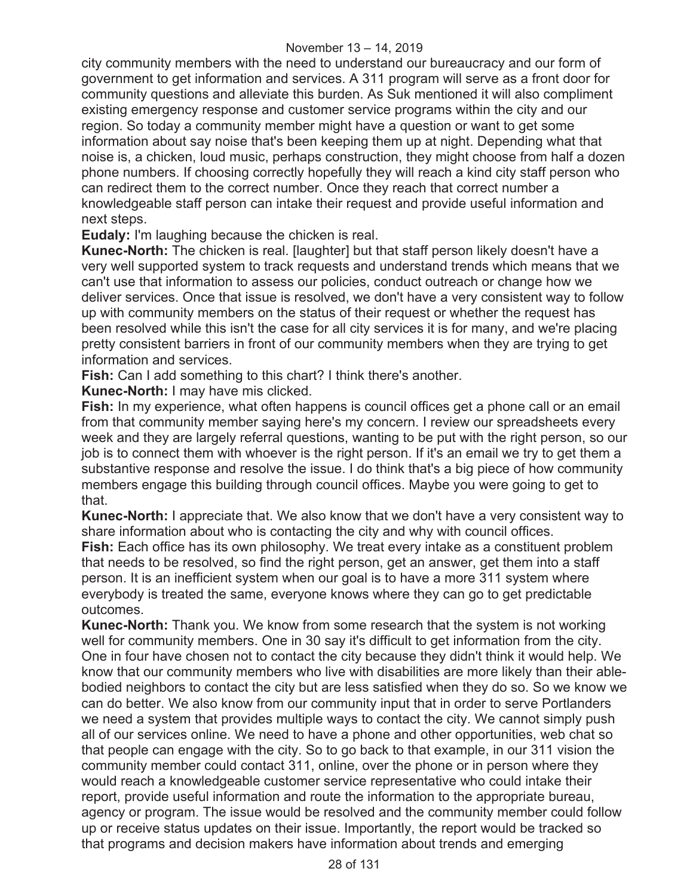city community members with the need to understand our bureaucracy and our form of government to get information and services. A 311 program will serve as a front door for community questions and alleviate this burden. As Suk mentioned it will also compliment existing emergency response and customer service programs within the city and our region. So today a community member might have a question or want to get some information about say noise that's been keeping them up at night. Depending what that noise is, a chicken, loud music, perhaps construction, they might choose from half a dozen phone numbers. If choosing correctly hopefully they will reach a kind city staff person who can redirect them to the correct number. Once they reach that correct number a knowledgeable staff person can intake their request and provide useful information and next steps.

**Eudaly:** I'm laughing because the chicken is real.

**Kunec-North:** The chicken is real. [laughter] but that staff person likely doesn't have a very well supported system to track requests and understand trends which means that we can't use that information to assess our policies, conduct outreach or change how we deliver services. Once that issue is resolved, we don't have a very consistent way to follow up with community members on the status of their request or whether the request has been resolved while this isn't the case for all city services it is for many, and we're placing pretty consistent barriers in front of our community members when they are trying to get information and services.

**Fish:** Can I add something to this chart? I think there's another.

**Kunec-North:** I may have mis clicked.

**Fish:** In my experience, what often happens is council offices get a phone call or an email from that community member saying here's my concern. I review our spreadsheets every week and they are largely referral questions, wanting to be put with the right person, so our job is to connect them with whoever is the right person. If it's an email we try to get them a substantive response and resolve the issue. I do think that's a big piece of how community members engage this building through council offices. Maybe you were going to get to that.

**Kunec-North:** I appreciate that. We also know that we don't have a very consistent way to share information about who is contacting the city and why with council offices.

**Fish:** Each office has its own philosophy. We treat every intake as a constituent problem that needs to be resolved, so find the right person, get an answer, get them into a staff person. It is an inefficient system when our goal is to have a more 311 system where everybody is treated the same, everyone knows where they can go to get predictable outcomes.

**Kunec-North:** Thank you. We know from some research that the system is not working well for community members. One in 30 say it's difficult to get information from the city. One in four have chosen not to contact the city because they didn't think it would help. We know that our community members who live with disabilities are more likely than their able-bodied neighbors to contact the city but are less satisfied when they do so. So we know we can do better. We also know from our community input that in order to serve Portlanders we need a system that provides multiple ways to contact the city. We cannot simply push all of our services online. We need to have a phone and other opportunities, web chat so that people can engage with the city. So to go back to that example, in our 311 vision the community member could contact 311, online, over the phone or in person where they would reach a knowledgeable customer service representative who could intake their report, provide useful information and route the information to the appropriate bureau, agency or program. The issue would be resolved and the community member could follow up or receive status updates on their issue. Importantly, the report would be tracked so that programs and decision makers have information about trends and emerging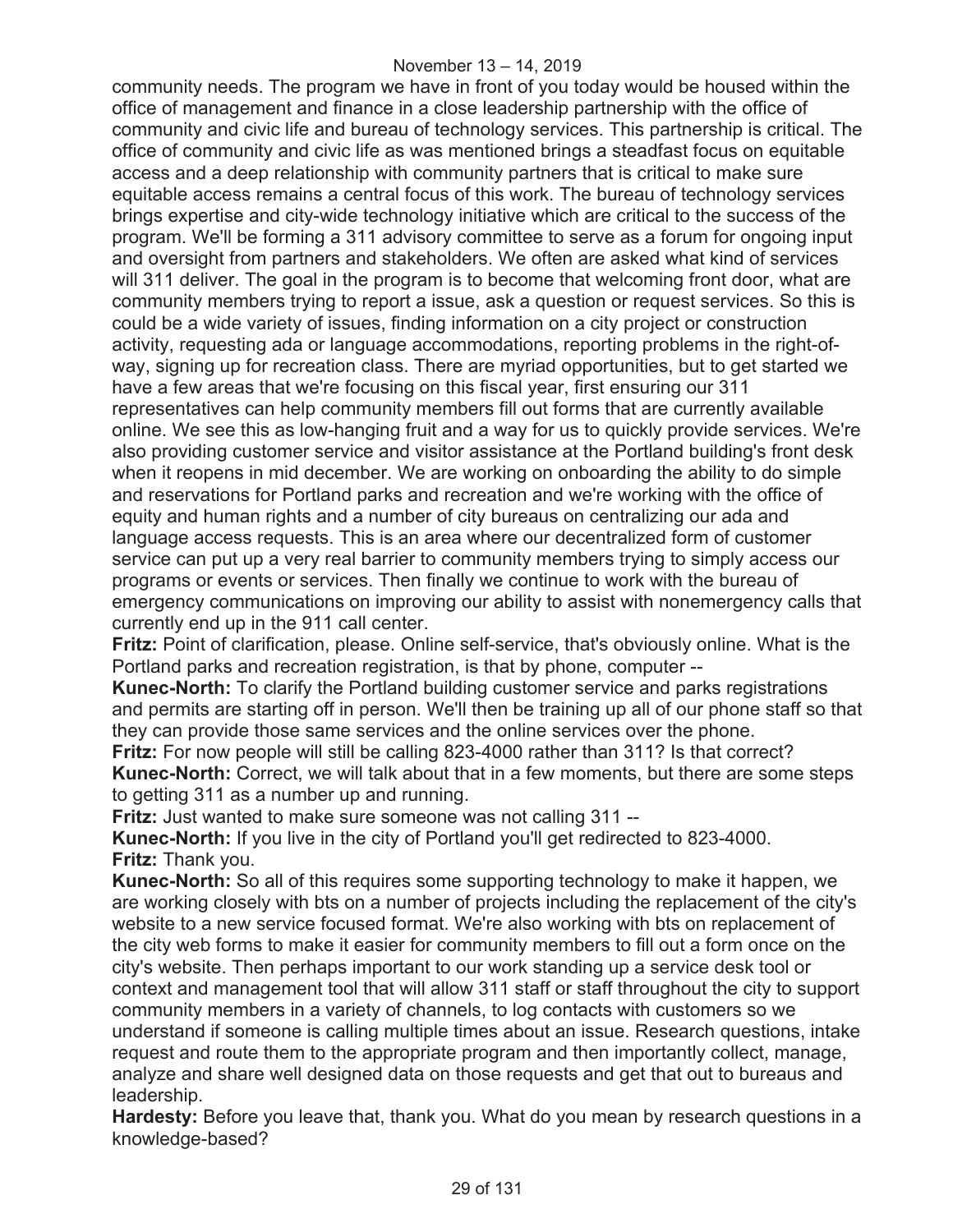community needs. The program we have in front of you today would be housed within the office of management and finance in a close leadership partnership with the office of community and civic life and bureau of technology services. This partnership is critical. The office of community and civic life as was mentioned brings a steadfast focus on equitable access and a deep relationship with community partners that is critical to make sure equitable access remains a central focus of this work. The bureau of technology services brings expertise and city-wide technology initiative which are critical to the success of the program. We'll be forming a 311 advisory committee to serve as a forum for ongoing input and oversight from partners and stakeholders. We often are asked what kind of services will 311 deliver. The goal in the program is to become that welcoming front door, what are community members trying to report a issue, ask a question or request services. So this is could be a wide variety of issues, finding information on a city project or construction activity, requesting ada or language accommodations, reporting problems in the right-of-way, signing up for recreation class. There are myriad opportunities, but to get started we have a few areas that we're focusing on this fiscal year, first ensuring our 311 representatives can help community members fill out forms that are currently available online. We see this as low-hanging fruit and a way for us to quickly provide services. We're also providing customer service and visitor assistance at the Portland building's front desk when it reopens in mid december. We are working on onboarding the ability to do simple and reservations for Portland parks and recreation and we're working with the office of equity and human rights and a number of city bureaus on centralizing our ada and language access requests. This is an area where our decentralized form of customer service can put up a very real barrier to community members trying to simply access our programs or events or services. Then finally we continue to work with the bureau of emergency communications on improving our ability to assist with nonemergency calls that currently end up in the 911 call center.

**Fritz:** Point of clarification, please. Online self-service, that's obviously online. What is the Portland parks and recreation registration, is that by phone, computer --

**Kunec-North:** To clarify the Portland building customer service and parks registrations and permits are starting off in person. We'll then be training up all of our phone staff so that they can provide those same services and the online services over the phone.

**Fritz:** For now people will still be calling 823-4000 rather than 311? Is that correct?

**Kunec-North:** Correct, we will talk about that in a few moments, but there are some steps to getting 311 as a number up and running.

**Fritz:** Just wanted to make sure someone was not calling 311 --

**Kunec-North:** If you live in the city of Portland you'll get redirected to 823-4000.

**Fritz:** Thank you.

**Kunec-North:** So all of this requires some supporting technology to make it happen, we are working closely with bts on a number of projects including the replacement of the city's website to a new service focused format. We're also working with bts on replacement of the city web forms to make it easier for community members to fill out a form once on the city's website. Then perhaps important to our work standing up a service desk tool or context and management tool that will allow 311 staff or staff throughout the city to support community members in a variety of channels, to log contacts with customers so we understand if someone is calling multiple times about an issue. Research questions, intake request and route them to the appropriate program and then importantly collect, manage, analyze and share well designed data on those requests and get that out to bureaus and leadership.

**Hardesty:** Before you leave that, thank you. What do you mean by research questions in a knowledge-based?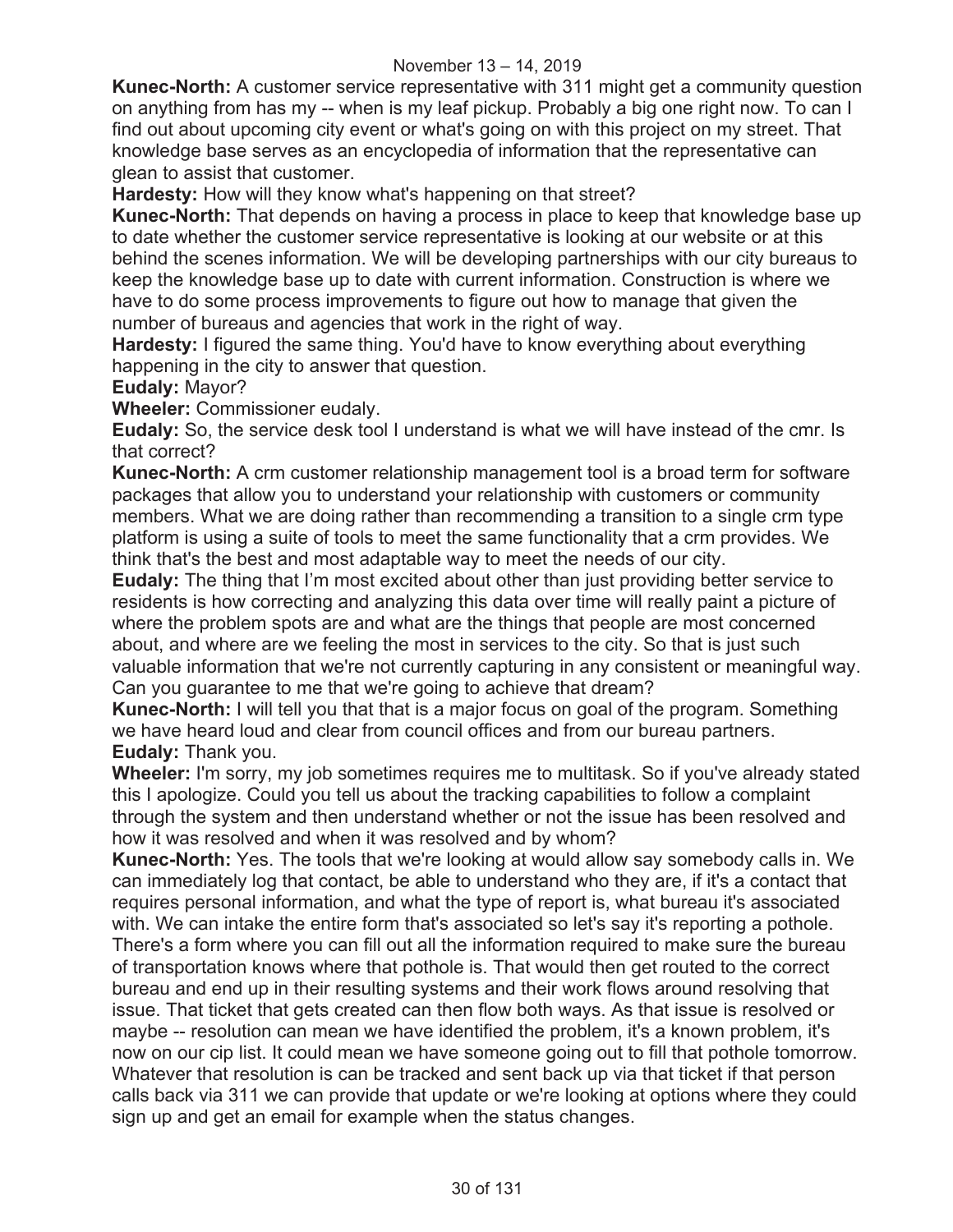**Kunec-North:** A customer service representative with 311 might get a community question on anything from has my -- when is my leaf pickup. Probably a big one right now. To can I find out about upcoming city event or what's going on with this project on my street. That knowledge base serves as an encyclopedia of information that the representative can glean to assist that customer.

**Hardesty:** How will they know what's happening on that street?

**Kunec-North:** That depends on having a process in place to keep that knowledge base up to date whether the customer service representative is looking at our website or at this behind the scenes information. We will be developing partnerships with our city bureaus to keep the knowledge base up to date with current information. Construction is where we have to do some process improvements to figure out how to manage that given the number of bureaus and agencies that work in the right of way.

**Hardesty:** I figured the same thing. You'd have to know everything about everything happening in the city to answer that question.

**Eudaly:** Mayor?

**Wheeler:** Commissioner eudaly.

**Eudaly:** So, the service desk tool I understand is what we will have instead of the cmr. Is that correct?

**Kunec-North:** A crm customer relationship management tool is a broad term for software packages that allow you to understand your relationship with customers or community members. What we are doing rather than recommending a transition to a single crm type platform is using a suite of tools to meet the same functionality that a crm provides. We think that's the best and most adaptable way to meet the needs of our city.

**Eudaly:** The thing that I'm most excited about other than just providing better service to residents is how correcting and analyzing this data over time will really paint a picture of where the problem spots are and what are the things that people are most concerned about, and where are we feeling the most in services to the city. So that is just such valuable information that we're not currently capturing in any consistent or meaningful way. Can you guarantee to me that we're going to achieve that dream?

**Kunec-North:** I will tell you that that is a major focus on goal of the program. Something we have heard loud and clear from council offices and from our bureau partners.

**Eudaly:** Thank you.

**Wheeler:** I'm sorry, my job sometimes requires me to multitask. So if you've already stated this I apologize. Could you tell us about the tracking capabilities to follow a complaint through the system and then understand whether or not the issue has been resolved and how it was resolved and when it was resolved and by whom?

**Kunec-North:** Yes. The tools that we're looking at would allow say somebody calls in. We can immediately log that contact, be able to understand who they are, if it's a contact that requires personal information, and what the type of report is, what bureau it's associated with. We can intake the entire form that's associated so let's say it's reporting a pothole. There's a form where you can fill out all the information required to make sure the bureau of transportation knows where that pothole is. That would then get routed to the correct bureau and end up in their resulting systems and their work flows around resolving that issue. That ticket that gets created can then flow both ways. As that issue is resolved or maybe -- resolution can mean we have identified the problem, it's a known problem, it's now on our cip list. It could mean we have someone going out to fill that pothole tomorrow. Whatever that resolution is can be tracked and sent back up via that ticket if that person calls back via 311 we can provide that update or we're looking at options where they could sign up and get an email for example when the status changes.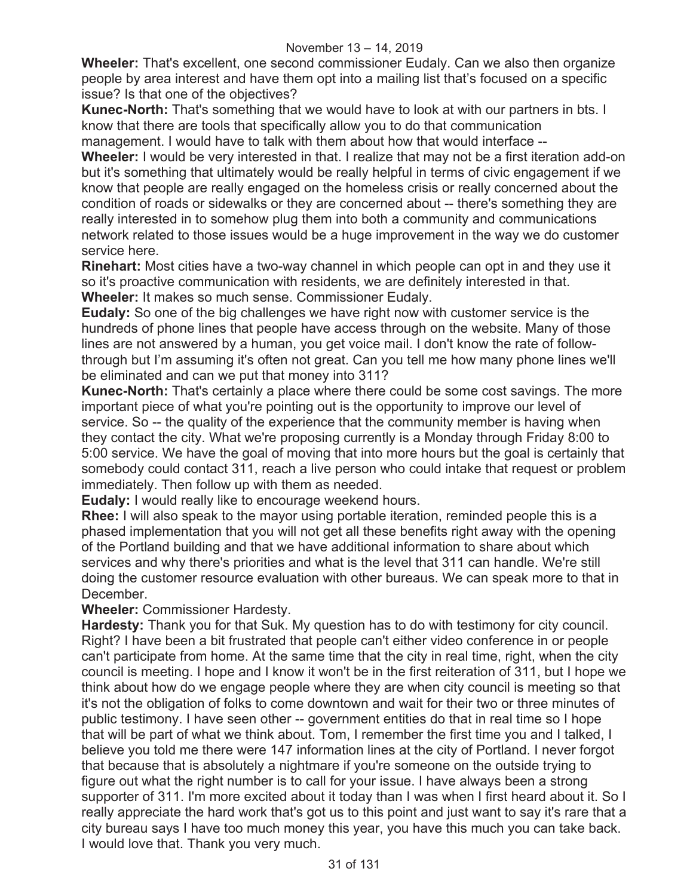**Wheeler:** That's excellent, one second commissioner Eudaly. Can we also then organize people by area interest and have them opt into a mailing list that's focused on a specific issue? Is that one of the objectives?

**Kunec-North:** That's something that we would have to look at with our partners in bts. I know that there are tools that specifically allow you to do that communication management. I would have to talk with them about how that would interface --

**Wheeler:** I would be very interested in that. I realize that may not be a first iteration add-on but it's something that ultimately would be really helpful in terms of civic engagement if we know that people are really engaged on the homeless crisis or really concerned about the condition of roads or sidewalks or they are concerned about -- there's something they are really interested in to somehow plug them into both a community and communications network related to those issues would be a huge improvement in the way we do customer service here.

**Rinehart:** Most cities have a two-way channel in which people can opt in and they use it so it's proactive communication with residents, we are definitely interested in that.

**Wheeler:** It makes so much sense. Commissioner Eudaly.

**Eudaly:** So one of the big challenges we have right now with customer service is the hundreds of phone lines that people have access through on the website. Many of those lines are not answered by a human, you get voice mail. I don't know the rate of follow-through but I'm assuming it's often not great. Can you tell me how many phone lines we'll be eliminated and can we put that money into 311?

**Kunec-North:** That's certainly a place where there could be some cost savings. The more important piece of what you're pointing out is the opportunity to improve our level of service. So -- the quality of the experience that the community member is having when they contact the city. What we're proposing currently is a Monday through Friday 8:00 to 5:00 service. We have the goal of moving that into more hours but the goal is certainly that somebody could contact 311, reach a live person who could intake that request or problem immediately. Then follow up with them as needed.

**Eudaly:** I would really like to encourage weekend hours.

**Rhee:** I will also speak to the mayor using portable iteration, reminded people this is a phased implementation that you will not get all these benefits right away with the opening of the Portland building and that we have additional information to share about which services and why there's priorities and what is the level that 311 can handle. We're still doing the customer resource evaluation with other bureaus. We can speak more to that in December.

**Wheeler:** Commissioner Hardesty.

**Hardesty:** Thank you for that Suk. My question has to do with testimony for city council. Right? I have been a bit frustrated that people can't either video conference in or people can't participate from home. At the same time that the city in real time, right, when the city council is meeting. I hope and I know it won't be in the first reiteration of 311, but I hope we think about how do we engage people where they are when city council is meeting so that it's not the obligation of folks to come downtown and wait for their two or three minutes of public testimony. I have seen other -- government entities do that in real time so I hope that will be part of what we think about. Tom, I remember the first time you and I talked, I believe you told me there were 147 information lines at the city of Portland. I never forgot that because that is absolutely a nightmare if you're someone on the outside trying to figure out what the right number is to call for your issue. I have always been a strong supporter of 311. I'm more excited about it today than I was when I first heard about it. So I really appreciate the hard work that's got us to this point and just want to say it's rare that a city bureau says I have too much money this year, you have this much you can take back. I would love that. Thank you very much.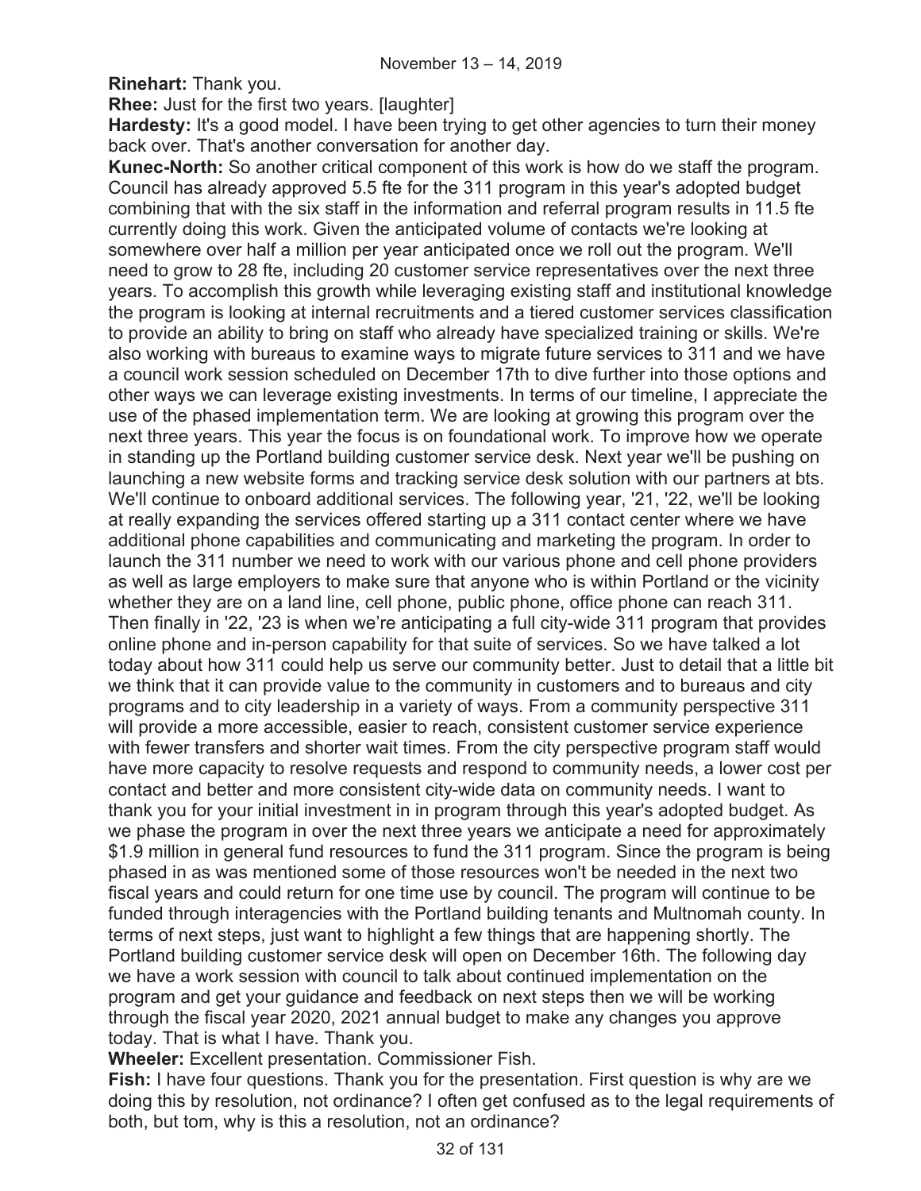**Rinehart:** Thank you.

**Rhee:** Just for the first two years. [laughter]

**Hardesty:** It's a good model. I have been trying to get other agencies to turn their money back over. That's another conversation for another day.

**Kunec-North:** So another critical component of this work is how do we staff the program. Council has already approved 5.5 fte for the 311 program in this year's adopted budget combining that with the six staff in the information and referral program results in 11.5 fte currently doing this work. Given the anticipated volume of contacts we're looking at somewhere over half a million per year anticipated once we roll out the program. We'll need to grow to 28 fte, including 20 customer service representatives over the next three years. To accomplish this growth while leveraging existing staff and institutional knowledge the program is looking at internal recruitments and a tiered customer services classification to provide an ability to bring on staff who already have specialized training or skills. We're also working with bureaus to examine ways to migrate future services to 311 and we have a council work session scheduled on December 17th to dive further into those options and other ways we can leverage existing investments. In terms of our timeline, I appreciate the use of the phased implementation term. We are looking at growing this program over the next three years. This year the focus is on foundational work. To improve how we operate in standing up the Portland building customer service desk. Next year we'll be pushing on launching a new website forms and tracking service desk solution with our partners at bts. We'll continue to onboard additional services. The following year, '21, '22, we'll be looking at really expanding the services offered starting up a 311 contact center where we have additional phone capabilities and communicating and marketing the program. In order to launch the 311 number we need to work with our various phone and cell phone providers as well as large employers to make sure that anyone who is within Portland or the vicinity whether they are on a land line, cell phone, public phone, office phone can reach 311. Then finally in '22, '23 is when we're anticipating a full city-wide 311 program that provides online phone and in-person capability for that suite of services. So we have talked a lot today about how 311 could help us serve our community better. Just to detail that a little bit we think that it can provide value to the community in customers and to bureaus and city programs and to city leadership in a variety of ways. From a community perspective 311 will provide a more accessible, easier to reach, consistent customer service experience with fewer transfers and shorter wait times. From the city perspective program staff would have more capacity to resolve requests and respond to community needs, a lower cost per contact and better and more consistent city-wide data on community needs. I want to thank you for your initial investment in in program through this year's adopted budget. As we phase the program in over the next three years we anticipate a need for approximately $1.9 million in general fund resources to fund the 311 program. Since the program is being phased in as was mentioned some of those resources won't be needed in the next two fiscal years and could return for one time use by council. The program will continue to be funded through interagencies with the Portland building tenants and Multnomah county. In terms of next steps, just want to highlight a few things that are happening shortly. The Portland building customer service desk will open on December 16th. The following day we have a work session with council to talk about continued implementation on the program and get your guidance and feedback on next steps then we will be working through the fiscal year 2020, 2021 annual budget to make any changes you approve today. That is what I have. Thank you.

**Wheeler:** Excellent presentation. Commissioner Fish.

**Fish:** I have four questions. Thank you for the presentation. First question is why are we doing this by resolution, not ordinance? I often get confused as to the legal requirements of both, but tom, why is this a resolution, not an ordinance?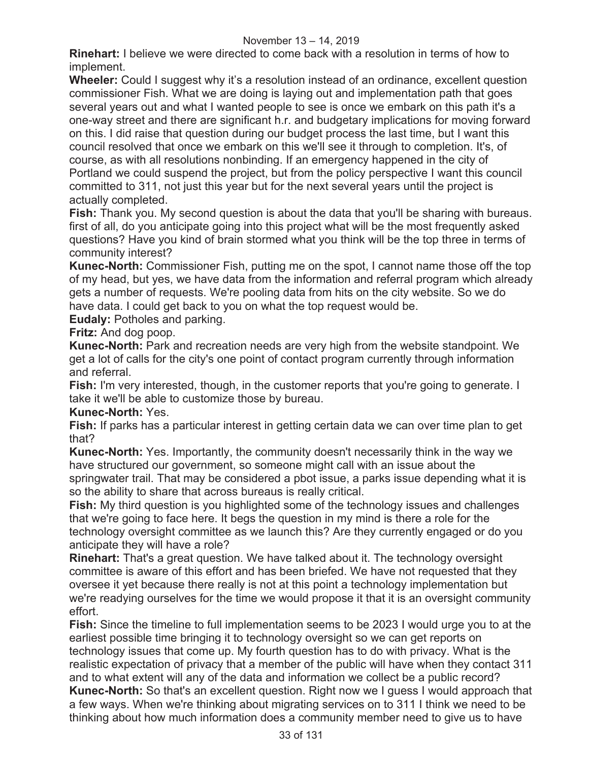**Rinehart:** I believe we were directed to come back with a resolution in terms of how to implement.

**Wheeler:** Could I suggest why it's a resolution instead of an ordinance, excellent question commissioner Fish. What we are doing is laying out and implementation path that goes several years out and what I wanted people to see is once we embark on this path it's a one-way street and there are significant h.r. and budgetary implications for moving forward on this. I did raise that question during our budget process the last time, but I want this council resolved that once we embark on this we'll see it through to completion. It's, of course, as with all resolutions nonbinding. If an emergency happened in the city of Portland we could suspend the project, but from the policy perspective I want this council committed to 311, not just this year but for the next several years until the project is actually completed.

**Fish:** Thank you. My second question is about the data that you'll be sharing with bureaus. first of all, do you anticipate going into this project what will be the most frequently asked questions? Have you kind of brain stormed what you think will be the top three in terms of community interest?

**Kunec-North:** Commissioner Fish, putting me on the spot, I cannot name those off the top of my head, but yes, we have data from the information and referral program which already gets a number of requests. We're pooling data from hits on the city website. So we do have data. I could get back to you on what the top request would be.

**Eudaly:** Potholes and parking.

**Fritz:** And dog poop.

**Kunec-North:** Park and recreation needs are very high from the website standpoint. We get a lot of calls for the city's one point of contact program currently through information and referral.

**Fish:** I'm very interested, though, in the customer reports that you're going to generate. I take it we'll be able to customize those by bureau.

**Kunec-North:** Yes.

**Fish:** If parks has a particular interest in getting certain data we can over time plan to get that?

**Kunec-North:** Yes. Importantly, the community doesn't necessarily think in the way we have structured our government, so someone might call with an issue about the springwater trail. That may be considered a pbot issue, a parks issue depending what it is so the ability to share that across bureaus is really critical.

**Fish:** My third question is you highlighted some of the technology issues and challenges that we're going to face here. It begs the question in my mind is there a role for the technology oversight committee as we launch this? Are they currently engaged or do you anticipate they will have a role?

**Rinehart:** That's a great question. We have talked about it. The technology oversight committee is aware of this effort and has been briefed. We have not requested that they oversee it yet because there really is not at this point a technology implementation but we're readying ourselves for the time we would propose it that it is an oversight community effort.

**Fish:** Since the timeline to full implementation seems to be 2023 I would urge you to at the earliest possible time bringing it to technology oversight so we can get reports on technology issues that come up. My fourth question has to do with privacy. What is the realistic expectation of privacy that a member of the public will have when they contact 311 and to what extent will any of the data and information we collect be a public record?

**Kunec-North:** So that's an excellent question. Right now we I guess I would approach that a few ways. When we're thinking about migrating services on to 311 I think we need to be thinking about how much information does a community member need to give us to have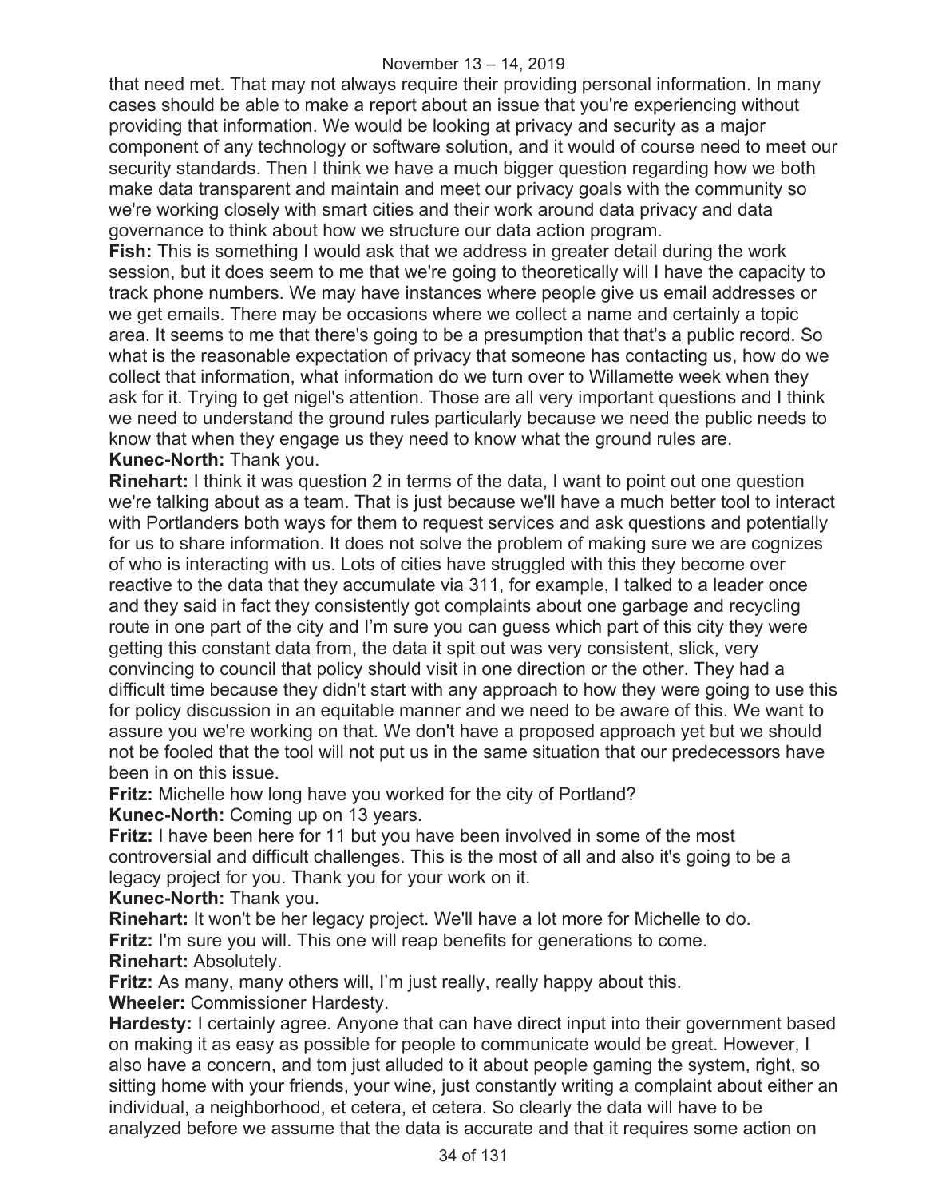that need met. That may not always require their providing personal information. In many cases should be able to make a report about an issue that you're experiencing without providing that information. We would be looking at privacy and security as a major component of any technology or software solution, and it would of course need to meet our security standards. Then I think we have a much bigger question regarding how we both make data transparent and maintain and meet our privacy goals with the community so we're working closely with smart cities and their work around data privacy and data governance to think about how we structure our data action program.

**Fish:** This is something I would ask that we address in greater detail during the work session, but it does seem to me that we're going to theoretically will I have the capacity to track phone numbers. We may have instances where people give us email addresses or we get emails. There may be occasions where we collect a name and certainly a topic area. It seems to me that there's going to be a presumption that that's a public record. So what is the reasonable expectation of privacy that someone has contacting us, how do we collect that information, what information do we turn over to Willamette week when they ask for it. Trying to get nigel's attention. Those are all very important questions and I think we need to understand the ground rules particularly because we need the public needs to know that when they engage us they need to know what the ground rules are.

**Kunec-North:** Thank you.

**Rinehart:** I think it was question 2 in terms of the data, I want to point out one question we're talking about as a team. That is just because we'll have a much better tool to interact with Portlanders both ways for them to request services and ask questions and potentially for us to share information. It does not solve the problem of making sure we are cognizes of who is interacting with us. Lots of cities have struggled with this they become over reactive to the data that they accumulate via 311, for example, I talked to a leader once and they said in fact they consistently got complaints about one garbage and recycling route in one part of the city and I'm sure you can guess which part of this city they were getting this constant data from, the data it spit out was very consistent, slick, very convincing to council that policy should visit in one direction or the other. They had a difficult time because they didn't start with any approach to how they were going to use this for policy discussion in an equitable manner and we need to be aware of this. We want to assure you we're working on that. We don't have a proposed approach yet but we should not be fooled that the tool will not put us in the same situation that our predecessors have been in on this issue.

**Fritz:** Michelle how long have you worked for the city of Portland?

**Kunec-North:** Coming up on 13 years.

**Fritz:** I have been here for 11 but you have been involved in some of the most controversial and difficult challenges. This is the most of all and also it's going to be a legacy project for you. Thank you for your work on it.

**Kunec-North:** Thank you.

**Rinehart:** It won't be her legacy project. We'll have a lot more for Michelle to do.

**Fritz:** I'm sure you will. This one will reap benefits for generations to come.

**Rinehart:** Absolutely.

**Fritz:** As many, many others will, I'm just really, really happy about this.

**Wheeler:** Commissioner Hardesty.

**Hardesty:** I certainly agree. Anyone that can have direct input into their government based on making it as easy as possible for people to communicate would be great. However, I also have a concern, and tom just alluded to it about people gaming the system, right, so sitting home with your friends, your wine, just constantly writing a complaint about either an individual, a neighborhood, et cetera, et cetera. So clearly the data will have to be analyzed before we assume that the data is accurate and that it requires some action on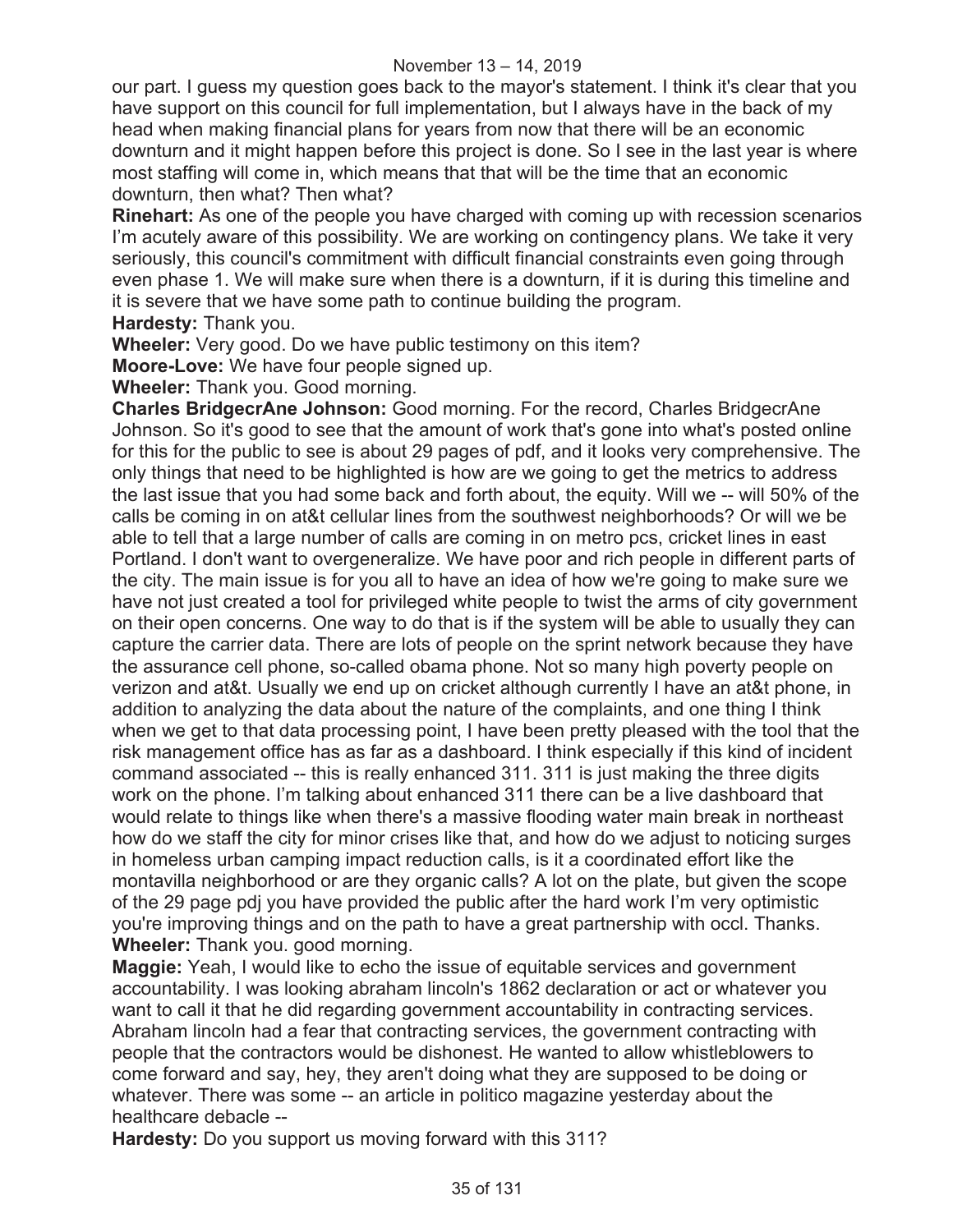our part. I guess my question goes back to the mayor's statement. I think it's clear that you have support on this council for full implementation, but I always have in the back of my head when making financial plans for years from now that there will be an economic downturn and it might happen before this project is done. So I see in the last year is where most staffing will come in, which means that that will be the time that an economic downturn, then what? Then what?

**Rinehart:** As one of the people you have charged with coming up with recession scenarios I'm acutely aware of this possibility. We are working on contingency plans. We take it very seriously, this council's commitment with difficult financial constraints even going through even phase 1. We will make sure when there is a downturn, if it is during this timeline and it is severe that we have some path to continue building the program.

**Hardesty:** Thank you.

**Wheeler:** Very good. Do we have public testimony on this item?

**Moore-Love:** We have four people signed up.

**Wheeler:** Thank you. Good morning.

**Charles BridgecrAne Johnson:** Good morning. For the record, Charles BridgecrAne Johnson. So it's good to see that the amount of work that's gone into what's posted online for this for the public to see is about 29 pages of pdf, and it looks very comprehensive. The only things that need to be highlighted is how are we going to get the metrics to address the last issue that you had some back and forth about, the equity. Will we -- will 50% of the calls be coming in on at&t cellular lines from the southwest neighborhoods? Or will we be able to tell that a large number of calls are coming in on metro pcs, cricket lines in east Portland. I don't want to overgeneralize. We have poor and rich people in different parts of the city. The main issue is for you all to have an idea of how we're going to make sure we have not just created a tool for privileged white people to twist the arms of city government on their open concerns. One way to do that is if the system will be able to usually they can capture the carrier data. There are lots of people on the sprint network because they have the assurance cell phone, so-called obama phone. Not so many high poverty people on verizon and at&t. Usually we end up on cricket although currently I have an at&t phone, in addition to analyzing the data about the nature of the complaints, and one thing I think when we get to that data processing point, I have been pretty pleased with the tool that the risk management office has as far as a dashboard. I think especially if this kind of incident command associated -- this is really enhanced 311. 311 is just making the three digits work on the phone. I'm talking about enhanced 311 there can be a live dashboard that would relate to things like when there's a massive flooding water main break in northeast how do we staff the city for minor crises like that, and how do we adjust to noticing surges in homeless urban camping impact reduction calls, is it a coordinated effort like the montavilla neighborhood or are they organic calls? A lot on the plate, but given the scope of the 29 page pdj you have provided the public after the hard work I'm very optimistic you're improving things and on the path to have a great partnership with occl. Thanks.

**Wheeler:** Thank you. good morning.

**Maggie:** Yeah, I would like to echo the issue of equitable services and government accountability. I was looking abraham lincoln's 1862 declaration or act or whatever you want to call it that he did regarding government accountability in contracting services. Abraham lincoln had a fear that contracting services, the government contracting with people that the contractors would be dishonest. He wanted to allow whistleblowers to come forward and say, hey, they aren't doing what they are supposed to be doing or whatever. There was some -- an article in politico magazine yesterday about the healthcare debacle --

**Hardesty:** Do you support us moving forward with this 311?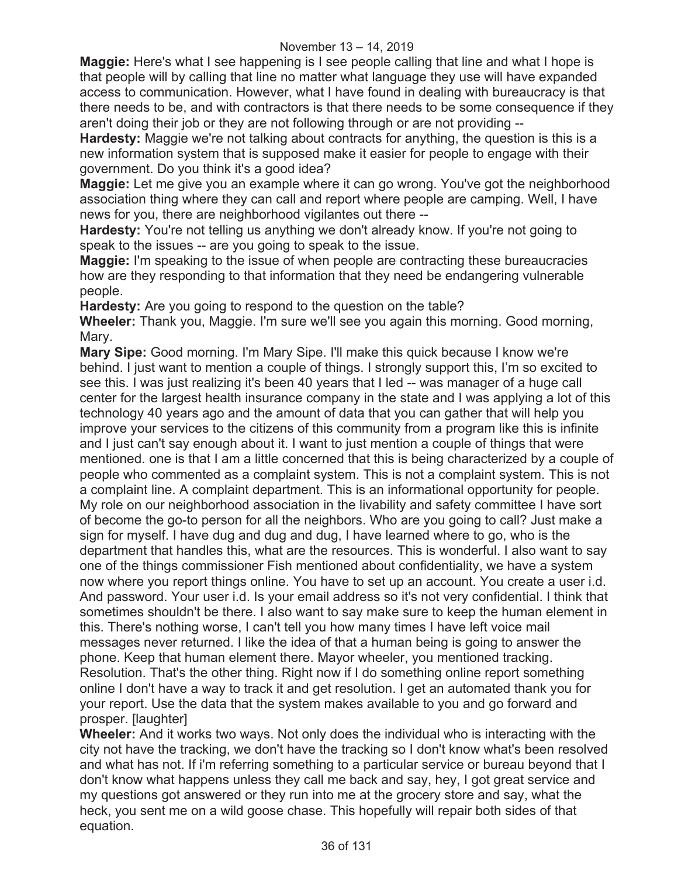**Maggie:** Here's what I see happening is I see people calling that line and what I hope is that people will by calling that line no matter what language they use will have expanded access to communication. However, what I have found in dealing with bureaucracy is that there needs to be, and with contractors is that there needs to be some consequence if they aren't doing their job or they are not following through or are not providing --

**Hardesty:** Maggie we're not talking about contracts for anything, the question is this is a new information system that is supposed make it easier for people to engage with their government. Do you think it's a good idea?

**Maggie:** Let me give you an example where it can go wrong. You've got the neighborhood association thing where they can call and report where people are camping. Well, I have news for you, there are neighborhood vigilantes out there --

**Hardesty:** You're not telling us anything we don't already know. If you're not going to speak to the issues -- are you going to speak to the issue.

**Maggie:** I'm speaking to the issue of when people are contracting these bureaucracies how are they responding to that information that they need be endangering vulnerable people.

**Hardesty:** Are you going to respond to the question on the table?

**Wheeler:** Thank you, Maggie. I'm sure we'll see you again this morning. Good morning, Mary.

**Mary Sipe:** Good morning. I'm Mary Sipe. I'll make this quick because I know we're behind. I just want to mention a couple of things. I strongly support this, I'm so excited to see this. I was just realizing it's been 40 years that I led -- was manager of a huge call center for the largest health insurance company in the state and I was applying a lot of this technology 40 years ago and the amount of data that you can gather that will help you improve your services to the citizens of this community from a program like this is infinite and I just can't say enough about it. I want to just mention a couple of things that were mentioned. one is that I am a little concerned that this is being characterized by a couple of people who commented as a complaint system. This is not a complaint system. This is not a complaint line. A complaint department. This is an informational opportunity for people. My role on our neighborhood association in the livability and safety committee I have sort of become the go-to person for all the neighbors. Who are you going to call? Just make a sign for myself. I have dug and dug and dug, I have learned where to go, who is the department that handles this, what are the resources. This is wonderful. I also want to say one of the things commissioner Fish mentioned about confidentiality, we have a system now where you report things online. You have to set up an account. You create a user i.d. And password. Your user i.d. Is your email address so it's not very confidential. I think that sometimes shouldn't be there. I also want to say make sure to keep the human element in this. There's nothing worse, I can't tell you how many times I have left voice mail messages never returned. I like the idea of that a human being is going to answer the phone. Keep that human element there. Mayor wheeler, you mentioned tracking. Resolution. That's the other thing. Right now if I do something online report something online I don't have a way to track it and get resolution. I get an automated thank you for your report. Use the data that the system makes available to you and go forward and prosper. [laughter]

**Wheeler:** And it works two ways. Not only does the individual who is interacting with the city not have the tracking, we don't have the tracking so I don't know what's been resolved and what has not. If i'm referring something to a particular service or bureau beyond that I don't know what happens unless they call me back and say, hey, I got great service and my questions got answered or they run into me at the grocery store and say, what the heck, you sent me on a wild goose chase. This hopefully will repair both sides of that equation.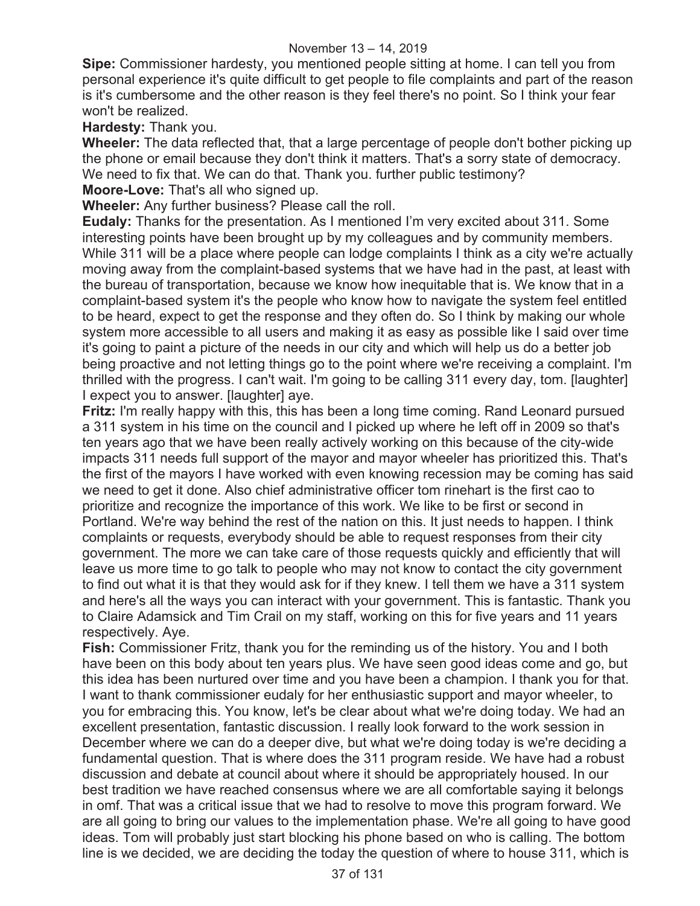**Sipe:** Commissioner hardesty, you mentioned people sitting at home. I can tell you from personal experience it's quite difficult to get people to file complaints and part of the reason is it's cumbersome and the other reason is they feel there's no point. So I think your fear won't be realized.

**Hardesty:** Thank you.

**Wheeler:** The data reflected that, that a large percentage of people don't bother picking up the phone or email because they don't think it matters. That's a sorry state of democracy. We need to fix that. We can do that. Thank you. further public testimony?

**Moore-Love:** That's all who signed up.

**Wheeler:** Any further business? Please call the roll.

**Eudaly:** Thanks for the presentation. As I mentioned I'm very excited about 311. Some interesting points have been brought up by my colleagues and by community members. While 311 will be a place where people can lodge complaints I think as a city we're actually moving away from the complaint-based systems that we have had in the past, at least with the bureau of transportation, because we know how inequitable that is. We know that in a complaint-based system it's the people who know how to navigate the system feel entitled to be heard, expect to get the response and they often do. So I think by making our whole system more accessible to all users and making it as easy as possible like I said over time it's going to paint a picture of the needs in our city and which will help us do a better job being proactive and not letting things go to the point where we're receiving a complaint. I'm thrilled with the progress. I can't wait. I'm going to be calling 311 every day, tom. [laughter] I expect you to answer. [laughter] aye.

**Fritz:** I'm really happy with this, this has been a long time coming. Rand Leonard pursued a 311 system in his time on the council and I picked up where he left off in 2009 so that's ten years ago that we have been really actively working on this because of the city-wide impacts 311 needs full support of the mayor and mayor wheeler has prioritized this. That's the first of the mayors I have worked with even knowing recession may be coming has said we need to get it done. Also chief administrative officer tom rinehart is the first cao to prioritize and recognize the importance of this work. We like to be first or second in Portland. We're way behind the rest of the nation on this. It just needs to happen. I think complaints or requests, everybody should be able to request responses from their city government. The more we can take care of those requests quickly and efficiently that will leave us more time to go talk to people who may not know to contact the city government to find out what it is that they would ask for if they knew. I tell them we have a 311 system and here's all the ways you can interact with your government. This is fantastic. Thank you to Claire Adamsick and Tim Crail on my staff, working on this for five years and 11 years respectively. Aye.

**Fish:** Commissioner Fritz, thank you for the reminding us of the history. You and I both have been on this body about ten years plus. We have seen good ideas come and go, but this idea has been nurtured over time and you have been a champion. I thank you for that. I want to thank commissioner eudaly for her enthusiastic support and mayor wheeler, to you for embracing this. You know, let's be clear about what we're doing today. We had an excellent presentation, fantastic discussion. I really look forward to the work session in December where we can do a deeper dive, but what we're doing today is we're deciding a fundamental question. That is where does the 311 program reside. We have had a robust discussion and debate at council about where it should be appropriately housed. In our best tradition we have reached consensus where we are all comfortable saying it belongs in omf. That was a critical issue that we had to resolve to move this program forward. We are all going to bring our values to the implementation phase. We're all going to have good ideas. Tom will probably just start blocking his phone based on who is calling. The bottom line is we decided, we are deciding the today the question of where to house 311, which is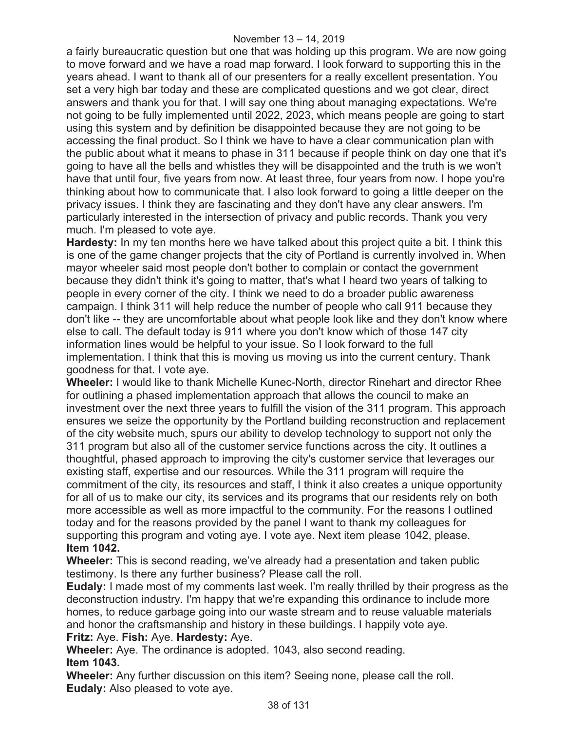a fairly bureaucratic question but one that was holding up this program. We are now going to move forward and we have a road map forward. I look forward to supporting this in the years ahead. I want to thank all of our presenters for a really excellent presentation. You set a very high bar today and these are complicated questions and we got clear, direct answers and thank you for that. I will say one thing about managing expectations. We're not going to be fully implemented until 2022, 2023, which means people are going to start using this system and by definition be disappointed because they are not going to be accessing the final product. So I think we have to have a clear communication plan with the public about what it means to phase in 311 because if people think on day one that it's going to have all the bells and whistles they will be disappointed and the truth is we won't have that until four, five years from now. At least three, four years from now. I hope you're thinking about how to communicate that. I also look forward to going a little deeper on the privacy issues. I think they are fascinating and they don't have any clear answers. I'm particularly interested in the intersection of privacy and public records. Thank you very much. I'm pleased to vote aye.

**Hardesty:** In my ten months here we have talked about this project quite a bit. I think this is one of the game changer projects that the city of Portland is currently involved in. When mayor wheeler said most people don't bother to complain or contact the government because they didn't think it's going to matter, that's what I heard two years of talking to people in every corner of the city. I think we need to do a broader public awareness campaign. I think 311 will help reduce the number of people who call 911 because they don't like -- they are uncomfortable about what people look like and they don't know where else to call. The default today is 911 where you don't know which of those 147 city information lines would be helpful to your issue. So I look forward to the full implementation. I think that this is moving us moving us into the current century. Thank goodness for that. I vote aye.

**Wheeler:** I would like to thank Michelle Kunec-North, director Rinehart and director Rhee for outlining a phased implementation approach that allows the council to make an investment over the next three years to fulfill the vision of the 311 program. This approach ensures we seize the opportunity by the Portland building reconstruction and replacement of the city website much, spurs our ability to develop technology to support not only the 311 program but also all of the customer service functions across the city. It outlines a thoughtful, phased approach to improving the city's customer service that leverages our existing staff, expertise and our resources. While the 311 program will require the commitment of the city, its resources and staff, I think it also creates a unique opportunity for all of us to make our city, its services and its programs that our residents rely on both more accessible as well as more impactful to the community. For the reasons I outlined today and for the reasons provided by the panel I want to thank my colleagues for supporting this program and voting aye. I vote aye. Next item please 1042, please.

**Item 1042.**

**Wheeler:** This is second reading, we've already had a presentation and taken public testimony. Is there any further business? Please call the roll.

**Eudaly:** I made most of my comments last week. I'm really thrilled by their progress as the deconstruction industry. I'm happy that we're expanding this ordinance to include more homes, to reduce garbage going into our waste stream and to reuse valuable materials and honor the craftsmanship and history in these buildings. I happily vote aye.

**Fritz:** Aye. **Fish:** Aye. **Hardesty:** Aye.

**Wheeler:** Aye. The ordinance is adopted. 1043, also second reading.

**Item 1043.**

**Wheeler:** Any further discussion on this item? Seeing none, please call the roll.

**Eudaly:** Also pleased to vote aye.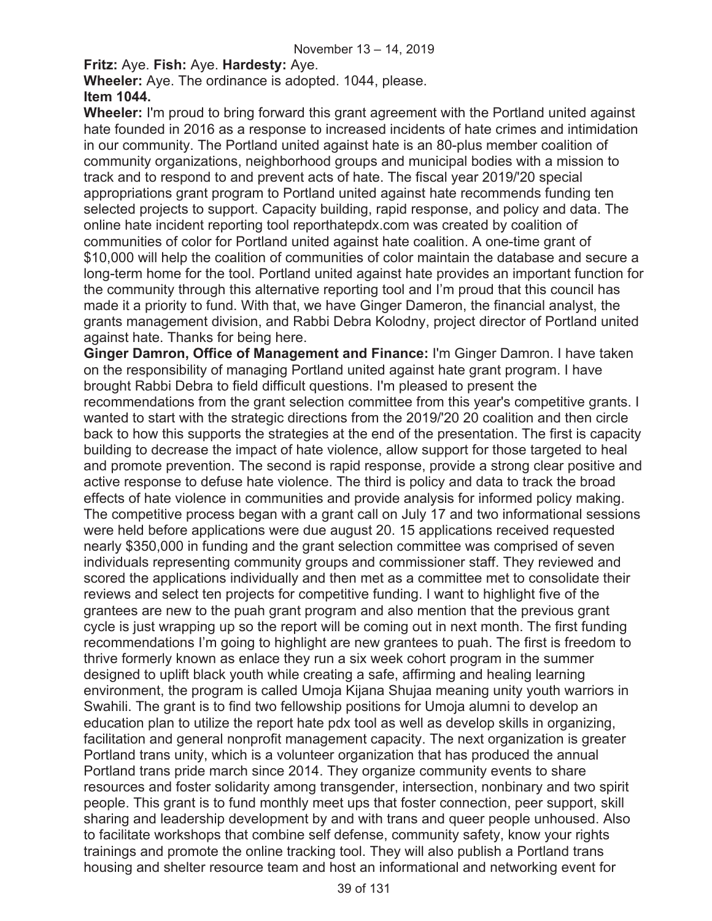**Fritz:** Aye. **Fish:** Aye. **Hardesty:** Aye.

**Wheeler:** Aye. The ordinance is adopted. 1044, please.

**Item 1044.**

**Wheeler:** I'm proud to bring forward this grant agreement with the Portland united against hate founded in 2016 as a response to increased incidents of hate crimes and intimidation in our community. The Portland united against hate is an 80-plus member coalition of community organizations, neighborhood groups and municipal bodies with a mission to track and to respond to and prevent acts of hate. The fiscal year 2019/'20 special appropriations grant program to Portland united against hate recommends funding ten selected projects to support. Capacity building, rapid response, and policy and data. The online hate incident reporting tool reporthatepdx.com was created by coalition of communities of color for Portland united against hate coalition. A one-time grant of $10,000 will help the coalition of communities of color maintain the database and secure a long-term home for the tool. Portland united against hate provides an important function for the community through this alternative reporting tool and I'm proud that this council has made it a priority to fund. With that, we have Ginger Dameron, the financial analyst, the grants management division, and Rabbi Debra Kolodny, project director of Portland united against hate. Thanks for being here.

**Ginger Damron, Office of Management and Finance:** I'm Ginger Damron. I have taken on the responsibility of managing Portland united against hate grant program. I have brought Rabbi Debra to field difficult questions. I'm pleased to present the recommendations from the grant selection committee from this year's competitive grants. I wanted to start with the strategic directions from the 2019/'20 20 coalition and then circle back to how this supports the strategies at the end of the presentation. The first is capacity building to decrease the impact of hate violence, allow support for those targeted to heal and promote prevention. The second is rapid response, provide a strong clear positive and active response to defuse hate violence. The third is policy and data to track the broad effects of hate violence in communities and provide analysis for informed policy making. The competitive process began with a grant call on July 17 and two informational sessions were held before applications were due august 20. 15 applications received requested nearly $350,000 in funding and the grant selection committee was comprised of seven individuals representing community groups and commissioner staff. They reviewed and scored the applications individually and then met as a committee met to consolidate their reviews and select ten projects for competitive funding. I want to highlight five of the grantees are new to the puah grant program and also mention that the previous grant cycle is just wrapping up so the report will be coming out in next month. The first funding recommendations I'm going to highlight are new grantees to puah. The first is freedom to thrive formerly known as enlace they run a six week cohort program in the summer designed to uplift black youth while creating a safe, affirming and healing learning environment, the program is called Umoja Kijana Shujaa meaning unity youth warriors in Swahili. The grant is to find two fellowship positions for Umoja alumni to develop an education plan to utilize the report hate pdx tool as well as develop skills in organizing, facilitation and general nonprofit management capacity. The next organization is greater Portland trans unity, which is a volunteer organization that has produced the annual Portland trans pride march since 2014. They organize community events to share resources and foster solidarity among transgender, intersection, nonbinary and two spirit people. This grant is to fund monthly meet ups that foster connection, peer support, skill sharing and leadership development by and with trans and queer people unhoused. Also to facilitate workshops that combine self defense, community safety, know your rights trainings and promote the online tracking tool. They will also publish a Portland trans housing and shelter resource team and host an informational and networking event for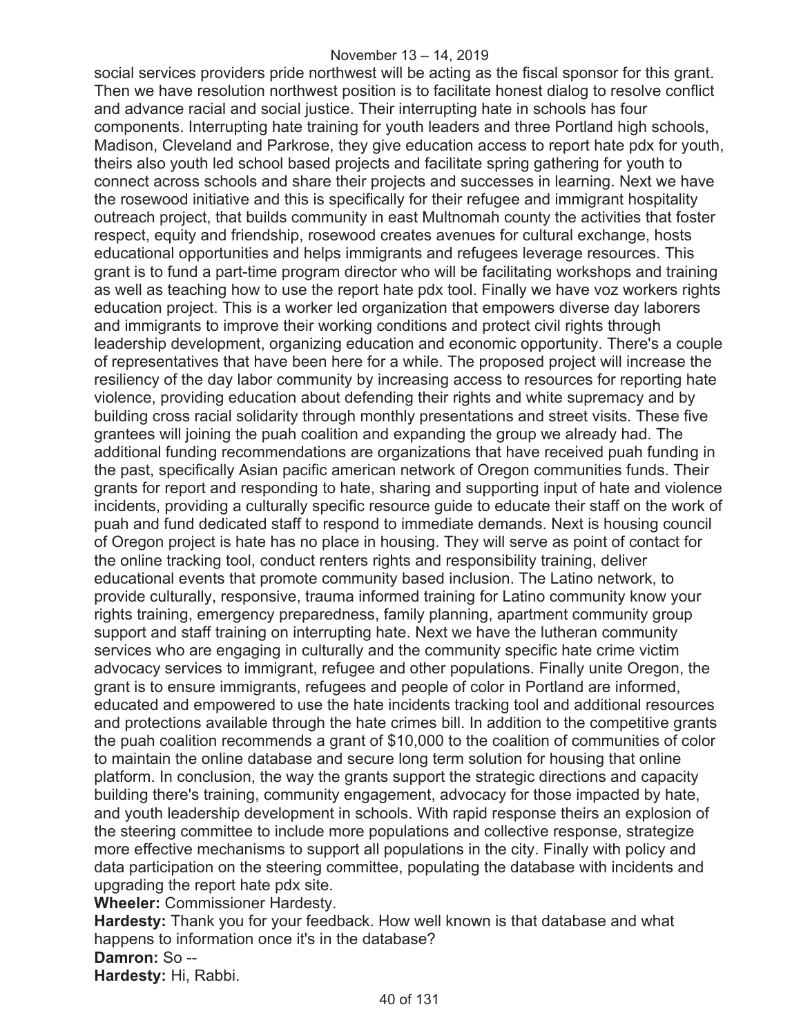social services providers pride northwest will be acting as the fiscal sponsor for this grant. Then we have resolution northwest position is to facilitate honest dialog to resolve conflict and advance racial and social justice. Their interrupting hate in schools has four components. Interrupting hate training for youth leaders and three Portland high schools, Madison, Cleveland and Parkrose, they give education access to report hate pdx for youth, theirs also youth led school based projects and facilitate spring gathering for youth to connect across schools and share their projects and successes in learning. Next we have the rosewood initiative and this is specifically for their refugee and immigrant hospitality outreach project, that builds community in east Multnomah county the activities that foster respect, equity and friendship, rosewood creates avenues for cultural exchange, hosts educational opportunities and helps immigrants and refugees leverage resources. This grant is to fund a part-time program director who will be facilitating workshops and training as well as teaching how to use the report hate pdx tool. Finally we have voz workers rights education project. This is a worker led organization that empowers diverse day laborers and immigrants to improve their working conditions and protect civil rights through leadership development, organizing education and economic opportunity. There's a couple of representatives that have been here for a while. The proposed project will increase the resiliency of the day labor community by increasing access to resources for reporting hate violence, providing education about defending their rights and white supremacy and by building cross racial solidarity through monthly presentations and street visits. These five grantees will joining the puah coalition and expanding the group we already had. The additional funding recommendations are organizations that have received puah funding in the past, specifically Asian pacific american network of Oregon communities funds. Their grants for report and responding to hate, sharing and supporting input of hate and violence incidents, providing a culturally specific resource guide to educate their staff on the work of puah and fund dedicated staff to respond to immediate demands. Next is housing council of Oregon project is hate has no place in housing. They will serve as point of contact for the online tracking tool, conduct renters rights and responsibility training, deliver educational events that promote community based inclusion. The Latino network, to provide culturally, responsive, trauma informed training for Latino community know your rights training, emergency preparedness, family planning, apartment community group support and staff training on interrupting hate. Next we have the lutheran community services who are engaging in culturally and the community specific hate crime victim advocacy services to immigrant, refugee and other populations. Finally unite Oregon, the grant is to ensure immigrants, refugees and people of color in Portland are informed, educated and empowered to use the hate incidents tracking tool and additional resources and protections available through the hate crimes bill. In addition to the competitive grants the puah coalition recommends a grant of $10,000 to the coalition of communities of color to maintain the online database and secure long term solution for housing that online platform. In conclusion, the way the grants support the strategic directions and capacity building there's training, community engagement, advocacy for those impacted by hate, and youth leadership development in schools. With rapid response theirs an explosion of the steering committee to include more populations and collective response, strategize more effective mechanisms to support all populations in the city. Finally with policy and data participation on the steering committee, populating the database with incidents and upgrading the report hate pdx site.

**Wheeler:** Commissioner Hardesty.

**Hardesty:** Thank you for your feedback. How well known is that database and what happens to information once it's in the database?

**Damron:** So --

**Hardesty:** Hi, Rabbi.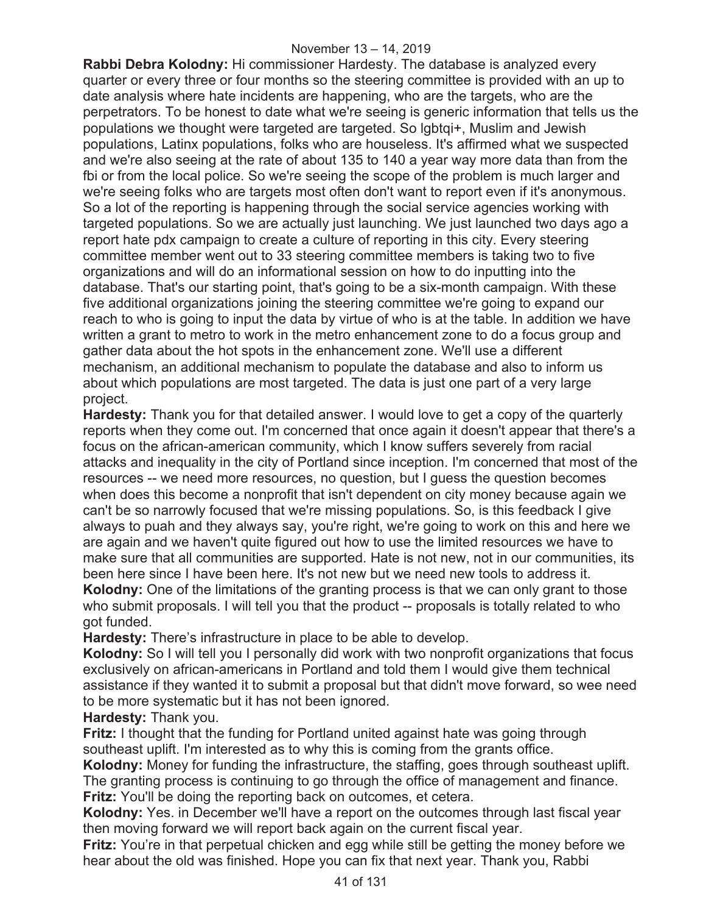**Rabbi Debra Kolodny:** Hi commissioner Hardesty. The database is analyzed every quarter or every three or four months so the steering committee is provided with an up to date analysis where hate incidents are happening, who are the targets, who are the perpetrators. To be honest to date what we're seeing is generic information that tells us the populations we thought were targeted are targeted. So lgbtqi+, Muslim and Jewish populations, Latinx populations, folks who are houseless. It's affirmed what we suspected and we're also seeing at the rate of about 135 to 140 a year way more data than from the fbi or from the local police. So we're seeing the scope of the problem is much larger and we're seeing folks who are targets most often don't want to report even if it's anonymous. So a lot of the reporting is happening through the social service agencies working with targeted populations. So we are actually just launching. We just launched two days ago a report hate pdx campaign to create a culture of reporting in this city. Every steering committee member went out to 33 steering committee members is taking two to five organizations and will do an informational session on how to do inputting into the database. That's our starting point, that's going to be a six-month campaign. With these five additional organizations joining the steering committee we're going to expand our reach to who is going to input the data by virtue of who is at the table. In addition we have written a grant to metro to work in the metro enhancement zone to do a focus group and gather data about the hot spots in the enhancement zone. We'll use a different mechanism, an additional mechanism to populate the database and also to inform us about which populations are most targeted. The data is just one part of a very large project.

**Hardesty:** Thank you for that detailed answer. I would love to get a copy of the quarterly reports when they come out. I'm concerned that once again it doesn't appear that there's a focus on the african-american community, which I know suffers severely from racial attacks and inequality in the city of Portland since inception. I'm concerned that most of the resources -- we need more resources, no question, but I guess the question becomes when does this become a nonprofit that isn't dependent on city money because again we can't be so narrowly focused that we're missing populations. So, is this feedback I give always to puah and they always say, you're right, we're going to work on this and here we are again and we haven't quite figured out how to use the limited resources we have to make sure that all communities are supported. Hate is not new, not in our communities, its been here since I have been here. It's not new but we need new tools to address it.

**Kolodny:** One of the limitations of the granting process is that we can only grant to those who submit proposals. I will tell you that the product -- proposals is totally related to who got funded.

**Hardesty:** There's infrastructure in place to be able to develop.

**Kolodny:** So I will tell you I personally did work with two nonprofit organizations that focus exclusively on african-americans in Portland and told them I would give them technical assistance if they wanted it to submit a proposal but that didn't move forward, so wee need to be more systematic but it has not been ignored.

**Hardesty:** Thank you.

**Fritz:** I thought that the funding for Portland united against hate was going through southeast uplift. I'm interested as to why this is coming from the grants office.

**Kolodny:** Money for funding the infrastructure, the staffing, goes through southeast uplift. The granting process is continuing to go through the office of management and finance.

**Fritz:** You'll be doing the reporting back on outcomes, et cetera.

**Kolodny:** Yes. in December we'll have a report on the outcomes through last fiscal year then moving forward we will report back again on the current fiscal year.

**Fritz:** You're in that perpetual chicken and egg while still be getting the money before we hear about the old was finished. Hope you can fix that next year. Thank you, Rabbi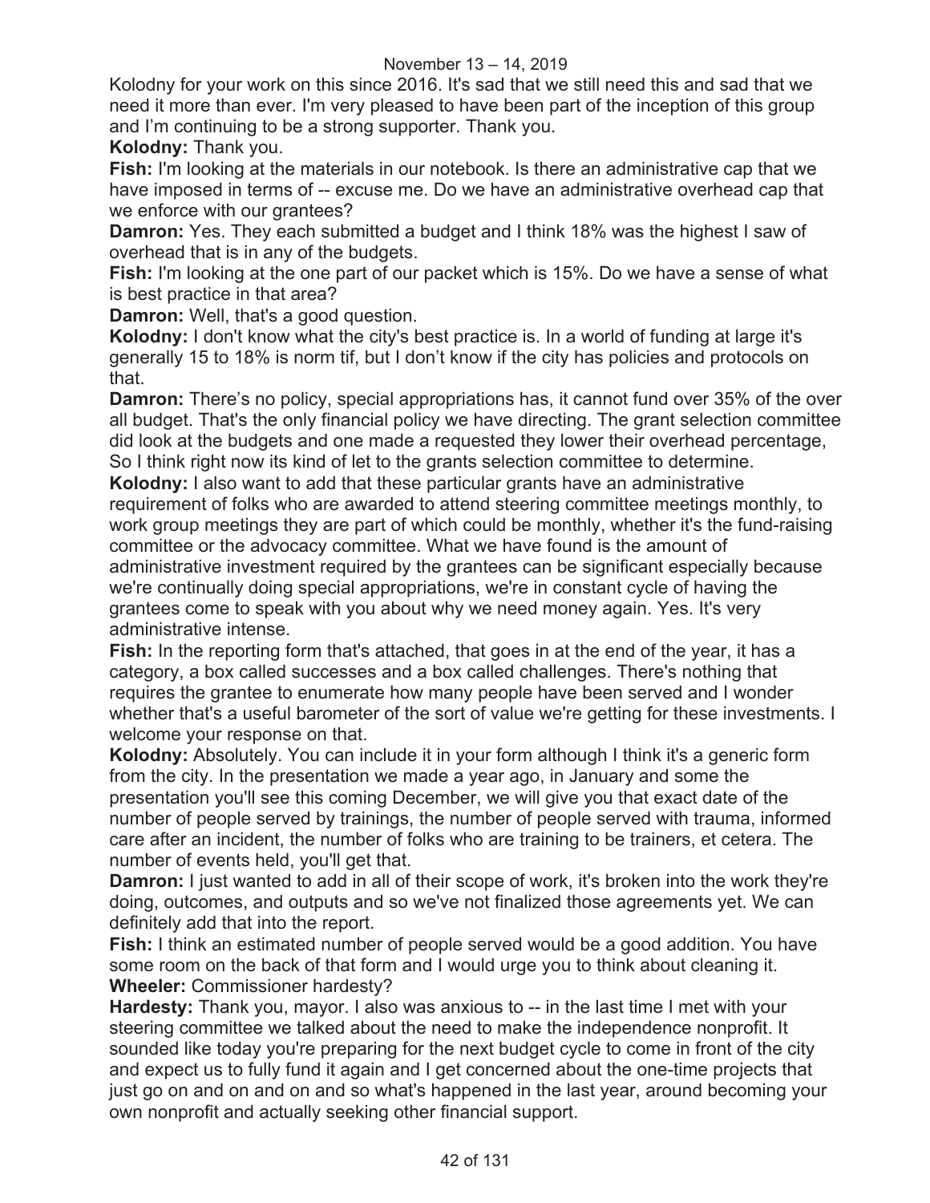Kolodny for your work on this since 2016. It's sad that we still need this and sad that we need it more than ever. I'm very pleased to have been part of the inception of this group and I'm continuing to be a strong supporter. Thank you.

**Kolodny:** Thank you.

**Fish:** I'm looking at the materials in our notebook. Is there an administrative cap that we have imposed in terms of -- excuse me. Do we have an administrative overhead cap that we enforce with our grantees?

**Damron:** Yes. They each submitted a budget and I think 18% was the highest I saw of overhead that is in any of the budgets.

**Fish:** I'm looking at the one part of our packet which is 15%. Do we have a sense of what is best practice in that area?

**Damron:** Well, that's a good question.

**Kolodny:** I don't know what the city's best practice is. In a world of funding at large it's generally 15 to 18% is norm tif, but I don't know if the city has policies and protocols on that.

**Damron:** There's no policy, special appropriations has, it cannot fund over 35% of the over all budget. That's the only financial policy we have directing. The grant selection committee did look at the budgets and one made a requested they lower their overhead percentage, So I think right now its kind of let to the grants selection committee to determine.

**Kolodny:** I also want to add that these particular grants have an administrative requirement of folks who are awarded to attend steering committee meetings monthly, to work group meetings they are part of which could be monthly, whether it's the fund-raising committee or the advocacy committee. What we have found is the amount of administrative investment required by the grantees can be significant especially because we're continually doing special appropriations, we're in constant cycle of having the grantees come to speak with you about why we need money again. Yes. It's very administrative intense.

**Fish:** In the reporting form that's attached, that goes in at the end of the year, it has a category, a box called successes and a box called challenges. There's nothing that requires the grantee to enumerate how many people have been served and I wonder whether that's a useful barometer of the sort of value we're getting for these investments. I welcome your response on that.

**Kolodny:** Absolutely. You can include it in your form although I think it's a generic form from the city. In the presentation we made a year ago, in January and some the presentation you'll see this coming December, we will give you that exact date of the number of people served by trainings, the number of people served with trauma, informed care after an incident, the number of folks who are training to be trainers, et cetera. The number of events held, you'll get that.

**Damron:** I just wanted to add in all of their scope of work, it's broken into the work they're doing, outcomes, and outputs and so we've not finalized those agreements yet. We can definitely add that into the report.

**Fish:** I think an estimated number of people served would be a good addition. You have some room on the back of that form and I would urge you to think about cleaning it.

**Wheeler:** Commissioner hardesty?

**Hardesty:** Thank you, mayor. I also was anxious to -- in the last time I met with your steering committee we talked about the need to make the independence nonprofit. It sounded like today you're preparing for the next budget cycle to come in front of the city and expect us to fully fund it again and I get concerned about the one-time projects that just go on and on and on and so what's happened in the last year, around becoming your own nonprofit and actually seeking other financial support.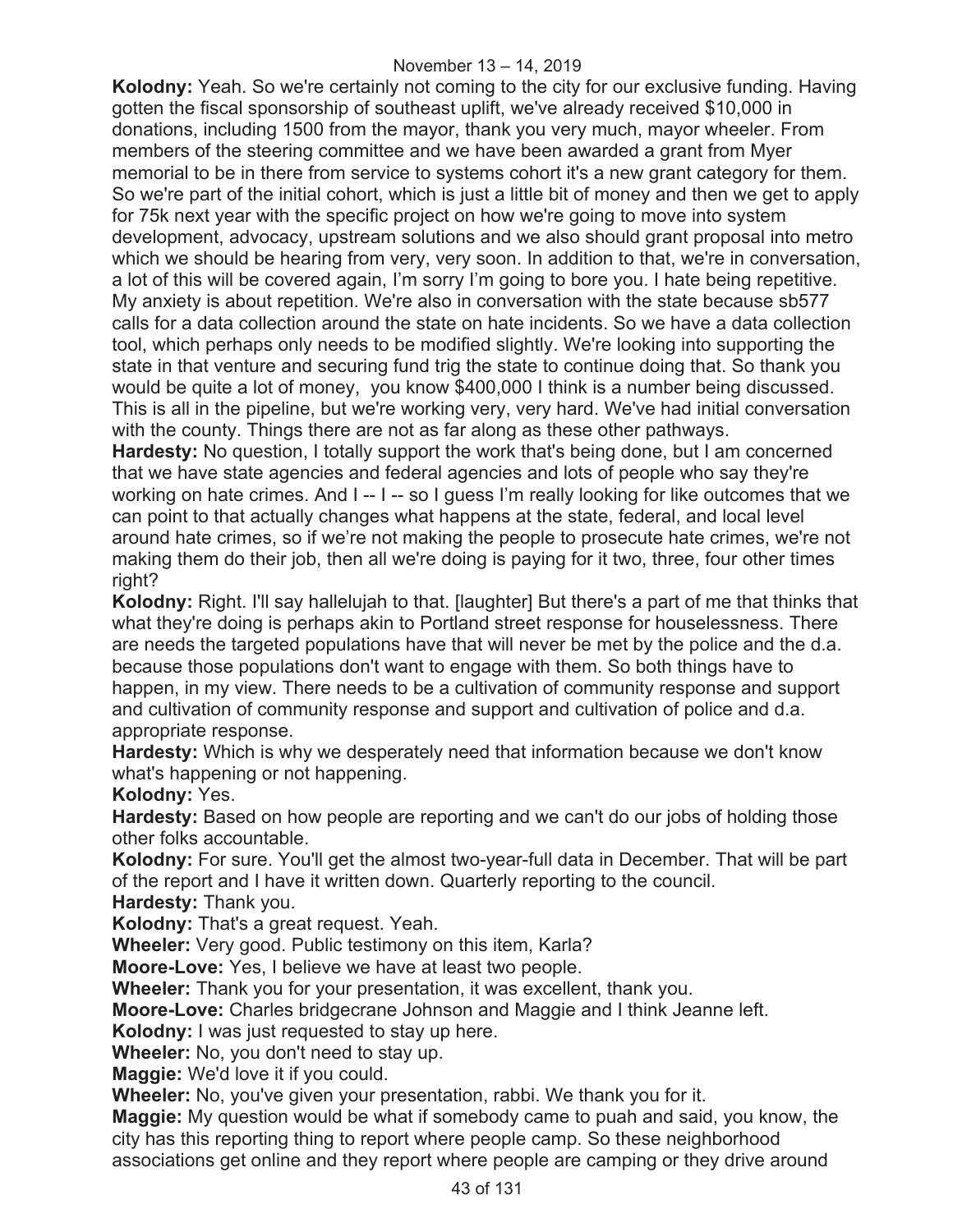**Kolodny:** Yeah. So we're certainly not coming to the city for our exclusive funding. Having gotten the fiscal sponsorship of southeast uplift, we've already received $10,000 in donations, including 1500 from the mayor, thank you very much, mayor wheeler. From members of the steering committee and we have been awarded a grant from Myer memorial to be in there from service to systems cohort it's a new grant category for them. So we're part of the initial cohort, which is just a little bit of money and then we get to apply for 75k next year with the specific project on how we're going to move into system development, advocacy, upstream solutions and we also should grant proposal into metro which we should be hearing from very, very soon. In addition to that, we're in conversation, a lot of this will be covered again, I'm sorry I'm going to bore you. I hate being repetitive. My anxiety is about repetition. We're also in conversation with the state because sb577 calls for a data collection around the state on hate incidents. So we have a data collection tool, which perhaps only needs to be modified slightly. We're looking into supporting the state in that venture and securing fund trig the state to continue doing that. So thank you would be quite a lot of money, you know $400,000 I think is a number being discussed. This is all in the pipeline, but we're working very, very hard. We've had initial conversation with the county. Things there are not as far along as these other pathways.

**Hardesty:** No question, I totally support the work that's being done, but I am concerned that we have state agencies and federal agencies and lots of people who say they're working on hate crimes. And I -- I -- so I guess I'm really looking for like outcomes that we can point to that actually changes what happens at the state, federal, and local level around hate crimes, so if we're not making the people to prosecute hate crimes, we're not making them do their job, then all we're doing is paying for it two, three, four other times right?

**Kolodny:** Right. I'll say hallelujah to that. [laughter] But there's a part of me that thinks that what they're doing is perhaps akin to Portland street response for houselessness. There are needs the targeted populations have that will never be met by the police and the d.a. because those populations don't want to engage with them. So both things have to happen, in my view. There needs to be a cultivation of community response and support and cultivation of community response and support and cultivation of police and d.a. appropriate response.

**Hardesty:** Which is why we desperately need that information because we don't know what's happening or not happening.

**Kolodny:** Yes.

**Hardesty:** Based on how people are reporting and we can't do our jobs of holding those other folks accountable.

**Kolodny:** For sure. You'll get the almost two-year-full data in December. That will be part of the report and I have it written down. Quarterly reporting to the council.

**Hardesty:** Thank you.

**Kolodny:** That's a great request. Yeah.

**Wheeler:** Very good. Public testimony on this item, Karla?

**Moore-Love:** Yes, I believe we have at least two people.

**Wheeler:** Thank you for your presentation, it was excellent, thank you.

**Moore-Love:** Charles bridgecrane Johnson and Maggie and I think Jeanne left.

**Kolodny:** I was just requested to stay up here.

**Wheeler:** No, you don't need to stay up.

**Maggie:** We'd love it if you could.

**Wheeler:** No, you've given your presentation, rabbi. We thank you for it.

**Maggie:** My question would be what if somebody came to puah and said, you know, the city has this reporting thing to report where people camp. So these neighborhood associations get online and they report where people are camping or they drive around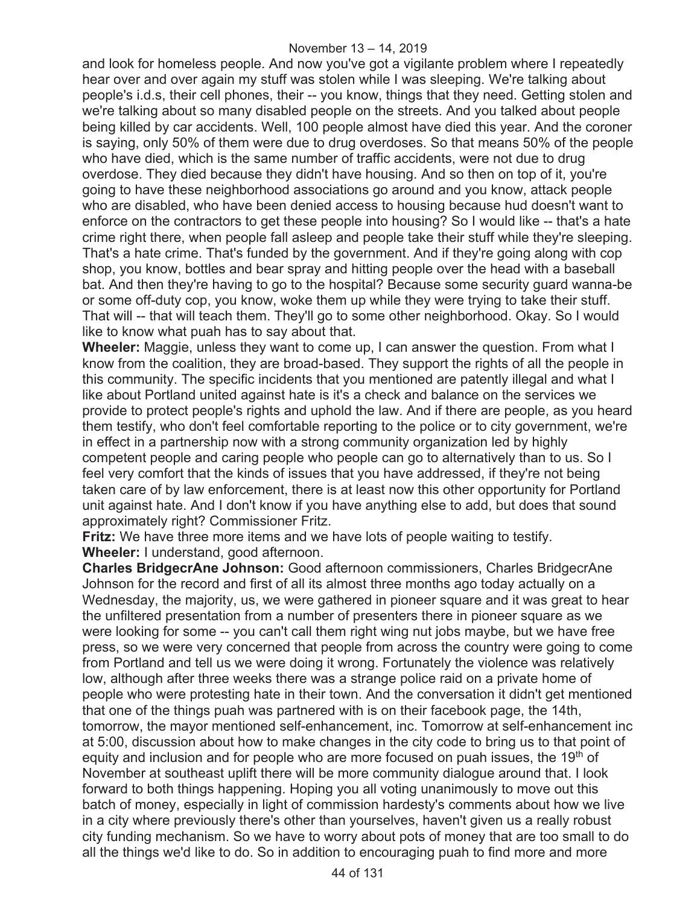and look for homeless people. And now you've got a vigilante problem where I repeatedly hear over and over again my stuff was stolen while I was sleeping. We're talking about people's i.d.s, their cell phones, their -- you know, things that they need. Getting stolen and we're talking about so many disabled people on the streets. And you talked about people being killed by car accidents. Well, 100 people almost have died this year. And the coroner is saying, only 50% of them were due to drug overdoses. So that means 50% of the people who have died, which is the same number of traffic accidents, were not due to drug overdose. They died because they didn't have housing. And so then on top of it, you're going to have these neighborhood associations go around and you know, attack people who are disabled, who have been denied access to housing because hud doesn't want to enforce on the contractors to get these people into housing? So I would like -- that's a hate crime right there, when people fall asleep and people take their stuff while they're sleeping. That's a hate crime. That's funded by the government. And if they're going along with cop shop, you know, bottles and bear spray and hitting people over the head with a baseball bat. And then they're having to go to the hospital? Because some security guard wanna-be or some off-duty cop, you know, woke them up while they were trying to take their stuff. That will -- that will teach them. They'll go to some other neighborhood. Okay. So I would like to know what puah has to say about that.

**Wheeler:** Maggie, unless they want to come up, I can answer the question. From what I know from the coalition, they are broad-based. They support the rights of all the people in this community. The specific incidents that you mentioned are patently illegal and what I like about Portland united against hate is it's a check and balance on the services we provide to protect people's rights and uphold the law. And if there are people, as you heard them testify, who don't feel comfortable reporting to the police or to city government, we're in effect in a partnership now with a strong community organization led by highly competent people and caring people who people can go to alternatively than to us. So I feel very comfort that the kinds of issues that you have addressed, if they're not being taken care of by law enforcement, there is at least now this other opportunity for Portland unit against hate. And I don't know if you have anything else to add, but does that sound approximately right? Commissioner Fritz.

**Fritz:** We have three more items and we have lots of people waiting to testify.

**Wheeler:** I understand, good afternoon.

**Charles BridgecrAne Johnson:** Good afternoon commissioners, Charles BridgecrAne Johnson for the record and first of all its almost three months ago today actually on a Wednesday, the majority, us, we were gathered in pioneer square and it was great to hear the unfiltered presentation from a number of presenters there in pioneer square as we were looking for some -- you can't call them right wing nut jobs maybe, but we have free press, so we were very concerned that people from across the country were going to come from Portland and tell us we were doing it wrong. Fortunately the violence was relatively low, although after three weeks there was a strange police raid on a private home of people who were protesting hate in their town. And the conversation it didn't get mentioned that one of the things puah was partnered with is on their facebook page, the 14th, tomorrow, the mayor mentioned self-enhancement, inc. Tomorrow at self-enhancement inc at 5:00, discussion about how to make changes in the city code to bring us to that point of equity and inclusion and for people who are more focused on puah issues, the 19th of November at southeast uplift there will be more community dialogue around that. I look forward to both things happening. Hoping you all voting unanimously to move out this batch of money, especially in light of commission hardesty's comments about how we live in a city where previously there's other than yourselves, haven't given us a really robust city funding mechanism. So we have to worry about pots of money that are too small to do all the things we'd like to do. So in addition to encouraging puah to find more and more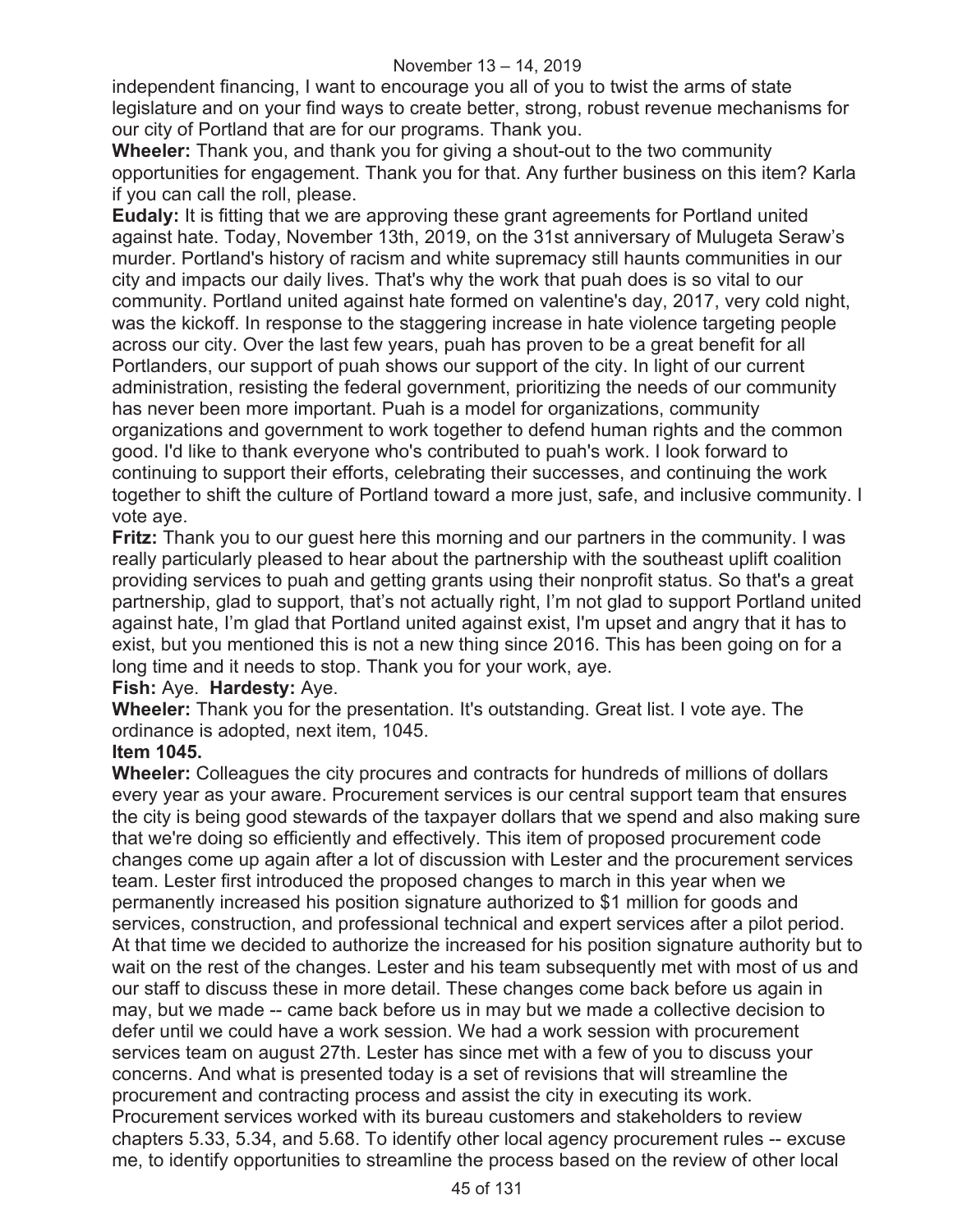independent financing, I want to encourage you all of you to twist the arms of state legislature and on your find ways to create better, strong, robust revenue mechanisms for our city of Portland that are for our programs. Thank you.

**Wheeler:** Thank you, and thank you for giving a shout-out to the two community opportunities for engagement. Thank you for that. Any further business on this item? Karla if you can call the roll, please.

**Eudaly:** It is fitting that we are approving these grant agreements for Portland united against hate. Today, November 13th, 2019, on the 31st anniversary of Mulugeta Seraw's murder. Portland's history of racism and white supremacy still haunts communities in our city and impacts our daily lives. That's why the work that puah does is so vital to our community. Portland united against hate formed on valentine's day, 2017, very cold night, was the kickoff. In response to the staggering increase in hate violence targeting people across our city. Over the last few years, puah has proven to be a great benefit for all Portlanders, our support of puah shows our support of the city. In light of our current administration, resisting the federal government, prioritizing the needs of our community has never been more important. Puah is a model for organizations, community organizations and government to work together to defend human rights and the common good. I'd like to thank everyone who's contributed to puah's work. I look forward to continuing to support their efforts, celebrating their successes, and continuing the work together to shift the culture of Portland toward a more just, safe, and inclusive community. I vote aye.

**Fritz:** Thank you to our guest here this morning and our partners in the community. I was really particularly pleased to hear about the partnership with the southeast uplift coalition providing services to puah and getting grants using their nonprofit status. So that's a great partnership, glad to support, that's not actually right, I'm not glad to support Portland united against hate, I'm glad that Portland united against exist, I'm upset and angry that it has to exist, but you mentioned this is not a new thing since 2016. This has been going on for a long time and it needs to stop. Thank you for your work, aye.

**Fish:** Aye. **Hardesty:** Aye.

**Wheeler:** Thank you for the presentation. It's outstanding. Great list. I vote aye. The ordinance is adopted, next item, 1045.

**Item 1045.**

**Wheeler:** Colleagues the city procures and contracts for hundreds of millions of dollars every year as your aware. Procurement services is our central support team that ensures the city is being good stewards of the taxpayer dollars that we spend and also making sure that we're doing so efficiently and effectively. This item of proposed procurement code changes come up again after a lot of discussion with Lester and the procurement services team. Lester first introduced the proposed changes to march in this year when we permanently increased his position signature authorized to $1 million for goods and services, construction, and professional technical and expert services after a pilot period. At that time we decided to authorize the increased for his position signature authority but to wait on the rest of the changes. Lester and his team subsequently met with most of us and our staff to discuss these in more detail. These changes come back before us again in may, but we made -- came back before us in may but we made a collective decision to defer until we could have a work session. We had a work session with procurement services team on august 27th. Lester has since met with a few of you to discuss your concerns. And what is presented today is a set of revisions that will streamline the procurement and contracting process and assist the city in executing its work. Procurement services worked with its bureau customers and stakeholders to review chapters 5.33, 5.34, and 5.68. To identify other local agency procurement rules -- excuse me, to identify opportunities to streamline the process based on the review of other local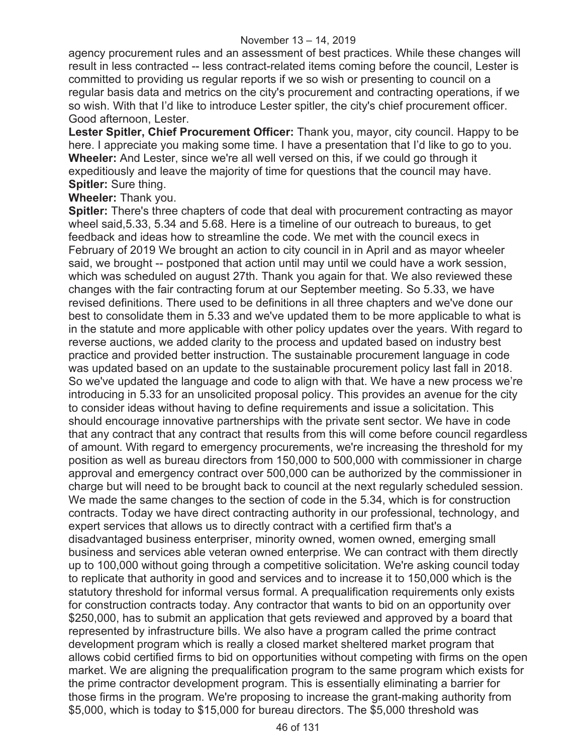agency procurement rules and an assessment of best practices. While these changes will result in less contracted -- less contract-related items coming before the council, Lester is committed to providing us regular reports if we so wish or presenting to council on a regular basis data and metrics on the city's procurement and contracting operations, if we so wish. With that I'd like to introduce Lester spitler, the city's chief procurement officer. Good afternoon, Lester.

**Lester Spitler, Chief Procurement Officer:** Thank you, mayor, city council. Happy to be here. I appreciate you making some time. I have a presentation that I'd like to go to you.

**Wheeler:** And Lester, since we're all well versed on this, if we could go through it expeditiously and leave the majority of time for questions that the council may have.

**Spitler:** Sure thing.

**Wheeler:** Thank you.

**Spitler:** There's three chapters of code that deal with procurement contracting as mayor wheel said,5.33, 5.34 and 5.68. Here is a timeline of our outreach to bureaus, to get feedback and ideas how to streamline the code. We met with the council execs in February of 2019 We brought an action to city council in in April and as mayor wheeler said, we brought -- postponed that action until may until we could have a work session, which was scheduled on august 27th. Thank you again for that. We also reviewed these changes with the fair contracting forum at our September meeting. So 5.33, we have revised definitions. There used to be definitions in all three chapters and we've done our best to consolidate them in 5.33 and we've updated them to be more applicable to what is in the statute and more applicable with other policy updates over the years. With regard to reverse auctions, we added clarity to the process and updated based on industry best practice and provided better instruction. The sustainable procurement language in code was updated based on an update to the sustainable procurement policy last fall in 2018. So we've updated the language and code to align with that. We have a new process we're introducing in 5.33 for an unsolicited proposal policy. This provides an avenue for the city to consider ideas without having to define requirements and issue a solicitation. This should encourage innovative partnerships with the private sent sector. We have in code that any contract that any contract that results from this will come before council regardless of amount. With regard to emergency procurements, we're increasing the threshold for my position as well as bureau directors from 150,000 to 500,000 with commissioner in charge approval and emergency contract over 500,000 can be authorized by the commissioner in charge but will need to be brought back to council at the next regularly scheduled session. We made the same changes to the section of code in the 5.34, which is for construction contracts. Today we have direct contracting authority in our professional, technology, and expert services that allows us to directly contract with a certified firm that's a disadvantaged business enterpriser, minority owned, women owned, emerging small business and services able veteran owned enterprise. We can contract with them directly up to 100,000 without going through a competitive solicitation. We're asking council today to replicate that authority in good and services and to increase it to 150,000 which is the statutory threshold for informal versus formal. A prequalification requirements only exists for construction contracts today. Any contractor that wants to bid on an opportunity over $250,000, has to submit an application that gets reviewed and approved by a board that represented by infrastructure bills. We also have a program called the prime contract development program which is really a closed market sheltered market program that allows cobid certified firms to bid on opportunities without competing with firms on the open market. We are aligning the prequalification program to the same program which exists for the prime contractor development program. This is essentially eliminating a barrier for those firms in the program. We're proposing to increase the grant-making authority from $5,000, which is today to $15,000 for bureau directors. The $5,000 threshold was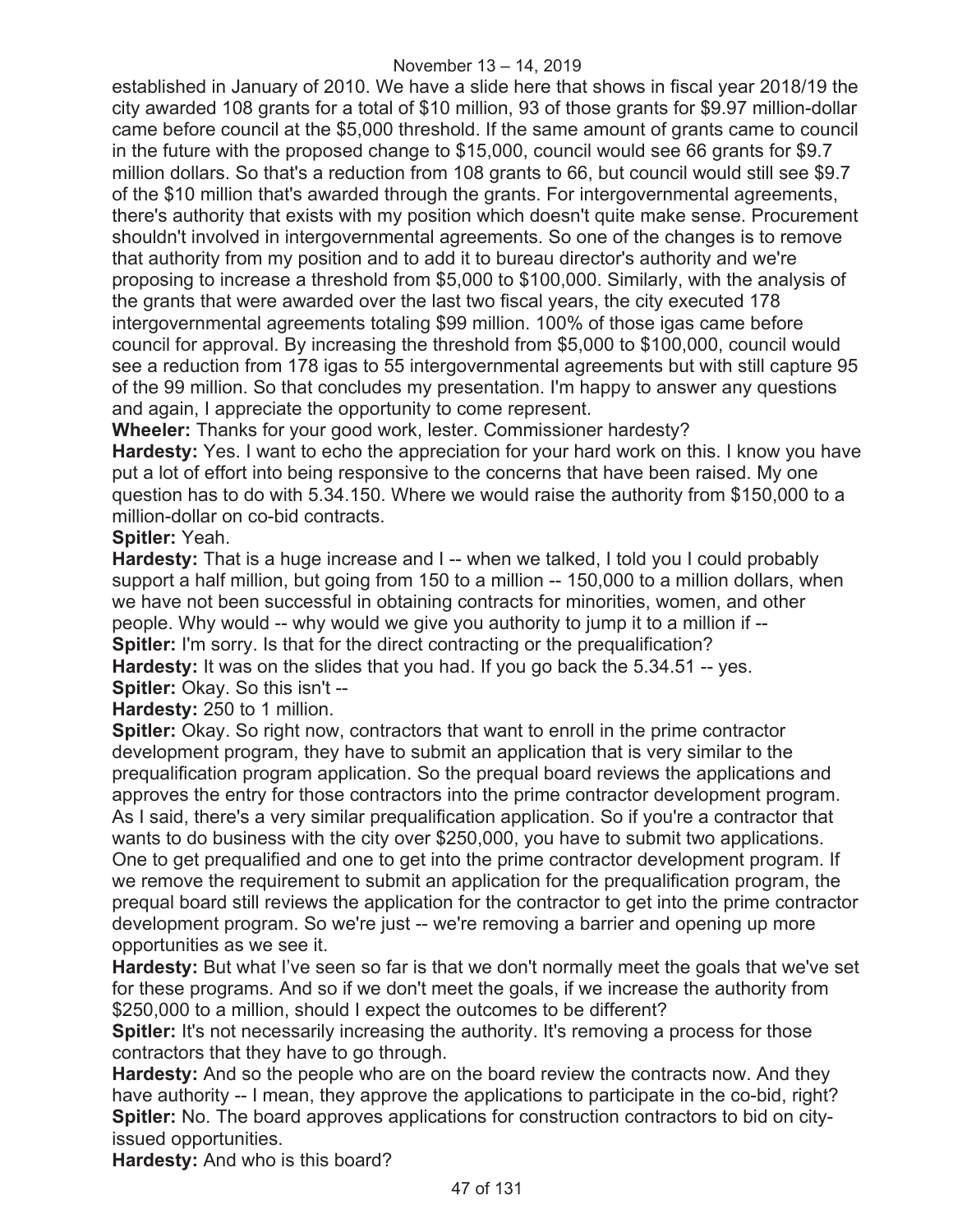established in January of 2010. We have a slide here that shows in fiscal year 2018/19 the city awarded 108 grants for a total of $10 million, 93 of those grants for $9.97 million-dollar came before council at the $5,000 threshold. If the same amount of grants came to council in the future with the proposed change to $15,000, council would see 66 grants for $9.7 million dollars. So that's a reduction from 108 grants to 66, but council would still see $9.7 of the $10 million that's awarded through the grants. For intergovernmental agreements, there's authority that exists with my position which doesn't quite make sense. Procurement shouldn't involved in intergovernmental agreements. So one of the changes is to remove that authority from my position and to add it to bureau director's authority and we're proposing to increase a threshold from $5,000 to $100,000. Similarly, with the analysis of the grants that were awarded over the last two fiscal years, the city executed 178 intergovernmental agreements totaling $99 million. 100% of those igas came before council for approval. By increasing the threshold from $5,000 to $100,000, council would see a reduction from 178 igas to 55 intergovernmental agreements but with still capture 95 of the 99 million. So that concludes my presentation. I'm happy to answer any questions and again, I appreciate the opportunity to come represent.

**Wheeler:** Thanks for your good work, lester. Commissioner hardesty?

**Hardesty:** Yes. I want to echo the appreciation for your hard work on this. I know you have put a lot of effort into being responsive to the concerns that have been raised. My one question has to do with 5.34.150. Where we would raise the authority from $150,000 to a million-dollar on co-bid contracts.

**Spitler:** Yeah.

**Hardesty:** That is a huge increase and I -- when we talked, I told you I could probably support a half million, but going from 150 to a million -- 150,000 to a million dollars, when we have not been successful in obtaining contracts for minorities, women, and other people. Why would -- why would we give you authority to jump it to a million if --

**Spitler:** I'm sorry. Is that for the direct contracting or the prequalification?

**Hardesty:** It was on the slides that you had. If you go back the 5.34.51 -- yes.

**Spitler:** Okay. So this isn't --

**Hardesty:** 250 to 1 million.

**Spitler:** Okay. So right now, contractors that want to enroll in the prime contractor development program, they have to submit an application that is very similar to the prequalification program application. So the prequal board reviews the applications and approves the entry for those contractors into the prime contractor development program. As I said, there's a very similar prequalification application. So if you're a contractor that wants to do business with the city over $250,000, you have to submit two applications. One to get prequalified and one to get into the prime contractor development program. If we remove the requirement to submit an application for the prequalification program, the prequal board still reviews the application for the contractor to get into the prime contractor development program. So we're just -- we're removing a barrier and opening up more opportunities as we see it.

**Hardesty:** But what I've seen so far is that we don't normally meet the goals that we've set for these programs. And so if we don't meet the goals, if we increase the authority from $250,000 to a million, should I expect the outcomes to be different?

**Spitler:** It's not necessarily increasing the authority. It's removing a process for those contractors that they have to go through.

**Hardesty:** And so the people who are on the board review the contracts now. And they have authority -- I mean, they approve the applications to participate in the co-bid, right?

**Spitler:** No. The board approves applications for construction contractors to bid on city-issued opportunities.

**Hardesty:** And who is this board?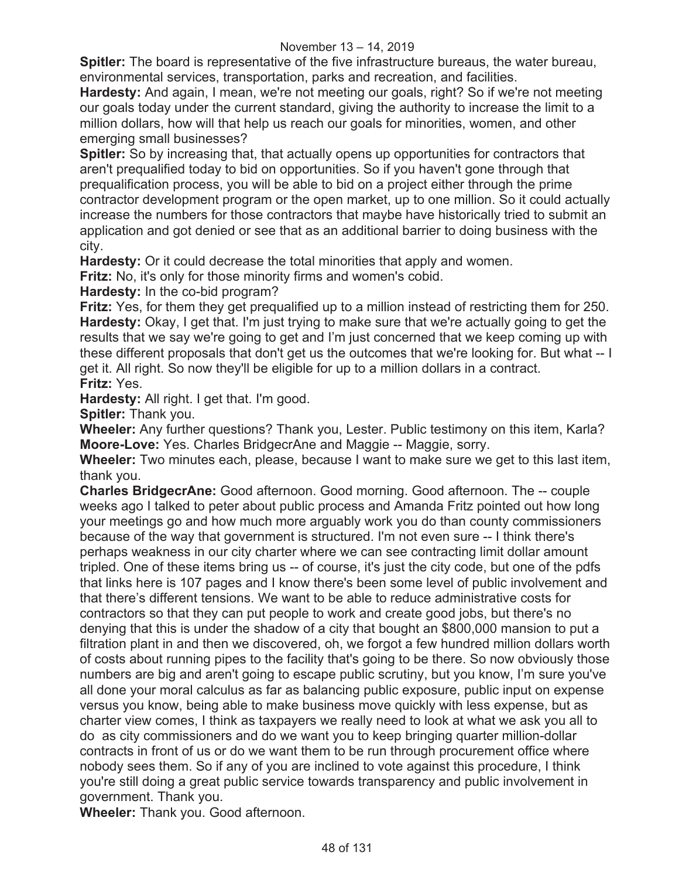**Spitler:** The board is representative of the five infrastructure bureaus, the water bureau, environmental services, transportation, parks and recreation, and facilities.

**Hardesty:** And again, I mean, we're not meeting our goals, right? So if we're not meeting our goals today under the current standard, giving the authority to increase the limit to a million dollars, how will that help us reach our goals for minorities, women, and other emerging small businesses?

**Spitler:** So by increasing that, that actually opens up opportunities for contractors that aren't prequalified today to bid on opportunities. So if you haven't gone through that prequalification process, you will be able to bid on a project either through the prime contractor development program or the open market, up to one million. So it could actually increase the numbers for those contractors that maybe have historically tried to submit an application and got denied or see that as an additional barrier to doing business with the city.

**Hardesty:** Or it could decrease the total minorities that apply and women.

**Fritz:** No, it's only for those minority firms and women's cobid.

**Hardesty:** In the co-bid program?

**Fritz:** Yes, for them they get prequalified up to a million instead of restricting them for 250.

**Hardesty:** Okay, I get that. I'm just trying to make sure that we're actually going to get the results that we say we're going to get and I'm just concerned that we keep coming up with these different proposals that don't get us the outcomes that we're looking for. But what -- I get it. All right. So now they'll be eligible for up to a million dollars in a contract.

**Fritz:** Yes.

**Hardesty:** All right. I get that. I'm good.

**Spitler:** Thank you.

**Wheeler:** Any further questions? Thank you, Lester. Public testimony on this item, Karla?

**Moore-Love:** Yes. Charles BridgecrAne and Maggie -- Maggie, sorry.

**Wheeler:** Two minutes each, please, because I want to make sure we get to this last item, thank you.

**Charles BridgecrAne:** Good afternoon. Good morning. Good afternoon. The -- couple weeks ago I talked to peter about public process and Amanda Fritz pointed out how long your meetings go and how much more arguably work you do than county commissioners because of the way that government is structured. I'm not even sure -- I think there's perhaps weakness in our city charter where we can see contracting limit dollar amount tripled. One of these items bring us -- of course, it's just the city code, but one of the pdfs that links here is 107 pages and I know there's been some level of public involvement and that there's different tensions. We want to be able to reduce administrative costs for contractors so that they can put people to work and create good jobs, but there's no denying that this is under the shadow of a city that bought an $800,000 mansion to put a filtration plant in and then we discovered, oh, we forgot a few hundred million dollars worth of costs about running pipes to the facility that's going to be there. So now obviously those numbers are big and aren't going to escape public scrutiny, but you know, I'm sure you've all done your moral calculus as far as balancing public exposure, public input on expense versus you know, being able to make business move quickly with less expense, but as charter view comes, I think as taxpayers we really need to look at what we ask you all to do as city commissioners and do we want you to keep bringing quarter million-dollar contracts in front of us or do we want them to be run through procurement office where nobody sees them. So if any of you are inclined to vote against this procedure, I think you're still doing a great public service towards transparency and public involvement in government. Thank you.

**Wheeler:** Thank you. Good afternoon.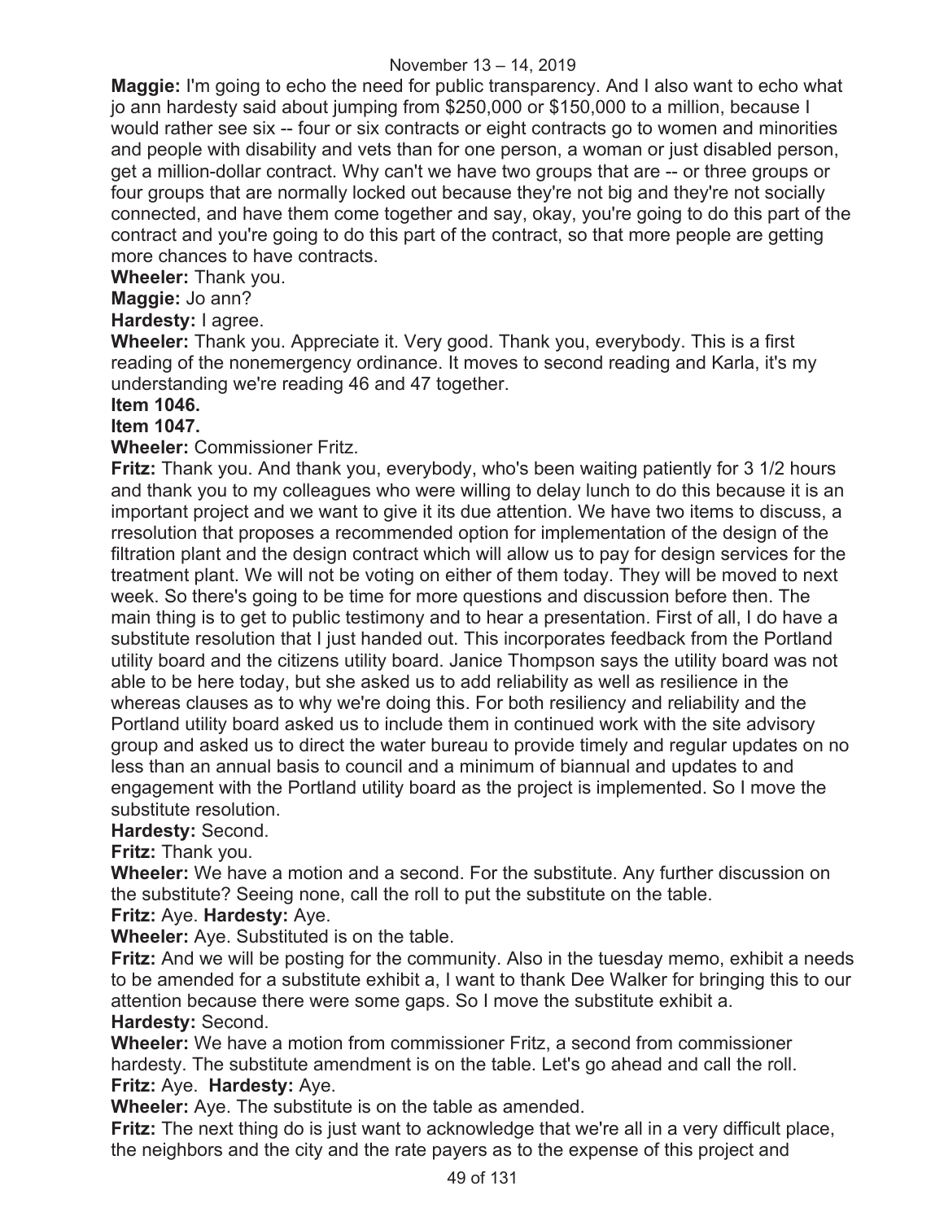**Maggie:** I'm going to echo the need for public transparency. And I also want to echo what jo ann hardesty said about jumping from $250,000 or $150,000 to a million, because I would rather see six -- four or six contracts or eight contracts go to women and minorities and people with disability and vets than for one person, a woman or just disabled person, get a million-dollar contract. Why can't we have two groups that are -- or three groups or four groups that are normally locked out because they're not big and they're not socially connected, and have them come together and say, okay, you're going to do this part of the contract and you're going to do this part of the contract, so that more people are getting more chances to have contracts.

**Wheeler:** Thank you.

**Maggie:** Jo ann?

**Hardesty:** I agree.

**Wheeler:** Thank you. Appreciate it. Very good. Thank you, everybody. This is a first reading of the nonemergency ordinance. It moves to second reading and Karla, it's my understanding we're reading 46 and 47 together.

**Item 1046.**

**Item 1047.**

**Wheeler:** Commissioner Fritz.

**Fritz:** Thank you. And thank you, everybody, who's been waiting patiently for 3 1/2 hours and thank you to my colleagues who were willing to delay lunch to do this because it is an important project and we want to give it its due attention. We have two items to discuss, a rresolution that proposes a recommended option for implementation of the design of the filtration plant and the design contract which will allow us to pay for design services for the treatment plant. We will not be voting on either of them today. They will be moved to next week. So there's going to be time for more questions and discussion before then. The main thing is to get to public testimony and to hear a presentation. First of all, I do have a substitute resolution that I just handed out. This incorporates feedback from the Portland utility board and the citizens utility board. Janice Thompson says the utility board was not able to be here today, but she asked us to add reliability as well as resilience in the whereas clauses as to why we're doing this. For both resiliency and reliability and the Portland utility board asked us to include them in continued work with the site advisory group and asked us to direct the water bureau to provide timely and regular updates on no less than an annual basis to council and a minimum of biannual and updates to and engagement with the Portland utility board as the project is implemented. So I move the substitute resolution.

**Hardesty:** Second.

**Fritz:** Thank you.

**Wheeler:** We have a motion and a second. For the substitute. Any further discussion on the substitute? Seeing none, call the roll to put the substitute on the table.

**Fritz:** Aye. **Hardesty:** Aye.

**Wheeler:** Aye. Substituted is on the table.

**Fritz:** And we will be posting for the community. Also in the tuesday memo, exhibit a needs to be amended for a substitute exhibit a, I want to thank Dee Walker for bringing this to our attention because there were some gaps. So I move the substitute exhibit a.

**Hardesty:** Second.

**Wheeler:** We have a motion from commissioner Fritz, a second from commissioner hardesty. The substitute amendment is on the table. Let's go ahead and call the roll.

**Fritz:** Aye. **Hardesty:** Aye.

**Wheeler:** Aye. The substitute is on the table as amended.

**Fritz:** The next thing do is just want to acknowledge that we're all in a very difficult place, the neighbors and the city and the rate payers as to the expense of this project and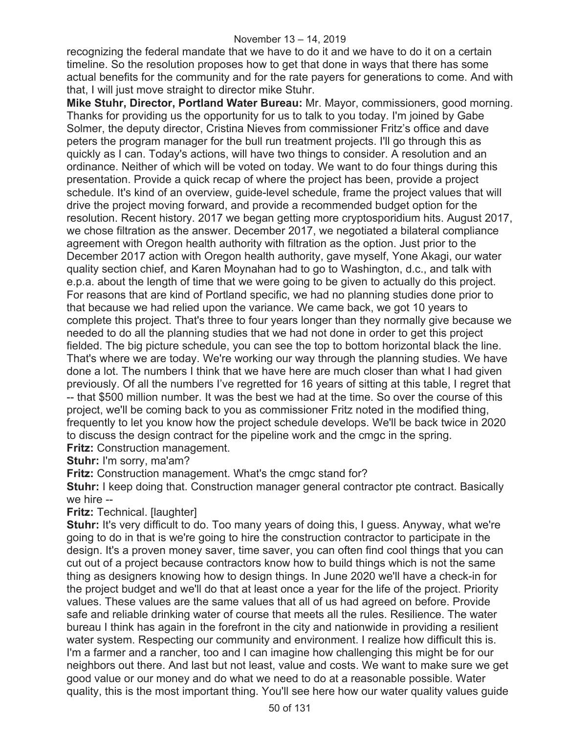recognizing the federal mandate that we have to do it and we have to do it on a certain timeline. So the resolution proposes how to get that done in ways that there has some actual benefits for the community and for the rate payers for generations to come. And with that, I will just move straight to director mike Stuhr.

**Mike Stuhr, Director, Portland Water Bureau:** Mr. Mayor, commissioners, good morning. Thanks for providing us the opportunity for us to talk to you today. I'm joined by Gabe Solmer, the deputy director, Cristina Nieves from commissioner Fritz's office and dave peters the program manager for the bull run treatment projects. I'll go through this as quickly as I can. Today's actions, will have two things to consider. A resolution and an ordinance. Neither of which will be voted on today. We want to do four things during this presentation. Provide a quick recap of where the project has been, provide a project schedule. It's kind of an overview, guide-level schedule, frame the project values that will drive the project moving forward, and provide a recommended budget option for the resolution. Recent history. 2017 we began getting more cryptosporidium hits. August 2017, we chose filtration as the answer. December 2017, we negotiated a bilateral compliance agreement with Oregon health authority with filtration as the option. Just prior to the December 2017 action with Oregon health authority, gave myself, Yone Akagi, our water quality section chief, and Karen Moynahan had to go to Washington, d.c., and talk with e.p.a. about the length of time that we were going to be given to actually do this project. For reasons that are kind of Portland specific, we had no planning studies done prior to that because we had relied upon the variance. We came back, we got 10 years to complete this project. That's three to four years longer than they normally give because we needed to do all the planning studies that we had not done in order to get this project fielded. The big picture schedule, you can see the top to bottom horizontal black the line. That's where we are today. We're working our way through the planning studies. We have done a lot. The numbers I think that we have here are much closer than what I had given previously. Of all the numbers I've regretted for 16 years of sitting at this table, I regret that -- that $500 million number. It was the best we had at the time. So over the course of this project, we'll be coming back to you as commissioner Fritz noted in the modified thing, frequently to let you know how the project schedule develops. We'll be back twice in 2020 to discuss the design contract for the pipeline work and the cmgc in the spring.

**Fritz:** Construction management.

**Stuhr:** I'm sorry, ma'am?

**Fritz:** Construction management. What's the cmgc stand for?

**Stuhr:** I keep doing that. Construction manager general contractor pte contract. Basically we hire --

**Fritz:** Technical. [laughter]

**Stuhr:** It's very difficult to do. Too many years of doing this, I guess. Anyway, what we're going to do in that is we're going to hire the construction contractor to participate in the design. It's a proven money saver, time saver, you can often find cool things that you can cut out of a project because contractors know how to build things which is not the same thing as designers knowing how to design things. In June 2020 we'll have a check-in for the project budget and we'll do that at least once a year for the life of the project. Priority values. These values are the same values that all of us had agreed on before. Provide safe and reliable drinking water of course that meets all the rules. Resilience. The water bureau I think has again in the forefront in the city and nationwide in providing a resilient water system. Respecting our community and environment. I realize how difficult this is. I'm a farmer and a rancher, too and I can imagine how challenging this might be for our neighbors out there. And last but not least, value and costs. We want to make sure we get good value or our money and do what we need to do at a reasonable possible. Water quality, this is the most important thing. You'll see here how our water quality values guide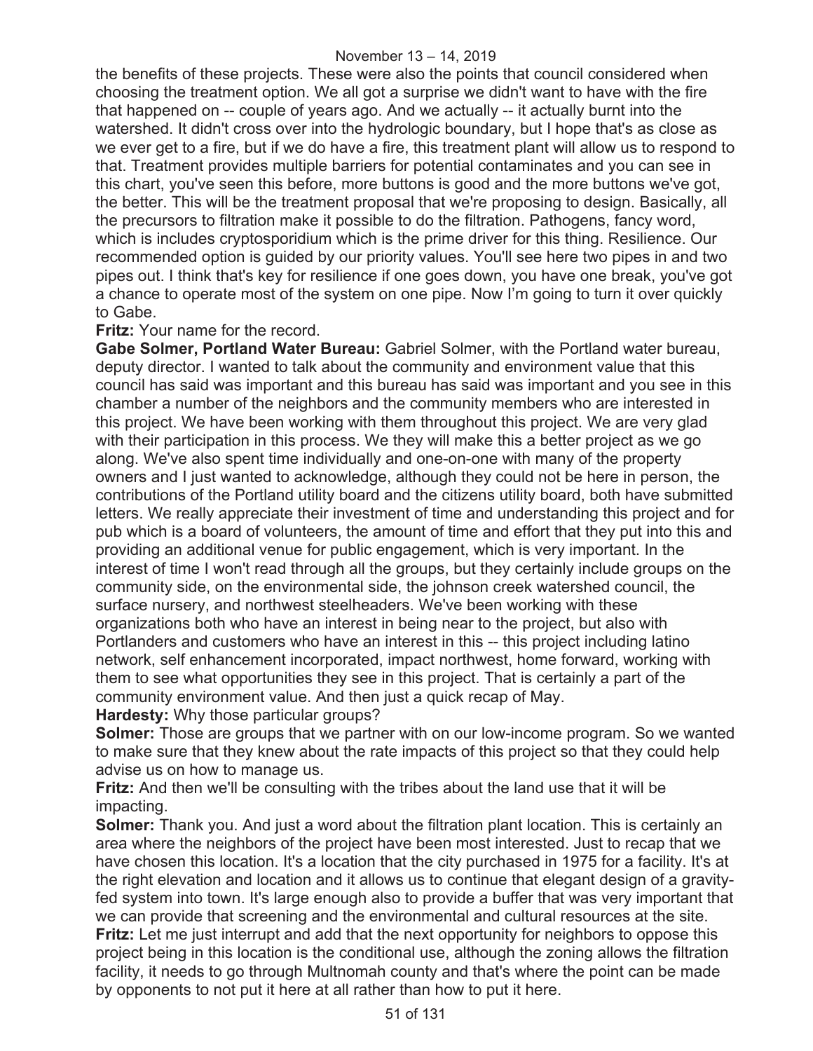the benefits of these projects. These were also the points that council considered when choosing the treatment option. We all got a surprise we didn't want to have with the fire that happened on -- couple of years ago. And we actually -- it actually burnt into the watershed. It didn't cross over into the hydrologic boundary, but I hope that's as close as we ever get to a fire, but if we do have a fire, this treatment plant will allow us to respond to that. Treatment provides multiple barriers for potential contaminates and you can see in this chart, you've seen this before, more buttons is good and the more buttons we've got, the better. This will be the treatment proposal that we're proposing to design. Basically, all the precursors to filtration make it possible to do the filtration. Pathogens, fancy word, which is includes cryptosporidium which is the prime driver for this thing. Resilience. Our recommended option is guided by our priority values. You'll see here two pipes in and two pipes out. I think that's key for resilience if one goes down, you have one break, you've got a chance to operate most of the system on one pipe. Now I'm going to turn it over quickly to Gabe.

**Fritz:** Your name for the record.

**Gabe Solmer, Portland Water Bureau:** Gabriel Solmer, with the Portland water bureau, deputy director. I wanted to talk about the community and environment value that this council has said was important and this bureau has said was important and you see in this chamber a number of the neighbors and the community members who are interested in this project. We have been working with them throughout this project. We are very glad with their participation in this process. We they will make this a better project as we go along. We've also spent time individually and one-on-one with many of the property owners and I just wanted to acknowledge, although they could not be here in person, the contributions of the Portland utility board and the citizens utility board, both have submitted letters. We really appreciate their investment of time and understanding this project and for pub which is a board of volunteers, the amount of time and effort that they put into this and providing an additional venue for public engagement, which is very important. In the interest of time I won't read through all the groups, but they certainly include groups on the community side, on the environmental side, the johnson creek watershed council, the surface nursery, and northwest steelheaders. We've been working with these organizations both who have an interest in being near to the project, but also with Portlanders and customers who have an interest in this -- this project including latino network, self enhancement incorporated, impact northwest, home forward, working with them to see what opportunities they see in this project. That is certainly a part of the community environment value. And then just a quick recap of May.

**Hardesty:** Why those particular groups?

**Solmer:** Those are groups that we partner with on our low-income program. So we wanted to make sure that they knew about the rate impacts of this project so that they could help advise us on how to manage us.

**Fritz:** And then we'll be consulting with the tribes about the land use that it will be impacting.

**Solmer:** Thank you. And just a word about the filtration plant location. This is certainly an area where the neighbors of the project have been most interested. Just to recap that we have chosen this location. It's a location that the city purchased in 1975 for a facility. It's at the right elevation and location and it allows us to continue that elegant design of a gravity-fed system into town. It's large enough also to provide a buffer that was very important that we can provide that screening and the environmental and cultural resources at the site.

**Fritz:** Let me just interrupt and add that the next opportunity for neighbors to oppose this project being in this location is the conditional use, although the zoning allows the filtration facility, it needs to go through Multnomah county and that's where the point can be made by opponents to not put it here at all rather than how to put it here.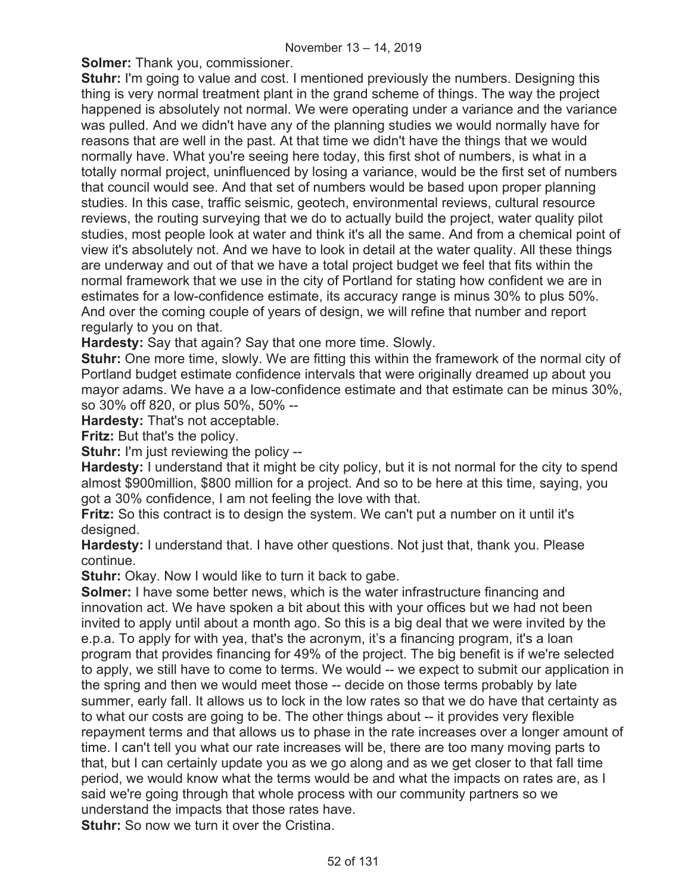**Solmer:** Thank you, commissioner.

**Stuhr:** I'm going to value and cost. I mentioned previously the numbers. Designing this thing is very normal treatment plant in the grand scheme of things. The way the project happened is absolutely not normal. We were operating under a variance and the variance was pulled. And we didn't have any of the planning studies we would normally have for reasons that are well in the past. At that time we didn't have the things that we would normally have. What you're seeing here today, this first shot of numbers, is what in a totally normal project, uninfluenced by losing a variance, would be the first set of numbers that council would see. And that set of numbers would be based upon proper planning studies. In this case, traffic seismic, geotech, environmental reviews, cultural resource reviews, the routing surveying that we do to actually build the project, water quality pilot studies, most people look at water and think it's all the same. And from a chemical point of view it's absolutely not. And we have to look in detail at the water quality. All these things are underway and out of that we have a total project budget we feel that fits within the normal framework that we use in the city of Portland for stating how confident we are in estimates for a low-confidence estimate, its accuracy range is minus 30% to plus 50%. And over the coming couple of years of design, we will refine that number and report regularly to you on that.

**Hardesty:** Say that again? Say that one more time. Slowly.

**Stuhr:** One more time, slowly. We are fitting this within the framework of the normal city of Portland budget estimate confidence intervals that were originally dreamed up about you mayor adams. We have a a low-confidence estimate and that estimate can be minus 30%, so 30% off 820, or plus 50%, 50% --

**Hardesty:** That's not acceptable.

**Fritz:** But that's the policy.

**Stuhr:** I'm just reviewing the policy --

**Hardesty:** I understand that it might be city policy, but it is not normal for the city to spend almost $900million, $800 million for a project. And so to be here at this time, saying, you got a 30% confidence, I am not feeling the love with that.

**Fritz:** So this contract is to design the system. We can't put a number on it until it's designed.

**Hardesty:** I understand that. I have other questions. Not just that, thank you. Please continue.

**Stuhr:** Okay. Now I would like to turn it back to gabe.

**Solmer:** I have some better news, which is the water infrastructure financing and innovation act. We have spoken a bit about this with your offices but we had not been invited to apply until about a month ago. So this is a big deal that we were invited by the e.p.a. To apply for with yea, that's the acronym, it's a financing program, it's a loan program that provides financing for 49% of the project. The big benefit is if we're selected to apply, we still have to come to terms. We would -- we expect to submit our application in the spring and then we would meet those -- decide on those terms probably by late summer, early fall. It allows us to lock in the low rates so that we do have that certainty as to what our costs are going to be. The other things about -- it provides very flexible repayment terms and that allows us to phase in the rate increases over a longer amount of time. I can't tell you what our rate increases will be, there are too many moving parts to that, but I can certainly update you as we go along and as we get closer to that fall time period, we would know what the terms would be and what the impacts on rates are, as I said we're going through that whole process with our community partners so we understand the impacts that those rates have.

**Stuhr:** So now we turn it over the Cristina.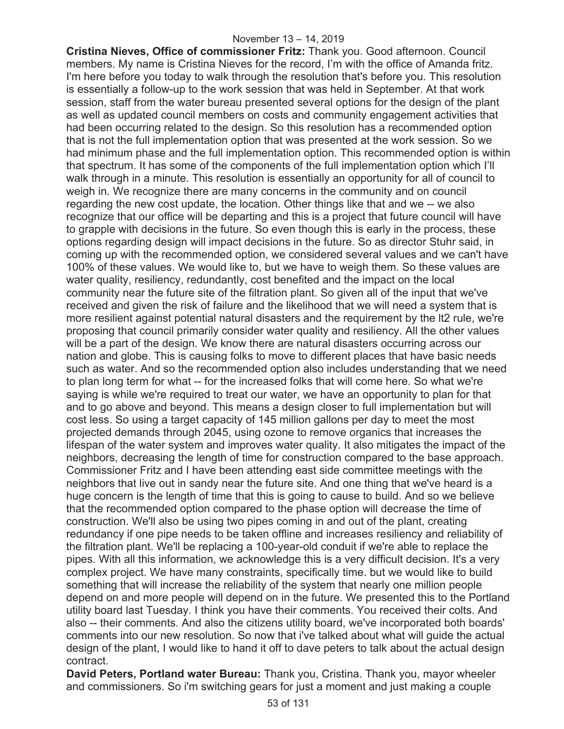**Cristina Nieves, Office of commissioner Fritz:** Thank you. Good afternoon. Council members. My name is Cristina Nieves for the record, I'm with the office of Amanda fritz. I'm here before you today to walk through the resolution that's before you. This resolution is essentially a follow-up to the work session that was held in September. At that work session, staff from the water bureau presented several options for the design of the plant as well as updated council members on costs and community engagement activities that had been occurring related to the design. So this resolution has a recommended option that is not the full implementation option that was presented at the work session. So we had minimum phase and the full implementation option. This recommended option is within that spectrum. It has some of the components of the full implementation option which I'll walk through in a minute. This resolution is essentially an opportunity for all of council to weigh in. We recognize there are many concerns in the community and on council regarding the new cost update, the location. Other things like that and we -- we also recognize that our office will be departing and this is a project that future council will have to grapple with decisions in the future. So even though this is early in the process, these options regarding design will impact decisions in the future. So as director Stuhr said, in coming up with the recommended option, we considered several values and we can't have 100% of these values. We would like to, but we have to weigh them. So these values are water quality, resiliency, redundantly, cost benefited and the impact on the local community near the future site of the filtration plant. So given all of the input that we've received and given the risk of failure and the likelihood that we will need a system that is more resilient against potential natural disasters and the requirement by the lt2 rule, we're proposing that council primarily consider water quality and resiliency. All the other values will be a part of the design. We know there are natural disasters occurring across our nation and globe. This is causing folks to move to different places that have basic needs such as water. And so the recommended option also includes understanding that we need to plan long term for what -- for the increased folks that will come here. So what we're saying is while we're required to treat our water, we have an opportunity to plan for that and to go above and beyond. This means a design closer to full implementation but will cost less. So using a target capacity of 145 million gallons per day to meet the most projected demands through 2045, using ozone to remove organics that increases the lifespan of the water system and improves water quality. It also mitigates the impact of the neighbors, decreasing the length of time for construction compared to the base approach. Commissioner Fritz and I have been attending east side committee meetings with the neighbors that live out in sandy near the future site. And one thing that we've heard is a huge concern is the length of time that this is going to cause to build. And so we believe that the recommended option compared to the phase option will decrease the time of construction. We'll also be using two pipes coming in and out of the plant, creating redundancy if one pipe needs to be taken offline and increases resiliency and reliability of the filtration plant. We'll be replacing a 100-year-old conduit if we're able to replace the pipes. With all this information, we acknowledge this is a very difficult decision. It's a very complex project. We have many constraints, specifically time. but we would like to build something that will increase the reliability of the system that nearly one million people depend on and more people will depend on in the future. We presented this to the Portland utility board last Tuesday. I think you have their comments. You received their colts. And also -- their comments. And also the citizens utility board, we've incorporated both boards' comments into our new resolution. So now that i've talked about what will guide the actual design of the plant, I would like to hand it off to dave peters to talk about the actual design contract.

**David Peters, Portland water Bureau:** Thank you, Cristina. Thank you, mayor wheeler and commissioners. So i'm switching gears for just a moment and just making a couple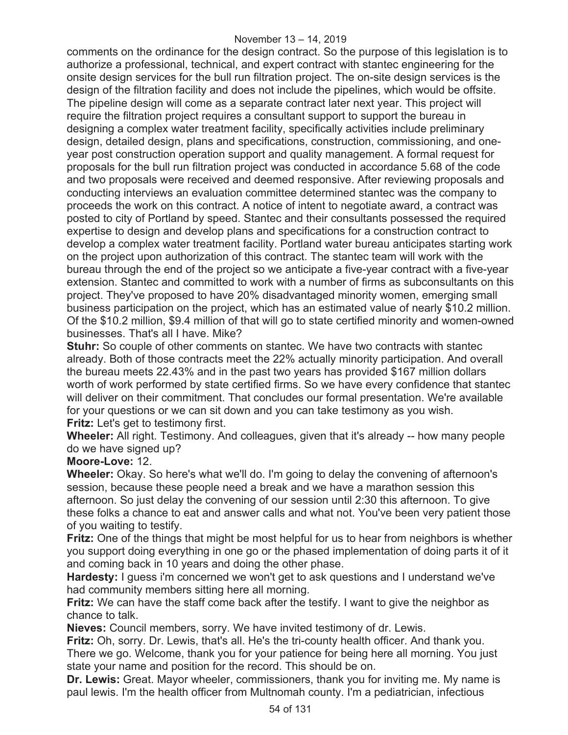comments on the ordinance for the design contract. So the purpose of this legislation is to authorize a professional, technical, and expert contract with stantec engineering for the onsite design services for the bull run filtration project. The on-site design services is the design of the filtration facility and does not include the pipelines, which would be offsite. The pipeline design will come as a separate contract later next year. This project will require the filtration project requires a consultant support to support the bureau in designing a complex water treatment facility, specifically activities include preliminary design, detailed design, plans and specifications, construction, commissioning, and one-year post construction operation support and quality management. A formal request for proposals for the bull run filtration project was conducted in accordance 5.68 of the code and two proposals were received and deemed responsive. After reviewing proposals and conducting interviews an evaluation committee determined stantec was the company to proceeds the work on this contract. A notice of intent to negotiate award, a contract was posted to city of Portland by speed. Stantec and their consultants possessed the required expertise to design and develop plans and specifications for a construction contract to develop a complex water treatment facility. Portland water bureau anticipates starting work on the project upon authorization of this contract. The stantec team will work with the bureau through the end of the project so we anticipate a five-year contract with a five-year extension. Stantec and committed to work with a number of firms as subconsultants on this project. They've proposed to have 20% disadvantaged minority women, emerging small business participation on the project, which has an estimated value of nearly $10.2 million. Of the $10.2 million, $9.4 million of that will go to state certified minority and women-owned businesses. That's all I have. Mike?

**Stuhr:** So couple of other comments on stantec. We have two contracts with stantec already. Both of those contracts meet the 22% actually minority participation. And overall the bureau meets 22.43% and in the past two years has provided $167 million dollars worth of work performed by state certified firms. So we have every confidence that stantec will deliver on their commitment. That concludes our formal presentation. We're available for your questions or we can sit down and you can take testimony as you wish.

**Fritz:** Let's get to testimony first.

**Wheeler:** All right. Testimony. And colleagues, given that it's already -- how many people do we have signed up?

**Moore-Love:** 12.

**Wheeler:** Okay. So here's what we'll do. I'm going to delay the convening of afternoon's session, because these people need a break and we have a marathon session this afternoon. So just delay the convening of our session until 2:30 this afternoon. To give these folks a chance to eat and answer calls and what not. You've been very patient those of you waiting to testify.

**Fritz:** One of the things that might be most helpful for us to hear from neighbors is whether you support doing everything in one go or the phased implementation of doing parts it of it and coming back in 10 years and doing the other phase.

**Hardesty:** I guess i'm concerned we won't get to ask questions and I understand we've had community members sitting here all morning.

**Fritz:** We can have the staff come back after the testify. I want to give the neighbor as chance to talk.

**Nieves:** Council members, sorry. We have invited testimony of dr. Lewis.

**Fritz:** Oh, sorry. Dr. Lewis, that's all. He's the tri-county health officer. And thank you. There we go. Welcome, thank you for your patience for being here all morning. You just state your name and position for the record. This should be on.

**Dr. Lewis:** Great. Mayor wheeler, commissioners, thank you for inviting me. My name is paul lewis. I'm the health officer from Multnomah county. I'm a pediatrician, infectious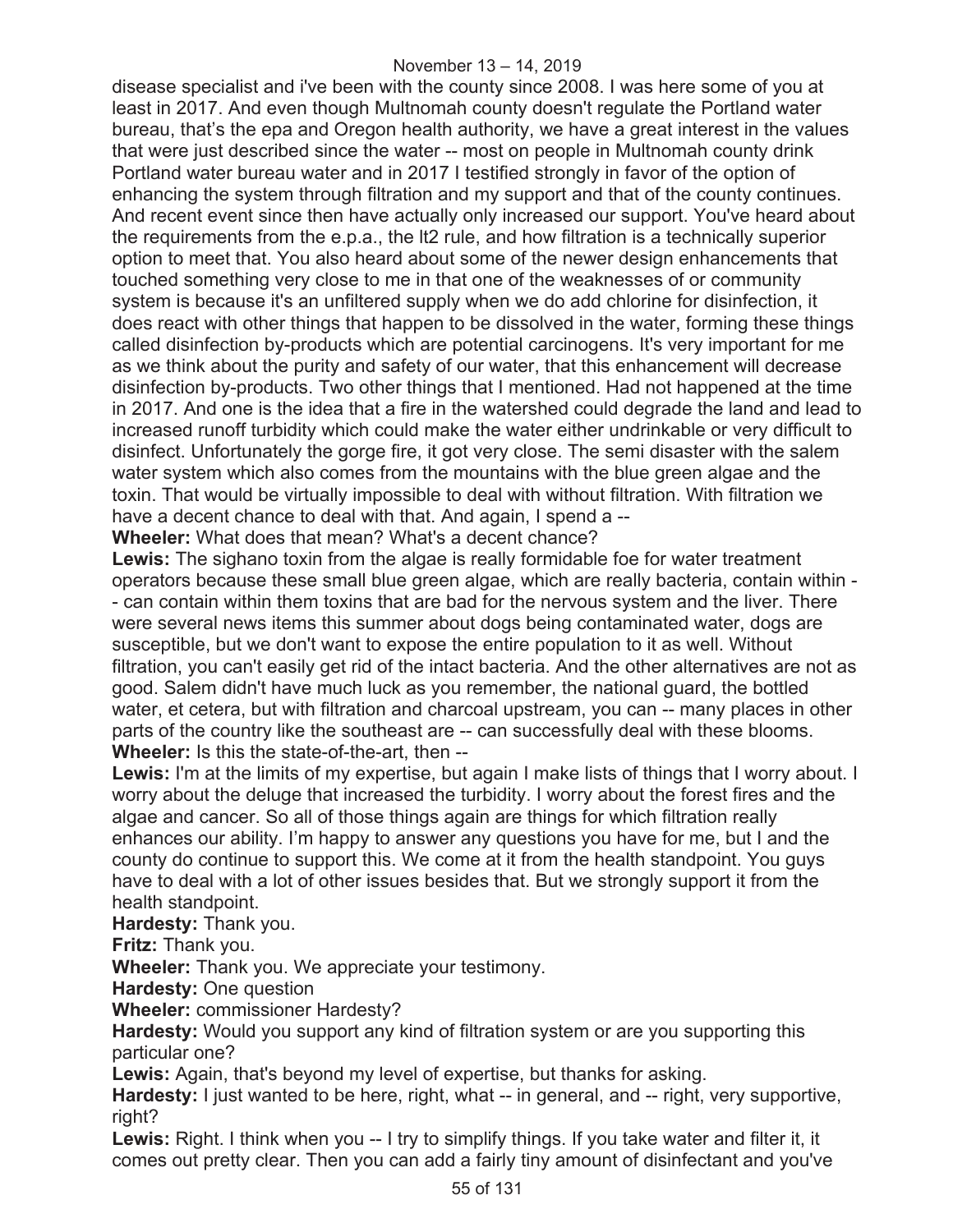disease specialist and i've been with the county since 2008. I was here some of you at least in 2017. And even though Multnomah county doesn't regulate the Portland water bureau, that's the epa and Oregon health authority, we have a great interest in the values that were just described since the water -- most on people in Multnomah county drink Portland water bureau water and in 2017 I testified strongly in favor of the option of enhancing the system through filtration and my support and that of the county continues. And recent event since then have actually only increased our support. You've heard about the requirements from the e.p.a., the lt2 rule, and how filtration is a technically superior option to meet that. You also heard about some of the newer design enhancements that touched something very close to me in that one of the weaknesses of or community system is because it's an unfiltered supply when we do add chlorine for disinfection, it does react with other things that happen to be dissolved in the water, forming these things called disinfection by-products which are potential carcinogens. It's very important for me as we think about the purity and safety of our water, that this enhancement will decrease disinfection by-products. Two other things that I mentioned. Had not happened at the time in 2017. And one is the idea that a fire in the watershed could degrade the land and lead to increased runoff turbidity which could make the water either undrinkable or very difficult to disinfect. Unfortunately the gorge fire, it got very close. The semi disaster with the salem water system which also comes from the mountains with the blue green algae and the toxin. That would be virtually impossible to deal with without filtration. With filtration we have a decent chance to deal with that. And again, I spend a --

**Wheeler:** What does that mean? What's a decent chance?

**Lewis:** The sighano toxin from the algae is really formidable foe for water treatment operators because these small blue green algae, which are really bacteria, contain within -- can contain within them toxins that are bad for the nervous system and the liver. There were several news items this summer about dogs being contaminated water, dogs are susceptible, but we don't want to expose the entire population to it as well. Without filtration, you can't easily get rid of the intact bacteria. And the other alternatives are not as good. Salem didn't have much luck as you remember, the national guard, the bottled water, et cetera, but with filtration and charcoal upstream, you can -- many places in other parts of the country like the southeast are -- can successfully deal with these blooms.

**Wheeler:** Is this the state-of-the-art, then --

**Lewis:** I'm at the limits of my expertise, but again I make lists of things that I worry about. I worry about the deluge that increased the turbidity. I worry about the forest fires and the algae and cancer. So all of those things again are things for which filtration really enhances our ability. I'm happy to answer any questions you have for me, but I and the county do continue to support this. We come at it from the health standpoint. You guys have to deal with a lot of other issues besides that. But we strongly support it from the health standpoint.

**Hardesty:** Thank you.

**Fritz:** Thank you.

**Wheeler:** Thank you. We appreciate your testimony.

**Hardesty:** One question

**Wheeler:** commissioner Hardesty?

**Hardesty:** Would you support any kind of filtration system or are you supporting this particular one?

**Lewis:** Again, that's beyond my level of expertise, but thanks for asking.

**Hardesty:** I just wanted to be here, right, what -- in general, and -- right, very supportive, right?

**Lewis:** Right. I think when you -- I try to simplify things. If you take water and filter it, it comes out pretty clear. Then you can add a fairly tiny amount of disinfectant and you've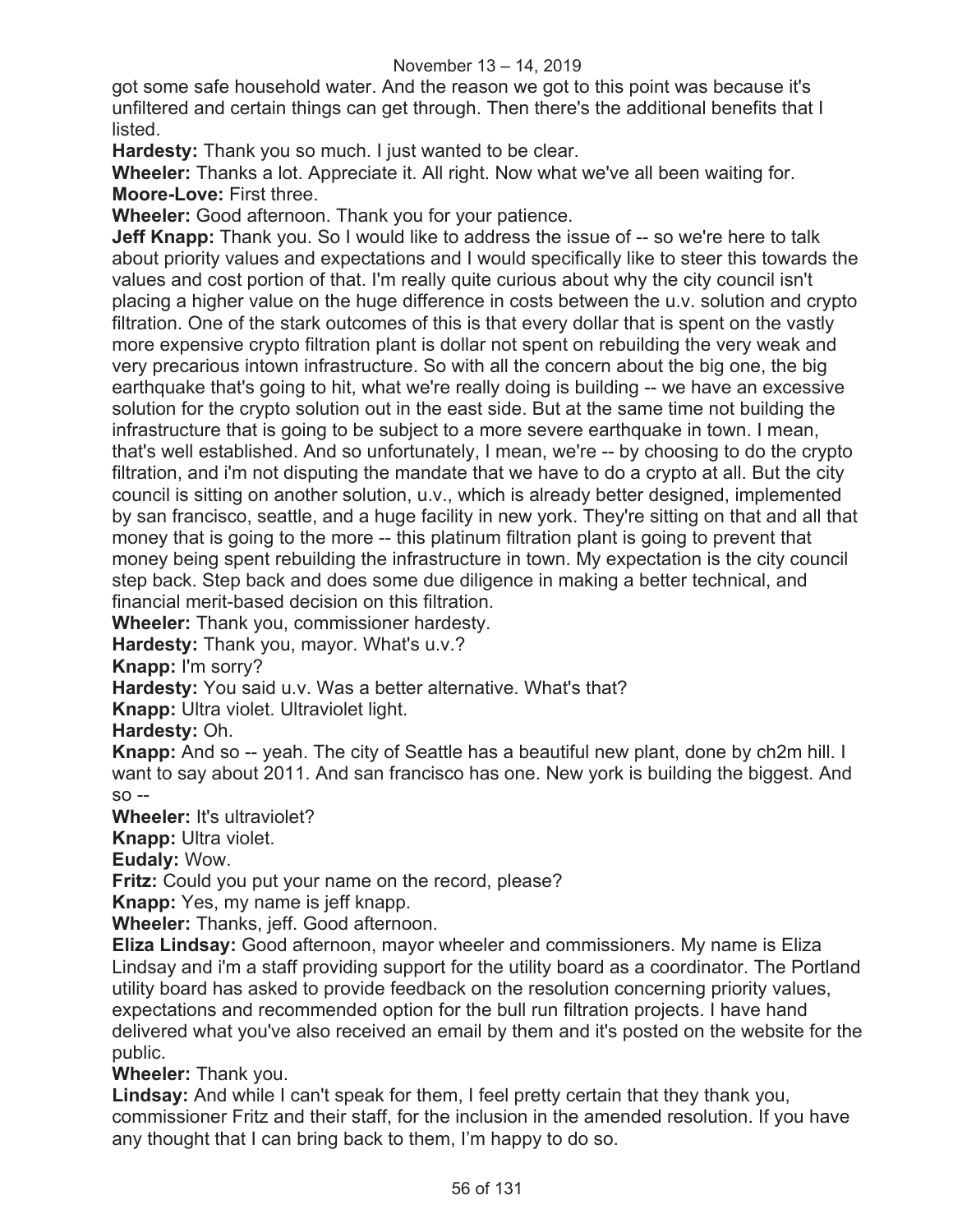got some safe household water. And the reason we got to this point was because it's unfiltered and certain things can get through. Then there's the additional benefits that I listed.

**Hardesty:** Thank you so much. I just wanted to be clear.

**Wheeler:** Thanks a lot. Appreciate it. All right. Now what we've all been waiting for.

**Moore-Love:** First three.

**Wheeler:** Good afternoon. Thank you for your patience.

**Jeff Knapp:** Thank you. So I would like to address the issue of -- so we're here to talk about priority values and expectations and I would specifically like to steer this towards the values and cost portion of that. I'm really quite curious about why the city council isn't placing a higher value on the huge difference in costs between the u.v. solution and crypto filtration. One of the stark outcomes of this is that every dollar that is spent on the vastly more expensive crypto filtration plant is dollar not spent on rebuilding the very weak and very precarious intown infrastructure. So with all the concern about the big one, the big earthquake that's going to hit, what we're really doing is building -- we have an excessive solution for the crypto solution out in the east side. But at the same time not building the infrastructure that is going to be subject to a more severe earthquake in town. I mean, that's well established. And so unfortunately, I mean, we're -- by choosing to do the crypto filtration, and i'm not disputing the mandate that we have to do a crypto at all. But the city council is sitting on another solution, u.v., which is already better designed, implemented by san francisco, seattle, and a huge facility in new york. They're sitting on that and all that money that is going to the more -- this platinum filtration plant is going to prevent that money being spent rebuilding the infrastructure in town. My expectation is the city council step back. Step back and does some due diligence in making a better technical, and financial merit-based decision on this filtration.

**Wheeler:** Thank you, commissioner hardesty.

**Hardesty:** Thank you, mayor. What's u.v.?

**Knapp:** I'm sorry?

**Hardesty:** You said u.v. Was a better alternative. What's that?

**Knapp:** Ultra violet. Ultraviolet light.

**Hardesty:** Oh.

**Knapp:** And so -- yeah. The city of Seattle has a beautiful new plant, done by ch2m hill. I want to say about 2011. And san francisco has one. New york is building the biggest. And so --

**Wheeler:** It's ultraviolet?

**Knapp:** Ultra violet.

**Eudaly:** Wow.

**Fritz:** Could you put your name on the record, please?

**Knapp:** Yes, my name is jeff knapp.

**Wheeler:** Thanks, jeff. Good afternoon.

**Eliza Lindsay:** Good afternoon, mayor wheeler and commissioners. My name is Eliza Lindsay and i'm a staff providing support for the utility board as a coordinator. The Portland utility board has asked to provide feedback on the resolution concerning priority values, expectations and recommended option for the bull run filtration projects. I have hand delivered what you've also received an email by them and it's posted on the website for the public.

**Wheeler:** Thank you.

**Lindsay:** And while I can't speak for them, I feel pretty certain that they thank you, commissioner Fritz and their staff, for the inclusion in the amended resolution. If you have any thought that I can bring back to them, I'm happy to do so.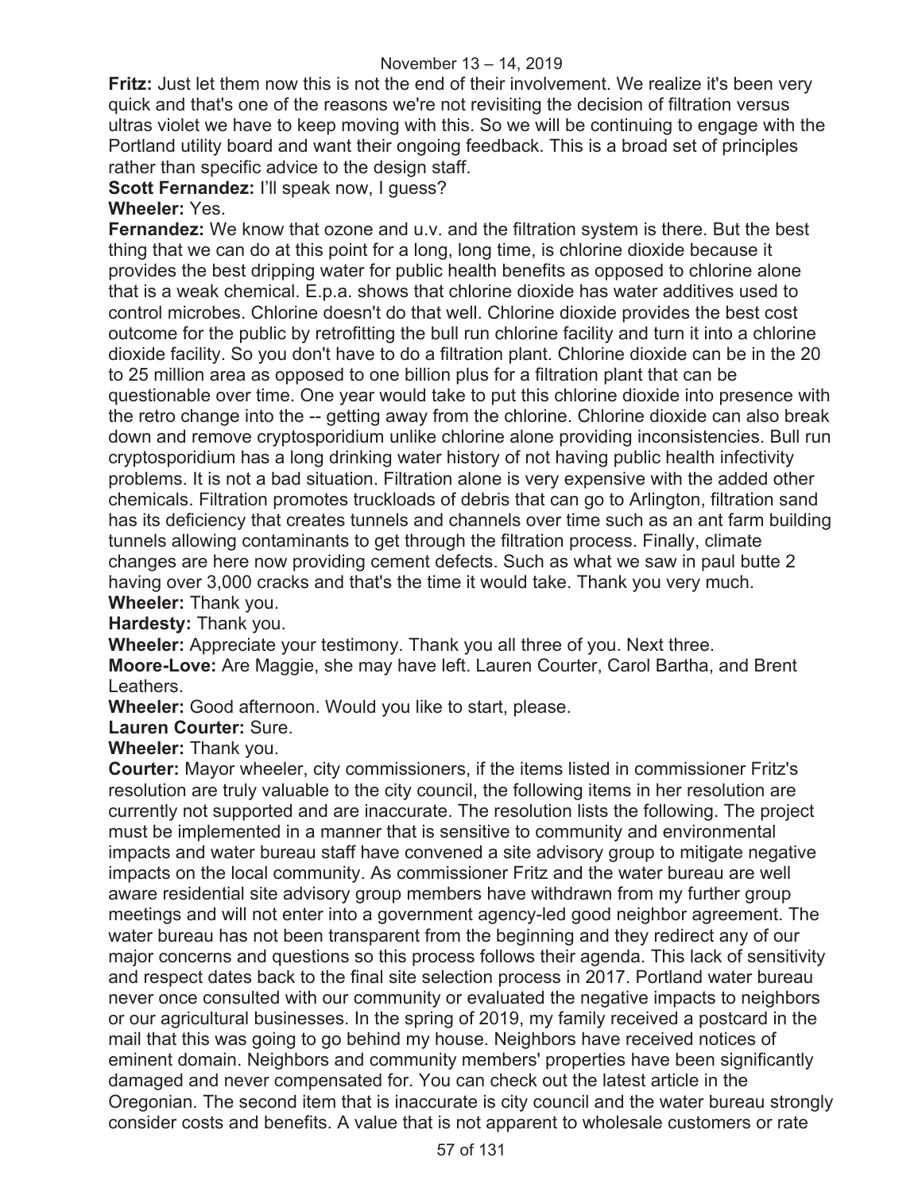**Fritz:** Just let them now this is not the end of their involvement. We realize it's been very quick and that's one of the reasons we're not revisiting the decision of filtration versus ultras violet we have to keep moving with this. So we will be continuing to engage with the Portland utility board and want their ongoing feedback. This is a broad set of principles rather than specific advice to the design staff.

**Scott Fernandez:** I'll speak now, I guess?

**Wheeler:** Yes.

**Fernandez:** We know that ozone and u.v. and the filtration system is there. But the best thing that we can do at this point for a long, long time, is chlorine dioxide because it provides the best dripping water for public health benefits as opposed to chlorine alone that is a weak chemical. E.p.a. shows that chlorine dioxide has water additives used to control microbes. Chlorine doesn't do that well. Chlorine dioxide provides the best cost outcome for the public by retrofitting the bull run chlorine facility and turn it into a chlorine dioxide facility. So you don't have to do a filtration plant. Chlorine dioxide can be in the 20 to 25 million area as opposed to one billion plus for a filtration plant that can be questionable over time. One year would take to put this chlorine dioxide into presence with the retro change into the -- getting away from the chlorine. Chlorine dioxide can also break down and remove cryptosporidium unlike chlorine alone providing inconsistencies. Bull run cryptosporidium has a long drinking water history of not having public health infectivity problems. It is not a bad situation. Filtration alone is very expensive with the added other chemicals. Filtration promotes truckloads of debris that can go to Arlington, filtration sand has its deficiency that creates tunnels and channels over time such as an ant farm building tunnels allowing contaminants to get through the filtration process. Finally, climate changes are here now providing cement defects. Such as what we saw in paul butte 2 having over 3,000 cracks and that's the time it would take. Thank you very much.

**Wheeler:** Thank you.

**Hardesty:** Thank you.

**Wheeler:** Appreciate your testimony. Thank you all three of you. Next three.

**Moore-Love:** Are Maggie, she may have left. Lauren Courter, Carol Bartha, and Brent Leathers.

**Wheeler:** Good afternoon. Would you like to start, please.

**Lauren Courter:** Sure.

**Wheeler:** Thank you.

**Courter:** Mayor wheeler, city commissioners, if the items listed in commissioner Fritz's resolution are truly valuable to the city council, the following items in her resolution are currently not supported and are inaccurate. The resolution lists the following. The project must be implemented in a manner that is sensitive to community and environmental impacts and water bureau staff have convened a site advisory group to mitigate negative impacts on the local community. As commissioner Fritz and the water bureau are well aware residential site advisory group members have withdrawn from my further group meetings and will not enter into a government agency-led good neighbor agreement. The water bureau has not been transparent from the beginning and they redirect any of our major concerns and questions so this process follows their agenda. This lack of sensitivity and respect dates back to the final site selection process in 2017. Portland water bureau never once consulted with our community or evaluated the negative impacts to neighbors or our agricultural businesses. In the spring of 2019, my family received a postcard in the mail that this was going to go behind my house. Neighbors have received notices of eminent domain. Neighbors and community members' properties have been significantly damaged and never compensated for. You can check out the latest article in the Oregonian. The second item that is inaccurate is city council and the water bureau strongly consider costs and benefits. A value that is not apparent to wholesale customers or rate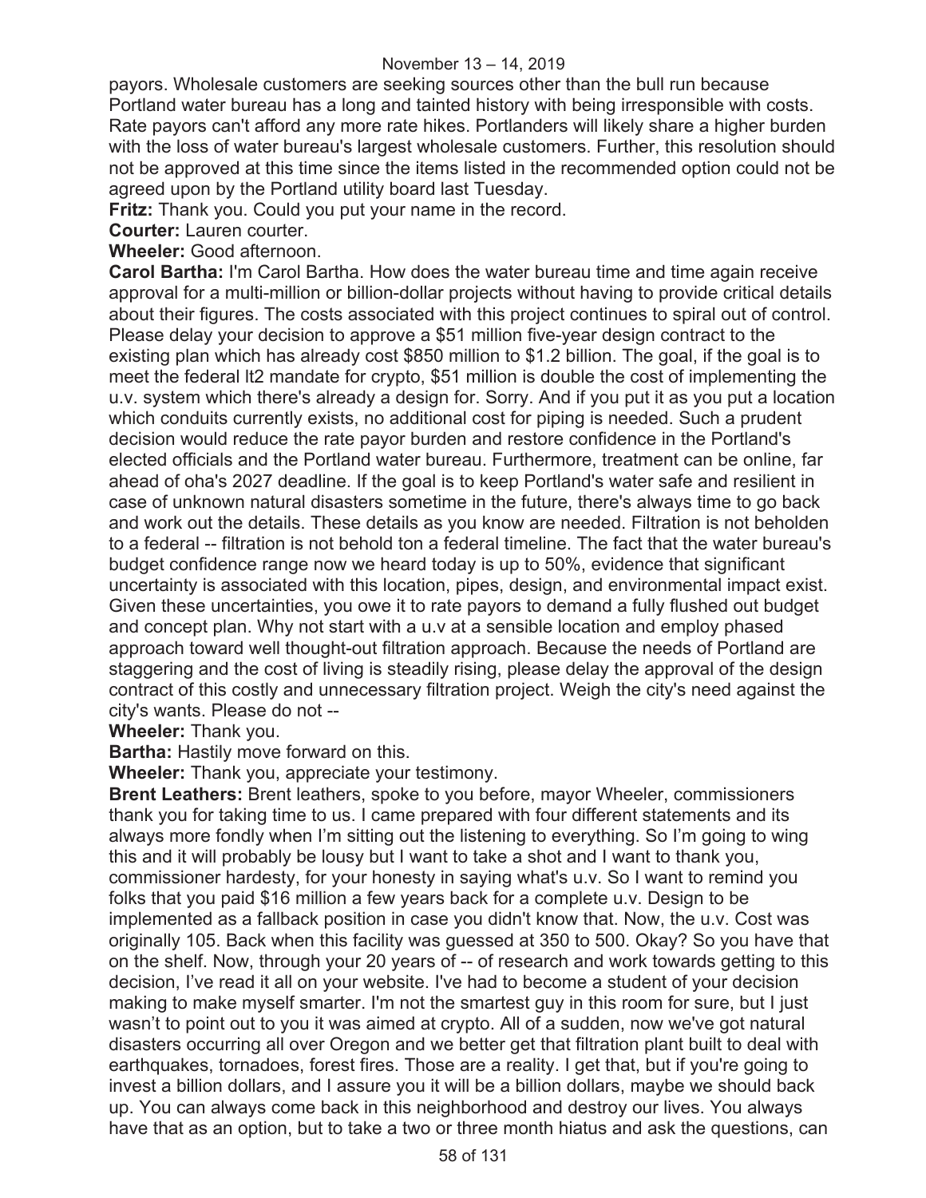payors. Wholesale customers are seeking sources other than the bull run because Portland water bureau has a long and tainted history with being irresponsible with costs. Rate payors can't afford any more rate hikes. Portlanders will likely share a higher burden with the loss of water bureau's largest wholesale customers. Further, this resolution should not be approved at this time since the items listed in the recommended option could not be agreed upon by the Portland utility board last Tuesday.

**Fritz:** Thank you. Could you put your name in the record.

**Courter:** Lauren courter.

**Wheeler:** Good afternoon.

**Carol Bartha:** I'm Carol Bartha. How does the water bureau time and time again receive approval for a multi-million or billion-dollar projects without having to provide critical details about their figures. The costs associated with this project continues to spiral out of control. Please delay your decision to approve a $51 million five-year design contract to the existing plan which has already cost $850 million to $1.2 billion. The goal, if the goal is to meet the federal lt2 mandate for crypto, $51 million is double the cost of implementing the u.v. system which there's already a design for. Sorry. And if you put it as you put a location which conduits currently exists, no additional cost for piping is needed. Such a prudent decision would reduce the rate payor burden and restore confidence in the Portland's elected officials and the Portland water bureau. Furthermore, treatment can be online, far ahead of oha's 2027 deadline. If the goal is to keep Portland's water safe and resilient in case of unknown natural disasters sometime in the future, there's always time to go back and work out the details. These details as you know are needed. Filtration is not beholden to a federal -- filtration is not behold ton a federal timeline. The fact that the water bureau's budget confidence range now we heard today is up to 50%, evidence that significant uncertainty is associated with this location, pipes, design, and environmental impact exist. Given these uncertainties, you owe it to rate payors to demand a fully flushed out budget and concept plan. Why not start with a u.v at a sensible location and employ phased approach toward well thought-out filtration approach. Because the needs of Portland are staggering and the cost of living is steadily rising, please delay the approval of the design contract of this costly and unnecessary filtration project. Weigh the city's need against the city's wants. Please do not --

**Wheeler:** Thank you.

**Bartha:** Hastily move forward on this.

**Wheeler:** Thank you, appreciate your testimony.

**Brent Leathers:** Brent leathers, spoke to you before, mayor Wheeler, commissioners thank you for taking time to us. I came prepared with four different statements and its always more fondly when I'm sitting out the listening to everything. So I'm going to wing this and it will probably be lousy but I want to take a shot and I want to thank you, commissioner hardesty, for your honesty in saying what's u.v. So I want to remind you folks that you paid $16 million a few years back for a complete u.v. Design to be implemented as a fallback position in case you didn't know that. Now, the u.v. Cost was originally 105. Back when this facility was guessed at 350 to 500. Okay? So you have that on the shelf. Now, through your 20 years of -- of research and work towards getting to this decision, I've read it all on your website. I've had to become a student of your decision making to make myself smarter. I'm not the smartest guy in this room for sure, but I just wasn't to point out to you it was aimed at crypto. All of a sudden, now we've got natural disasters occurring all over Oregon and we better get that filtration plant built to deal with earthquakes, tornadoes, forest fires. Those are a reality. I get that, but if you're going to invest a billion dollars, and I assure you it will be a billion dollars, maybe we should back up. You can always come back in this neighborhood and destroy our lives. You always have that as an option, but to take a two or three month hiatus and ask the questions, can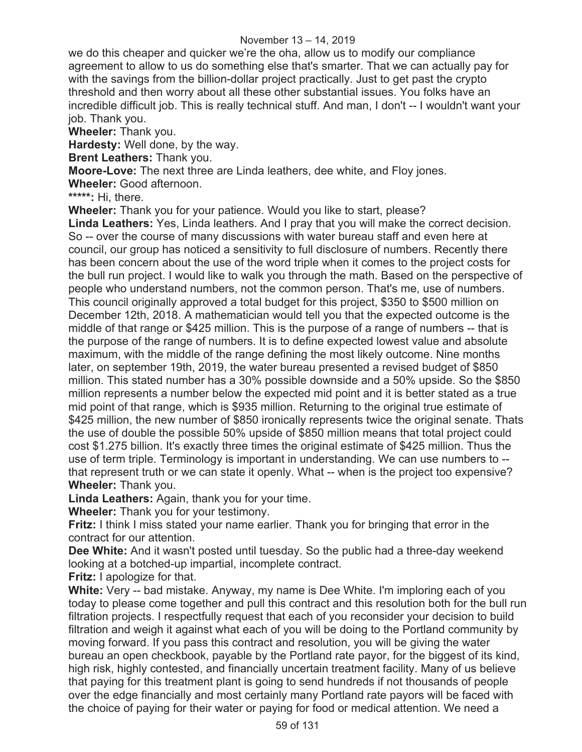we do this cheaper and quicker we're the oha, allow us to modify our compliance agreement to allow to us do something else that's smarter. That we can actually pay for with the savings from the billion-dollar project practically. Just to get past the crypto threshold and then worry about all these other substantial issues. You folks have an incredible difficult job. This is really technical stuff. And man, I don't -- I wouldn't want your job. Thank you.

**Wheeler:** Thank you.

**Hardesty:** Well done, by the way.

**Brent Leathers:** Thank you.

**Moore-Love:** The next three are Linda leathers, dee white, and Floy jones.

**Wheeler:** Good afternoon.

*****:** Hi, there.

**Wheeler:** Thank you for your patience. Would you like to start, please?

**Linda Leathers:** Yes, Linda leathers. And I pray that you will make the correct decision. So -- over the course of many discussions with water bureau staff and even here at council, our group has noticed a sensitivity to full disclosure of numbers. Recently there has been concern about the use of the word triple when it comes to the project costs for the bull run project. I would like to walk you through the math. Based on the perspective of people who understand numbers, not the common person. That's me, use of numbers. This council originally approved a total budget for this project, $350 to $500 million on December 12th, 2018. A mathematician would tell you that the expected outcome is the middle of that range or $425 million. This is the purpose of a range of numbers -- that is the purpose of the range of numbers. It is to define expected lowest value and absolute maximum, with the middle of the range defining the most likely outcome. Nine months later, on september 19th, 2019, the water bureau presented a revised budget of $850 million. This stated number has a 30% possible downside and a 50% upside. So the $850 million represents a number below the expected mid point and it is better stated as a true mid point of that range, which is $935 million. Returning to the original true estimate of $425 million, the new number of $850 ironically represents twice the original senate. Thats the use of double the possible 50% upside of $850 million means that total project could cost $1.275 billion. It's exactly three times the original estimate of $425 million. Thus the use of term triple. Terminology is important in understanding. We can use numbers to -- that represent truth or we can state it openly. What -- when is the project too expensive?

**Wheeler:** Thank you.

**Linda Leathers:** Again, thank you for your time.

**Wheeler:** Thank you for your testimony.

**Fritz:** I think I miss stated your name earlier. Thank you for bringing that error in the contract for our attention.

**Dee White:** And it wasn't posted until tuesday. So the public had a three-day weekend looking at a botched-up impartial, incomplete contract.

**Fritz:** I apologize for that.

**White:** Very -- bad mistake. Anyway, my name is Dee White. I'm imploring each of you today to please come together and pull this contract and this resolution both for the bull run filtration projects. I respectfully request that each of you reconsider your decision to build filtration and weigh it against what each of you will be doing to the Portland community by moving forward. If you pass this contract and resolution, you will be giving the water bureau an open checkbook, payable by the Portland rate payor, for the biggest of its kind, high risk, highly contested, and financially uncertain treatment facility. Many of us believe that paying for this treatment plant is going to send hundreds if not thousands of people over the edge financially and most certainly many Portland rate payors will be faced with the choice of paying for their water or paying for food or medical attention. We need a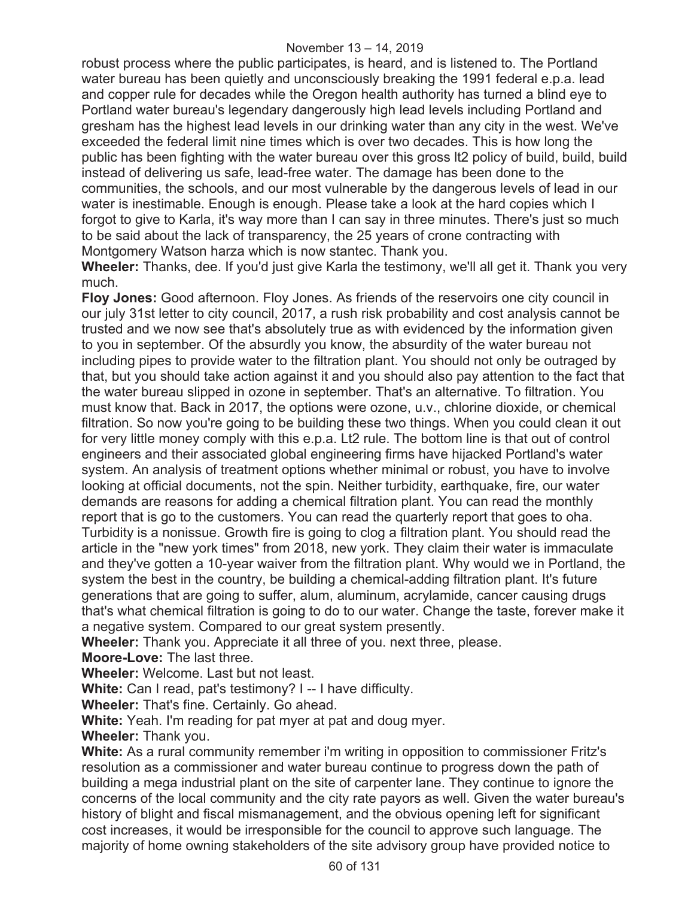robust process where the public participates, is heard, and is listened to. The Portland water bureau has been quietly and unconsciously breaking the 1991 federal e.p.a. lead and copper rule for decades while the Oregon health authority has turned a blind eye to Portland water bureau's legendary dangerously high lead levels including Portland and gresham has the highest lead levels in our drinking water than any city in the west. We've exceeded the federal limit nine times which is over two decades. This is how long the public has been fighting with the water bureau over this gross lt2 policy of build, build, build instead of delivering us safe, lead-free water. The damage has been done to the communities, the schools, and our most vulnerable by the dangerous levels of lead in our water is inestimable. Enough is enough. Please take a look at the hard copies which I forgot to give to Karla, it's way more than I can say in three minutes. There's just so much to be said about the lack of transparency, the 25 years of crone contracting with Montgomery Watson harza which is now stantec. Thank you.

**Wheeler:** Thanks, dee. If you'd just give Karla the testimony, we'll all get it. Thank you very much.

**Floy Jones:** Good afternoon. Floy Jones. As friends of the reservoirs one city council in our july 31st letter to city council, 2017, a rush risk probability and cost analysis cannot be trusted and we now see that's absolutely true as with evidenced by the information given to you in september. Of the absurdly you know, the absurdity of the water bureau not including pipes to provide water to the filtration plant. You should not only be outraged by that, but you should take action against it and you should also pay attention to the fact that the water bureau slipped in ozone in september. That's an alternative. To filtration. You must know that. Back in 2017, the options were ozone, u.v., chlorine dioxide, or chemical filtration. So now you're going to be building these two things. When you could clean it out for very little money comply with this e.p.a. Lt2 rule. The bottom line is that out of control engineers and their associated global engineering firms have hijacked Portland's water system. An analysis of treatment options whether minimal or robust, you have to involve looking at official documents, not the spin. Neither turbidity, earthquake, fire, our water demands are reasons for adding a chemical filtration plant. You can read the monthly report that is go to the customers. You can read the quarterly report that goes to oha. Turbidity is a nonissue. Growth fire is going to clog a filtration plant. You should read the article in the "new york times" from 2018, new york. They claim their water is immaculate and they've gotten a 10-year waiver from the filtration plant. Why would we in Portland, the system the best in the country, be building a chemical-adding filtration plant. It's future generations that are going to suffer, alum, aluminum, acrylamide, cancer causing drugs that's what chemical filtration is going to do to our water. Change the taste, forever make it a negative system. Compared to our great system presently.

**Wheeler:** Thank you. Appreciate it all three of you. next three, please.

**Moore-Love:** The last three.

**Wheeler:** Welcome. Last but not least.

**White:** Can I read, pat's testimony? I -- I have difficulty.

**Wheeler:** That's fine. Certainly. Go ahead.

**White:** Yeah. I'm reading for pat myer at pat and doug myer.

**Wheeler:** Thank you.

**White:** As a rural community remember i'm writing in opposition to commissioner Fritz's resolution as a commissioner and water bureau continue to progress down the path of building a mega industrial plant on the site of carpenter lane. They continue to ignore the concerns of the local community and the city rate payors as well. Given the water bureau's history of blight and fiscal mismanagement, and the obvious opening left for significant cost increases, it would be irresponsible for the council to approve such language. The majority of home owning stakeholders of the site advisory group have provided notice to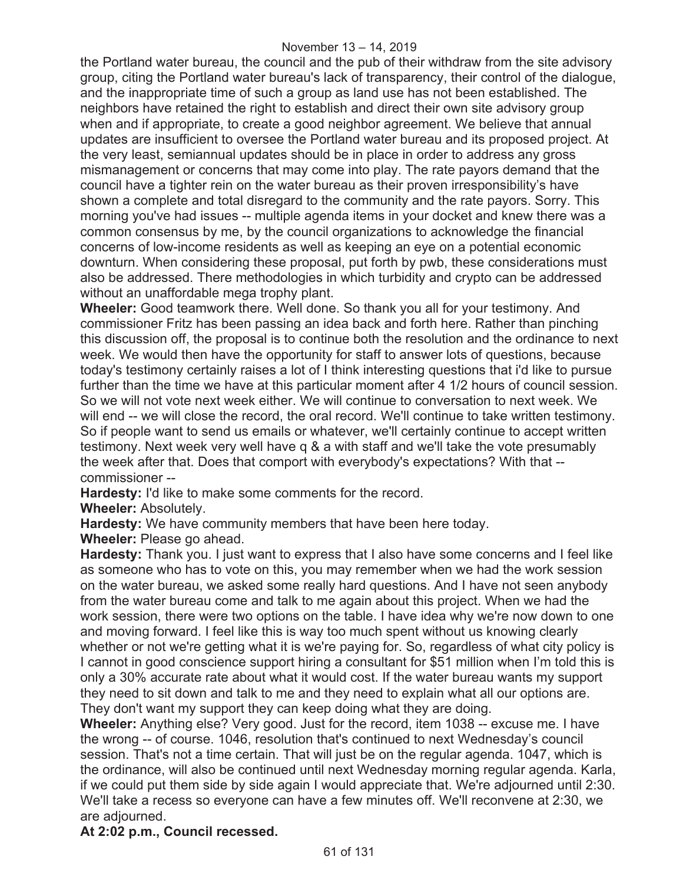the Portland water bureau, the council and the pub of their withdraw from the site advisory group, citing the Portland water bureau's lack of transparency, their control of the dialogue, and the inappropriate time of such a group as land use has not been established. The neighbors have retained the right to establish and direct their own site advisory group when and if appropriate, to create a good neighbor agreement. We believe that annual updates are insufficient to oversee the Portland water bureau and its proposed project. At the very least, semiannual updates should be in place in order to address any gross mismanagement or concerns that may come into play. The rate payors demand that the council have a tighter rein on the water bureau as their proven irresponsibility's have shown a complete and total disregard to the community and the rate payors. Sorry. This morning you've had issues -- multiple agenda items in your docket and knew there was a common consensus by me, by the council organizations to acknowledge the financial concerns of low-income residents as well as keeping an eye on a potential economic downturn. When considering these proposal, put forth by pwb, these considerations must also be addressed. There methodologies in which turbidity and crypto can be addressed without an unaffordable mega trophy plant.

**Wheeler:** Good teamwork there. Well done. So thank you all for your testimony. And commissioner Fritz has been passing an idea back and forth here. Rather than pinching this discussion off, the proposal is to continue both the resolution and the ordinance to next week. We would then have the opportunity for staff to answer lots of questions, because today's testimony certainly raises a lot of I think interesting questions that i'd like to pursue further than the time we have at this particular moment after 4 1/2 hours of council session. So we will not vote next week either. We will continue to conversation to next week. We will end -- we will close the record, the oral record. We'll continue to take written testimony. So if people want to send us emails or whatever, we'll certainly continue to accept written testimony. Next week very well have q & a with staff and we'll take the vote presumably the week after that. Does that comport with everybody's expectations? With that -- commissioner --

**Hardesty:** I'd like to make some comments for the record.

**Wheeler:** Absolutely.

**Hardesty:** We have community members that have been here today.

**Wheeler:** Please go ahead.

**Hardesty:** Thank you. I just want to express that I also have some concerns and I feel like as someone who has to vote on this, you may remember when we had the work session on the water bureau, we asked some really hard questions. And I have not seen anybody from the water bureau come and talk to me again about this project. When we had the work session, there were two options on the table. I have idea why we're now down to one and moving forward. I feel like this is way too much spent without us knowing clearly whether or not we're getting what it is we're paying for. So, regardless of what city policy is I cannot in good conscience support hiring a consultant for $51 million when I'm told this is only a 30% accurate rate about what it would cost. If the water bureau wants my support they need to sit down and talk to me and they need to explain what all our options are. They don't want my support they can keep doing what they are doing.

**Wheeler:** Anything else? Very good. Just for the record, item 1038 -- excuse me. I have the wrong -- of course. 1046, resolution that's continued to next Wednesday's council session. That's not a time certain. That will just be on the regular agenda. 1047, which is the ordinance, will also be continued until next Wednesday morning regular agenda. Karla, if we could put them side by side again I would appreciate that. We're adjourned until 2:30. We'll take a recess so everyone can have a few minutes off. We'll reconvene at 2:30, we are adjourned.

**At 2:02 p.m., Council recessed.**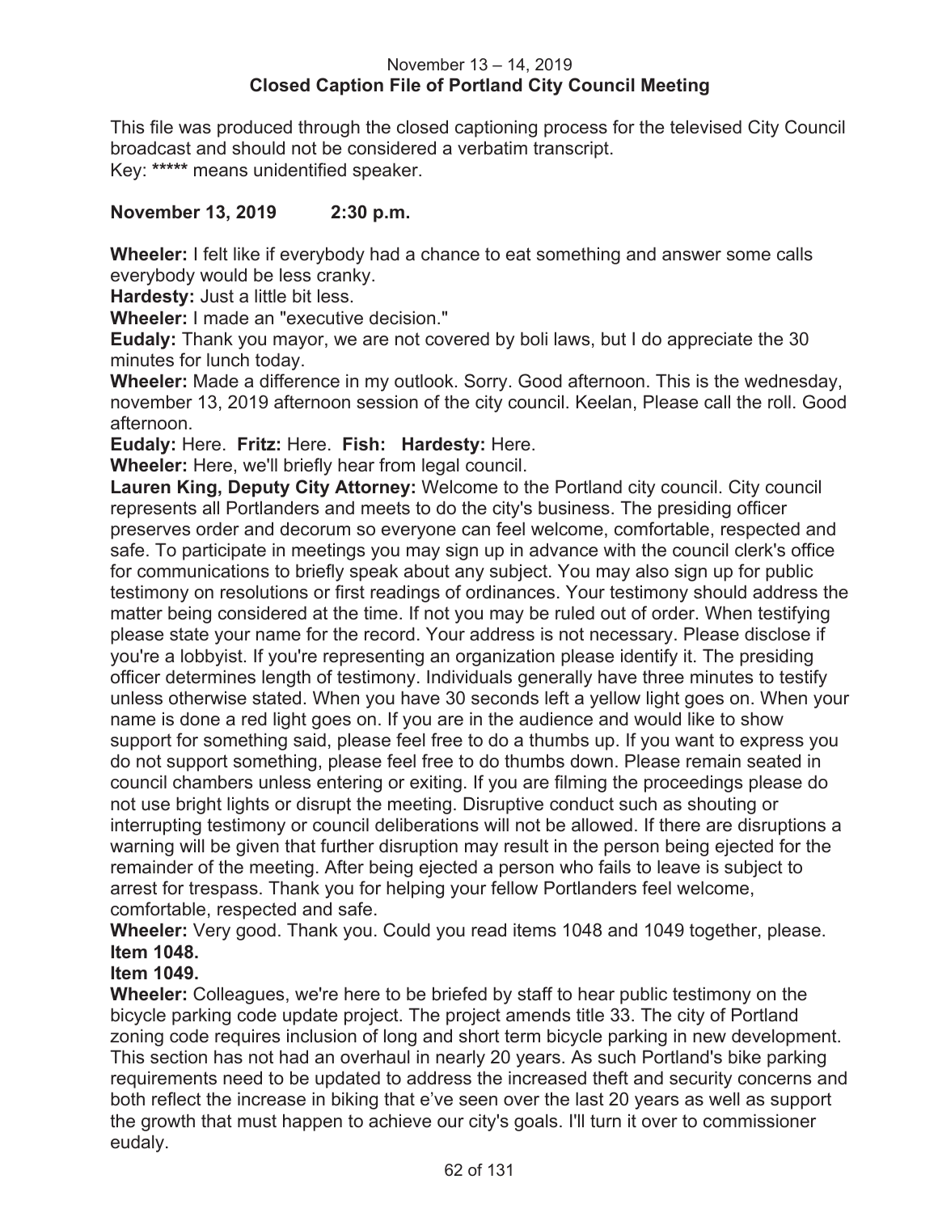November 13 – 14, 2019
**Closed Caption File of Portland City Council Meeting**

This file was produced through the closed captioning process for the televised City Council broadcast and should not be considered a verbatim transcript.
Key: ***** means unidentified speaker.

**November 13, 2019 2:30 p.m.**

**Wheeler:** I felt like if everybody had a chance to eat something and answer some calls everybody would be less cranky.
**Hardesty:** Just a little bit less.
**Wheeler:** I made an "executive decision."
**Eudaly:** Thank you mayor, we are not covered by boli laws, but I do appreciate the 30 minutes for lunch today.
**Wheeler:** Made a difference in my outlook. Sorry. Good afternoon. This is the wednesday, november 13, 2019 afternoon session of the city council. Keelan, Please call the roll. Good afternoon.
**Eudaly:** Here. **Fritz:** Here. **Fish:** **Hardesty:** Here.
**Wheeler:** Here, we'll briefly hear from legal council.
**Lauren King, Deputy City Attorney:** Welcome to the Portland city council. City council represents all Portlanders and meets to do the city's business. The presiding officer preserves order and decorum so everyone can feel welcome, comfortable, respected and safe. To participate in meetings you may sign up in advance with the council clerk's office for communications to briefly speak about any subject. You may also sign up for public testimony on resolutions or first readings of ordinances. Your testimony should address the matter being considered at the time. If not you may be ruled out of order. When testifying please state your name for the record. Your address is not necessary. Please disclose if you're a lobbyist. If you're representing an organization please identify it. The presiding officer determines length of testimony. Individuals generally have three minutes to testify unless otherwise stated. When you have 30 seconds left a yellow light goes on. When your name is done a red light goes on. If you are in the audience and would like to show support for something said, please feel free to do a thumbs up. If you want to express you do not support something, please feel free to do thumbs down. Please remain seated in council chambers unless entering or exiting. If you are filming the proceedings please do not use bright lights or disrupt the meeting. Disruptive conduct such as shouting or interrupting testimony or council deliberations will not be allowed. If there are disruptions a warning will be given that further disruption may result in the person being ejected for the remainder of the meeting. After being ejected a person who fails to leave is subject to arrest for trespass. Thank you for helping your fellow Portlanders feel welcome, comfortable, respected and safe.
**Wheeler:** Very good. Thank you. Could you read items 1048 and 1049 together, please.
**Item 1048.**
**Item 1049.**
**Wheeler:** Colleagues, we're here to be briefed by staff to hear public testimony on the bicycle parking code update project. The project amends title 33. The city of Portland zoning code requires inclusion of long and short term bicycle parking in new development. This section has not had an overhaul in nearly 20 years. As such Portland's bike parking requirements need to be updated to address the increased theft and security concerns and both reflect the increase in biking that e've seen over the last 20 years as well as support the growth that must happen to achieve our city's goals. I'll turn it over to commissioner eudaly.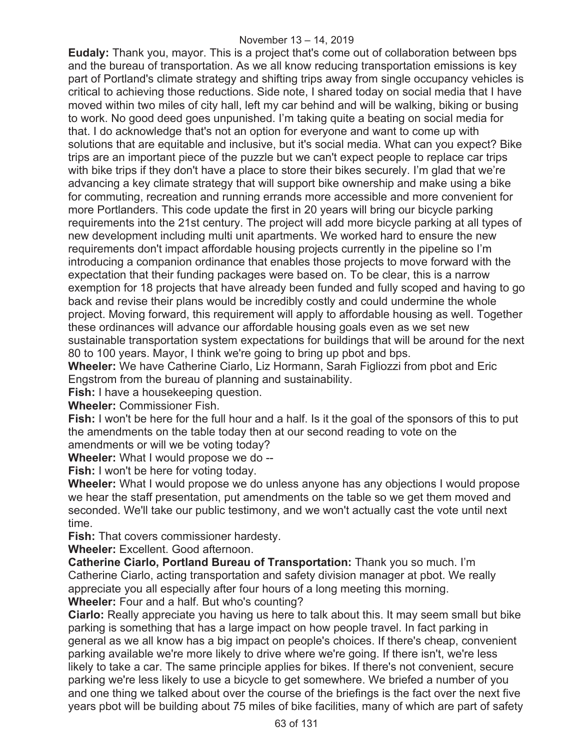**Eudaly:** Thank you, mayor. This is a project that's come out of collaboration between bps and the bureau of transportation. As we all know reducing transportation emissions is key part of Portland's climate strategy and shifting trips away from single occupancy vehicles is critical to achieving those reductions. Side note, I shared today on social media that I have moved within two miles of city hall, left my car behind and will be walking, biking or busing to work. No good deed goes unpunished. I'm taking quite a beating on social media for that. I do acknowledge that's not an option for everyone and want to come up with solutions that are equitable and inclusive, but it's social media. What can you expect? Bike trips are an important piece of the puzzle but we can't expect people to replace car trips with bike trips if they don't have a place to store their bikes securely. I'm glad that we're advancing a key climate strategy that will support bike ownership and make using a bike for commuting, recreation and running errands more accessible and more convenient for more Portlanders. This code update the first in 20 years will bring our bicycle parking requirements into the 21st century. The project will add more bicycle parking at all types of new development including multi unit apartments. We worked hard to ensure the new requirements don't impact affordable housing projects currently in the pipeline so I'm introducing a companion ordinance that enables those projects to move forward with the expectation that their funding packages were based on. To be clear, this is a narrow exemption for 18 projects that have already been funded and fully scoped and having to go back and revise their plans would be incredibly costly and could undermine the whole project. Moving forward, this requirement will apply to affordable housing as well. Together these ordinances will advance our affordable housing goals even as we set new sustainable transportation system expectations for buildings that will be around for the next 80 to 100 years. Mayor, I think we're going to bring up pbot and bps.

**Wheeler:** We have Catherine Ciarlo, Liz Hormann, Sarah Figliozzi from pbot and Eric Engstrom from the bureau of planning and sustainability.

**Fish:** I have a housekeeping question.

**Wheeler:** Commissioner Fish.

**Fish:** I won't be here for the full hour and a half. Is it the goal of the sponsors of this to put the amendments on the table today then at our second reading to vote on the amendments or will we be voting today?

**Wheeler:** What I would propose we do --

**Fish:** I won't be here for voting today.

**Wheeler:** What I would propose we do unless anyone has any objections I would propose we hear the staff presentation, put amendments on the table so we get them moved and seconded. We'll take our public testimony, and we won't actually cast the vote until next time.

**Fish:** That covers commissioner hardesty.

**Wheeler:** Excellent. Good afternoon.

**Catherine Ciarlo, Portland Bureau of Transportation:** Thank you so much. I'm Catherine Ciarlo, acting transportation and safety division manager at pbot. We really appreciate you all especially after four hours of a long meeting this morning.

**Wheeler:** Four and a half. But who's counting?

**Ciarlo:** Really appreciate you having us here to talk about this. It may seem small but bike parking is something that has a large impact on how people travel. In fact parking in general as we all know has a big impact on people's choices. If there's cheap, convenient parking available we're more likely to drive where we're going. If there isn't, we're less likely to take a car. The same principle applies for bikes. If there's not convenient, secure parking we're less likely to use a bicycle to get somewhere. We briefed a number of you and one thing we talked about over the course of the briefings is the fact over the next five years pbot will be building about 75 miles of bike facilities, many of which are part of safety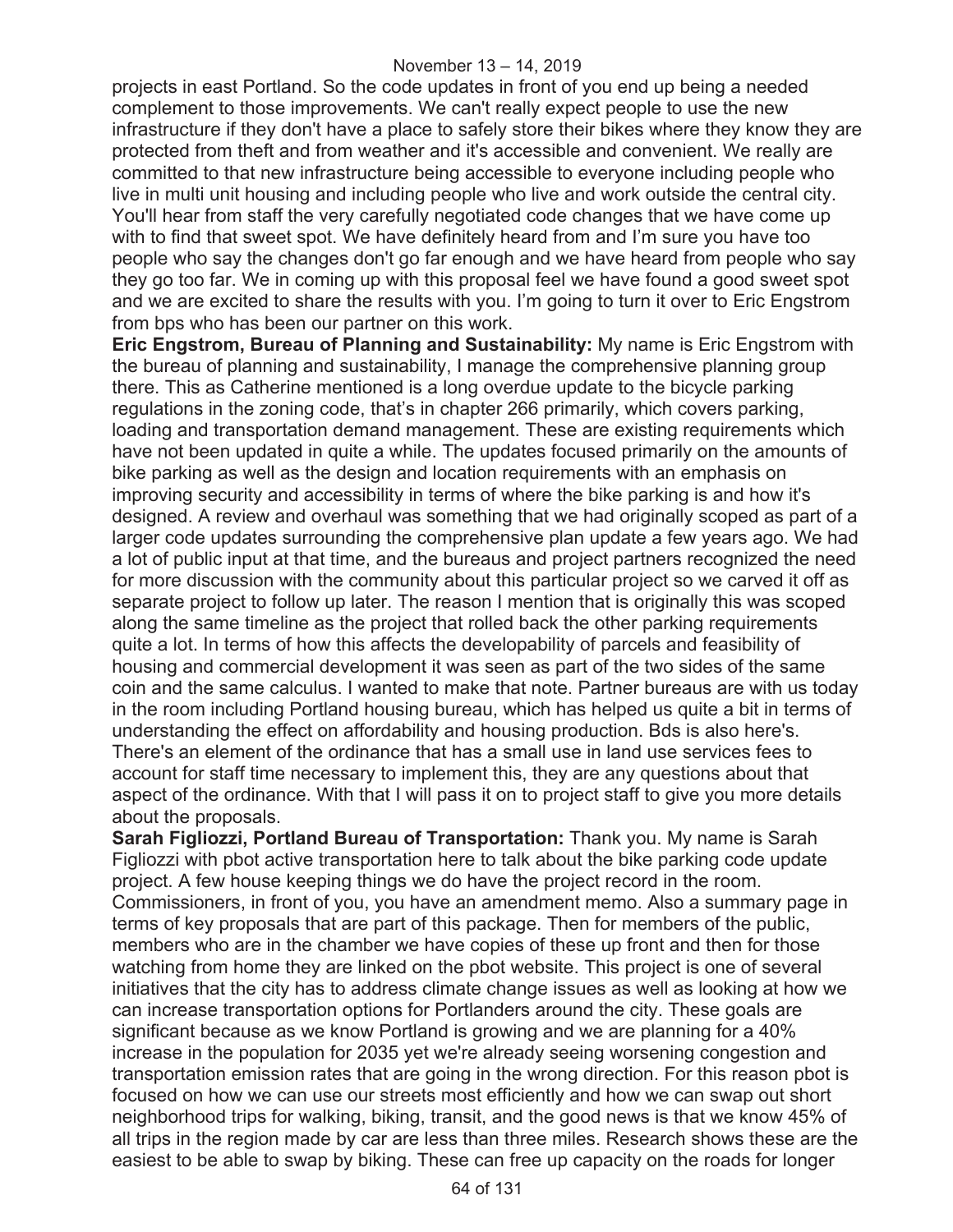projects in east Portland. So the code updates in front of you end up being a needed complement to those improvements. We can't really expect people to use the new infrastructure if they don't have a place to safely store their bikes where they know they are protected from theft and from weather and it's accessible and convenient. We really are committed to that new infrastructure being accessible to everyone including people who live in multi unit housing and including people who live and work outside the central city. You'll hear from staff the very carefully negotiated code changes that we have come up with to find that sweet spot. We have definitely heard from and I'm sure you have too people who say the changes don't go far enough and we have heard from people who say they go too far. We in coming up with this proposal feel we have found a good sweet spot and we are excited to share the results with you. I'm going to turn it over to Eric Engstrom from bps who has been our partner on this work.

**Eric Engstrom, Bureau of Planning and Sustainability:** My name is Eric Engstrom with the bureau of planning and sustainability, I manage the comprehensive planning group there. This as Catherine mentioned is a long overdue update to the bicycle parking regulations in the zoning code, that's in chapter 266 primarily, which covers parking, loading and transportation demand management. These are existing requirements which have not been updated in quite a while. The updates focused primarily on the amounts of bike parking as well as the design and location requirements with an emphasis on improving security and accessibility in terms of where the bike parking is and how it's designed. A review and overhaul was something that we had originally scoped as part of a larger code updates surrounding the comprehensive plan update a few years ago. We had a lot of public input at that time, and the bureaus and project partners recognized the need for more discussion with the community about this particular project so we carved it off as separate project to follow up later. The reason I mention that is originally this was scoped along the same timeline as the project that rolled back the other parking requirements quite a lot. In terms of how this affects the developability of parcels and feasibility of housing and commercial development it was seen as part of the two sides of the same coin and the same calculus. I wanted to make that note. Partner bureaus are with us today in the room including Portland housing bureau, which has helped us quite a bit in terms of understanding the effect on affordability and housing production. Bds is also here's. There's an element of the ordinance that has a small use in land use services fees to account for staff time necessary to implement this, they are any questions about that aspect of the ordinance. With that I will pass it on to project staff to give you more details about the proposals.

**Sarah Figliozzi, Portland Bureau of Transportation:** Thank you. My name is Sarah Figliozzi with pbot active transportation here to talk about the bike parking code update project. A few house keeping things we do have the project record in the room. Commissioners, in front of you, you have an amendment memo. Also a summary page in terms of key proposals that are part of this package. Then for members of the public, members who are in the chamber we have copies of these up front and then for those watching from home they are linked on the pbot website. This project is one of several initiatives that the city has to address climate change issues as well as looking at how we can increase transportation options for Portlanders around the city. These goals are significant because as we know Portland is growing and we are planning for a 40% increase in the population for 2035 yet we're already seeing worsening congestion and transportation emission rates that are going in the wrong direction. For this reason pbot is focused on how we can use our streets most efficiently and how we can swap out short neighborhood trips for walking, biking, transit, and the good news is that we know 45% of all trips in the region made by car are less than three miles. Research shows these are the easiest to be able to swap by biking. These can free up capacity on the roads for longer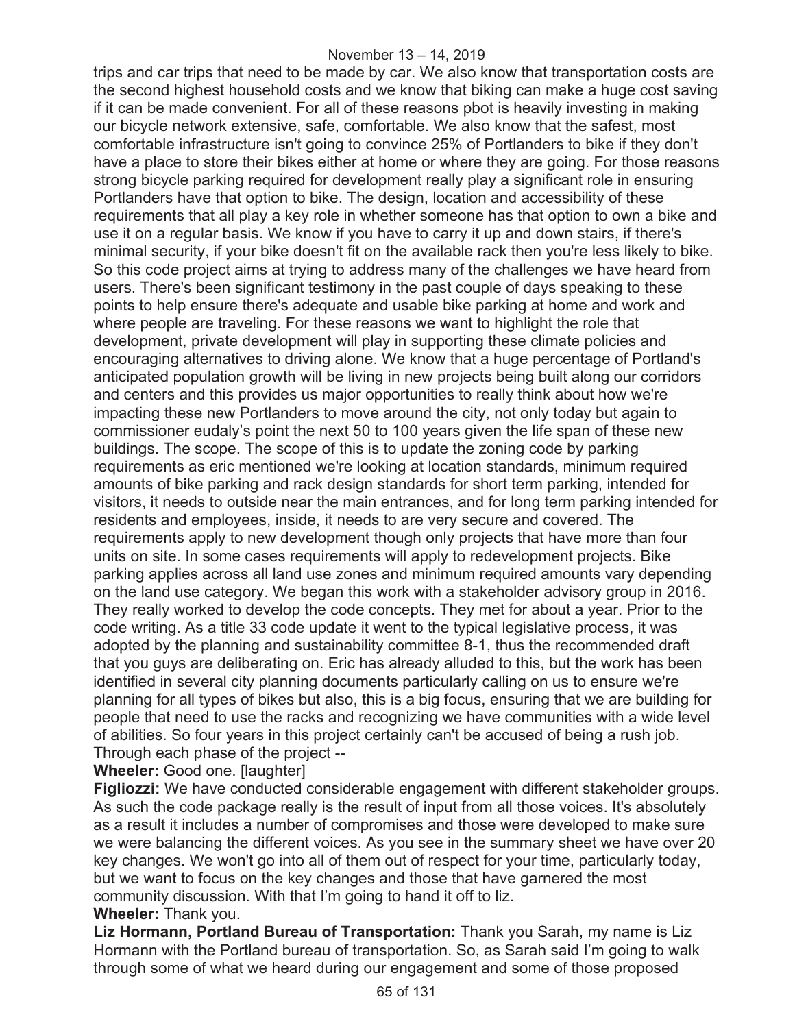trips and car trips that need to be made by car. We also know that transportation costs are the second highest household costs and we know that biking can make a huge cost saving if it can be made convenient. For all of these reasons pbot is heavily investing in making our bicycle network extensive, safe, comfortable. We also know that the safest, most comfortable infrastructure isn't going to convince 25% of Portlanders to bike if they don't have a place to store their bikes either at home or where they are going. For those reasons strong bicycle parking required for development really play a significant role in ensuring Portlanders have that option to bike. The design, location and accessibility of these requirements that all play a key role in whether someone has that option to own a bike and use it on a regular basis. We know if you have to carry it up and down stairs, if there's minimal security, if your bike doesn't fit on the available rack then you're less likely to bike. So this code project aims at trying to address many of the challenges we have heard from users. There's been significant testimony in the past couple of days speaking to these points to help ensure there's adequate and usable bike parking at home and work and where people are traveling. For these reasons we want to highlight the role that development, private development will play in supporting these climate policies and encouraging alternatives to driving alone. We know that a huge percentage of Portland's anticipated population growth will be living in new projects being built along our corridors and centers and this provides us major opportunities to really think about how we're impacting these new Portlanders to move around the city, not only today but again to commissioner eudaly's point the next 50 to 100 years given the life span of these new buildings. The scope. The scope of this is to update the zoning code by parking requirements as eric mentioned we're looking at location standards, minimum required amounts of bike parking and rack design standards for short term parking, intended for visitors, it needs to outside near the main entrances, and for long term parking intended for residents and employees, inside, it needs to are very secure and covered. The requirements apply to new development though only projects that have more than four units on site. In some cases requirements will apply to redevelopment projects. Bike parking applies across all land use zones and minimum required amounts vary depending on the land use category. We began this work with a stakeholder advisory group in 2016. They really worked to develop the code concepts. They met for about a year. Prior to the code writing. As a title 33 code update it went to the typical legislative process, it was adopted by the planning and sustainability committee 8-1, thus the recommended draft that you guys are deliberating on. Eric has already alluded to this, but the work has been identified in several city planning documents particularly calling on us to ensure we're planning for all types of bikes but also, this is a big focus, ensuring that we are building for people that need to use the racks and recognizing we have communities with a wide level of abilities. So four years in this project certainly can't be accused of being a rush job. Through each phase of the project --

**Wheeler:** Good one. [laughter]

**Figliozzi:** We have conducted considerable engagement with different stakeholder groups. As such the code package really is the result of input from all those voices. It's absolutely as a result it includes a number of compromises and those were developed to make sure we were balancing the different voices. As you see in the summary sheet we have over 20 key changes. We won't go into all of them out of respect for your time, particularly today, but we want to focus on the key changes and those that have garnered the most community discussion. With that I'm going to hand it off to liz.

**Wheeler:** Thank you.

**Liz Hormann, Portland Bureau of Transportation:** Thank you Sarah, my name is Liz Hormann with the Portland bureau of transportation. So, as Sarah said I'm going to walk through some of what we heard during our engagement and some of those proposed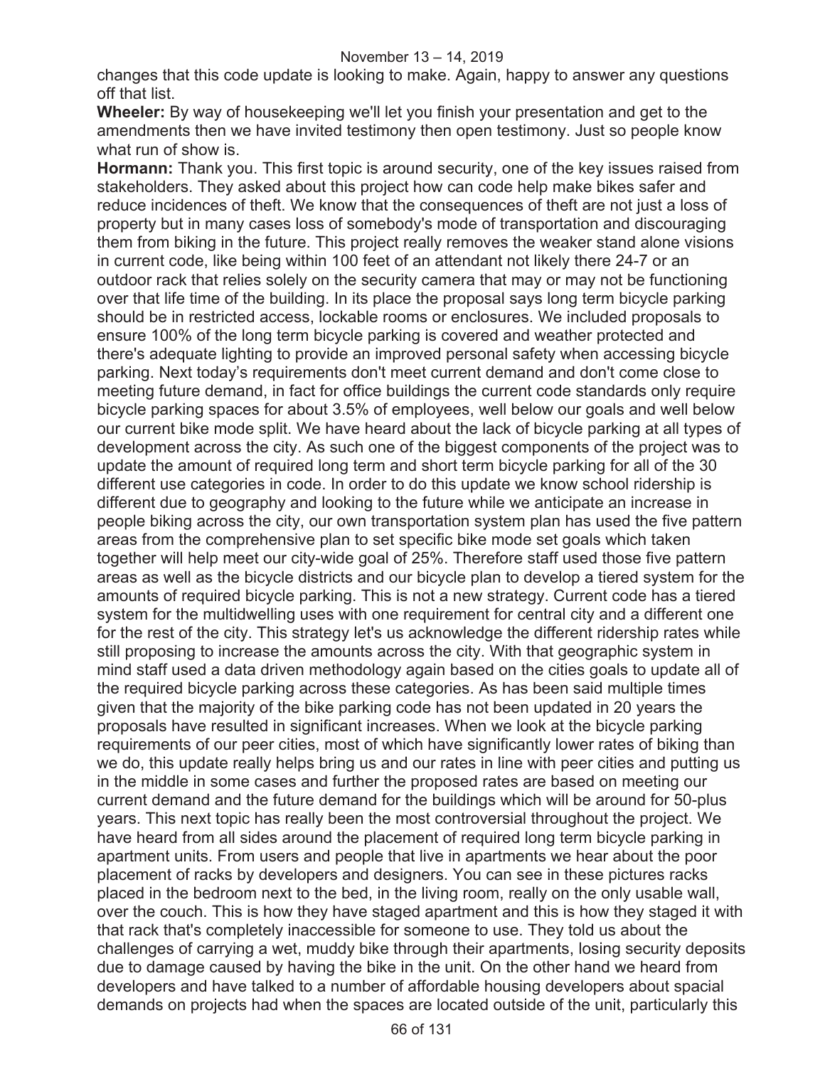changes that this code update is looking to make. Again, happy to answer any questions off that list.

**Wheeler:** By way of housekeeping we'll let you finish your presentation and get to the amendments then we have invited testimony then open testimony. Just so people know what run of show is.

**Hormann:** Thank you. This first topic is around security, one of the key issues raised from stakeholders. They asked about this project how can code help make bikes safer and reduce incidences of theft. We know that the consequences of theft are not just a loss of property but in many cases loss of somebody's mode of transportation and discouraging them from biking in the future. This project really removes the weaker stand alone visions in current code, like being within 100 feet of an attendant not likely there 24-7 or an outdoor rack that relies solely on the security camera that may or may not be functioning over that life time of the building. In its place the proposal says long term bicycle parking should be in restricted access, lockable rooms or enclosures. We included proposals to ensure 100% of the long term bicycle parking is covered and weather protected and there's adequate lighting to provide an improved personal safety when accessing bicycle parking. Next today's requirements don't meet current demand and don't come close to meeting future demand, in fact for office buildings the current code standards only require bicycle parking spaces for about 3.5% of employees, well below our goals and well below our current bike mode split. We have heard about the lack of bicycle parking at all types of development across the city. As such one of the biggest components of the project was to update the amount of required long term and short term bicycle parking for all of the 30 different use categories in code. In order to do this update we know school ridership is different due to geography and looking to the future while we anticipate an increase in people biking across the city, our own transportation system plan has used the five pattern areas from the comprehensive plan to set specific bike mode set goals which taken together will help meet our city-wide goal of 25%. Therefore staff used those five pattern areas as well as the bicycle districts and our bicycle plan to develop a tiered system for the amounts of required bicycle parking. This is not a new strategy. Current code has a tiered system for the multidwelling uses with one requirement for central city and a different one for the rest of the city. This strategy let's us acknowledge the different ridership rates while still proposing to increase the amounts across the city. With that geographic system in mind staff used a data driven methodology again based on the cities goals to update all of the required bicycle parking across these categories. As has been said multiple times given that the majority of the bike parking code has not been updated in 20 years the proposals have resulted in significant increases. When we look at the bicycle parking requirements of our peer cities, most of which have significantly lower rates of biking than we do, this update really helps bring us and our rates in line with peer cities and putting us in the middle in some cases and further the proposed rates are based on meeting our current demand and the future demand for the buildings which will be around for 50-plus years. This next topic has really been the most controversial throughout the project. We have heard from all sides around the placement of required long term bicycle parking in apartment units. From users and people that live in apartments we hear about the poor placement of racks by developers and designers. You can see in these pictures racks placed in the bedroom next to the bed, in the living room, really on the only usable wall, over the couch. This is how they have staged apartment and this is how they staged it with that rack that's completely inaccessible for someone to use. They told us about the challenges of carrying a wet, muddy bike through their apartments, losing security deposits due to damage caused by having the bike in the unit. On the other hand we heard from developers and have talked to a number of affordable housing developers about spacial demands on projects had when the spaces are located outside of the unit, particularly this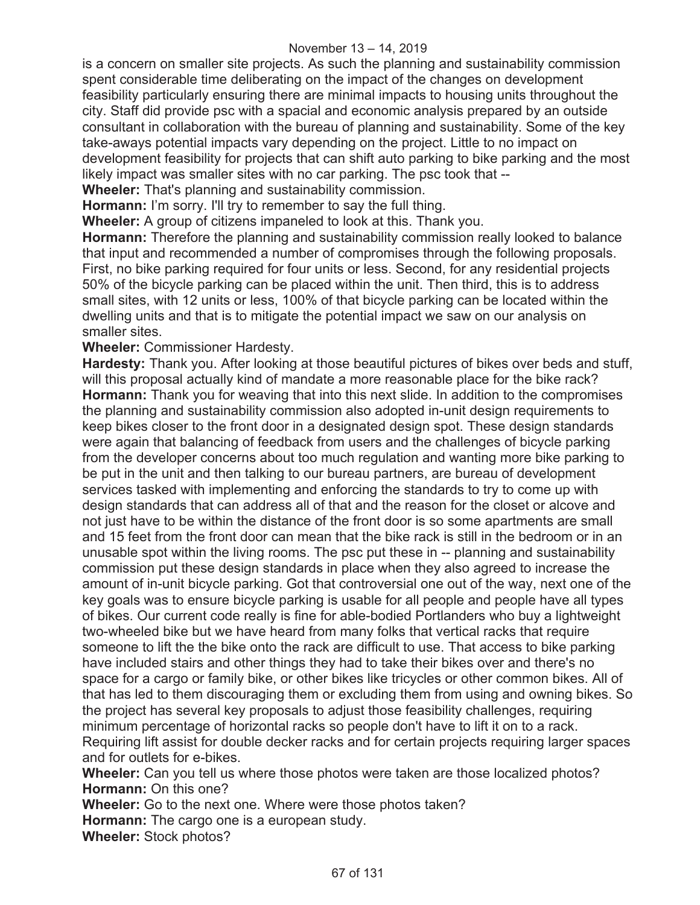is a concern on smaller site projects. As such the planning and sustainability commission spent considerable time deliberating on the impact of the changes on development feasibility particularly ensuring there are minimal impacts to housing units throughout the city. Staff did provide psc with a spacial and economic analysis prepared by an outside consultant in collaboration with the bureau of planning and sustainability. Some of the key take-aways potential impacts vary depending on the project. Little to no impact on development feasibility for projects that can shift auto parking to bike parking and the most likely impact was smaller sites with no car parking. The psc took that --

**Wheeler:** That's planning and sustainability commission.

**Hormann:** I'm sorry. I'll try to remember to say the full thing.

**Wheeler:** A group of citizens impaneled to look at this. Thank you.

**Hormann:** Therefore the planning and sustainability commission really looked to balance that input and recommended a number of compromises through the following proposals. First, no bike parking required for four units or less. Second, for any residential projects 50% of the bicycle parking can be placed within the unit. Then third, this is to address small sites, with 12 units or less, 100% of that bicycle parking can be located within the dwelling units and that is to mitigate the potential impact we saw on our analysis on smaller sites.

**Wheeler:** Commissioner Hardesty.

**Hardesty:** Thank you. After looking at those beautiful pictures of bikes over beds and stuff, will this proposal actually kind of mandate a more reasonable place for the bike rack?

**Hormann:** Thank you for weaving that into this next slide. In addition to the compromises the planning and sustainability commission also adopted in-unit design requirements to keep bikes closer to the front door in a designated design spot. These design standards were again that balancing of feedback from users and the challenges of bicycle parking from the developer concerns about too much regulation and wanting more bike parking to be put in the unit and then talking to our bureau partners, are bureau of development services tasked with implementing and enforcing the standards to try to come up with design standards that can address all of that and the reason for the closet or alcove and not just have to be within the distance of the front door is so some apartments are small and 15 feet from the front door can mean that the bike rack is still in the bedroom or in an unusable spot within the living rooms. The psc put these in -- planning and sustainability commission put these design standards in place when they also agreed to increase the amount of in-unit bicycle parking. Got that controversial one out of the way, next one of the key goals was to ensure bicycle parking is usable for all people and people have all types of bikes. Our current code really is fine for able-bodied Portlanders who buy a lightweight two-wheeled bike but we have heard from many folks that vertical racks that require someone to lift the the bike onto the rack are difficult to use. That access to bike parking have included stairs and other things they had to take their bikes over and there's no space for a cargo or family bike, or other bikes like tricycles or other common bikes. All of that has led to them discouraging them or excluding them from using and owning bikes. So the project has several key proposals to adjust those feasibility challenges, requiring minimum percentage of horizontal racks so people don't have to lift it on to a rack. Requiring lift assist for double decker racks and for certain projects requiring larger spaces and for outlets for e-bikes.

**Wheeler:** Can you tell us where those photos were taken are those localized photos?

**Hormann:** On this one?

**Wheeler:** Go to the next one. Where were those photos taken?

**Hormann:** The cargo one is a european study.

**Wheeler:** Stock photos?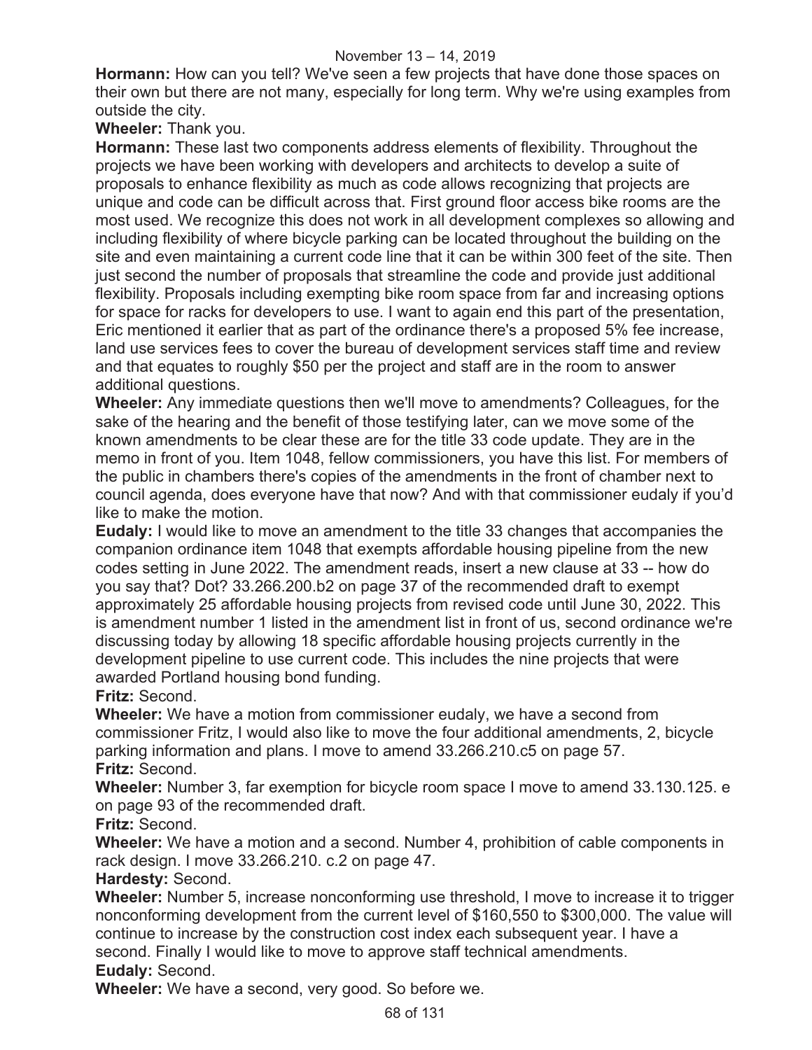**Hormann:** How can you tell? We've seen a few projects that have done those spaces on their own but there are not many, especially for long term. Why we're using examples from outside the city.

**Wheeler:** Thank you.

**Hormann:** These last two components address elements of flexibility. Throughout the projects we have been working with developers and architects to develop a suite of proposals to enhance flexibility as much as code allows recognizing that projects are unique and code can be difficult across that. First ground floor access bike rooms are the most used. We recognize this does not work in all development complexes so allowing and including flexibility of where bicycle parking can be located throughout the building on the site and even maintaining a current code line that it can be within 300 feet of the site. Then just second the number of proposals that streamline the code and provide just additional flexibility. Proposals including exempting bike room space from far and increasing options for space for racks for developers to use. I want to again end this part of the presentation, Eric mentioned it earlier that as part of the ordinance there's a proposed 5% fee increase, land use services fees to cover the bureau of development services staff time and review and that equates to roughly $50 per the project and staff are in the room to answer additional questions.

**Wheeler:** Any immediate questions then we'll move to amendments? Colleagues, for the sake of the hearing and the benefit of those testifying later, can we move some of the known amendments to be clear these are for the title 33 code update. They are in the memo in front of you. Item 1048, fellow commissioners, you have this list. For members of the public in chambers there's copies of the amendments in the front of chamber next to council agenda, does everyone have that now? And with that commissioner eudaly if you'd like to make the motion.

**Eudaly:** I would like to move an amendment to the title 33 changes that accompanies the companion ordinance item 1048 that exempts affordable housing pipeline from the new codes setting in June 2022. The amendment reads, insert a new clause at 33 -- how do you say that? Dot? 33.266.200.b2 on page 37 of the recommended draft to exempt approximately 25 affordable housing projects from revised code until June 30, 2022. This is amendment number 1 listed in the amendment list in front of us, second ordinance we're discussing today by allowing 18 specific affordable housing projects currently in the development pipeline to use current code. This includes the nine projects that were awarded Portland housing bond funding.

**Fritz:** Second.

**Wheeler:** We have a motion from commissioner eudaly, we have a second from commissioner Fritz, I would also like to move the four additional amendments, 2, bicycle parking information and plans. I move to amend 33.266.210.c5 on page 57.

**Fritz:** Second.

**Wheeler:** Number 3, far exemption for bicycle room space I move to amend 33.130.125. e on page 93 of the recommended draft.

**Fritz:** Second.

**Wheeler:** We have a motion and a second. Number 4, prohibition of cable components in rack design. I move 33.266.210. c.2 on page 47.

**Hardesty:** Second.

**Wheeler:** Number 5, increase nonconforming use threshold, I move to increase it to trigger nonconforming development from the current level of $160,550 to $300,000. The value will continue to increase by the construction cost index each subsequent year. I have a second. Finally I would like to move to approve staff technical amendments.

**Eudaly:** Second.

**Wheeler:** We have a second, very good. So before we.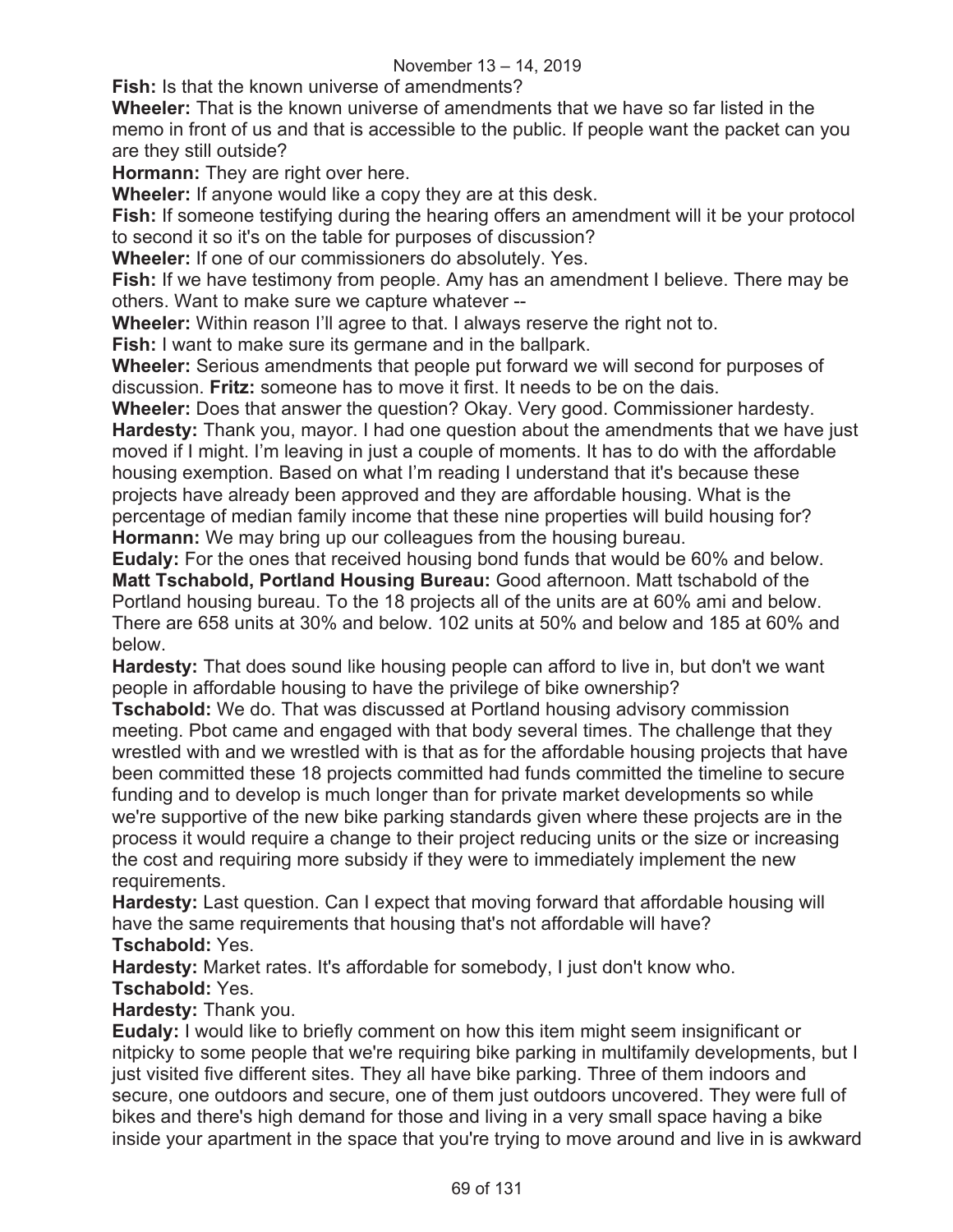**Fish:** Is that the known universe of amendments?

**Wheeler:** That is the known universe of amendments that we have so far listed in the memo in front of us and that is accessible to the public. If people want the packet can you are they still outside?

**Hormann:** They are right over here.

**Wheeler:** If anyone would like a copy they are at this desk.

**Fish:** If someone testifying during the hearing offers an amendment will it be your protocol to second it so it's on the table for purposes of discussion?

**Wheeler:** If one of our commissioners do absolutely. Yes.

**Fish:** If we have testimony from people. Amy has an amendment I believe. There may be others. Want to make sure we capture whatever --

**Wheeler:** Within reason I'll agree to that. I always reserve the right not to.

**Fish:** I want to make sure its germane and in the ballpark.

**Wheeler:** Serious amendments that people put forward we will second for purposes of discussion. **Fritz:** someone has to move it first. It needs to be on the dais.

**Wheeler:** Does that answer the question? Okay. Very good. Commissioner hardesty.

**Hardesty:** Thank you, mayor. I had one question about the amendments that we have just moved if I might. I'm leaving in just a couple of moments. It has to do with the affordable housing exemption. Based on what I'm reading I understand that it's because these projects have already been approved and they are affordable housing. What is the percentage of median family income that these nine properties will build housing for?

**Hormann:** We may bring up our colleagues from the housing bureau.

**Eudaly:** For the ones that received housing bond funds that would be 60% and below.

**Matt Tschabold, Portland Housing Bureau:** Good afternoon. Matt tschabold of the Portland housing bureau. To the 18 projects all of the units are at 60% ami and below. There are 658 units at 30% and below. 102 units at 50% and below and 185 at 60% and below.

**Hardesty:** That does sound like housing people can afford to live in, but don't we want people in affordable housing to have the privilege of bike ownership?

**Tschabold:** We do. That was discussed at Portland housing advisory commission meeting. Pbot came and engaged with that body several times. The challenge that they wrestled with and we wrestled with is that as for the affordable housing projects that have been committed these 18 projects committed had funds committed the timeline to secure funding and to develop is much longer than for private market developments so while we're supportive of the new bike parking standards given where these projects are in the process it would require a change to their project reducing units or the size or increasing the cost and requiring more subsidy if they were to immediately implement the new requirements.

**Hardesty:** Last question. Can I expect that moving forward that affordable housing will have the same requirements that housing that's not affordable will have?

**Tschabold:** Yes.

**Hardesty:** Market rates. It's affordable for somebody, I just don't know who.

**Tschabold:** Yes.

**Hardesty:** Thank you.

**Eudaly:** I would like to briefly comment on how this item might seem insignificant or nitpicky to some people that we're requiring bike parking in multifamily developments, but I just visited five different sites. They all have bike parking. Three of them indoors and secure, one outdoors and secure, one of them just outdoors uncovered. They were full of bikes and there's high demand for those and living in a very small space having a bike inside your apartment in the space that you're trying to move around and live in is awkward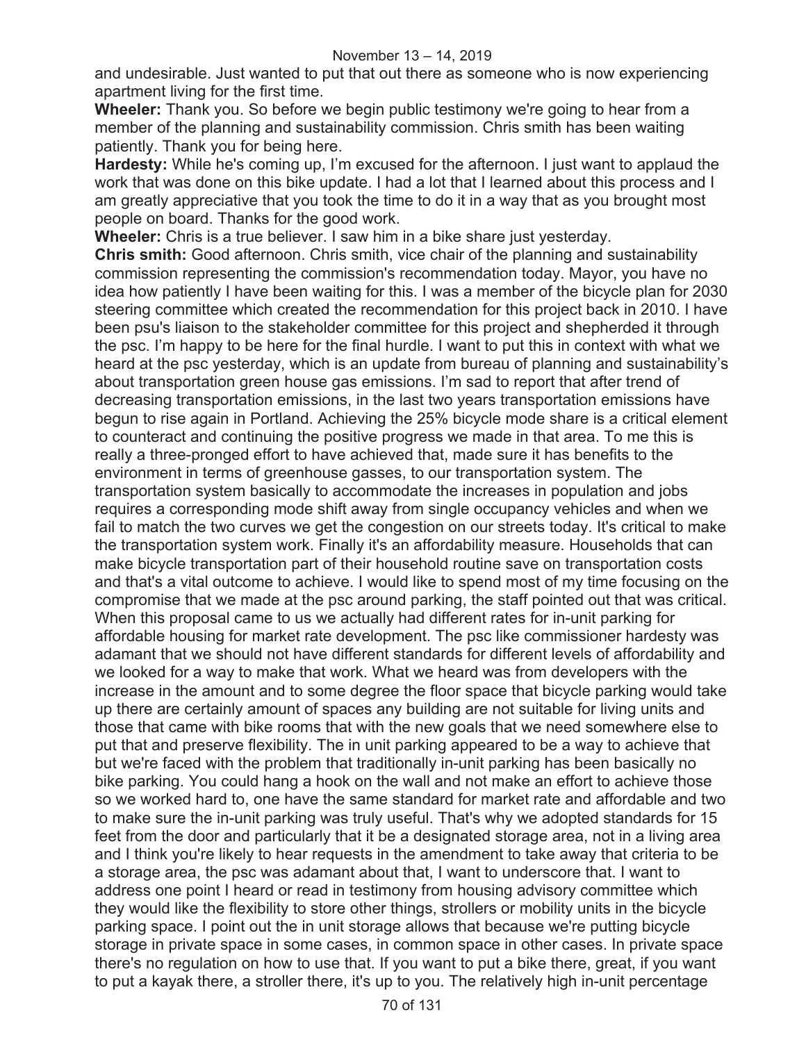and undesirable. Just wanted to put that out there as someone who is now experiencing apartment living for the first time.

**Wheeler:** Thank you. So before we begin public testimony we're going to hear from a member of the planning and sustainability commission. Chris smith has been waiting patiently. Thank you for being here.

**Hardesty:** While he's coming up, I'm excused for the afternoon. I just want to applaud the work that was done on this bike update. I had a lot that I learned about this process and I am greatly appreciative that you took the time to do it in a way that as you brought most people on board. Thanks for the good work.

**Wheeler:** Chris is a true believer. I saw him in a bike share just yesterday.

**Chris smith:** Good afternoon. Chris smith, vice chair of the planning and sustainability commission representing the commission's recommendation today. Mayor, you have no idea how patiently I have been waiting for this. I was a member of the bicycle plan for 2030 steering committee which created the recommendation for this project back in 2010. I have been psu's liaison to the stakeholder committee for this project and shepherded it through the psc. I'm happy to be here for the final hurdle. I want to put this in context with what we heard at the psc yesterday, which is an update from bureau of planning and sustainability's about transportation green house gas emissions. I'm sad to report that after trend of decreasing transportation emissions, in the last two years transportation emissions have begun to rise again in Portland. Achieving the 25% bicycle mode share is a critical element to counteract and continuing the positive progress we made in that area. To me this is really a three-pronged effort to have achieved that, made sure it has benefits to the environment in terms of greenhouse gasses, to our transportation system. The transportation system basically to accommodate the increases in population and jobs requires a corresponding mode shift away from single occupancy vehicles and when we fail to match the two curves we get the congestion on our streets today. It's critical to make the transportation system work. Finally it's an affordability measure. Households that can make bicycle transportation part of their household routine save on transportation costs and that's a vital outcome to achieve. I would like to spend most of my time focusing on the compromise that we made at the psc around parking, the staff pointed out that was critical. When this proposal came to us we actually had different rates for in-unit parking for affordable housing for market rate development. The psc like commissioner hardesty was adamant that we should not have different standards for different levels of affordability and we looked for a way to make that work. What we heard was from developers with the increase in the amount and to some degree the floor space that bicycle parking would take up there are certainly amount of spaces any building are not suitable for living units and those that came with bike rooms that with the new goals that we need somewhere else to put that and preserve flexibility. The in unit parking appeared to be a way to achieve that but we're faced with the problem that traditionally in-unit parking has been basically no bike parking. You could hang a hook on the wall and not make an effort to achieve those so we worked hard to, one have the same standard for market rate and affordable and two to make sure the in-unit parking was truly useful. That's why we adopted standards for 15 feet from the door and particularly that it be a designated storage area, not in a living area and I think you're likely to hear requests in the amendment to take away that criteria to be a storage area, the psc was adamant about that, I want to underscore that. I want to address one point I heard or read in testimony from housing advisory committee which they would like the flexibility to store other things, strollers or mobility units in the bicycle parking space. I point out the in unit storage allows that because we're putting bicycle storage in private space in some cases, in common space in other cases. In private space there's no regulation on how to use that. If you want to put a bike there, great, if you want to put a kayak there, a stroller there, it's up to you. The relatively high in-unit percentage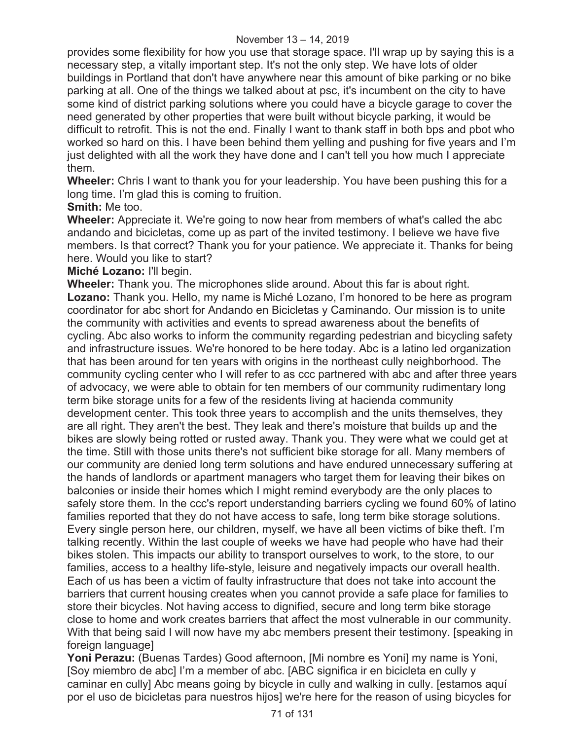provides some flexibility for how you use that storage space. I'll wrap up by saying this is a necessary step, a vitally important step. It's not the only step. We have lots of older buildings in Portland that don't have anywhere near this amount of bike parking or no bike parking at all. One of the things we talked about at psc, it's incumbent on the city to have some kind of district parking solutions where you could have a bicycle garage to cover the need generated by other properties that were built without bicycle parking, it would be difficult to retrofit. This is not the end. Finally I want to thank staff in both bps and pbot who worked so hard on this. I have been behind them yelling and pushing for five years and I'm just delighted with all the work they have done and I can't tell you how much I appreciate them.

**Wheeler:** Chris I want to thank you for your leadership. You have been pushing this for a long time. I'm glad this is coming to fruition.

**Smith:** Me too.

**Wheeler:** Appreciate it. We're going to now hear from members of what's called the abc andando and bicicletas, come up as part of the invited testimony. I believe we have five members. Is that correct? Thank you for your patience. We appreciate it. Thanks for being here. Would you like to start?

**Miché Lozano:** I'll begin.

**Wheeler:** Thank you. The microphones slide around. About this far is about right.

**Lozano:** Thank you. Hello, my name is Miché Lozano, I'm honored to be here as program coordinator for abc short for Andando en Bicicletas y Caminando. Our mission is to unite the community with activities and events to spread awareness about the benefits of cycling. Abc also works to inform the community regarding pedestrian and bicycling safety and infrastructure issues. We're honored to be here today. Abc is a latino led organization that has been around for ten years with origins in the northeast cully neighborhood. The community cycling center who I will refer to as ccc partnered with abc and after three years of advocacy, we were able to obtain for ten members of our community rudimentary long term bike storage units for a few of the residents living at hacienda community development center. This took three years to accomplish and the units themselves, they are all right. They aren't the best. They leak and there's moisture that builds up and the bikes are slowly being rotted or rusted away. Thank you. They were what we could get at the time. Still with those units there's not sufficient bike storage for all. Many members of our community are denied long term solutions and have endured unnecessary suffering at the hands of landlords or apartment managers who target them for leaving their bikes on balconies or inside their homes which I might remind everybody are the only places to safely store them. In the ccc's report understanding barriers cycling we found 60% of latino families reported that they do not have access to safe, long term bike storage solutions. Every single person here, our children, myself, we have all been victims of bike theft. I'm talking recently. Within the last couple of weeks we have had people who have had their bikes stolen. This impacts our ability to transport ourselves to work, to the store, to our families, access to a healthy life-style, leisure and negatively impacts our overall health. Each of us has been a victim of faulty infrastructure that does not take into account the barriers that current housing creates when you cannot provide a safe place for families to store their bicycles. Not having access to dignified, secure and long term bike storage close to home and work creates barriers that affect the most vulnerable in our community. With that being said I will now have my abc members present their testimony. [speaking in foreign language]

**Yoni Perazu:** (Buenas Tardes) Good afternoon, [Mi nombre es Yoni] my name is Yoni, [Soy miembro de abc] I'm a member of abc. [ABC significa ir en bicicleta en cully y caminar en cully] Abc means going by bicycle in cully and walking in cully. [estamos aquí por el uso de bicicletas para nuestros hijos] we're here for the reason of using bicycles for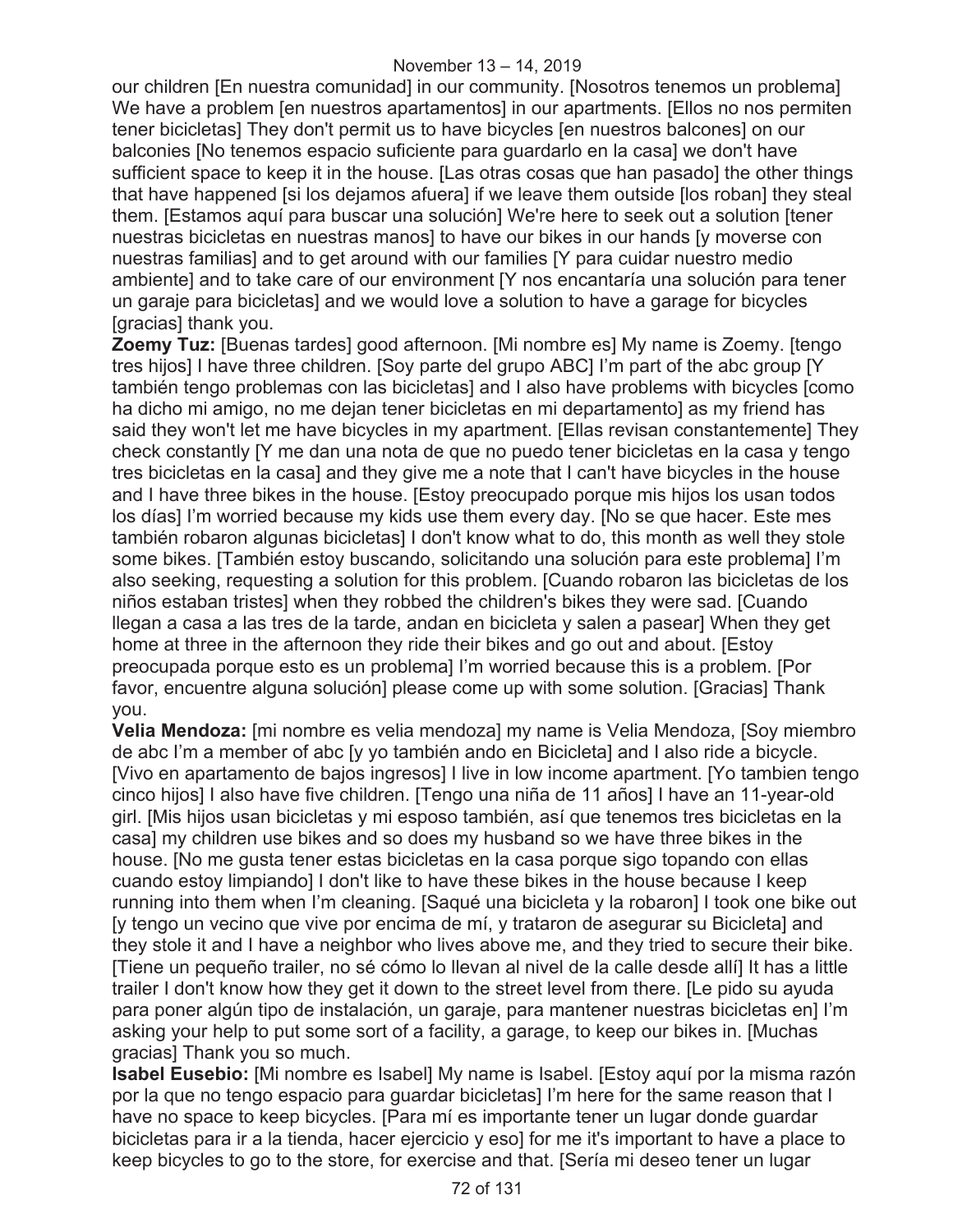our children [En nuestra comunidad] in our community. [Nosotros tenemos un problema] We have a problem [en nuestros apartamentos] in our apartments. [Ellos no nos permiten tener bicicletas] They don't permit us to have bicycles [en nuestros balcones] on our balconies [No tenemos espacio suficiente para guardarlo en la casa] we don't have sufficient space to keep it in the house. [Las otras cosas que han pasado] the other things that have happened [si los dejamos afuera] if we leave them outside [los roban] they steal them. [Estamos aquí para buscar una solución] We're here to seek out a solution [tener nuestras bicicletas en nuestras manos] to have our bikes in our hands [y moverse con nuestras familias] and to get around with our families [Y para cuidar nuestro medio ambiente] and to take care of our environment [Y nos encantaría una solución para tener un garaje para bicicletas] and we would love a solution to have a garage for bicycles [gracias] thank you.

**Zoemy Tuz:** [Buenas tardes] good afternoon. [Mi nombre es] My name is Zoemy. [tengo tres hijos] I have three children. [Soy parte del grupo ABC] I'm part of the abc group [Y también tengo problemas con las bicicletas] and I also have problems with bicycles [como ha dicho mi amigo, no me dejan tener bicicletas en mi departamento] as my friend has said they won't let me have bicycles in my apartment. [Ellas revisan constantemente] They check constantly [Y me dan una nota de que no puedo tener bicicletas en la casa y tengo tres bicicletas en la casa] and they give me a note that I can't have bicycles in the house and I have three bikes in the house. [Estoy preocupado porque mis hijos los usan todos los días] I'm worried because my kids use them every day. [No se que hacer. Este mes también robaron algunas bicicletas] I don't know what to do, this month as well they stole some bikes. [También estoy buscando, solicitando una solución para este problema] I'm also seeking, requesting a solution for this problem. [Cuando robaron las bicicletas de los niños estaban tristes] when they robbed the children's bikes they were sad. [Cuando llegan a casa a las tres de la tarde, andan en bicicleta y salen a pasear] When they get home at three in the afternoon they ride their bikes and go out and about. [Estoy preocupada porque esto es un problema] I'm worried because this is a problem. [Por favor, encuentre alguna solución] please come up with some solution. [Gracias] Thank you.

**Velia Mendoza:** [mi nombre es velia mendoza] my name is Velia Mendoza, [Soy miembro de abc I'm a member of abc [y yo también ando en Bicicleta] and I also ride a bicycle. [Vivo en apartamento de bajos ingresos] I live in low income apartment. [Yo tambien tengo cinco hijos] I also have five children. [Tengo una niña de 11 años] I have an 11-year-old girl. [Mis hijos usan bicicletas y mi esposo también, así que tenemos tres bicicletas en la casa] my children use bikes and so does my husband so we have three bikes in the house. [No me gusta tener estas bicicletas en la casa porque sigo topando con ellas cuando estoy limpiando] I don't like to have these bikes in the house because I keep running into them when I'm cleaning. [Saqué una bicicleta y la robaron] I took one bike out [y tengo un vecino que vive por encima de mí, y trataron de asegurar su Bicicleta] and they stole it and I have a neighbor who lives above me, and they tried to secure their bike. [Tiene un pequeño trailer, no sé cómo lo llevan al nivel de la calle desde allí] It has a little trailer I don't know how they get it down to the street level from there. [Le pido su ayuda para poner algún tipo de instalación, un garaje, para mantener nuestras bicicletas en] I'm asking your help to put some sort of a facility, a garage, to keep our bikes in. [Muchas gracias] Thank you so much.

**Isabel Eusebio:** [Mi nombre es Isabel] My name is Isabel. [Estoy aquí por la misma razón por la que no tengo espacio para guardar bicicletas] I'm here for the same reason that I have no space to keep bicycles. [Para mí es importante tener un lugar donde guardar bicicletas para ir a la tienda, hacer ejercicio y eso] for me it's important to have a place to keep bicycles to go to the store, for exercise and that. [Sería mi deseo tener un lugar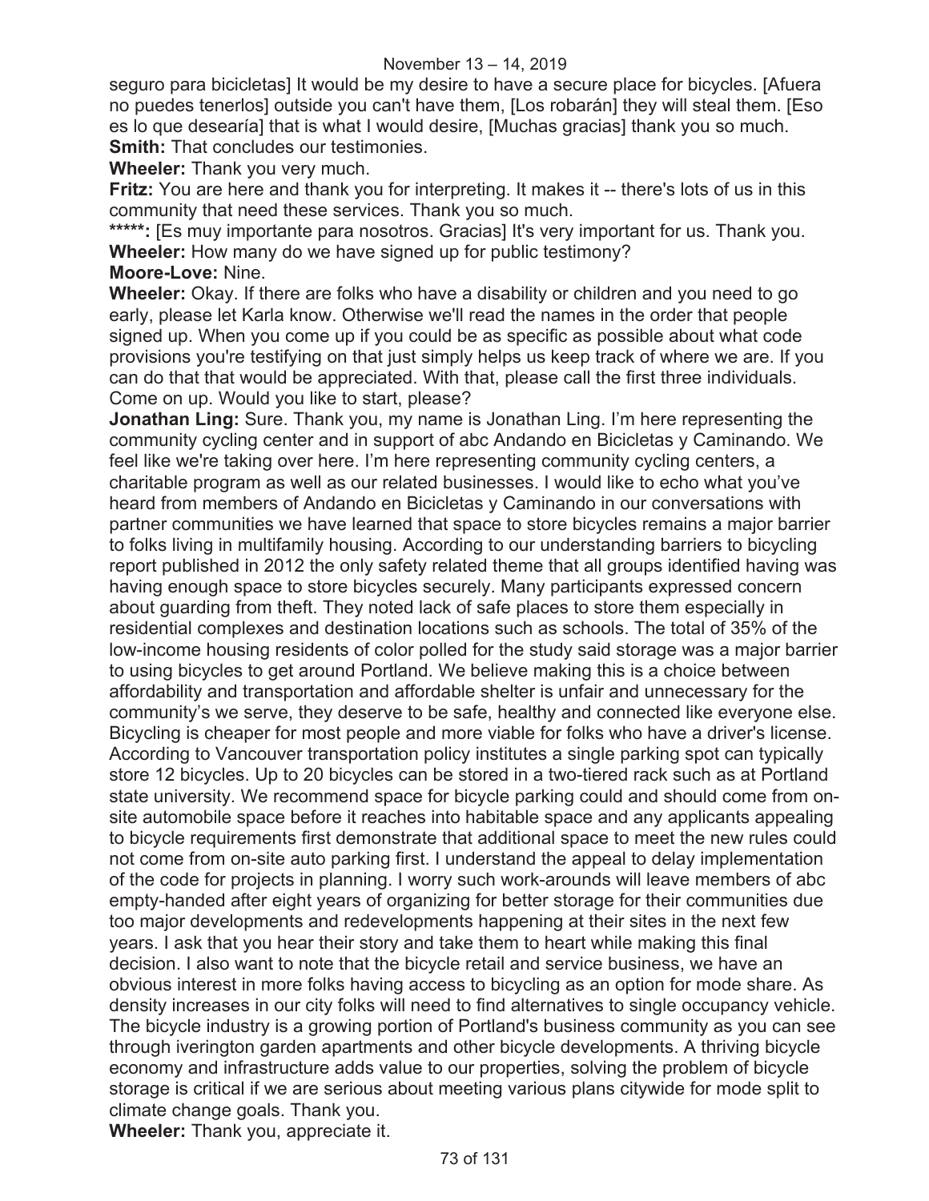seguro para bicicletas] It would be my desire to have a secure place for bicycles. [Afuera no puedes tenerlos] outside you can't have them, [Los robarán] they will steal them. [Eso es lo que desearía] that is what I would desire, [Muchas gracias] thank you so much.

**Smith:** That concludes our testimonies.

**Wheeler:** Thank you very much.

**Fritz:** You are here and thank you for interpreting. It makes it -- there's lots of us in this community that need these services. Thank you so much.

*****: [Es muy importante para nosotros. Gracias] It's very important for us. Thank you.

**Wheeler:** How many do we have signed up for public testimony?

**Moore-Love:** Nine.

**Wheeler:** Okay. If there are folks who have a disability or children and you need to go early, please let Karla know. Otherwise we'll read the names in the order that people signed up. When you come up if you could be as specific as possible about what code provisions you're testifying on that just simply helps us keep track of where we are. If you can do that that would be appreciated. With that, please call the first three individuals. Come on up. Would you like to start, please?

**Jonathan Ling:** Sure. Thank you, my name is Jonathan Ling. I'm here representing the community cycling center and in support of abc Andando en Bicicletas y Caminando. We feel like we're taking over here. I'm here representing community cycling centers, a charitable program as well as our related businesses. I would like to echo what you've heard from members of Andando en Bicicletas y Caminando in our conversations with partner communities we have learned that space to store bicycles remains a major barrier to folks living in multifamily housing. According to our understanding barriers to bicycling report published in 2012 the only safety related theme that all groups identified having was having enough space to store bicycles securely. Many participants expressed concern about guarding from theft. They noted lack of safe places to store them especially in residential complexes and destination locations such as schools. The total of 35% of the low-income housing residents of color polled for the study said storage was a major barrier to using bicycles to get around Portland. We believe making this is a choice between affordability and transportation and affordable shelter is unfair and unnecessary for the community's we serve, they deserve to be safe, healthy and connected like everyone else. Bicycling is cheaper for most people and more viable for folks who have a driver's license. According to Vancouver transportation policy institutes a single parking spot can typically store 12 bicycles. Up to 20 bicycles can be stored in a two-tiered rack such as at Portland state university. We recommend space for bicycle parking could and should come from on-site automobile space before it reaches into habitable space and any applicants appealing to bicycle requirements first demonstrate that additional space to meet the new rules could not come from on-site auto parking first. I understand the appeal to delay implementation of the code for projects in planning. I worry such work-arounds will leave members of abc empty-handed after eight years of organizing for better storage for their communities due too major developments and redevelopments happening at their sites in the next few years. I ask that you hear their story and take them to heart while making this final decision. I also want to note that the bicycle retail and service business, we have an obvious interest in more folks having access to bicycling as an option for mode share. As density increases in our city folks will need to find alternatives to single occupancy vehicle. The bicycle industry is a growing portion of Portland's business community as you can see through iverington garden apartments and other bicycle developments. A thriving bicycle economy and infrastructure adds value to our properties, solving the problem of bicycle storage is critical if we are serious about meeting various plans citywide for mode split to climate change goals. Thank you.

**Wheeler:** Thank you, appreciate it.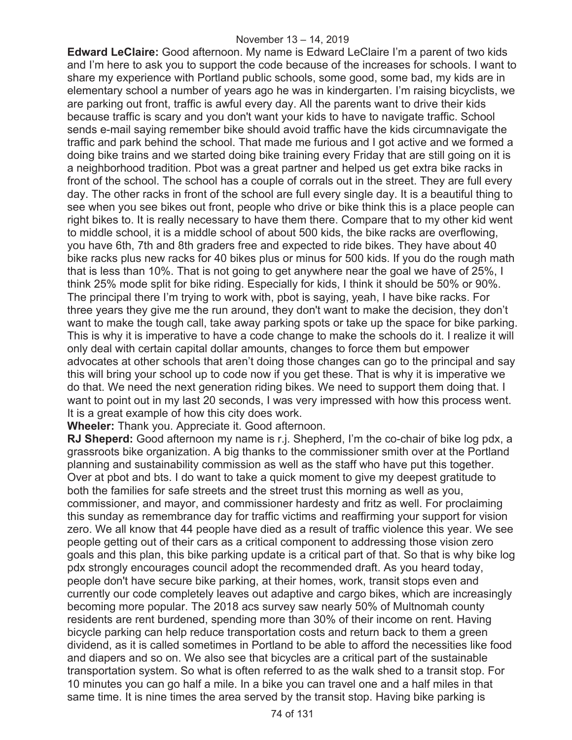**Edward LeClaire:** Good afternoon. My name is Edward LeClaire I'm a parent of two kids and I'm here to ask you to support the code because of the increases for schools. I want to share my experience with Portland public schools, some good, some bad, my kids are in elementary school a number of years ago he was in kindergarten. I'm raising bicyclists, we are parking out front, traffic is awful every day. All the parents want to drive their kids because traffic is scary and you don't want your kids to have to navigate traffic. School sends e-mail saying remember bike should avoid traffic have the kids circumnavigate the traffic and park behind the school. That made me furious and I got active and we formed a doing bike trains and we started doing bike training every Friday that are still going on it is a neighborhood tradition. Pbot was a great partner and helped us get extra bike racks in front of the school. The school has a couple of corrals out in the street. They are full every day. The other racks in front of the school are full every single day. It is a beautiful thing to see when you see bikes out front, people who drive or bike think this is a place people can right bikes to. It is really necessary to have them there. Compare that to my other kid went to middle school, it is a middle school of about 500 kids, the bike racks are overflowing, you have 6th, 7th and 8th graders free and expected to ride bikes. They have about 40 bike racks plus new racks for 40 bikes plus or minus for 500 kids. If you do the rough math that is less than 10%. That is not going to get anywhere near the goal we have of 25%, I think 25% mode split for bike riding. Especially for kids, I think it should be 50% or 90%. The principal there I'm trying to work with, pbot is saying, yeah, I have bike racks. For three years they give me the run around, they don't want to make the decision, they don't want to make the tough call, take away parking spots or take up the space for bike parking. This is why it is imperative to have a code change to make the schools do it. I realize it will only deal with certain capital dollar amounts, changes to force them but empower advocates at other schools that aren't doing those changes can go to the principal and say this will bring your school up to code now if you get these. That is why it is imperative we do that. We need the next generation riding bikes. We need to support them doing that. I want to point out in my last 20 seconds, I was very impressed with how this process went. It is a great example of how this city does work.

**Wheeler:** Thank you. Appreciate it. Good afternoon.

**RJ Sheperd:** Good afternoon my name is r.j. Shepherd, I'm the co-chair of bike log pdx, a grassroots bike organization. A big thanks to the commissioner smith over at the Portland planning and sustainability commission as well as the staff who have put this together. Over at pbot and bts. I do want to take a quick moment to give my deepest gratitude to both the families for safe streets and the street trust this morning as well as you, commissioner, and mayor, and commissioner hardesty and fritz as well. For proclaiming this sunday as remembrance day for traffic victims and reaffirming your support for vision zero. We all know that 44 people have died as a result of traffic violence this year. We see people getting out of their cars as a critical component to addressing those vision zero goals and this plan, this bike parking update is a critical part of that. So that is why bike log pdx strongly encourages council adopt the recommended draft. As you heard today, people don't have secure bike parking, at their homes, work, transit stops even and currently our code completely leaves out adaptive and cargo bikes, which are increasingly becoming more popular. The 2018 acs survey saw nearly 50% of Multnomah county residents are rent burdened, spending more than 30% of their income on rent. Having bicycle parking can help reduce transportation costs and return back to them a green dividend, as it is called sometimes in Portland to be able to afford the necessities like food and diapers and so on. We also see that bicycles are a critical part of the sustainable transportation system. So what is often referred to as the walk shed to a transit stop. For 10 minutes you can go half a mile. In a bike you can travel one and a half miles in that same time. It is nine times the area served by the transit stop. Having bike parking is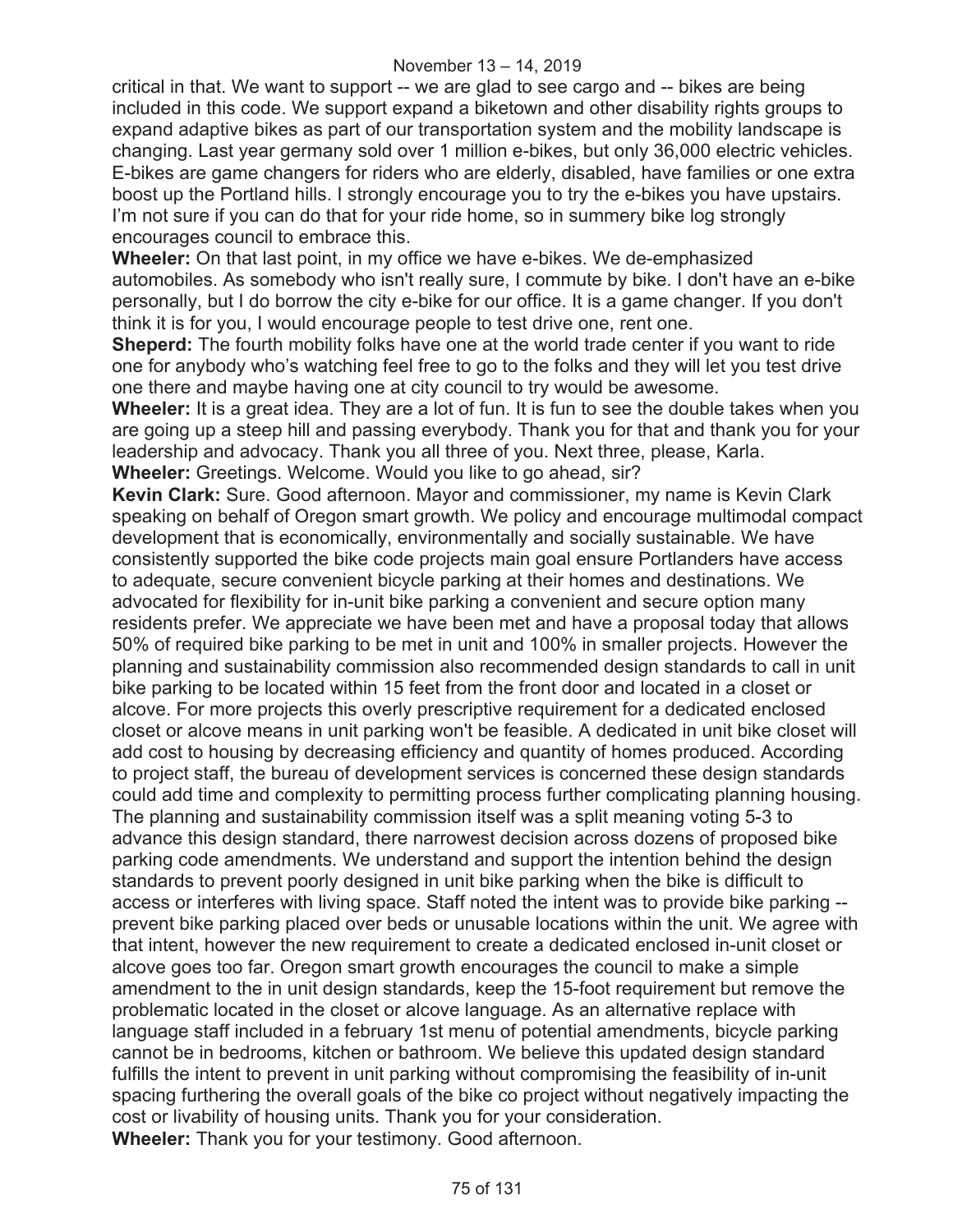critical in that. We want to support -- we are glad to see cargo and -- bikes are being included in this code. We support expand a biketown and other disability rights groups to expand adaptive bikes as part of our transportation system and the mobility landscape is changing. Last year germany sold over 1 million e-bikes, but only 36,000 electric vehicles. E-bikes are game changers for riders who are elderly, disabled, have families or one extra boost up the Portland hills. I strongly encourage you to try the e-bikes you have upstairs. I'm not sure if you can do that for your ride home, so in summery bike log strongly encourages council to embrace this.

**Wheeler:** On that last point, in my office we have e-bikes. We de-emphasized automobiles. As somebody who isn't really sure, I commute by bike. I don't have an e-bike personally, but I do borrow the city e-bike for our office. It is a game changer. If you don't think it is for you, I would encourage people to test drive one, rent one.

**Sheperd:** The fourth mobility folks have one at the world trade center if you want to ride one for anybody who's watching feel free to go to the folks and they will let you test drive one there and maybe having one at city council to try would be awesome.

**Wheeler:** It is a great idea. They are a lot of fun. It is fun to see the double takes when you are going up a steep hill and passing everybody. Thank you for that and thank you for your leadership and advocacy. Thank you all three of you. Next three, please, Karla.

**Wheeler:** Greetings. Welcome. Would you like to go ahead, sir?

**Kevin Clark:** Sure. Good afternoon. Mayor and commissioner, my name is Kevin Clark speaking on behalf of Oregon smart growth. We policy and encourage multimodal compact development that is economically, environmentally and socially sustainable. We have consistently supported the bike code projects main goal ensure Portlanders have access to adequate, secure convenient bicycle parking at their homes and destinations. We advocated for flexibility for in-unit bike parking a convenient and secure option many residents prefer. We appreciate we have been met and have a proposal today that allows 50% of required bike parking to be met in unit and 100% in smaller projects. However the planning and sustainability commission also recommended design standards to call in unit bike parking to be located within 15 feet from the front door and located in a closet or alcove. For more projects this overly prescriptive requirement for a dedicated enclosed closet or alcove means in unit parking won't be feasible. A dedicated in unit bike closet will add cost to housing by decreasing efficiency and quantity of homes produced. According to project staff, the bureau of development services is concerned these design standards could add time and complexity to permitting process further complicating planning housing. The planning and sustainability commission itself was a split meaning voting 5-3 to advance this design standard, there narrowest decision across dozens of proposed bike parking code amendments. We understand and support the intention behind the design standards to prevent poorly designed in unit bike parking when the bike is difficult to access or interferes with living space. Staff noted the intent was to provide bike parking -- prevent bike parking placed over beds or unusable locations within the unit. We agree with that intent, however the new requirement to create a dedicated enclosed in-unit closet or alcove goes too far. Oregon smart growth encourages the council to make a simple amendment to the in unit design standards, keep the 15-foot requirement but remove the problematic located in the closet or alcove language. As an alternative replace with language staff included in a february 1st menu of potential amendments, bicycle parking cannot be in bedrooms, kitchen or bathroom. We believe this updated design standard fulfills the intent to prevent in unit parking without compromising the feasibility of in-unit spacing furthering the overall goals of the bike co project without negatively impacting the cost or livability of housing units. Thank you for your consideration.

**Wheeler:** Thank you for your testimony. Good afternoon.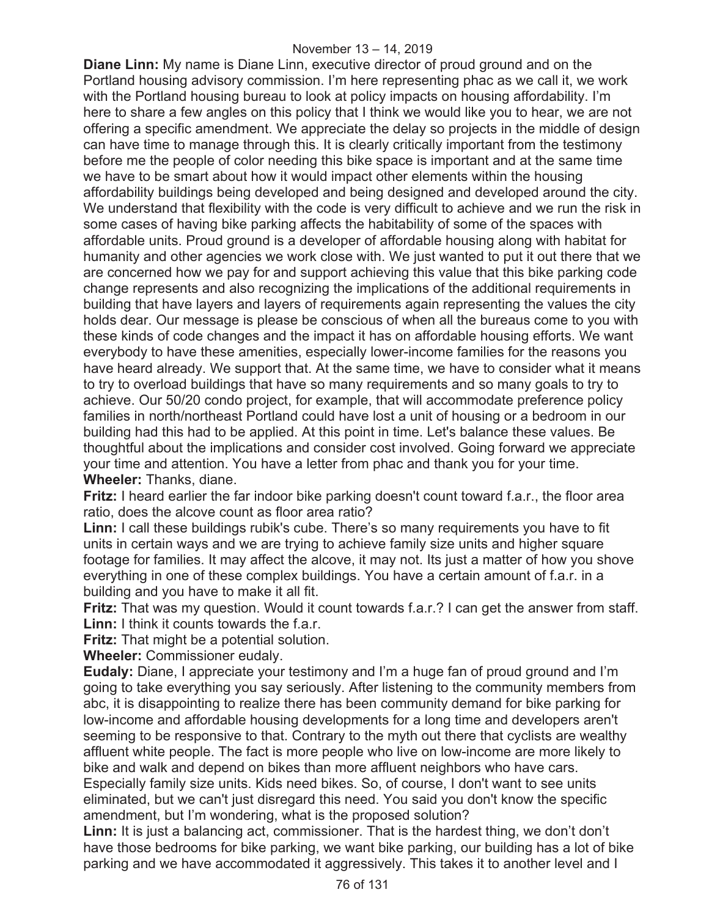**Diane Linn:** My name is Diane Linn, executive director of proud ground and on the Portland housing advisory commission. I'm here representing phac as we call it, we work with the Portland housing bureau to look at policy impacts on housing affordability. I'm here to share a few angles on this policy that I think we would like you to hear, we are not offering a specific amendment. We appreciate the delay so projects in the middle of design can have time to manage through this. It is clearly critically important from the testimony before me the people of color needing this bike space is important and at the same time we have to be smart about how it would impact other elements within the housing affordability buildings being developed and being designed and developed around the city. We understand that flexibility with the code is very difficult to achieve and we run the risk in some cases of having bike parking affects the habitability of some of the spaces with affordable units. Proud ground is a developer of affordable housing along with habitat for humanity and other agencies we work close with. We just wanted to put it out there that we are concerned how we pay for and support achieving this value that this bike parking code change represents and also recognizing the implications of the additional requirements in building that have layers and layers of requirements again representing the values the city holds dear. Our message is please be conscious of when all the bureaus come to you with these kinds of code changes and the impact it has on affordable housing efforts. We want everybody to have these amenities, especially lower-income families for the reasons you have heard already. We support that. At the same time, we have to consider what it means to try to overload buildings that have so many requirements and so many goals to try to achieve. Our 50/20 condo project, for example, that will accommodate preference policy families in north/northeast Portland could have lost a unit of housing or a bedroom in our building had this had to be applied. At this point in time. Let's balance these values. Be thoughtful about the implications and consider cost involved. Going forward we appreciate your time and attention. You have a letter from phac and thank you for your time.

**Wheeler:** Thanks, diane.

**Fritz:** I heard earlier the far indoor bike parking doesn't count toward f.a.r., the floor area ratio, does the alcove count as floor area ratio?

**Linn:** I call these buildings rubik's cube. There's so many requirements you have to fit units in certain ways and we are trying to achieve family size units and higher square footage for families. It may affect the alcove, it may not. Its just a matter of how you shove everything in one of these complex buildings. You have a certain amount of f.a.r. in a building and you have to make it all fit.

**Fritz:** That was my question. Would it count towards f.a.r.? I can get the answer from staff.

**Linn:** I think it counts towards the f.a.r.

**Fritz:** That might be a potential solution.

**Wheeler:** Commissioner eudaly.

**Eudaly:** Diane, I appreciate your testimony and I'm a huge fan of proud ground and I'm going to take everything you say seriously. After listening to the community members from abc, it is disappointing to realize there has been community demand for bike parking for low-income and affordable housing developments for a long time and developers aren't seeming to be responsive to that. Contrary to the myth out there that cyclists are wealthy affluent white people. The fact is more people who live on low-income are more likely to bike and walk and depend on bikes than more affluent neighbors who have cars. Especially family size units. Kids need bikes. So, of course, I don't want to see units eliminated, but we can't just disregard this need. You said you don't know the specific amendment, but I'm wondering, what is the proposed solution?

**Linn:** It is just a balancing act, commissioner. That is the hardest thing, we don't don't have those bedrooms for bike parking, we want bike parking, our building has a lot of bike parking and we have accommodated it aggressively. This takes it to another level and I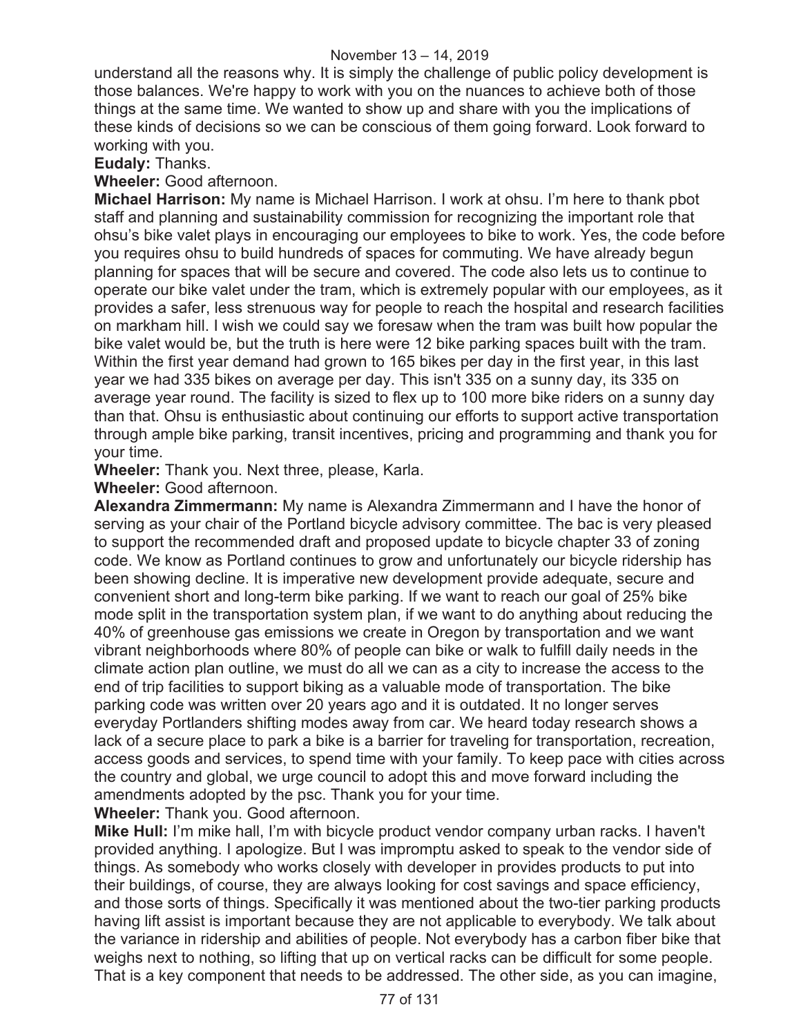understand all the reasons why. It is simply the challenge of public policy development is those balances. We're happy to work with you on the nuances to achieve both of those things at the same time. We wanted to show up and share with you the implications of these kinds of decisions so we can be conscious of them going forward. Look forward to working with you.

**Eudaly:** Thanks.

**Wheeler:** Good afternoon.

**Michael Harrison:** My name is Michael Harrison. I work at ohsu. I'm here to thank pbot staff and planning and sustainability commission for recognizing the important role that ohsu's bike valet plays in encouraging our employees to bike to work. Yes, the code before you requires ohsu to build hundreds of spaces for commuting. We have already begun planning for spaces that will be secure and covered. The code also lets us to continue to operate our bike valet under the tram, which is extremely popular with our employees, as it provides a safer, less strenuous way for people to reach the hospital and research facilities on markham hill. I wish we could say we foresaw when the tram was built how popular the bike valet would be, but the truth is here were 12 bike parking spaces built with the tram. Within the first year demand had grown to 165 bikes per day in the first year, in this last year we had 335 bikes on average per day. This isn't 335 on a sunny day, its 335 on average year round. The facility is sized to flex up to 100 more bike riders on a sunny day than that. Ohsu is enthusiastic about continuing our efforts to support active transportation through ample bike parking, transit incentives, pricing and programming and thank you for your time.

**Wheeler:** Thank you. Next three, please, Karla.

**Wheeler:** Good afternoon.

**Alexandra Zimmermann:** My name is Alexandra Zimmermann and I have the honor of serving as your chair of the Portland bicycle advisory committee. The bac is very pleased to support the recommended draft and proposed update to bicycle chapter 33 of zoning code. We know as Portland continues to grow and unfortunately our bicycle ridership has been showing decline. It is imperative new development provide adequate, secure and convenient short and long-term bike parking. If we want to reach our goal of 25% bike mode split in the transportation system plan, if we want to do anything about reducing the 40% of greenhouse gas emissions we create in Oregon by transportation and we want vibrant neighborhoods where 80% of people can bike or walk to fulfill daily needs in the climate action plan outline, we must do all we can as a city to increase the access to the end of trip facilities to support biking as a valuable mode of transportation. The bike parking code was written over 20 years ago and it is outdated. It no longer serves everyday Portlanders shifting modes away from car. We heard today research shows a lack of a secure place to park a bike is a barrier for traveling for transportation, recreation, access goods and services, to spend time with your family. To keep pace with cities across the country and global, we urge council to adopt this and move forward including the amendments adopted by the psc. Thank you for your time.

**Wheeler:** Thank you. Good afternoon.

**Mike Hull:** I'm mike hall, I'm with bicycle product vendor company urban racks. I haven't provided anything. I apologize. But I was impromptu asked to speak to the vendor side of things. As somebody who works closely with developer in provides products to put into their buildings, of course, they are always looking for cost savings and space efficiency, and those sorts of things. Specifically it was mentioned about the two-tier parking products having lift assist is important because they are not applicable to everybody. We talk about the variance in ridership and abilities of people. Not everybody has a carbon fiber bike that weighs next to nothing, so lifting that up on vertical racks can be difficult for some people. That is a key component that needs to be addressed. The other side, as you can imagine,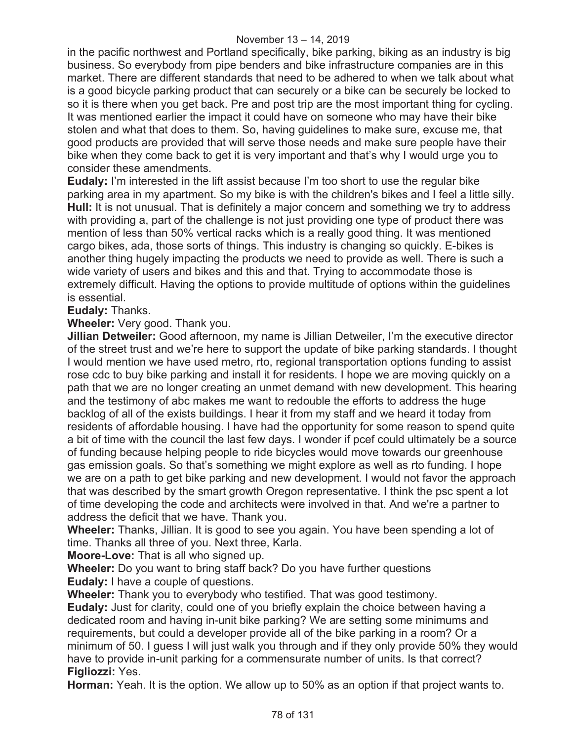in the pacific northwest and Portland specifically, bike parking, biking as an industry is big business. So everybody from pipe benders and bike infrastructure companies are in this market. There are different standards that need to be adhered to when we talk about what is a good bicycle parking product that can securely or a bike can be securely be locked to so it is there when you get back. Pre and post trip are the most important thing for cycling. It was mentioned earlier the impact it could have on someone who may have their bike stolen and what that does to them. So, having guidelines to make sure, excuse me, that good products are provided that will serve those needs and make sure people have their bike when they come back to get it is very important and that's why I would urge you to consider these amendments.

**Eudaly:** I'm interested in the lift assist because I'm too short to use the regular bike parking area in my apartment. So my bike is with the children's bikes and I feel a little silly.

**Hull:** It is not unusual. That is definitely a major concern and something we try to address with providing a, part of the challenge is not just providing one type of product there was mention of less than 50% vertical racks which is a really good thing. It was mentioned cargo bikes, ada, those sorts of things. This industry is changing so quickly. E-bikes is another thing hugely impacting the products we need to provide as well. There is such a wide variety of users and bikes and this and that. Trying to accommodate those is extremely difficult. Having the options to provide multitude of options within the guidelines is essential.

**Eudaly:** Thanks.

**Wheeler:** Very good. Thank you.

**Jillian Detweiler:** Good afternoon, my name is Jillian Detweiler, I'm the executive director of the street trust and we're here to support the update of bike parking standards. I thought I would mention we have used metro, rto, regional transportation options funding to assist rose cdc to buy bike parking and install it for residents. I hope we are moving quickly on a path that we are no longer creating an unmet demand with new development. This hearing and the testimony of abc makes me want to redouble the efforts to address the huge backlog of all of the exists buildings. I hear it from my staff and we heard it today from residents of affordable housing. I have had the opportunity for some reason to spend quite a bit of time with the council the last few days. I wonder if pcef could ultimately be a source of funding because helping people to ride bicycles would move towards our greenhouse gas emission goals. So that's something we might explore as well as rto funding. I hope we are on a path to get bike parking and new development. I would not favor the approach that was described by the smart growth Oregon representative. I think the psc spent a lot of time developing the code and architects were involved in that. And we're a partner to address the deficit that we have. Thank you.

**Wheeler:** Thanks, Jillian. It is good to see you again. You have been spending a lot of time. Thanks all three of you. Next three, Karla.

**Moore-Love:** That is all who signed up.

**Wheeler:** Do you want to bring staff back? Do you have further questions

**Eudaly:** I have a couple of questions.

**Wheeler:** Thank you to everybody who testified. That was good testimony.

**Eudaly:** Just for clarity, could one of you briefly explain the choice between having a dedicated room and having in-unit bike parking? We are setting some minimums and requirements, but could a developer provide all of the bike parking in a room? Or a minimum of 50. I guess I will just walk you through and if they only provide 50% they would have to provide in-unit parking for a commensurate number of units. Is that correct?

**Figliozzi:** Yes.

**Horman:** Yeah. It is the option. We allow up to 50% as an option if that project wants to.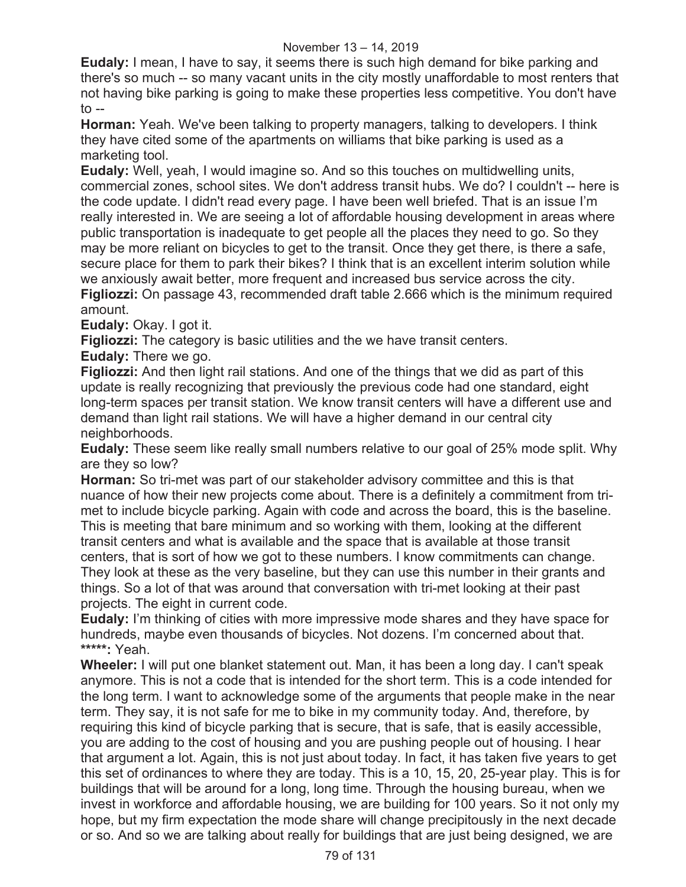**Eudaly:** I mean, I have to say, it seems there is such high demand for bike parking and there's so much -- so many vacant units in the city mostly unaffordable to most renters that not having bike parking is going to make these properties less competitive. You don't have to --

**Horman:** Yeah. We've been talking to property managers, talking to developers. I think they have cited some of the apartments on williams that bike parking is used as a marketing tool.

**Eudaly:** Well, yeah, I would imagine so. And so this touches on multidwelling units, commercial zones, school sites. We don't address transit hubs. We do? I couldn't -- here is the code update. I didn't read every page. I have been well briefed. That is an issue I'm really interested in. We are seeing a lot of affordable housing development in areas where public transportation is inadequate to get people all the places they need to go. So they may be more reliant on bicycles to get to the transit. Once they get there, is there a safe, secure place for them to park their bikes? I think that is an excellent interim solution while we anxiously await better, more frequent and increased bus service across the city.

**Figliozzi:** On passage 43, recommended draft table 2.666 which is the minimum required amount.

**Eudaly:** Okay. I got it.

**Figliozzi:** The category is basic utilities and the we have transit centers.

**Eudaly:** There we go.

**Figliozzi:** And then light rail stations. And one of the things that we did as part of this update is really recognizing that previously the previous code had one standard, eight long-term spaces per transit station. We know transit centers will have a different use and demand than light rail stations. We will have a higher demand in our central city neighborhoods.

**Eudaly:** These seem like really small numbers relative to our goal of 25% mode split. Why are they so low?

**Horman:** So tri-met was part of our stakeholder advisory committee and this is that nuance of how their new projects come about. There is a definitely a commitment from tri-met to include bicycle parking. Again with code and across the board, this is the baseline. This is meeting that bare minimum and so working with them, looking at the different transit centers and what is available and the space that is available at those transit centers, that is sort of how we got to these numbers. I know commitments can change. They look at these as the very baseline, but they can use this number in their grants and things. So a lot of that was around that conversation with tri-met looking at their past projects. The eight in current code.

**Eudaly:** I'm thinking of cities with more impressive mode shares and they have space for hundreds, maybe even thousands of bicycles. Not dozens. I'm concerned about that.

*****:** Yeah.

**Wheeler:** I will put one blanket statement out. Man, it has been a long day. I can't speak anymore. This is not a code that is intended for the short term. This is a code intended for the long term. I want to acknowledge some of the arguments that people make in the near term. They say, it is not safe for me to bike in my community today. And, therefore, by requiring this kind of bicycle parking that is secure, that is safe, that is easily accessible, you are adding to the cost of housing and you are pushing people out of housing. I hear that argument a lot. Again, this is not just about today. In fact, it has taken five years to get this set of ordinances to where they are today. This is a 10, 15, 20, 25-year play. This is for buildings that will be around for a long, long time. Through the housing bureau, when we invest in workforce and affordable housing, we are building for 100 years. So it not only my hope, but my firm expectation the mode share will change precipitously in the next decade or so. And so we are talking about really for buildings that are just being designed, we are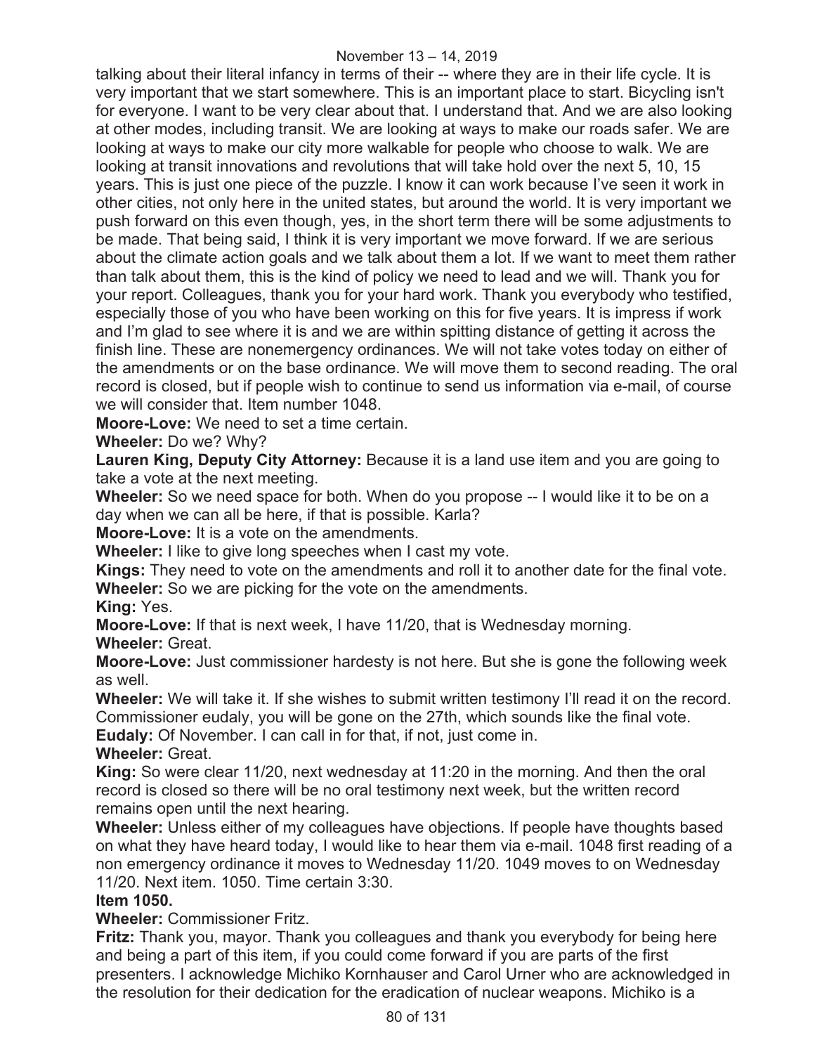talking about their literal infancy in terms of their -- where they are in their life cycle. It is very important that we start somewhere. This is an important place to start. Bicycling isn't for everyone. I want to be very clear about that. I understand that. And we are also looking at other modes, including transit. We are looking at ways to make our roads safer. We are looking at ways to make our city more walkable for people who choose to walk. We are looking at transit innovations and revolutions that will take hold over the next 5, 10, 15 years. This is just one piece of the puzzle. I know it can work because I've seen it work in other cities, not only here in the united states, but around the world. It is very important we push forward on this even though, yes, in the short term there will be some adjustments to be made. That being said, I think it is very important we move forward. If we are serious about the climate action goals and we talk about them a lot. If we want to meet them rather than talk about them, this is the kind of policy we need to lead and we will. Thank you for your report. Colleagues, thank you for your hard work. Thank you everybody who testified, especially those of you who have been working on this for five years. It is impress if work and I'm glad to see where it is and we are within spitting distance of getting it across the finish line. These are nonemergency ordinances. We will not take votes today on either of the amendments or on the base ordinance. We will move them to second reading. The oral record is closed, but if people wish to continue to send us information via e-mail, of course we will consider that. Item number 1048.

**Moore-Love:** We need to set a time certain.

**Wheeler:** Do we? Why?

**Lauren King, Deputy City Attorney:** Because it is a land use item and you are going to take a vote at the next meeting.

**Wheeler:** So we need space for both. When do you propose -- I would like it to be on a day when we can all be here, if that is possible. Karla?

**Moore-Love:** It is a vote on the amendments.

**Wheeler:** I like to give long speeches when I cast my vote.

**Kings:** They need to vote on the amendments and roll it to another date for the final vote.

**Wheeler:** So we are picking for the vote on the amendments.

**King:** Yes.

**Moore-Love:** If that is next week, I have 11/20, that is Wednesday morning.

**Wheeler:** Great.

**Moore-Love:** Just commissioner hardesty is not here. But she is gone the following week as well.

**Wheeler:** We will take it. If she wishes to submit written testimony I'll read it on the record. Commissioner eudaly, you will be gone on the 27th, which sounds like the final vote.

**Eudaly:** Of November. I can call in for that, if not, just come in.

**Wheeler:** Great.

**King:** So were clear 11/20, next wednesday at 11:20 in the morning. And then the oral record is closed so there will be no oral testimony next week, but the written record remains open until the next hearing.

**Wheeler:** Unless either of my colleagues have objections. If people have thoughts based on what they have heard today, I would like to hear them via e-mail. 1048 first reading of a non emergency ordinance it moves to Wednesday 11/20. 1049 moves to on Wednesday 11/20. Next item. 1050. Time certain 3:30.

**Item 1050.**

**Wheeler:** Commissioner Fritz.

**Fritz:** Thank you, mayor. Thank you colleagues and thank you everybody for being here and being a part of this item, if you could come forward if you are parts of the first presenters. I acknowledge Michiko Kornhauser and Carol Urner who are acknowledged in the resolution for their dedication for the eradication of nuclear weapons. Michiko is a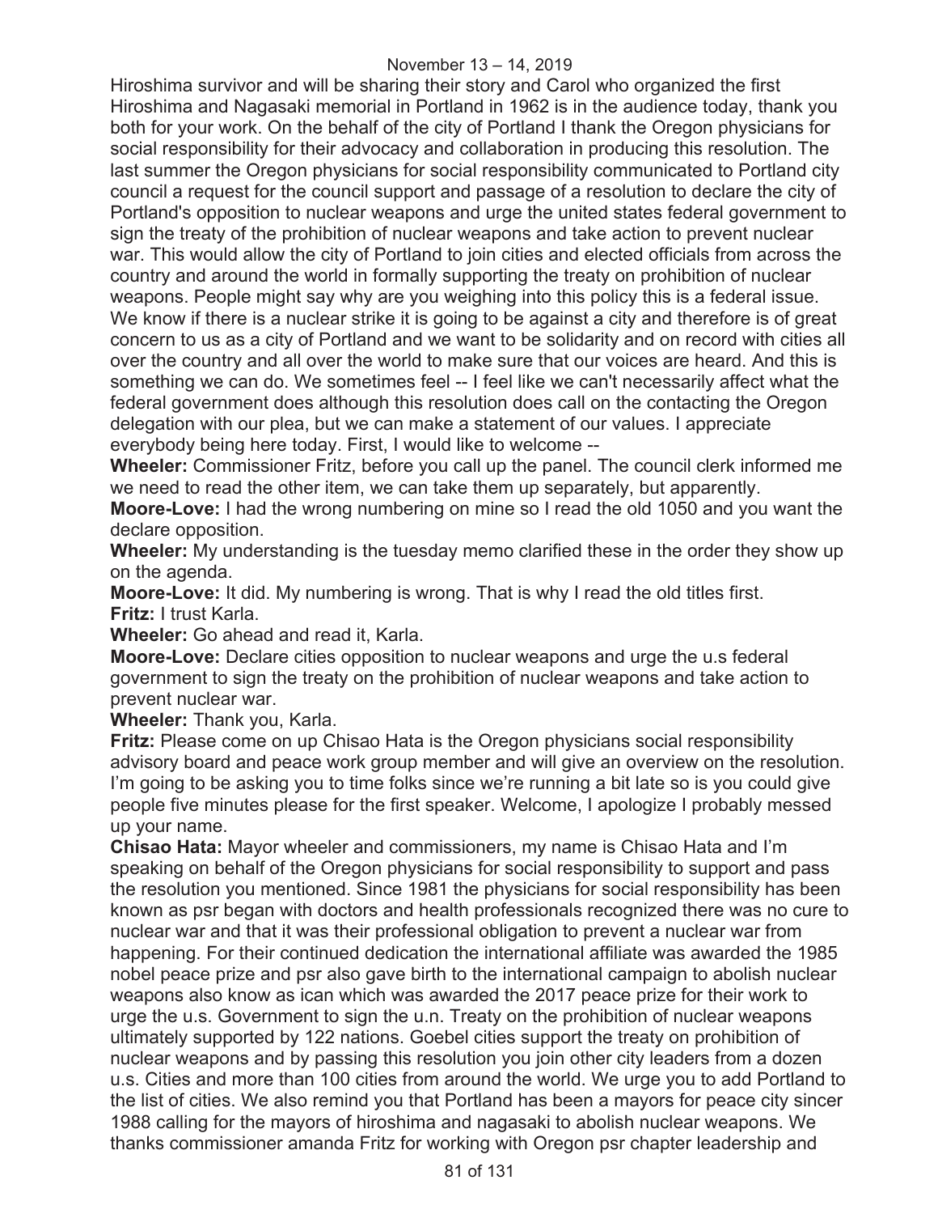Hiroshima survivor and will be sharing their story and Carol who organized the first Hiroshima and Nagasaki memorial in Portland in 1962 is in the audience today, thank you both for your work. On the behalf of the city of Portland I thank the Oregon physicians for social responsibility for their advocacy and collaboration in producing this resolution. The last summer the Oregon physicians for social responsibility communicated to Portland city council a request for the council support and passage of a resolution to declare the city of Portland's opposition to nuclear weapons and urge the united states federal government to sign the treaty of the prohibition of nuclear weapons and take action to prevent nuclear war. This would allow the city of Portland to join cities and elected officials from across the country and around the world in formally supporting the treaty on prohibition of nuclear weapons. People might say why are you weighing into this policy this is a federal issue. We know if there is a nuclear strike it is going to be against a city and therefore is of great concern to us as a city of Portland and we want to be solidarity and on record with cities all over the country and all over the world to make sure that our voices are heard. And this is something we can do. We sometimes feel -- I feel like we can't necessarily affect what the federal government does although this resolution does call on the contacting the Oregon delegation with our plea, but we can make a statement of our values. I appreciate everybody being here today. First, I would like to welcome --

**Wheeler:** Commissioner Fritz, before you call up the panel. The council clerk informed me we need to read the other item, we can take them up separately, but apparently.

**Moore-Love:** I had the wrong numbering on mine so I read the old 1050 and you want the declare opposition.

**Wheeler:** My understanding is the tuesday memo clarified these in the order they show up on the agenda.

**Moore-Love:** It did. My numbering is wrong. That is why I read the old titles first.

**Fritz:** I trust Karla.

**Wheeler:** Go ahead and read it, Karla.

**Moore-Love:** Declare cities opposition to nuclear weapons and urge the u.s federal government to sign the treaty on the prohibition of nuclear weapons and take action to prevent nuclear war.

**Wheeler:** Thank you, Karla.

**Fritz:** Please come on up Chisao Hata is the Oregon physicians social responsibility advisory board and peace work group member and will give an overview on the resolution. I'm going to be asking you to time folks since we're running a bit late so is you could give people five minutes please for the first speaker. Welcome, I apologize I probably messed up your name.

**Chisao Hata:** Mayor wheeler and commissioners, my name is Chisao Hata and I'm speaking on behalf of the Oregon physicians for social responsibility to support and pass the resolution you mentioned. Since 1981 the physicians for social responsibility has been known as psr began with doctors and health professionals recognized there was no cure to nuclear war and that it was their professional obligation to prevent a nuclear war from happening. For their continued dedication the international affiliate was awarded the 1985 nobel peace prize and psr also gave birth to the international campaign to abolish nuclear weapons also know as ican which was awarded the 2017 peace prize for their work to urge the u.s. Government to sign the u.n. Treaty on the prohibition of nuclear weapons ultimately supported by 122 nations. Goebel cities support the treaty on prohibition of nuclear weapons and by passing this resolution you join other city leaders from a dozen u.s. Cities and more than 100 cities from around the world. We urge you to add Portland to the list of cities. We also remind you that Portland has been a mayors for peace city sincer 1988 calling for the mayors of hiroshima and nagasaki to abolish nuclear weapons. We thanks commissioner amanda Fritz for working with Oregon psr chapter leadership and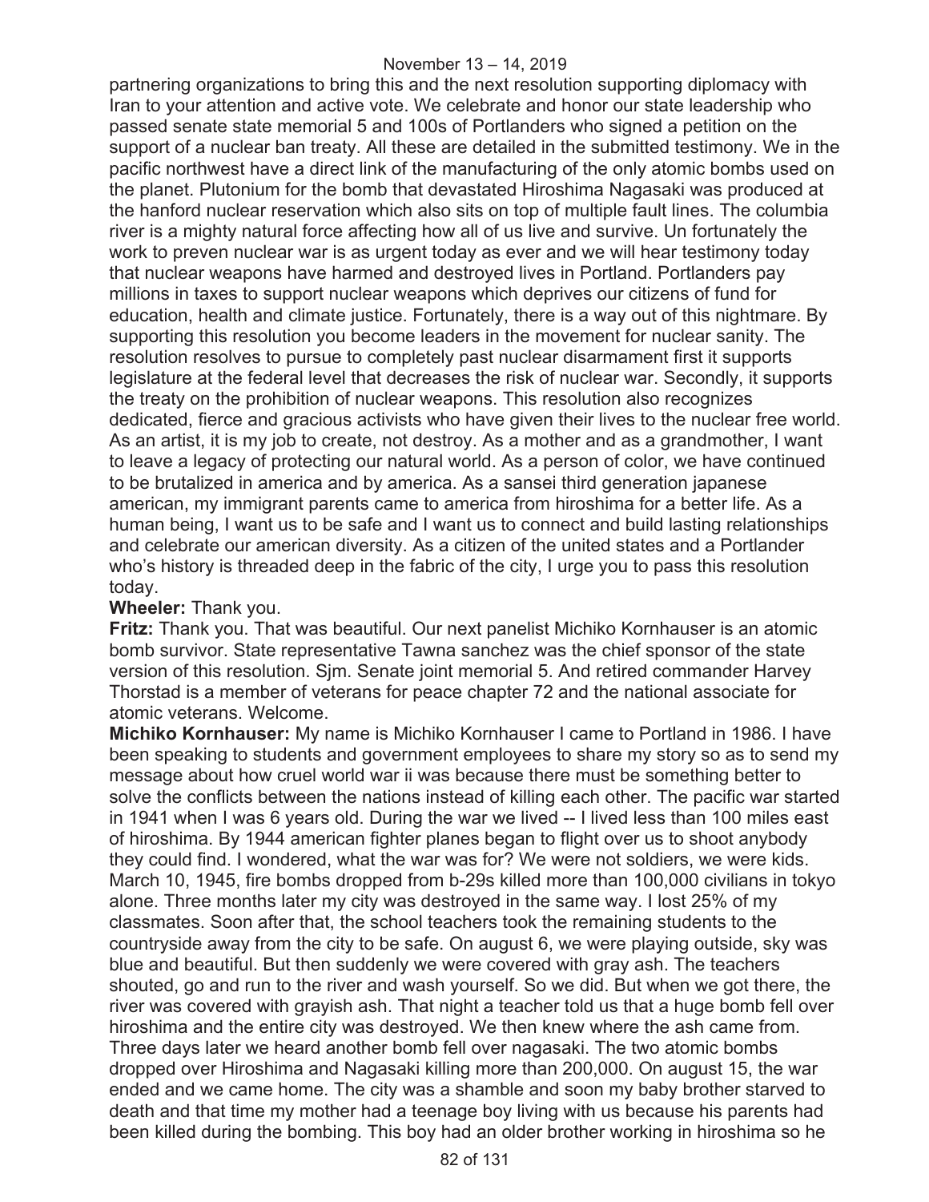partnering organizations to bring this and the next resolution supporting diplomacy with Iran to your attention and active vote. We celebrate and honor our state leadership who passed senate state memorial 5 and 100s of Portlanders who signed a petition on the support of a nuclear ban treaty. All these are detailed in the submitted testimony. We in the pacific northwest have a direct link of the manufacturing of the only atomic bombs used on the planet. Plutonium for the bomb that devastated Hiroshima Nagasaki was produced at the hanford nuclear reservation which also sits on top of multiple fault lines. The columbia river is a mighty natural force affecting how all of us live and survive. Un fortunately the work to preven nuclear war is as urgent today as ever and we will hear testimony today that nuclear weapons have harmed and destroyed lives in Portland. Portlanders pay millions in taxes to support nuclear weapons which deprives our citizens of fund for education, health and climate justice. Fortunately, there is a way out of this nightmare. By supporting this resolution you become leaders in the movement for nuclear sanity. The resolution resolves to pursue to completely past nuclear disarmament first it supports legislature at the federal level that decreases the risk of nuclear war. Secondly, it supports the treaty on the prohibition of nuclear weapons. This resolution also recognizes dedicated, fierce and gracious activists who have given their lives to the nuclear free world. As an artist, it is my job to create, not destroy. As a mother and as a grandmother, I want to leave a legacy of protecting our natural world. As a person of color, we have continued to be brutalized in america and by america. As a sansei third generation japanese american, my immigrant parents came to america from hiroshima for a better life. As a human being, I want us to be safe and I want us to connect and build lasting relationships and celebrate our american diversity. As a citizen of the united states and a Portlander who's history is threaded deep in the fabric of the city, I urge you to pass this resolution today.

**Wheeler:** Thank you.

**Fritz:** Thank you. That was beautiful. Our next panelist Michiko Kornhauser is an atomic bomb survivor. State representative Tawna sanchez was the chief sponsor of the state version of this resolution. Sjm. Senate joint memorial 5. And retired commander Harvey Thorstad is a member of veterans for peace chapter 72 and the national associate for atomic veterans. Welcome.

**Michiko Kornhauser:** My name is Michiko Kornhauser I came to Portland in 1986. I have been speaking to students and government employees to share my story so as to send my message about how cruel world war ii was because there must be something better to solve the conflicts between the nations instead of killing each other. The pacific war started in 1941 when I was 6 years old. During the war we lived -- I lived less than 100 miles east of hiroshima. By 1944 american fighter planes began to flight over us to shoot anybody they could find. I wondered, what the war was for? We were not soldiers, we were kids. March 10, 1945, fire bombs dropped from b-29s killed more than 100,000 civilians in tokyo alone. Three months later my city was destroyed in the same way. I lost 25% of my classmates. Soon after that, the school teachers took the remaining students to the countryside away from the city to be safe. On august 6, we were playing outside, sky was blue and beautiful. But then suddenly we were covered with gray ash. The teachers shouted, go and run to the river and wash yourself. So we did. But when we got there, the river was covered with grayish ash. That night a teacher told us that a huge bomb fell over hiroshima and the entire city was destroyed. We then knew where the ash came from. Three days later we heard another bomb fell over nagasaki. The two atomic bombs dropped over Hiroshima and Nagasaki killing more than 200,000. On august 15, the war ended and we came home. The city was a shamble and soon my baby brother starved to death and that time my mother had a teenage boy living with us because his parents had been killed during the bombing. This boy had an older brother working in hiroshima so he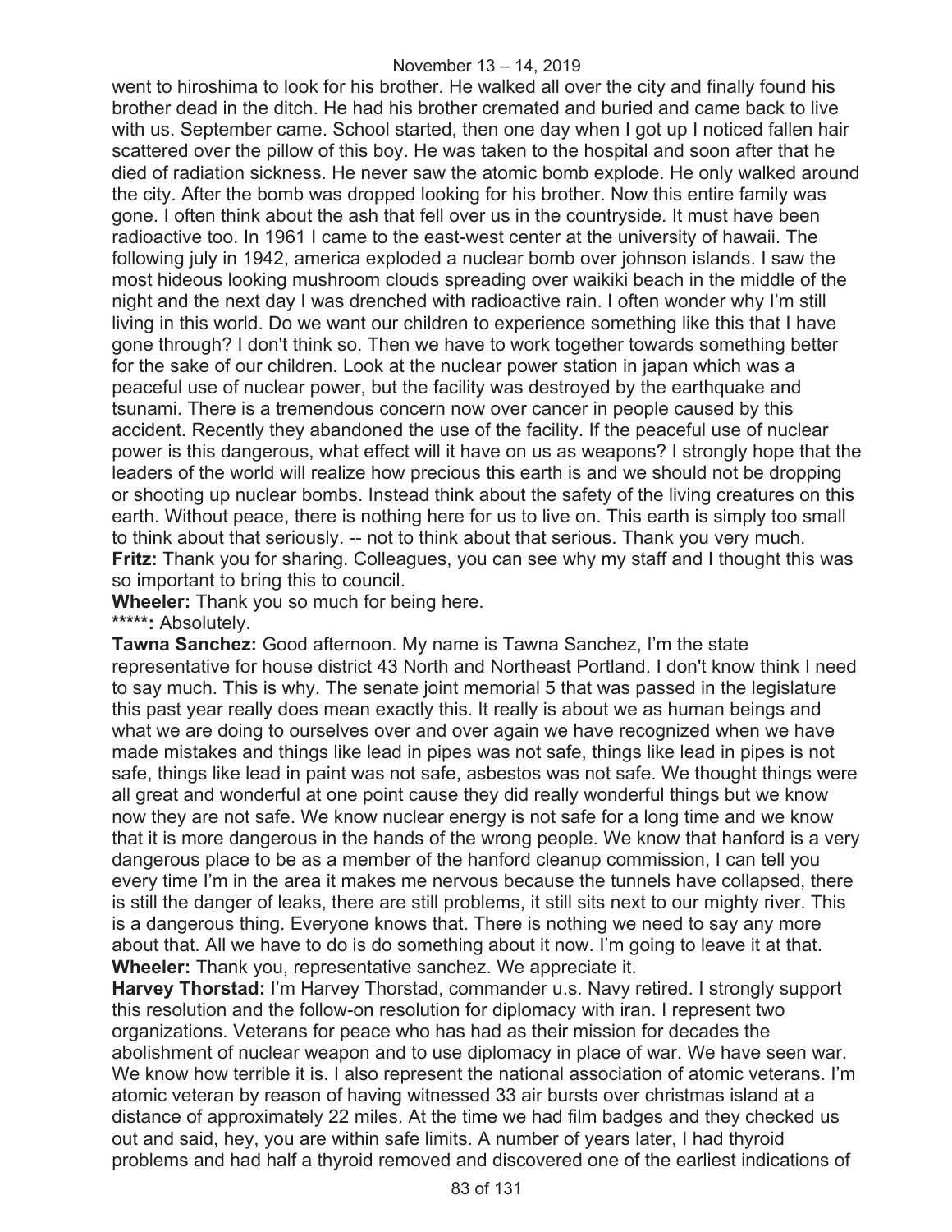went to hiroshima to look for his brother. He walked all over the city and finally found his brother dead in the ditch. He had his brother cremated and buried and came back to live with us. September came. School started, then one day when I got up I noticed fallen hair scattered over the pillow of this boy. He was taken to the hospital and soon after that he died of radiation sickness. He never saw the atomic bomb explode. He only walked around the city. After the bomb was dropped looking for his brother. Now this entire family was gone. I often think about the ash that fell over us in the countryside. It must have been radioactive too. In 1961 I came to the east-west center at the university of hawaii. The following july in 1942, america exploded a nuclear bomb over johnson islands. I saw the most hideous looking mushroom clouds spreading over waikiki beach in the middle of the night and the next day I was drenched with radioactive rain. I often wonder why I'm still living in this world. Do we want our children to experience something like this that I have gone through? I don't think so. Then we have to work together towards something better for the sake of our children. Look at the nuclear power station in japan which was a peaceful use of nuclear power, but the facility was destroyed by the earthquake and tsunami. There is a tremendous concern now over cancer in people caused by this accident. Recently they abandoned the use of the facility. If the peaceful use of nuclear power is this dangerous, what effect will it have on us as weapons? I strongly hope that the leaders of the world will realize how precious this earth is and we should not be dropping or shooting up nuclear bombs. Instead think about the safety of the living creatures on this earth. Without peace, there is nothing here for us to live on. This earth is simply too small to think about that seriously. -- not to think about that serious. Thank you very much.

**Fritz:** Thank you for sharing. Colleagues, you can see why my staff and I thought this was so important to bring this to council.

**Wheeler:** Thank you so much for being here.

*****: Absolutely.

**Tawna Sanchez:** Good afternoon. My name is Tawna Sanchez, I'm the state representative for house district 43 North and Northeast Portland. I don't know think I need to say much. This is why. The senate joint memorial 5 that was passed in the legislature this past year really does mean exactly this. It really is about we as human beings and what we are doing to ourselves over and over again we have recognized when we have made mistakes and things like lead in pipes was not safe, things like lead in pipes is not safe, things like lead in paint was not safe, asbestos was not safe. We thought things were all great and wonderful at one point cause they did really wonderful things but we know now they are not safe. We know nuclear energy is not safe for a long time and we know that it is more dangerous in the hands of the wrong people. We know that hanford is a very dangerous place to be as a member of the hanford cleanup commission, I can tell you every time I'm in the area it makes me nervous because the tunnels have collapsed, there is still the danger of leaks, there are still problems, it still sits next to our mighty river. This is a dangerous thing. Everyone knows that. There is nothing we need to say any more about that. All we have to do is do something about it now. I'm going to leave it at that.

**Wheeler:** Thank you, representative sanchez. We appreciate it.

**Harvey Thorstad:** I'm Harvey Thorstad, commander u.s. Navy retired. I strongly support this resolution and the follow-on resolution for diplomacy with iran. I represent two organizations. Veterans for peace who has had as their mission for decades the abolishment of nuclear weapon and to use diplomacy in place of war. We have seen war. We know how terrible it is. I also represent the national association of atomic veterans. I'm atomic veteran by reason of having witnessed 33 air bursts over christmas island at a distance of approximately 22 miles. At the time we had film badges and they checked us out and said, hey, you are within safe limits. A number of years later, I had thyroid problems and had half a thyroid removed and discovered one of the earliest indications of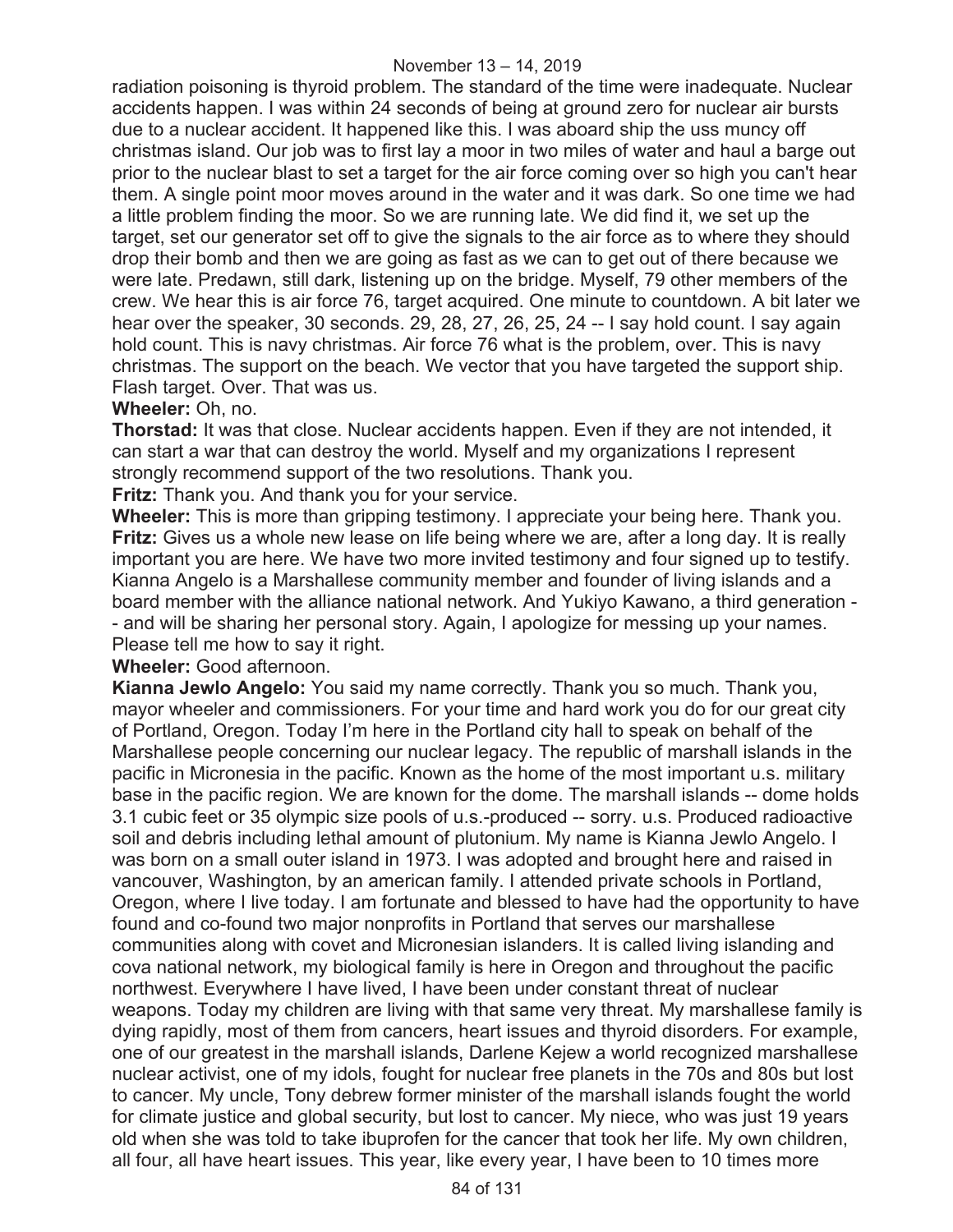radiation poisoning is thyroid problem. The standard of the time were inadequate. Nuclear accidents happen. I was within 24 seconds of being at ground zero for nuclear air bursts due to a nuclear accident. It happened like this. I was aboard ship the uss muncy off christmas island. Our job was to first lay a moor in two miles of water and haul a barge out prior to the nuclear blast to set a target for the air force coming over so high you can't hear them. A single point moor moves around in the water and it was dark. So one time we had a little problem finding the moor. So we are running late. We did find it, we set up the target, set our generator set off to give the signals to the air force as to where they should drop their bomb and then we are going as fast as we can to get out of there because we were late. Predawn, still dark, listening up on the bridge. Myself, 79 other members of the crew. We hear this is air force 76, target acquired. One minute to countdown. A bit later we hear over the speaker, 30 seconds. 29, 28, 27, 26, 25, 24 -- I say hold count. I say again hold count. This is navy christmas. Air force 76 what is the problem, over. This is navy christmas. The support on the beach. We vector that you have targeted the support ship. Flash target. Over. That was us.

**Wheeler:** Oh, no.

**Thorstad:** It was that close. Nuclear accidents happen. Even if they are not intended, it can start a war that can destroy the world. Myself and my organizations I represent strongly recommend support of the two resolutions. Thank you.

**Fritz:** Thank you. And thank you for your service.

**Wheeler:** This is more than gripping testimony. I appreciate your being here. Thank you.

**Fritz:** Gives us a whole new lease on life being where we are, after a long day. It is really important you are here. We have two more invited testimony and four signed up to testify. Kianna Angelo is a Marshallese community member and founder of living islands and a board member with the alliance national network. And Yukiyo Kawano, a third generation -- and will be sharing her personal story. Again, I apologize for messing up your names. Please tell me how to say it right.

**Wheeler:** Good afternoon.

**Kianna Jewlo Angelo:** You said my name correctly. Thank you so much. Thank you, mayor wheeler and commissioners. For your time and hard work you do for our great city of Portland, Oregon. Today I'm here in the Portland city hall to speak on behalf of the Marshallese people concerning our nuclear legacy. The republic of marshall islands in the pacific in Micronesia in the pacific. Known as the home of the most important u.s. military base in the pacific region. We are known for the dome. The marshall islands -- dome holds 3.1 cubic feet or 35 olympic size pools of u.s.-produced -- sorry. u.s. Produced radioactive soil and debris including lethal amount of plutonium. My name is Kianna Jewlo Angelo. I was born on a small outer island in 1973. I was adopted and brought here and raised in vancouver, Washington, by an american family. I attended private schools in Portland, Oregon, where I live today. I am fortunate and blessed to have had the opportunity to have found and co-found two major nonprofits in Portland that serves our marshallese communities along with covet and Micronesian islanders. It is called living islanding and cova national network, my biological family is here in Oregon and throughout the pacific northwest. Everywhere I have lived, I have been under constant threat of nuclear weapons. Today my children are living with that same very threat. My marshallese family is dying rapidly, most of them from cancers, heart issues and thyroid disorders. For example, one of our greatest in the marshall islands, Darlene Kejew a world recognized marshallese nuclear activist, one of my idols, fought for nuclear free planets in the 70s and 80s but lost to cancer. My uncle, Tony debrew former minister of the marshall islands fought the world for climate justice and global security, but lost to cancer. My niece, who was just 19 years old when she was told to take ibuprofen for the cancer that took her life. My own children, all four, all have heart issues. This year, like every year, I have been to 10 times more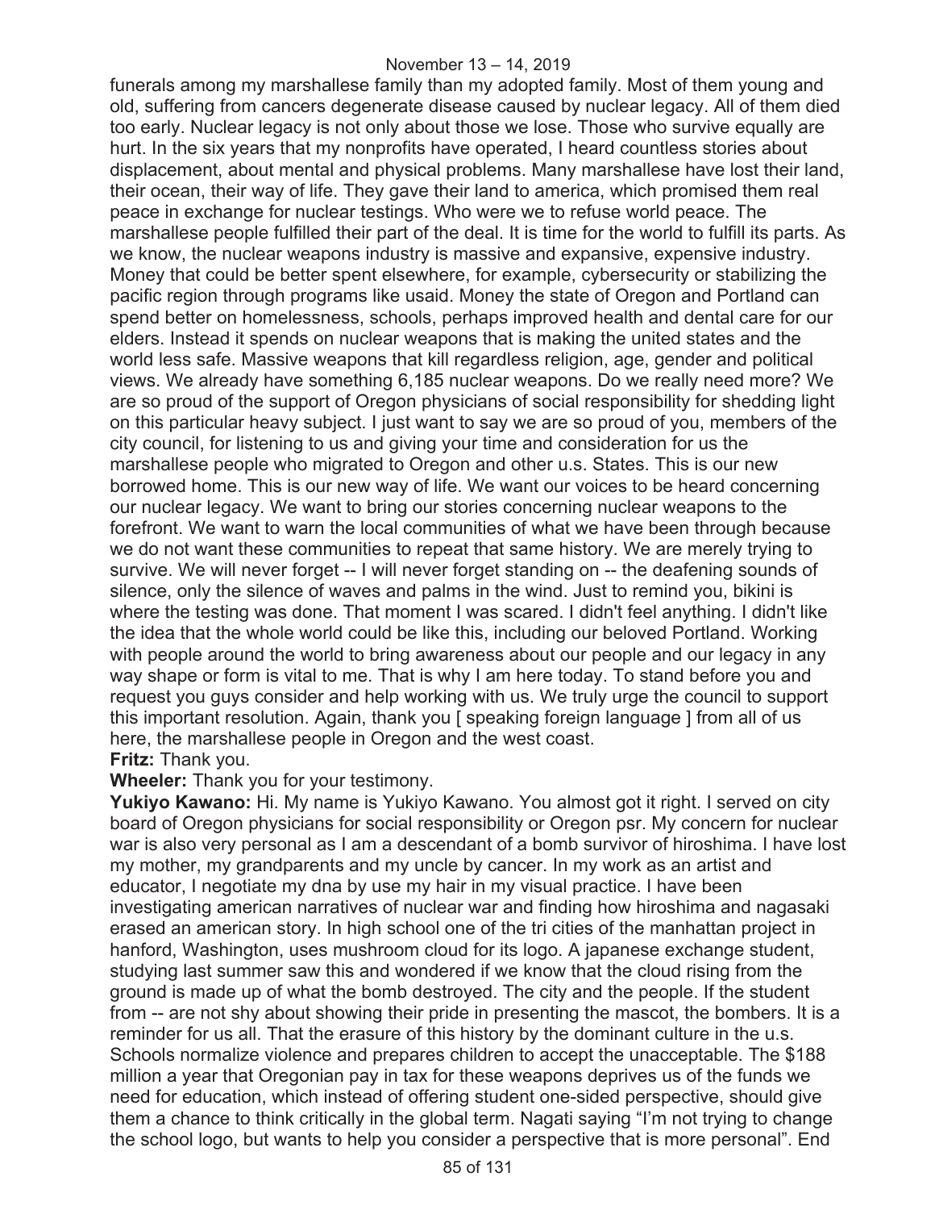funerals among my marshallese family than my adopted family. Most of them young and old, suffering from cancers degenerate disease caused by nuclear legacy. All of them died too early. Nuclear legacy is not only about those we lose. Those who survive equally are hurt. In the six years that my nonprofits have operated, I heard countless stories about displacement, about mental and physical problems. Many marshallese have lost their land, their ocean, their way of life. They gave their land to america, which promised them real peace in exchange for nuclear testings. Who were we to refuse world peace. The marshallese people fulfilled their part of the deal. It is time for the world to fulfill its parts. As we know, the nuclear weapons industry is massive and expansive, expensive industry. Money that could be better spent elsewhere, for example, cybersecurity or stabilizing the pacific region through programs like usaid. Money the state of Oregon and Portland can spend better on homelessness, schools, perhaps improved health and dental care for our elders. Instead it spends on nuclear weapons that is making the united states and the world less safe. Massive weapons that kill regardless religion, age, gender and political views. We already have something 6,185 nuclear weapons. Do we really need more? We are so proud of the support of Oregon physicians of social responsibility for shedding light on this particular heavy subject. I just want to say we are so proud of you, members of the city council, for listening to us and giving your time and consideration for us the marshallese people who migrated to Oregon and other u.s. States. This is our new borrowed home. This is our new way of life. We want our voices to be heard concerning our nuclear legacy. We want to bring our stories concerning nuclear weapons to the forefront. We want to warn the local communities of what we have been through because we do not want these communities to repeat that same history. We are merely trying to survive. We will never forget -- I will never forget standing on -- the deafening sounds of silence, only the silence of waves and palms in the wind. Just to remind you, bikini is where the testing was done. That moment I was scared. I didn't feel anything. I didn't like the idea that the whole world could be like this, including our beloved Portland. Working with people around the world to bring awareness about our people and our legacy in any way shape or form is vital to me. That is why I am here today. To stand before you and request you guys consider and help working with us. We truly urge the council to support this important resolution. Again, thank you [ speaking foreign language ] from all of us here, the marshallese people in Oregon and the west coast.

**Fritz:** Thank you.

**Wheeler:** Thank you for your testimony.

**Yukiyo Kawano:** Hi. My name is Yukiyo Kawano. You almost got it right. I served on city board of Oregon physicians for social responsibility or Oregon psr. My concern for nuclear war is also very personal as I am a descendant of a bomb survivor of hiroshima. I have lost my mother, my grandparents and my uncle by cancer. In my work as an artist and educator, I negotiate my dna by use my hair in my visual practice. I have been investigating american narratives of nuclear war and finding how hiroshima and nagasaki erased an american story. In high school one of the tri cities of the manhattan project in hanford, Washington, uses mushroom cloud for its logo. A japanese exchange student, studying last summer saw this and wondered if we know that the cloud rising from the ground is made up of what the bomb destroyed. The city and the people. If the student from -- are not shy about showing their pride in presenting the mascot, the bombers. It is a reminder for us all. That the erasure of this history by the dominant culture in the u.s. Schools normalize violence and prepares children to accept the unacceptable. The $188 million a year that Oregonian pay in tax for these weapons deprives us of the funds we need for education, which instead of offering student one-sided perspective, should give them a chance to think critically in the global term. Nagati saying "I'm not trying to change the school logo, but wants to help you consider a perspective that is more personal". End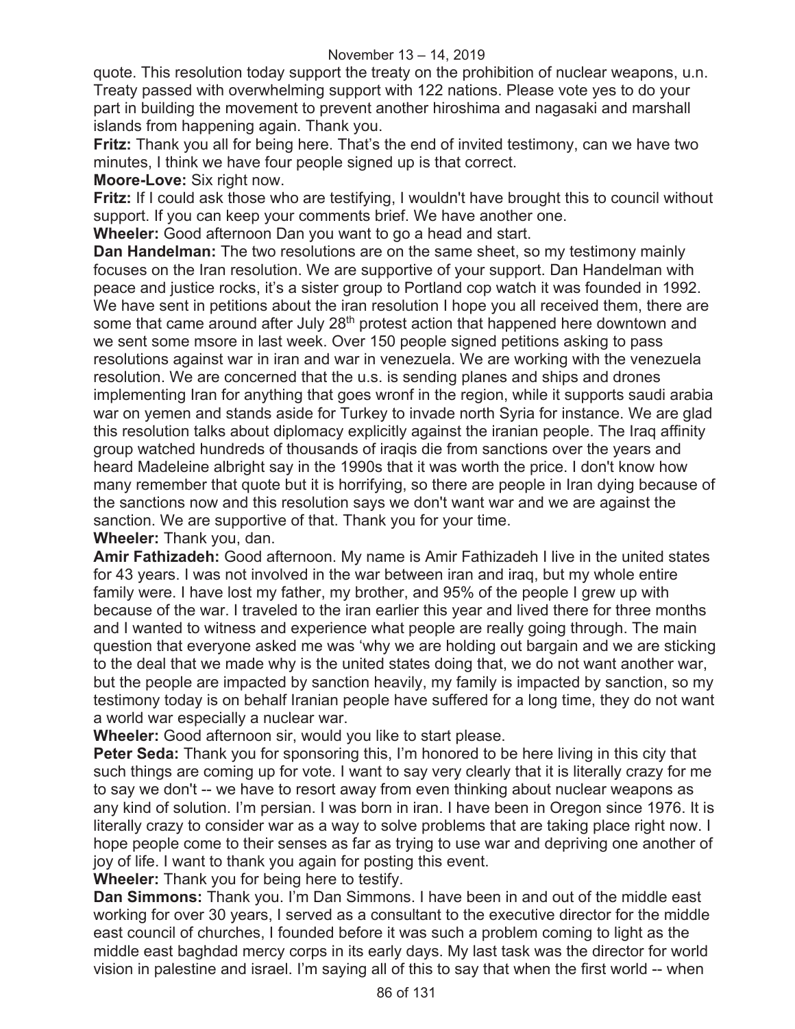quote. This resolution today support the treaty on the prohibition of nuclear weapons, u.n. Treaty passed with overwhelming support with 122 nations. Please vote yes to do your part in building the movement to prevent another hiroshima and nagasaki and marshall islands from happening again. Thank you.

**Fritz:** Thank you all for being here. That's the end of invited testimony, can we have two minutes, I think we have four people signed up is that correct.

**Moore-Love:** Six right now.

**Fritz:** If I could ask those who are testifying, I wouldn't have brought this to council without support. If you can keep your comments brief. We have another one.

**Wheeler:** Good afternoon Dan you want to go a head and start.

**Dan Handelman:** The two resolutions are on the same sheet, so my testimony mainly focuses on the Iran resolution. We are supportive of your support. Dan Handelman with peace and justice rocks, it's a sister group to Portland cop watch it was founded in 1992. We have sent in petitions about the iran resolution I hope you all received them, there are some that came around after July 28th protest action that happened here downtown and we sent some msore in last week. Over 150 people signed petitions asking to pass resolutions against war in iran and war in venezuela. We are working with the venezuela resolution. We are concerned that the u.s. is sending planes and ships and drones implementing Iran for anything that goes wronf in the region, while it supports saudi arabia war on yemen and stands aside for Turkey to invade north Syria for instance. We are glad this resolution talks about diplomacy explicitly against the iranian people. The Iraq affinity group watched hundreds of thousands of iraqis die from sanctions over the years and heard Madeleine albright say in the 1990s that it was worth the price. I don't know how many remember that quote but it is horrifying, so there are people in Iran dying because of the sanctions now and this resolution says we don't want war and we are against the sanction. We are supportive of that. Thank you for your time.

**Wheeler:** Thank you, dan.

**Amir Fathizadeh:** Good afternoon. My name is Amir Fathizadeh I live in the united states for 43 years. I was not involved in the war between iran and iraq, but my whole entire family were. I have lost my father, my brother, and 95% of the people I grew up with because of the war. I traveled to the iran earlier this year and lived there for three months and I wanted to witness and experience what people are really going through. The main question that everyone asked me was 'why we are holding out bargain and we are sticking to the deal that we made why is the united states doing that, we do not want another war, but the people are impacted by sanction heavily, my family is impacted by sanction, so my testimony today is on behalf Iranian people have suffered for a long time, they do not want a world war especially a nuclear war.

**Wheeler:** Good afternoon sir, would you like to start please.

**Peter Seda:** Thank you for sponsoring this, I'm honored to be here living in this city that such things are coming up for vote. I want to say very clearly that it is literally crazy for me to say we don't -- we have to resort away from even thinking about nuclear weapons as any kind of solution. I'm persian. I was born in iran. I have been in Oregon since 1976. It is literally crazy to consider war as a way to solve problems that are taking place right now. I hope people come to their senses as far as trying to use war and depriving one another of joy of life. I want to thank you again for posting this event.

**Wheeler:** Thank you for being here to testify.

**Dan Simmons:** Thank you. I'm Dan Simmons. I have been in and out of the middle east working for over 30 years, I served as a consultant to the executive director for the middle east council of churches, I founded before it was such a problem coming to light as the middle east baghdad mercy corps in its early days. My last task was the director for world vision in palestine and israel. I'm saying all of this to say that when the first world -- when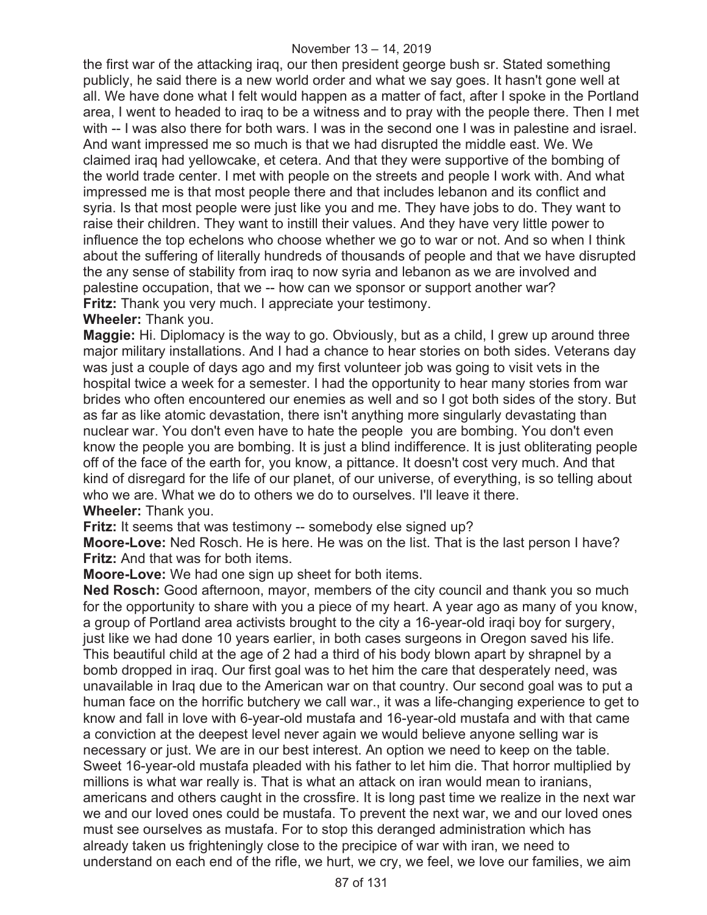the first war of the attacking iraq, our then president george bush sr. Stated something publicly, he said there is a new world order and what we say goes. It hasn't gone well at all. We have done what I felt would happen as a matter of fact, after I spoke in the Portland area, I went to headed to iraq to be a witness and to pray with the people there. Then I met with -- I was also there for both wars. I was in the second one I was in palestine and israel. And want impressed me so much is that we had disrupted the middle east. We. We claimed iraq had yellowcake, et cetera. And that they were supportive of the bombing of the world trade center. I met with people on the streets and people I work with. And what impressed me is that most people there and that includes lebanon and its conflict and syria. Is that most people were just like you and me. They have jobs to do. They want to raise their children. They want to instill their values. And they have very little power to influence the top echelons who choose whether we go to war or not. And so when I think about the suffering of literally hundreds of thousands of people and that we have disrupted the any sense of stability from iraq to now syria and lebanon as we are involved and palestine occupation, that we -- how can we sponsor or support another war?

**Fritz:** Thank you very much. I appreciate your testimony.

**Wheeler:** Thank you.

**Maggie:** Hi. Diplomacy is the way to go. Obviously, but as a child, I grew up around three major military installations. And I had a chance to hear stories on both sides. Veterans day was just a couple of days ago and my first volunteer job was going to visit vets in the hospital twice a week for a semester. I had the opportunity to hear many stories from war brides who often encountered our enemies as well and so I got both sides of the story. But as far as like atomic devastation, there isn't anything more singularly devastating than nuclear war. You don't even have to hate the people you are bombing. You don't even know the people you are bombing. It is just a blind indifference. It is just obliterating people off of the face of the earth for, you know, a pittance. It doesn't cost very much. And that kind of disregard for the life of our planet, of our universe, of everything, is so telling about who we are. What we do to others we do to ourselves. I'll leave it there.

**Wheeler:** Thank you.

**Fritz:** It seems that was testimony -- somebody else signed up?

**Moore-Love:** Ned Rosch. He is here. He was on the list. That is the last person I have?

**Fritz:** And that was for both items.

**Moore-Love:** We had one sign up sheet for both items.

**Ned Rosch:** Good afternoon, mayor, members of the city council and thank you so much for the opportunity to share with you a piece of my heart. A year ago as many of you know, a group of Portland area activists brought to the city a 16-year-old iraqi boy for surgery, just like we had done 10 years earlier, in both cases surgeons in Oregon saved his life. This beautiful child at the age of 2 had a third of his body blown apart by shrapnel by a bomb dropped in iraq. Our first goal was to het him the care that desperately need, was unavailable in Iraq due to the American war on that country. Our second goal was to put a human face on the horrific butchery we call war., it was a life-changing experience to get to know and fall in love with 6-year-old mustafa and 16-year-old mustafa and with that came a conviction at the deepest level never again we would believe anyone selling war is necessary or just. We are in our best interest. An option we need to keep on the table. Sweet 16-year-old mustafa pleaded with his father to let him die. That horror multiplied by millions is what war really is. That is what an attack on iran would mean to iranians, americans and others caught in the crossfire. It is long past time we realize in the next war we and our loved ones could be mustafa. To prevent the next war, we and our loved ones must see ourselves as mustafa. For to stop this deranged administration which has already taken us frighteningly close to the precipice of war with iran, we need to understand on each end of the rifle, we hurt, we cry, we feel, we love our families, we aim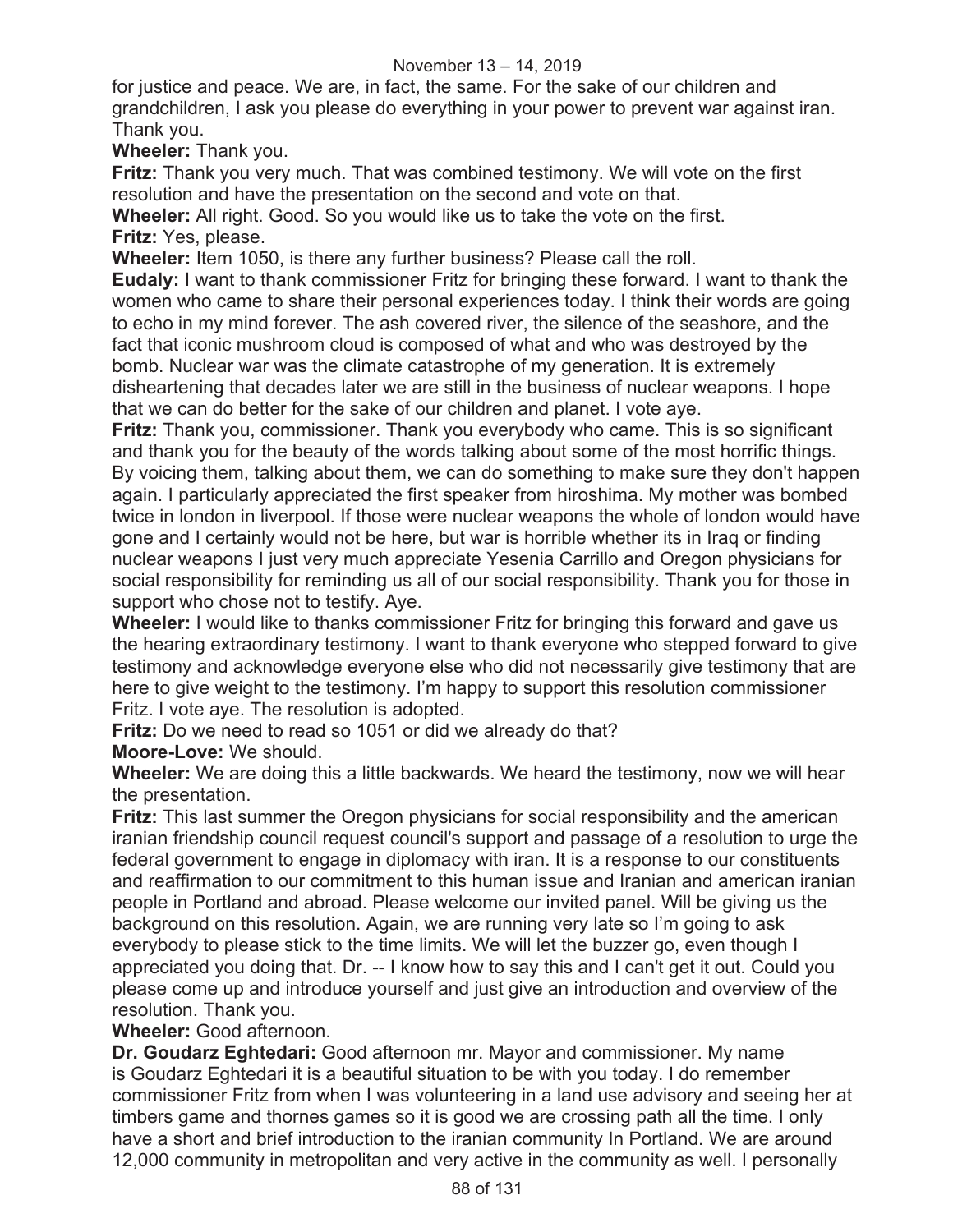for justice and peace. We are, in fact, the same. For the sake of our children and grandchildren, I ask you please do everything in your power to prevent war against iran. Thank you.

**Wheeler:** Thank you.

**Fritz:** Thank you very much. That was combined testimony. We will vote on the first resolution and have the presentation on the second and vote on that.

**Wheeler:** All right. Good. So you would like us to take the vote on the first.

**Fritz:** Yes, please.

**Wheeler:** Item 1050, is there any further business? Please call the roll.

**Eudaly:** I want to thank commissioner Fritz for bringing these forward. I want to thank the women who came to share their personal experiences today. I think their words are going to echo in my mind forever. The ash covered river, the silence of the seashore, and the fact that iconic mushroom cloud is composed of what and who was destroyed by the bomb. Nuclear war was the climate catastrophe of my generation. It is extremely disheartening that decades later we are still in the business of nuclear weapons. I hope that we can do better for the sake of our children and planet. I vote aye.

**Fritz:** Thank you, commissioner. Thank you everybody who came. This is so significant and thank you for the beauty of the words talking about some of the most horrific things. By voicing them, talking about them, we can do something to make sure they don't happen again. I particularly appreciated the first speaker from hiroshima. My mother was bombed twice in london in liverpool. If those were nuclear weapons the whole of london would have gone and I certainly would not be here, but war is horrible whether its in Iraq or finding nuclear weapons I just very much appreciate Yesenia Carrillo and Oregon physicians for social responsibility for reminding us all of our social responsibility. Thank you for those in support who chose not to testify. Aye.

**Wheeler:** I would like to thanks commissioner Fritz for bringing this forward and gave us the hearing extraordinary testimony. I want to thank everyone who stepped forward to give testimony and acknowledge everyone else who did not necessarily give testimony that are here to give weight to the testimony. I'm happy to support this resolution commissioner Fritz. I vote aye. The resolution is adopted.

**Fritz:** Do we need to read so 1051 or did we already do that?

**Moore-Love:** We should.

**Wheeler:** We are doing this a little backwards. We heard the testimony, now we will hear the presentation.

**Fritz:** This last summer the Oregon physicians for social responsibility and the american iranian friendship council request council's support and passage of a resolution to urge the federal government to engage in diplomacy with iran. It is a response to our constituents and reaffirmation to our commitment to this human issue and Iranian and american iranian people in Portland and abroad. Please welcome our invited panel. Will be giving us the background on this resolution. Again, we are running very late so I'm going to ask everybody to please stick to the time limits. We will let the buzzer go, even though I appreciated you doing that. Dr. -- I know how to say this and I can't get it out. Could you please come up and introduce yourself and just give an introduction and overview of the resolution. Thank you.

**Wheeler:** Good afternoon.

**Dr. Goudarz Eghtedari:** Good afternoon mr. Mayor and commissioner. My name is Goudarz Eghtedari it is a beautiful situation to be with you today. I do remember commissioner Fritz from when I was volunteering in a land use advisory and seeing her at timbers game and thornes games so it is good we are crossing path all the time. I only have a short and brief introduction to the iranian community In Portland. We are around 12,000 community in metropolitan and very active in the community as well. I personally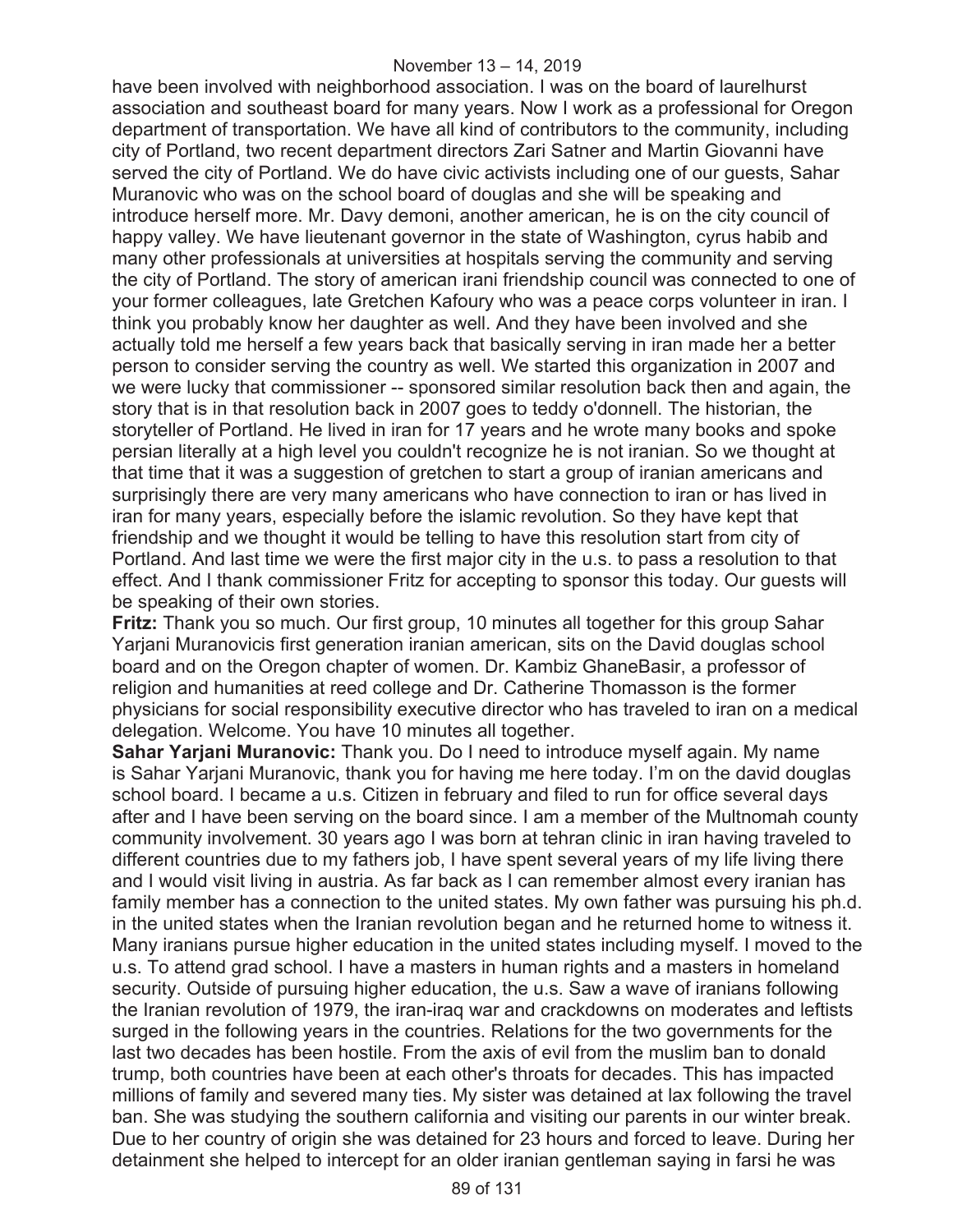have been involved with neighborhood association. I was on the board of laurelhurst association and southeast board for many years. Now I work as a professional for Oregon department of transportation. We have all kind of contributors to the community, including city of Portland, two recent department directors Zari Satner and Martin Giovanni have served the city of Portland. We do have civic activists including one of our guests, Sahar Muranovic who was on the school board of douglas and she will be speaking and introduce herself more. Mr. Davy demoni, another american, he is on the city council of happy valley. We have lieutenant governor in the state of Washington, cyrus habib and many other professionals at universities at hospitals serving the community and serving the city of Portland. The story of american irani friendship council was connected to one of your former colleagues, late Gretchen Kafoury who was a peace corps volunteer in iran. I think you probably know her daughter as well. And they have been involved and she actually told me herself a few years back that basically serving in iran made her a better person to consider serving the country as well. We started this organization in 2007 and we were lucky that commissioner -- sponsored similar resolution back then and again, the story that is in that resolution back in 2007 goes to teddy o'donnell. The historian, the storyteller of Portland. He lived in iran for 17 years and he wrote many books and spoke persian literally at a high level you couldn't recognize he is not iranian. So we thought at that time that it was a suggestion of gretchen to start a group of iranian americans and surprisingly there are very many americans who have connection to iran or has lived in iran for many years, especially before the islamic revolution. So they have kept that friendship and we thought it would be telling to have this resolution start from city of Portland. And last time we were the first major city in the u.s. to pass a resolution to that effect. And I thank commissioner Fritz for accepting to sponsor this today. Our guests will be speaking of their own stories.

**Fritz:** Thank you so much. Our first group, 10 minutes all together for this group Sahar Yarjani Muranovicis first generation iranian american, sits on the David douglas school board and on the Oregon chapter of women. Dr. Kambiz GhaneBasir, a professor of religion and humanities at reed college and Dr. Catherine Thomasson is the former physicians for social responsibility executive director who has traveled to iran on a medical delegation. Welcome. You have 10 minutes all together.

**Sahar Yarjani Muranovic:** Thank you. Do I need to introduce myself again. My name is Sahar Yarjani Muranovic, thank you for having me here today. I'm on the david douglas school board. I became a u.s. Citizen in february and filed to run for office several days after and I have been serving on the board since. I am a member of the Multnomah county community involvement. 30 years ago I was born at tehran clinic in iran having traveled to different countries due to my fathers job, I have spent several years of my life living there and I would visit living in austria. As far back as I can remember almost every iranian has family member has a connection to the united states. My own father was pursuing his ph.d. in the united states when the Iranian revolution began and he returned home to witness it. Many iranians pursue higher education in the united states including myself. I moved to the u.s. To attend grad school. I have a masters in human rights and a masters in homeland security. Outside of pursuing higher education, the u.s. Saw a wave of iranians following the Iranian revolution of 1979, the iran-iraq war and crackdowns on moderates and leftists surged in the following years in the countries. Relations for the two governments for the last two decades has been hostile. From the axis of evil from the muslim ban to donald trump, both countries have been at each other's throats for decades. This has impacted millions of family and severed many ties. My sister was detained at lax following the travel ban. She was studying the southern california and visiting our parents in our winter break. Due to her country of origin she was detained for 23 hours and forced to leave. During her detainment she helped to intercept for an older iranian gentleman saying in farsi he was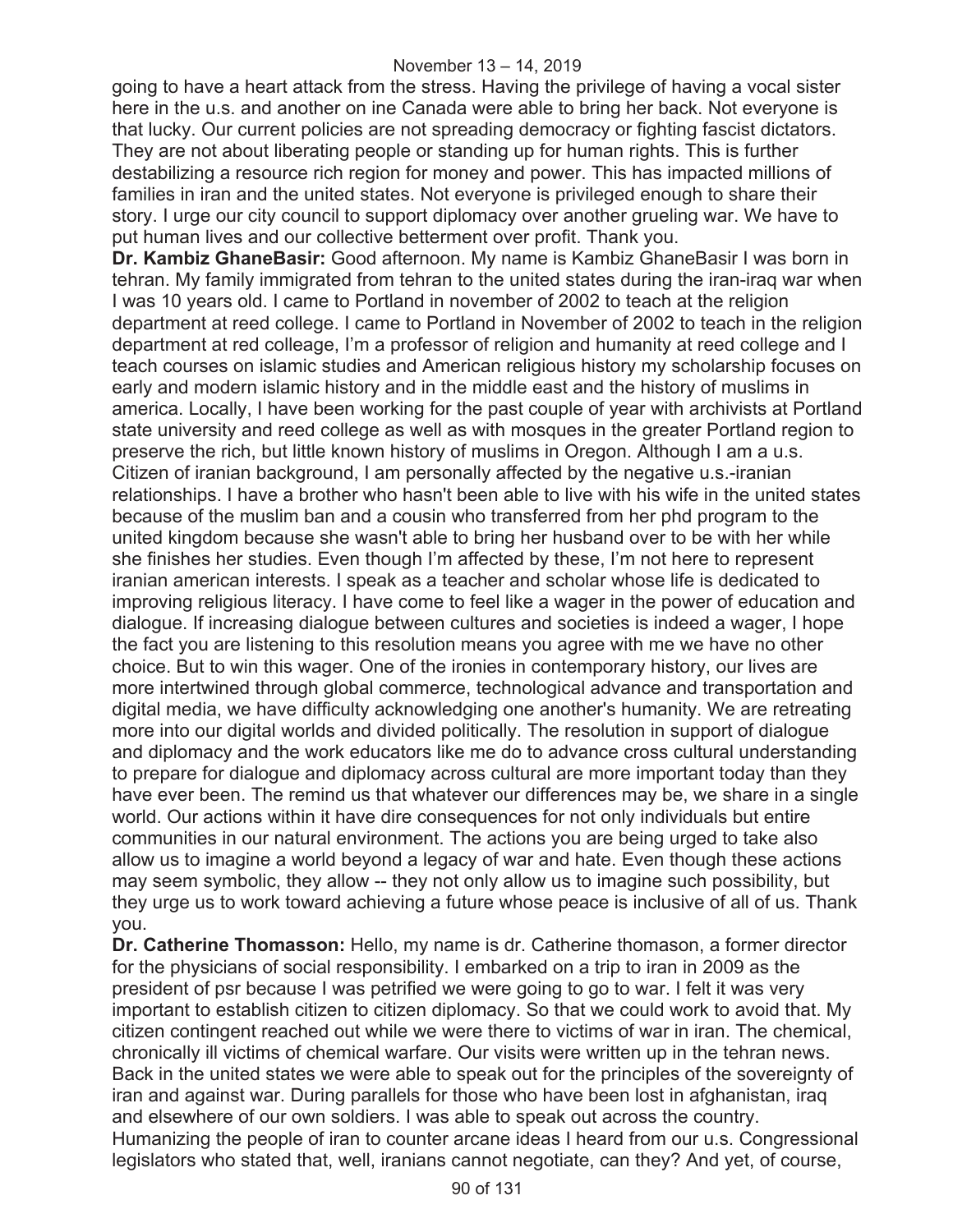going to have a heart attack from the stress. Having the privilege of having a vocal sister here in the u.s. and another on ine Canada were able to bring her back. Not everyone is that lucky. Our current policies are not spreading democracy or fighting fascist dictators. They are not about liberating people or standing up for human rights. This is further destabilizing a resource rich region for money and power. This has impacted millions of families in iran and the united states. Not everyone is privileged enough to share their story. I urge our city council to support diplomacy over another grueling war. We have to put human lives and our collective betterment over profit. Thank you.

**Dr. Kambiz GhaneBasir:** Good afternoon. My name is Kambiz GhaneBasir I was born in tehran. My family immigrated from tehran to the united states during the iran-iraq war when I was 10 years old. I came to Portland in november of 2002 to teach at the religion department at reed college. I came to Portland in November of 2002 to teach in the religion department at red colleage, I'm a professor of religion and humanity at reed college and I teach courses on islamic studies and American religious history my scholarship focuses on early and modern islamic history and in the middle east and the history of muslims in america. Locally, I have been working for the past couple of year with archivists at Portland state university and reed college as well as with mosques in the greater Portland region to preserve the rich, but little known history of muslims in Oregon. Although I am a u.s. Citizen of iranian background, I am personally affected by the negative u.s.-iranian relationships. I have a brother who hasn't been able to live with his wife in the united states because of the muslim ban and a cousin who transferred from her phd program to the united kingdom because she wasn't able to bring her husband over to be with her while she finishes her studies. Even though I'm affected by these, I'm not here to represent iranian american interests. I speak as a teacher and scholar whose life is dedicated to improving religious literacy. I have come to feel like a wager in the power of education and dialogue. If increasing dialogue between cultures and societies is indeed a wager, I hope the fact you are listening to this resolution means you agree with me we have no other choice. But to win this wager. One of the ironies in contemporary history, our lives are more intertwined through global commerce, technological advance and transportation and digital media, we have difficulty acknowledging one another's humanity. We are retreating more into our digital worlds and divided politically. The resolution in support of dialogue and diplomacy and the work educators like me do to advance cross cultural understanding to prepare for dialogue and diplomacy across cultural are more important today than they have ever been. The remind us that whatever our differences may be, we share in a single world. Our actions within it have dire consequences for not only individuals but entire communities in our natural environment. The actions you are being urged to take also allow us to imagine a world beyond a legacy of war and hate. Even though these actions may seem symbolic, they allow -- they not only allow us to imagine such possibility, but they urge us to work toward achieving a future whose peace is inclusive of all of us. Thank you.

**Dr. Catherine Thomasson:** Hello, my name is dr. Catherine thomason, a former director for the physicians of social responsibility. I embarked on a trip to iran in 2009 as the president of psr because I was petrified we were going to go to war. I felt it was very important to establish citizen to citizen diplomacy. So that we could work to avoid that. My citizen contingent reached out while we were there to victims of war in iran. The chemical, chronically ill victims of chemical warfare. Our visits were written up in the tehran news. Back in the united states we were able to speak out for the principles of the sovereignty of iran and against war. During parallels for those who have been lost in afghanistan, iraq and elsewhere of our own soldiers. I was able to speak out across the country. Humanizing the people of iran to counter arcane ideas I heard from our u.s. Congressional legislators who stated that, well, iranians cannot negotiate, can they? And yet, of course,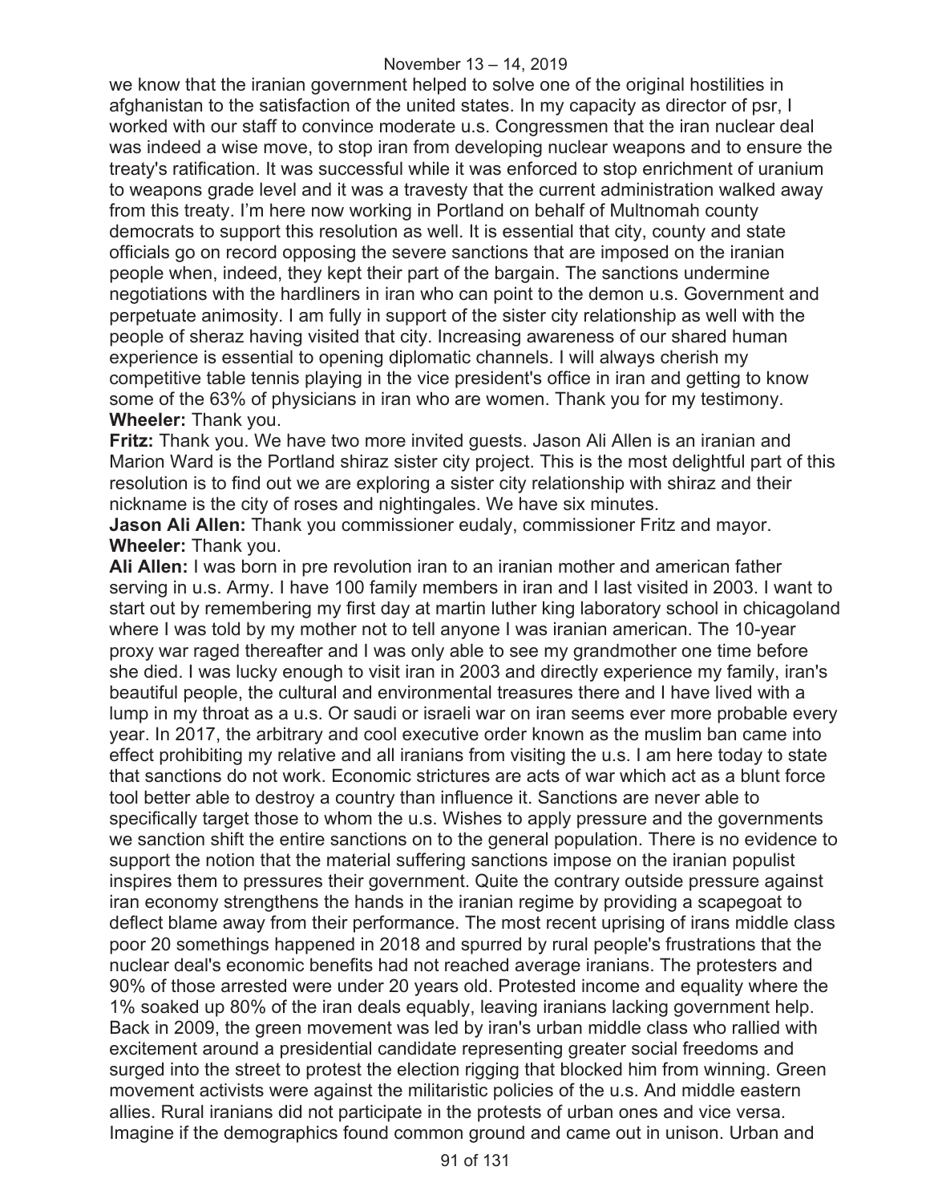we know that the iranian government helped to solve one of the original hostilities in afghanistan to the satisfaction of the united states. In my capacity as director of psr, I worked with our staff to convince moderate u.s. Congressmen that the iran nuclear deal was indeed a wise move, to stop iran from developing nuclear weapons and to ensure the treaty's ratification. It was successful while it was enforced to stop enrichment of uranium to weapons grade level and it was a travesty that the current administration walked away from this treaty. I'm here now working in Portland on behalf of Multnomah county democrats to support this resolution as well. It is essential that city, county and state officials go on record opposing the severe sanctions that are imposed on the iranian people when, indeed, they kept their part of the bargain. The sanctions undermine negotiations with the hardliners in iran who can point to the demon u.s. Government and perpetuate animosity. I am fully in support of the sister city relationship as well with the people of sheraz having visited that city. Increasing awareness of our shared human experience is essential to opening diplomatic channels. I will always cherish my competitive table tennis playing in the vice president's office in iran and getting to know some of the 63% of physicians in iran who are women. Thank you for my testimony.

**Wheeler:** Thank you.

**Fritz:** Thank you. We have two more invited guests. Jason Ali Allen is an iranian and Marion Ward is the Portland shiraz sister city project. This is the most delightful part of this resolution is to find out we are exploring a sister city relationship with shiraz and their nickname is the city of roses and nightingales. We have six minutes.

**Jason Ali Allen:** Thank you commissioner eudaly, commissioner Fritz and mayor.

**Wheeler:** Thank you.

**Ali Allen:** I was born in pre revolution iran to an iranian mother and american father serving in u.s. Army. I have 100 family members in iran and I last visited in 2003. I want to start out by remembering my first day at martin luther king laboratory school in chicagoland where I was told by my mother not to tell anyone I was iranian american. The 10-year proxy war raged thereafter and I was only able to see my grandmother one time before she died. I was lucky enough to visit iran in 2003 and directly experience my family, iran's beautiful people, the cultural and environmental treasures there and I have lived with a lump in my throat as a u.s. Or saudi or israeli war on iran seems ever more probable every year. In 2017, the arbitrary and cool executive order known as the muslim ban came into effect prohibiting my relative and all iranians from visiting the u.s. I am here today to state that sanctions do not work. Economic strictures are acts of war which act as a blunt force tool better able to destroy a country than influence it. Sanctions are never able to specifically target those to whom the u.s. Wishes to apply pressure and the governments we sanction shift the entire sanctions on to the general population. There is no evidence to support the notion that the material suffering sanctions impose on the iranian populist inspires them to pressures their government. Quite the contrary outside pressure against iran economy strengthens the hands in the iranian regime by providing a scapegoat to deflect blame away from their performance. The most recent uprising of irans middle class poor 20 somethings happened in 2018 and spurred by rural people's frustrations that the nuclear deal's economic benefits had not reached average iranians. The protesters and 90% of those arrested were under 20 years old. Protested income and equality where the 1% soaked up 80% of the iran deals equably, leaving iranians lacking government help. Back in 2009, the green movement was led by iran's urban middle class who rallied with excitement around a presidential candidate representing greater social freedoms and surged into the street to protest the election rigging that blocked him from winning. Green movement activists were against the militaristic policies of the u.s. And middle eastern allies. Rural iranians did not participate in the protests of urban ones and vice versa. Imagine if the demographics found common ground and came out in unison. Urban and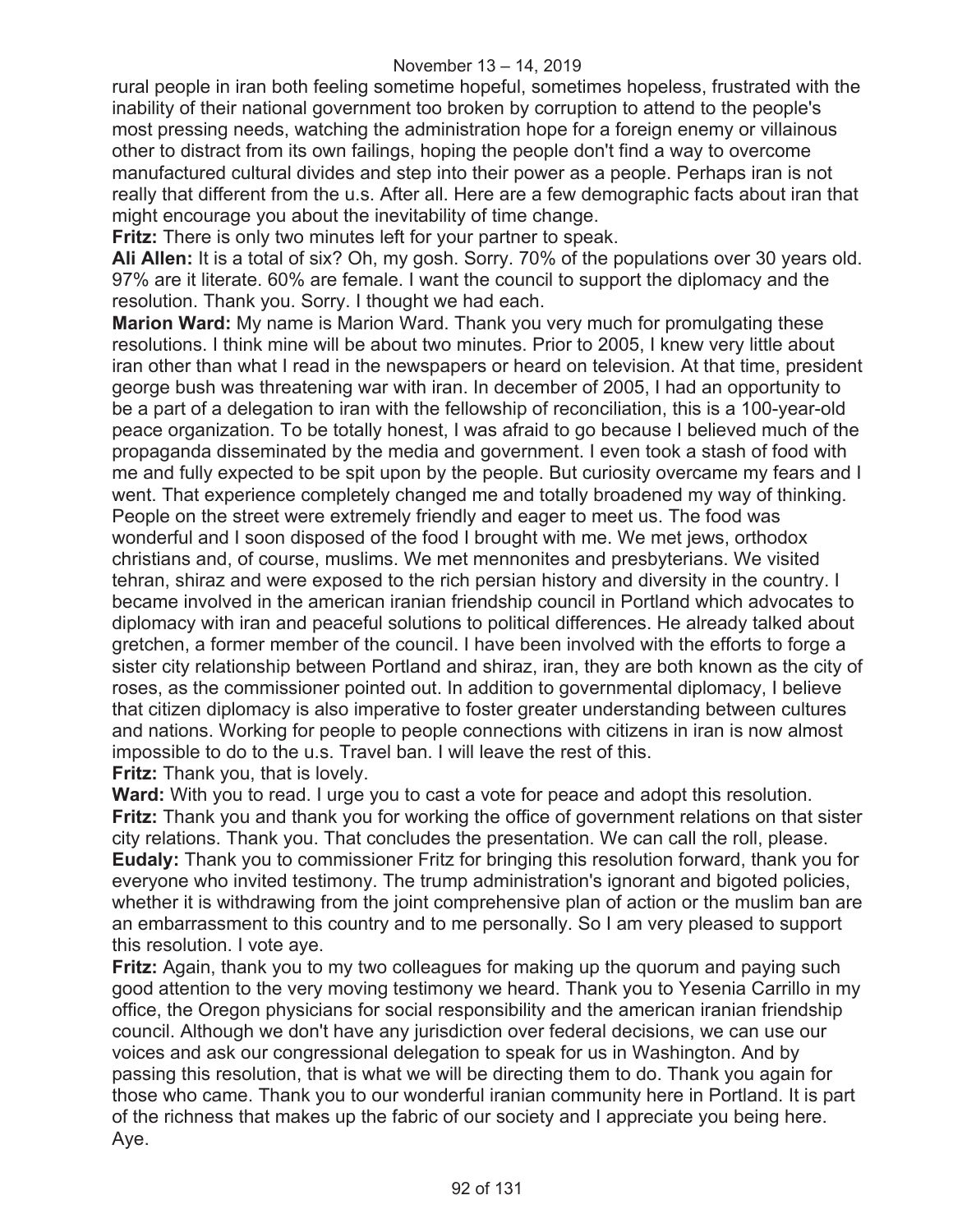rural people in iran both feeling sometime hopeful, sometimes hopeless, frustrated with the inability of their national government too broken by corruption to attend to the people's most pressing needs, watching the administration hope for a foreign enemy or villainous other to distract from its own failings, hoping the people don't find a way to overcome manufactured cultural divides and step into their power as a people. Perhaps iran is not really that different from the u.s. After all. Here are a few demographic facts about iran that might encourage you about the inevitability of time change.

**Fritz:** There is only two minutes left for your partner to speak.

**Ali Allen:** It is a total of six? Oh, my gosh. Sorry. 70% of the populations over 30 years old. 97% are it literate. 60% are female. I want the council to support the diplomacy and the resolution. Thank you. Sorry. I thought we had each.

**Marion Ward:** My name is Marion Ward. Thank you very much for promulgating these resolutions. I think mine will be about two minutes. Prior to 2005, I knew very little about iran other than what I read in the newspapers or heard on television. At that time, president george bush was threatening war with iran. In december of 2005, I had an opportunity to be a part of a delegation to iran with the fellowship of reconciliation, this is a 100-year-old peace organization. To be totally honest, I was afraid to go because I believed much of the propaganda disseminated by the media and government. I even took a stash of food with me and fully expected to be spit upon by the people. But curiosity overcame my fears and I went. That experience completely changed me and totally broadened my way of thinking. People on the street were extremely friendly and eager to meet us. The food was wonderful and I soon disposed of the food I brought with me. We met jews, orthodox christians and, of course, muslims. We met mennonites and presbyterians. We visited tehran, shiraz and were exposed to the rich persian history and diversity in the country. I became involved in the american iranian friendship council in Portland which advocates to diplomacy with iran and peaceful solutions to political differences. He already talked about gretchen, a former member of the council. I have been involved with the efforts to forge a sister city relationship between Portland and shiraz, iran, they are both known as the city of roses, as the commissioner pointed out. In addition to governmental diplomacy, I believe that citizen diplomacy is also imperative to foster greater understanding between cultures and nations. Working for people to people connections with citizens in iran is now almost impossible to do to the u.s. Travel ban. I will leave the rest of this.

**Fritz:** Thank you, that is lovely.

**Ward:** With you to read. I urge you to cast a vote for peace and adopt this resolution.

**Fritz:** Thank you and thank you for working the office of government relations on that sister city relations. Thank you. That concludes the presentation. We can call the roll, please.

**Eudaly:** Thank you to commissioner Fritz for bringing this resolution forward, thank you for everyone who invited testimony. The trump administration's ignorant and bigoted policies, whether it is withdrawing from the joint comprehensive plan of action or the muslim ban are an embarrassment to this country and to me personally. So I am very pleased to support this resolution. I vote aye.

**Fritz:** Again, thank you to my two colleagues for making up the quorum and paying such good attention to the very moving testimony we heard. Thank you to Yesenia Carrillo in my office, the Oregon physicians for social responsibility and the american iranian friendship council. Although we don't have any jurisdiction over federal decisions, we can use our voices and ask our congressional delegation to speak for us in Washington. And by passing this resolution, that is what we will be directing them to do. Thank you again for those who came. Thank you to our wonderful iranian community here in Portland. It is part of the richness that makes up the fabric of our society and I appreciate you being here. Aye.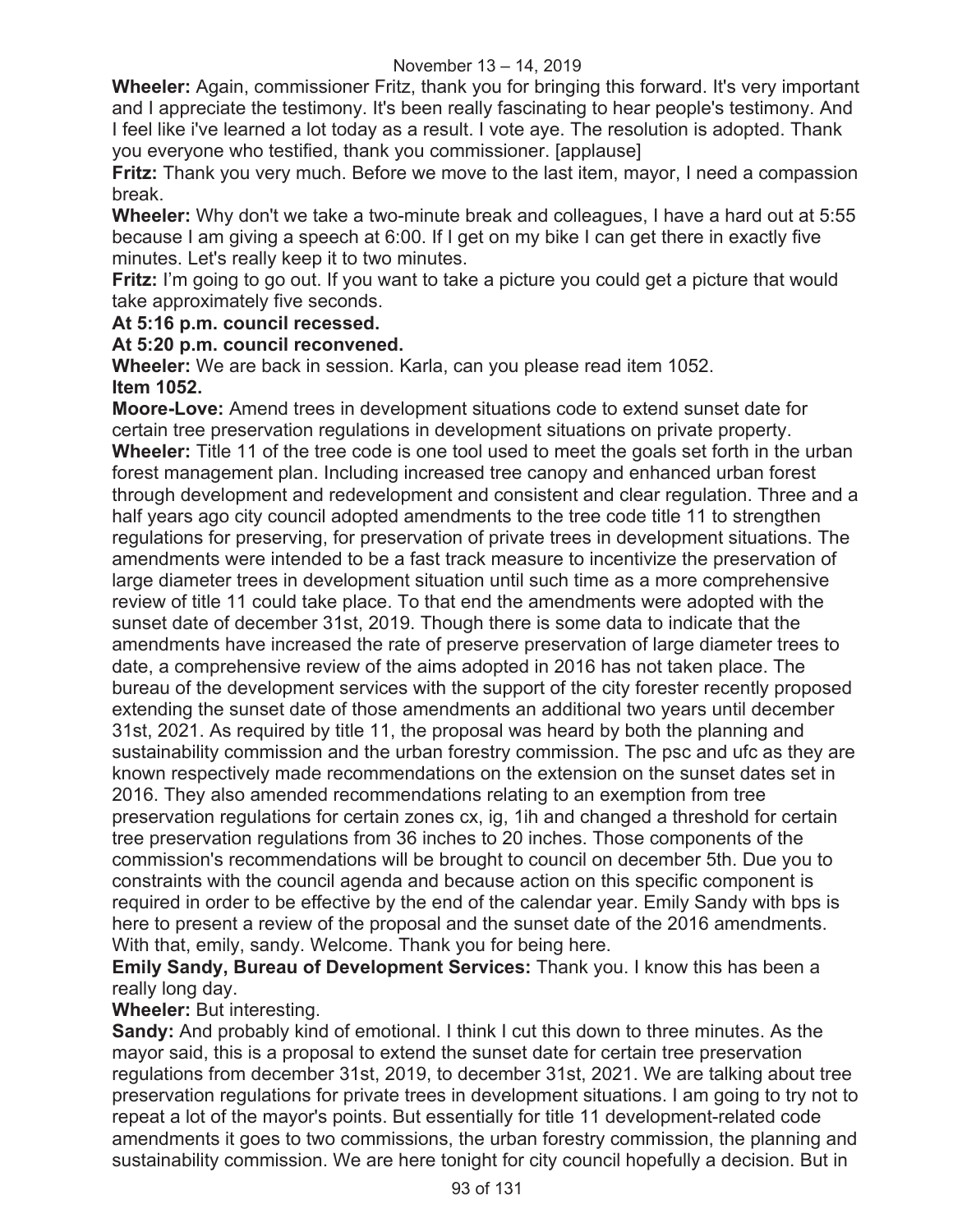**Wheeler:** Again, commissioner Fritz, thank you for bringing this forward. It's very important and I appreciate the testimony. It's been really fascinating to hear people's testimony. And I feel like i've learned a lot today as a result. I vote aye. The resolution is adopted. Thank you everyone who testified, thank you commissioner. [applause]

**Fritz:** Thank you very much. Before we move to the last item, mayor, I need a compassion break.

**Wheeler:** Why don't we take a two-minute break and colleagues, I have a hard out at 5:55 because I am giving a speech at 6:00. If I get on my bike I can get there in exactly five minutes. Let's really keep it to two minutes.

**Fritz:** I'm going to go out. If you want to take a picture you could get a picture that would take approximately five seconds.

**At 5:16 p.m. council recessed.**

**At 5:20 p.m. council reconvened.**

**Wheeler:** We are back in session. Karla, can you please read item 1052.

**Item 1052.**

**Moore-Love:** Amend trees in development situations code to extend sunset date for certain tree preservation regulations in development situations on private property.

**Wheeler:** Title 11 of the tree code is one tool used to meet the goals set forth in the urban forest management plan. Including increased tree canopy and enhanced urban forest through development and redevelopment and consistent and clear regulation. Three and a half years ago city council adopted amendments to the tree code title 11 to strengthen regulations for preserving, for preservation of private trees in development situations. The amendments were intended to be a fast track measure to incentivize the preservation of large diameter trees in development situation until such time as a more comprehensive review of title 11 could take place. To that end the amendments were adopted with the sunset date of december 31st, 2019. Though there is some data to indicate that the amendments have increased the rate of preserve preservation of large diameter trees to date, a comprehensive review of the aims adopted in 2016 has not taken place. The bureau of the development services with the support of the city forester recently proposed extending the sunset date of those amendments an additional two years until december 31st, 2021. As required by title 11, the proposal was heard by both the planning and sustainability commission and the urban forestry commission. The psc and ufc as they are known respectively made recommendations on the extension on the sunset dates set in 2016. They also amended recommendations relating to an exemption from tree preservation regulations for certain zones cx, ig, 1ih and changed a threshold for certain tree preservation regulations from 36 inches to 20 inches. Those components of the commission's recommendations will be brought to council on december 5th. Due you to constraints with the council agenda and because action on this specific component is required in order to be effective by the end of the calendar year. Emily Sandy with bps is here to present a review of the proposal and the sunset date of the 2016 amendments. With that, emily, sandy. Welcome. Thank you for being here.

**Emily Sandy, Bureau of Development Services:** Thank you. I know this has been a really long day.

**Wheeler:** But interesting.

**Sandy:** And probably kind of emotional. I think I cut this down to three minutes. As the mayor said, this is a proposal to extend the sunset date for certain tree preservation regulations from december 31st, 2019, to december 31st, 2021. We are talking about tree preservation regulations for private trees in development situations. I am going to try not to repeat a lot of the mayor's points. But essentially for title 11 development-related code amendments it goes to two commissions, the urban forestry commission, the planning and sustainability commission. We are here tonight for city council hopefully a decision. But in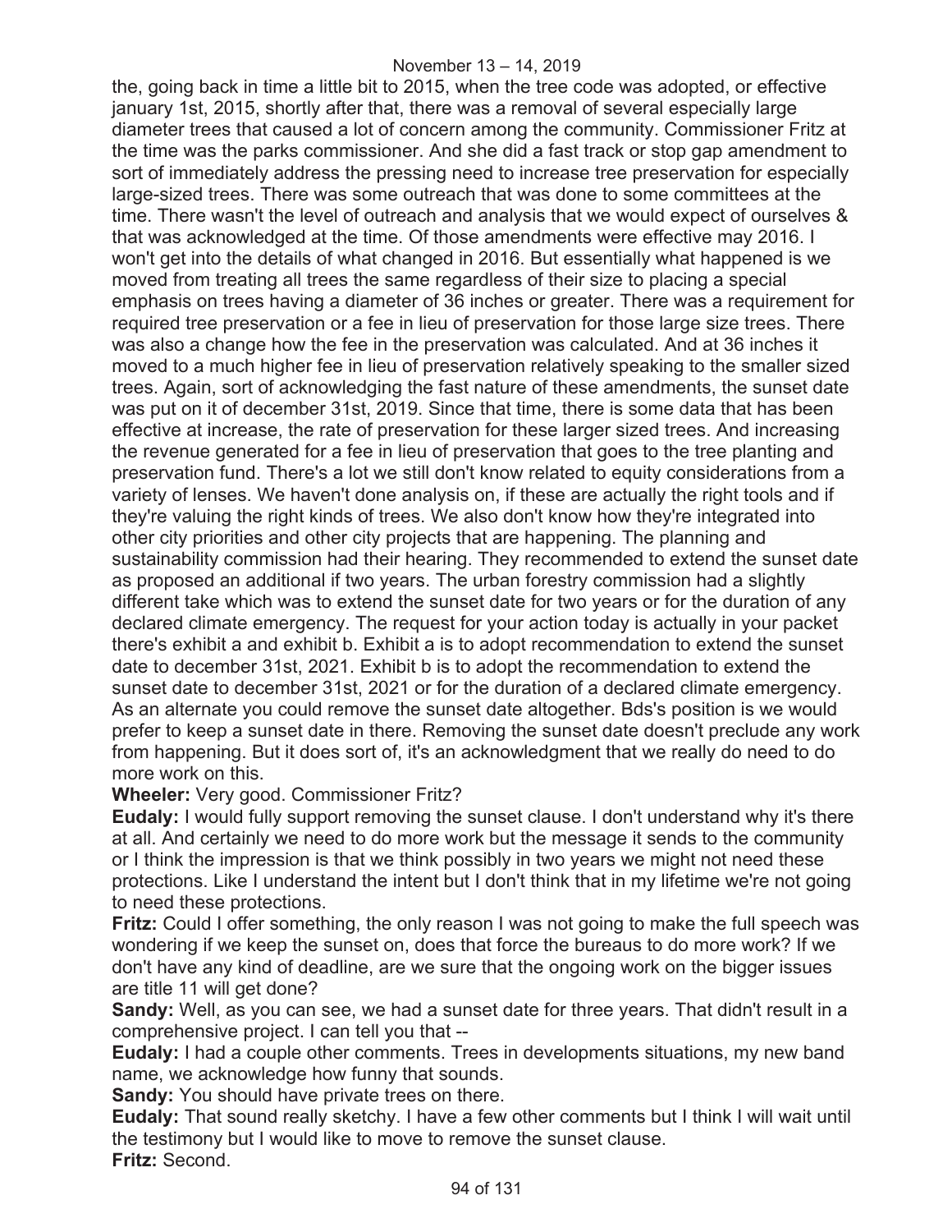the, going back in time a little bit to 2015, when the tree code was adopted, or effective january 1st, 2015, shortly after that, there was a removal of several especially large diameter trees that caused a lot of concern among the community. Commissioner Fritz at the time was the parks commissioner. And she did a fast track or stop gap amendment to sort of immediately address the pressing need to increase tree preservation for especially large-sized trees. There was some outreach that was done to some committees at the time. There wasn't the level of outreach and analysis that we would expect of ourselves & that was acknowledged at the time. Of those amendments were effective may 2016. I won't get into the details of what changed in 2016. But essentially what happened is we moved from treating all trees the same regardless of their size to placing a special emphasis on trees having a diameter of 36 inches or greater. There was a requirement for required tree preservation or a fee in lieu of preservation for those large size trees. There was also a change how the fee in the preservation was calculated. And at 36 inches it moved to a much higher fee in lieu of preservation relatively speaking to the smaller sized trees. Again, sort of acknowledging the fast nature of these amendments, the sunset date was put on it of december 31st, 2019. Since that time, there is some data that has been effective at increase, the rate of preservation for these larger sized trees. And increasing the revenue generated for a fee in lieu of preservation that goes to the tree planting and preservation fund. There's a lot we still don't know related to equity considerations from a variety of lenses. We haven't done analysis on, if these are actually the right tools and if they're valuing the right kinds of trees. We also don't know how they're integrated into other city priorities and other city projects that are happening. The planning and sustainability commission had their hearing. They recommended to extend the sunset date as proposed an additional if two years. The urban forestry commission had a slightly different take which was to extend the sunset date for two years or for the duration of any declared climate emergency. The request for your action today is actually in your packet there's exhibit a and exhibit b. Exhibit a is to adopt recommendation to extend the sunset date to december 31st, 2021. Exhibit b is to adopt the recommendation to extend the sunset date to december 31st, 2021 or for the duration of a declared climate emergency. As an alternate you could remove the sunset date altogether. Bds's position is we would prefer to keep a sunset date in there. Removing the sunset date doesn't preclude any work from happening. But it does sort of, it's an acknowledgment that we really do need to do more work on this.

**Wheeler:** Very good. Commissioner Fritz?

**Eudaly:** I would fully support removing the sunset clause. I don't understand why it's there at all. And certainly we need to do more work but the message it sends to the community or I think the impression is that we think possibly in two years we might not need these protections. Like I understand the intent but I don't think that in my lifetime we're not going to need these protections.

**Fritz:** Could I offer something, the only reason I was not going to make the full speech was wondering if we keep the sunset on, does that force the bureaus to do more work? If we don't have any kind of deadline, are we sure that the ongoing work on the bigger issues are title 11 will get done?

**Sandy:** Well, as you can see, we had a sunset date for three years. That didn't result in a comprehensive project. I can tell you that --

**Eudaly:** I had a couple other comments. Trees in developments situations, my new band name, we acknowledge how funny that sounds.

**Sandy:** You should have private trees on there.

**Eudaly:** That sound really sketchy. I have a few other comments but I think I will wait until the testimony but I would like to move to remove the sunset clause.

**Fritz:** Second.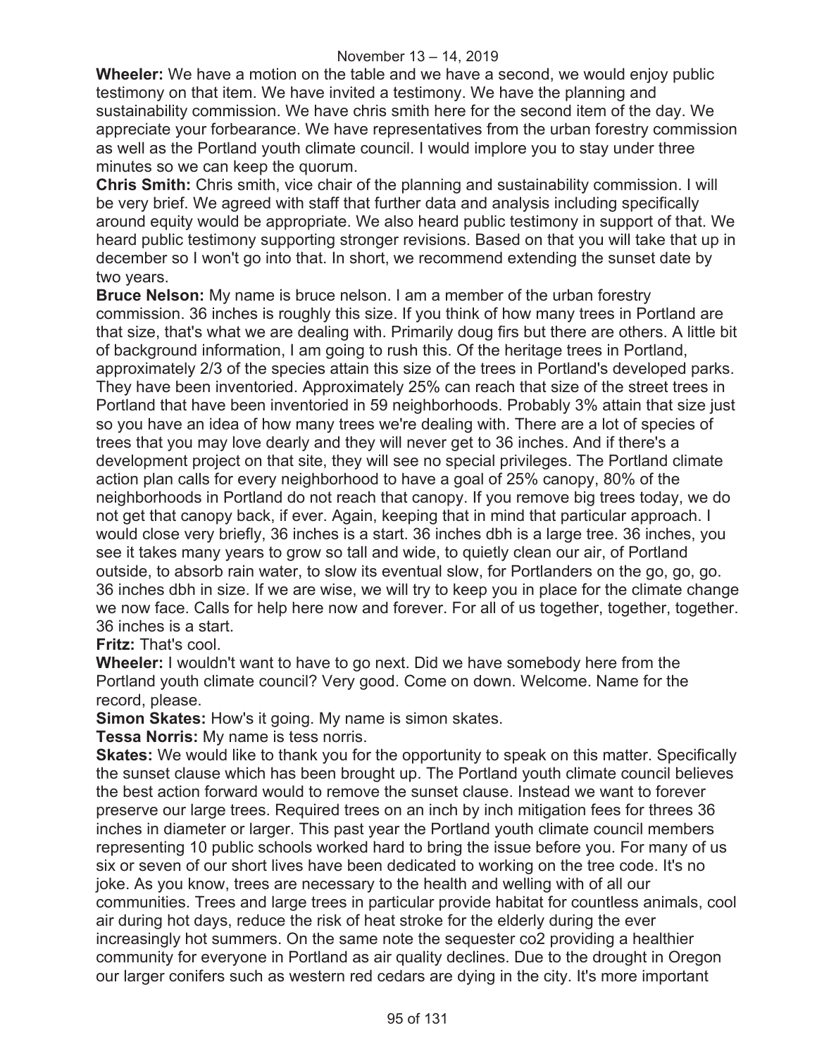**Wheeler:** We have a motion on the table and we have a second, we would enjoy public testimony on that item. We have invited a testimony. We have the planning and sustainability commission. We have chris smith here for the second item of the day. We appreciate your forbearance. We have representatives from the urban forestry commission as well as the Portland youth climate council. I would implore you to stay under three minutes so we can keep the quorum.

**Chris Smith:** Chris smith, vice chair of the planning and sustainability commission. I will be very brief. We agreed with staff that further data and analysis including specifically around equity would be appropriate. We also heard public testimony in support of that. We heard public testimony supporting stronger revisions. Based on that you will take that up in december so I won't go into that. In short, we recommend extending the sunset date by two years.

**Bruce Nelson:** My name is bruce nelson. I am a member of the urban forestry commission. 36 inches is roughly this size. If you think of how many trees in Portland are that size, that's what we are dealing with. Primarily doug firs but there are others. A little bit of background information, I am going to rush this. Of the heritage trees in Portland, approximately 2/3 of the species attain this size of the trees in Portland's developed parks. They have been inventoried. Approximately 25% can reach that size of the street trees in Portland that have been inventoried in 59 neighborhoods. Probably 3% attain that size just so you have an idea of how many trees we're dealing with. There are a lot of species of trees that you may love dearly and they will never get to 36 inches. And if there's a development project on that site, they will see no special privileges. The Portland climate action plan calls for every neighborhood to have a goal of 25% canopy, 80% of the neighborhoods in Portland do not reach that canopy. If you remove big trees today, we do not get that canopy back, if ever. Again, keeping that in mind that particular approach. I would close very briefly, 36 inches is a start. 36 inches dbh is a large tree. 36 inches, you see it takes many years to grow so tall and wide, to quietly clean our air, of Portland outside, to absorb rain water, to slow its eventual slow, for Portlanders on the go, go, go. 36 inches dbh in size. If we are wise, we will try to keep you in place for the climate change we now face. Calls for help here now and forever. For all of us together, together, together. 36 inches is a start.

**Fritz:** That's cool.

**Wheeler:** I wouldn't want to have to go next. Did we have somebody here from the Portland youth climate council? Very good. Come on down. Welcome. Name for the record, please.

**Simon Skates:** How's it going. My name is simon skates.

**Tessa Norris:** My name is tess norris.

**Skates:** We would like to thank you for the opportunity to speak on this matter. Specifically the sunset clause which has been brought up. The Portland youth climate council believes the best action forward would to remove the sunset clause. Instead we want to forever preserve our large trees. Required trees on an inch by inch mitigation fees for threes 36 inches in diameter or larger. This past year the Portland youth climate council members representing 10 public schools worked hard to bring the issue before you. For many of us six or seven of our short lives have been dedicated to working on the tree code. It's no joke. As you know, trees are necessary to the health and welling with of all our communities. Trees and large trees in particular provide habitat for countless animals, cool air during hot days, reduce the risk of heat stroke for the elderly during the ever increasingly hot summers. On the same note the sequester co2 providing a healthier community for everyone in Portland as air quality declines. Due to the drought in Oregon our larger conifers such as western red cedars are dying in the city. It's more important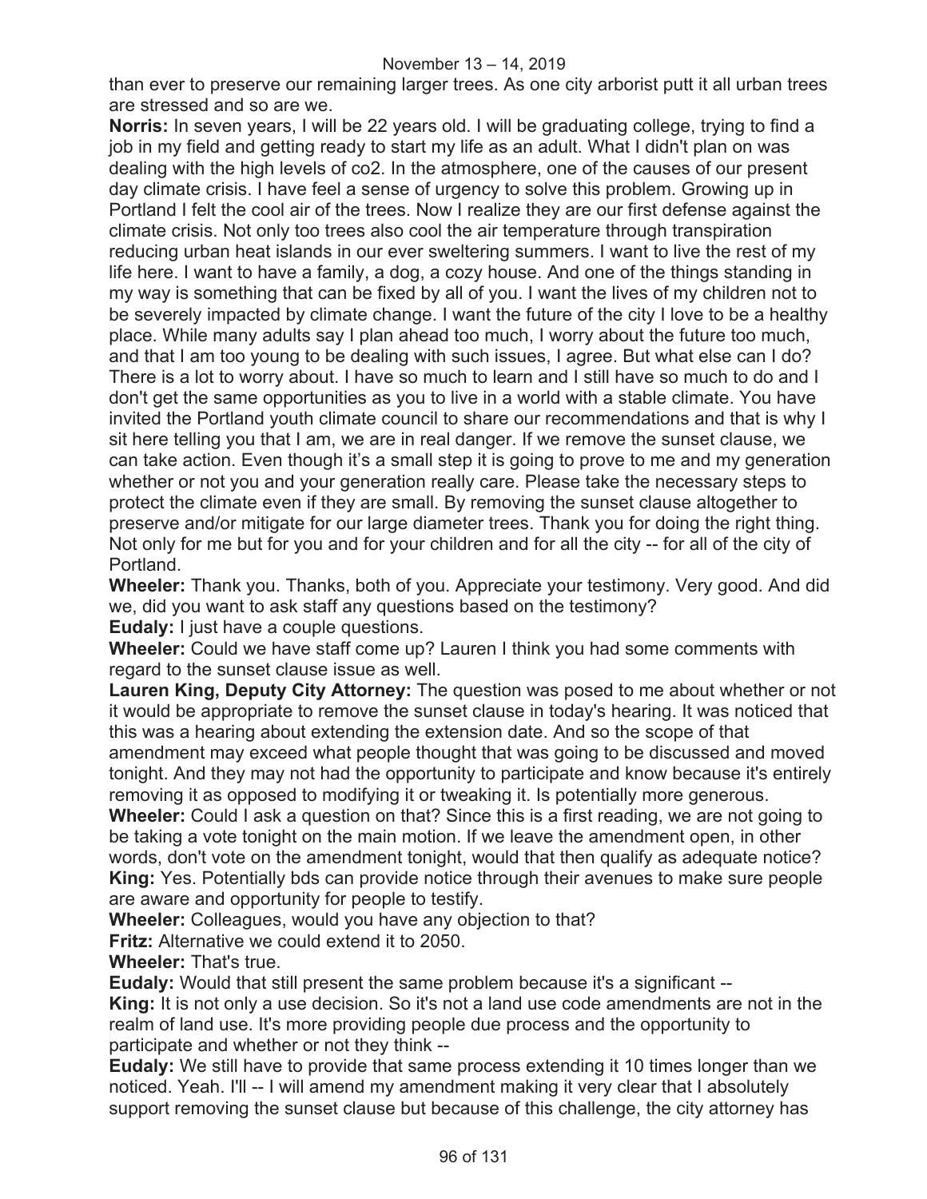than ever to preserve our remaining larger trees. As one city arborist putt it all urban trees are stressed and so are we.

**Norris:** In seven years, I will be 22 years old. I will be graduating college, trying to find a job in my field and getting ready to start my life as an adult. What I didn't plan on was dealing with the high levels of co2. In the atmosphere, one of the causes of our present day climate crisis. I have feel a sense of urgency to solve this problem. Growing up in Portland I felt the cool air of the trees. Now I realize they are our first defense against the climate crisis. Not only too trees also cool the air temperature through transpiration reducing urban heat islands in our ever sweltering summers. I want to live the rest of my life here. I want to have a family, a dog, a cozy house. And one of the things standing in my way is something that can be fixed by all of you. I want the lives of my children not to be severely impacted by climate change. I want the future of the city I love to be a healthy place. While many adults say I plan ahead too much, I worry about the future too much, and that I am too young to be dealing with such issues, I agree. But what else can I do? There is a lot to worry about. I have so much to learn and I still have so much to do and I don't get the same opportunities as you to live in a world with a stable climate. You have invited the Portland youth climate council to share our recommendations and that is why I sit here telling you that I am, we are in real danger. If we remove the sunset clause, we can take action. Even though it's a small step it is going to prove to me and my generation whether or not you and your generation really care. Please take the necessary steps to protect the climate even if they are small. By removing the sunset clause altogether to preserve and/or mitigate for our large diameter trees. Thank you for doing the right thing. Not only for me but for you and for your children and for all the city -- for all of the city of Portland.

**Wheeler:** Thank you. Thanks, both of you. Appreciate your testimony. Very good. And did we, did you want to ask staff any questions based on the testimony?

**Eudaly:** I just have a couple questions.

**Wheeler:** Could we have staff come up? Lauren I think you had some comments with regard to the sunset clause issue as well.

**Lauren King, Deputy City Attorney:** The question was posed to me about whether or not it would be appropriate to remove the sunset clause in today's hearing. It was noticed that this was a hearing about extending the extension date. And so the scope of that amendment may exceed what people thought that was going to be discussed and moved tonight. And they may not had the opportunity to participate and know because it's entirely removing it as opposed to modifying it or tweaking it. Is potentially more generous.

**Wheeler:** Could I ask a question on that? Since this is a first reading, we are not going to be taking a vote tonight on the main motion. If we leave the amendment open, in other words, don't vote on the amendment tonight, would that then qualify as adequate notice?

**King:** Yes. Potentially bds can provide notice through their avenues to make sure people are aware and opportunity for people to testify.

**Wheeler:** Colleagues, would you have any objection to that?

**Fritz:** Alternative we could extend it to 2050.

**Wheeler:** That's true.

**Eudaly:** Would that still present the same problem because it's a significant --

**King:** It is not only a use decision. So it's not a land use code amendments are not in the realm of land use. It's more providing people due process and the opportunity to participate and whether or not they think --

**Eudaly:** We still have to provide that same process extending it 10 times longer than we noticed. Yeah. I'll -- I will amend my amendment making it very clear that I absolutely support removing the sunset clause but because of this challenge, the city attorney has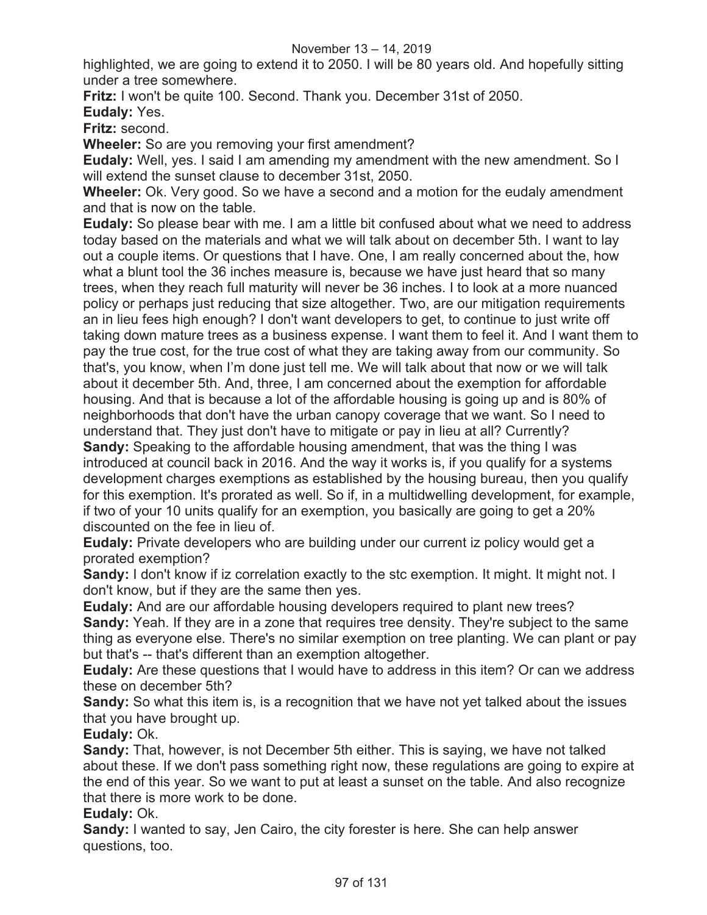highlighted, we are going to extend it to 2050. I will be 80 years old. And hopefully sitting under a tree somewhere.

**Fritz:** I won't be quite 100. Second. Thank you. December 31st of 2050.

**Eudaly:** Yes.

**Fritz:** second.

**Wheeler:** So are you removing your first amendment?

**Eudaly:** Well, yes. I said I am amending my amendment with the new amendment. So I will extend the sunset clause to december 31st, 2050.

**Wheeler:** Ok. Very good. So we have a second and a motion for the eudaly amendment and that is now on the table.

**Eudaly:** So please bear with me. I am a little bit confused about what we need to address today based on the materials and what we will talk about on december 5th. I want to lay out a couple items. Or questions that I have. One, I am really concerned about the, how what a blunt tool the 36 inches measure is, because we have just heard that so many trees, when they reach full maturity will never be 36 inches. I to look at a more nuanced policy or perhaps just reducing that size altogether. Two, are our mitigation requirements an in lieu fees high enough? I don't want developers to get, to continue to just write off taking down mature trees as a business expense. I want them to feel it. And I want them to pay the true cost, for the true cost of what they are taking away from our community. So that's, you know, when I'm done just tell me. We will talk about that now or we will talk about it december 5th. And, three, I am concerned about the exemption for affordable housing. And that is because a lot of the affordable housing is going up and is 80% of neighborhoods that don't have the urban canopy coverage that we want. So I need to understand that. They just don't have to mitigate or pay in lieu at all? Currently?

**Sandy:** Speaking to the affordable housing amendment, that was the thing I was introduced at council back in 2016. And the way it works is, if you qualify for a systems development charges exemptions as established by the housing bureau, then you qualify for this exemption. It's prorated as well. So if, in a multidwelling development, for example, if two of your 10 units qualify for an exemption, you basically are going to get a 20% discounted on the fee in lieu of.

**Eudaly:** Private developers who are building under our current iz policy would get a prorated exemption?

**Sandy:** I don't know if iz correlation exactly to the stc exemption. It might. It might not. I don't know, but if they are the same then yes.

**Eudaly:** And are our affordable housing developers required to plant new trees?

**Sandy:** Yeah. If they are in a zone that requires tree density. They're subject to the same thing as everyone else. There's no similar exemption on tree planting. We can plant or pay but that's -- that's different than an exemption altogether.

**Eudaly:** Are these questions that I would have to address in this item? Or can we address these on december 5th?

**Sandy:** So what this item is, is a recognition that we have not yet talked about the issues that you have brought up.

**Eudaly:** Ok.

**Sandy:** That, however, is not December 5th either. This is saying, we have not talked about these. If we don't pass something right now, these regulations are going to expire at the end of this year. So we want to put at least a sunset on the table. And also recognize that there is more work to be done.

**Eudaly:** Ok.

**Sandy:** I wanted to say, Jen Cairo, the city forester is here. She can help answer questions, too.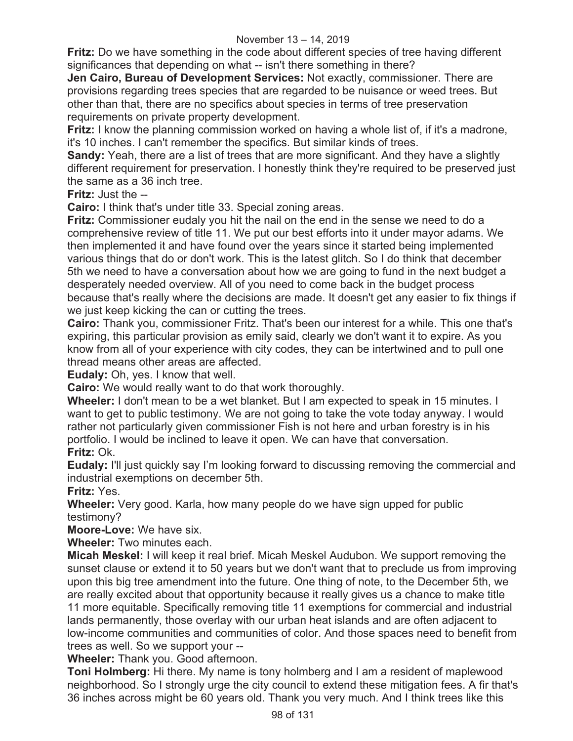**Fritz:** Do we have something in the code about different species of tree having different significances that depending on what -- isn't there something in there?

**Jen Cairo, Bureau of Development Services:** Not exactly, commissioner. There are provisions regarding trees species that are regarded to be nuisance or weed trees. But other than that, there are no specifics about species in terms of tree preservation requirements on private property development.

**Fritz:** I know the planning commission worked on having a whole list of, if it's a madrone, it's 10 inches. I can't remember the specifics. But similar kinds of trees.

**Sandy:** Yeah, there are a list of trees that are more significant. And they have a slightly different requirement for preservation. I honestly think they're required to be preserved just the same as a 36 inch tree.

**Fritz:** Just the --

**Cairo:** I think that's under title 33. Special zoning areas.

**Fritz:** Commissioner eudaly you hit the nail on the end in the sense we need to do a comprehensive review of title 11. We put our best efforts into it under mayor adams. We then implemented it and have found over the years since it started being implemented various things that do or don't work. This is the latest glitch. So I do think that december 5th we need to have a conversation about how we are going to fund in the next budget a desperately needed overview. All of you need to come back in the budget process because that's really where the decisions are made. It doesn't get any easier to fix things if we just keep kicking the can or cutting the trees.

**Cairo:** Thank you, commissioner Fritz. That's been our interest for a while. This one that's expiring, this particular provision as emily said, clearly we don't want it to expire. As you know from all of your experience with city codes, they can be intertwined and to pull one thread means other areas are affected.

**Eudaly:** Oh, yes. I know that well.

**Cairo:** We would really want to do that work thoroughly.

**Wheeler:** I don't mean to be a wet blanket. But I am expected to speak in 15 minutes. I want to get to public testimony. We are not going to take the vote today anyway. I would rather not particularly given commissioner Fish is not here and urban forestry is in his portfolio. I would be inclined to leave it open. We can have that conversation.

**Fritz:** Ok.

**Eudaly:** I'll just quickly say I'm looking forward to discussing removing the commercial and industrial exemptions on december 5th.

**Fritz:** Yes.

**Wheeler:** Very good. Karla, how many people do we have sign upped for public testimony?

**Moore-Love:** We have six.

**Wheeler:** Two minutes each.

**Micah Meskel:** I will keep it real brief. Micah Meskel Audubon. We support removing the sunset clause or extend it to 50 years but we don't want that to preclude us from improving upon this big tree amendment into the future. One thing of note, to the December 5th, we are really excited about that opportunity because it really gives us a chance to make title 11 more equitable. Specifically removing title 11 exemptions for commercial and industrial lands permanently, those overlay with our urban heat islands and are often adjacent to low-income communities and communities of color. And those spaces need to benefit from trees as well. So we support your --

**Wheeler:** Thank you. Good afternoon.

**Toni Holmberg:** Hi there. My name is tony holmberg and I am a resident of maplewood neighborhood. So I strongly urge the city council to extend these mitigation fees. A fir that's 36 inches across might be 60 years old. Thank you very much. And I think trees like this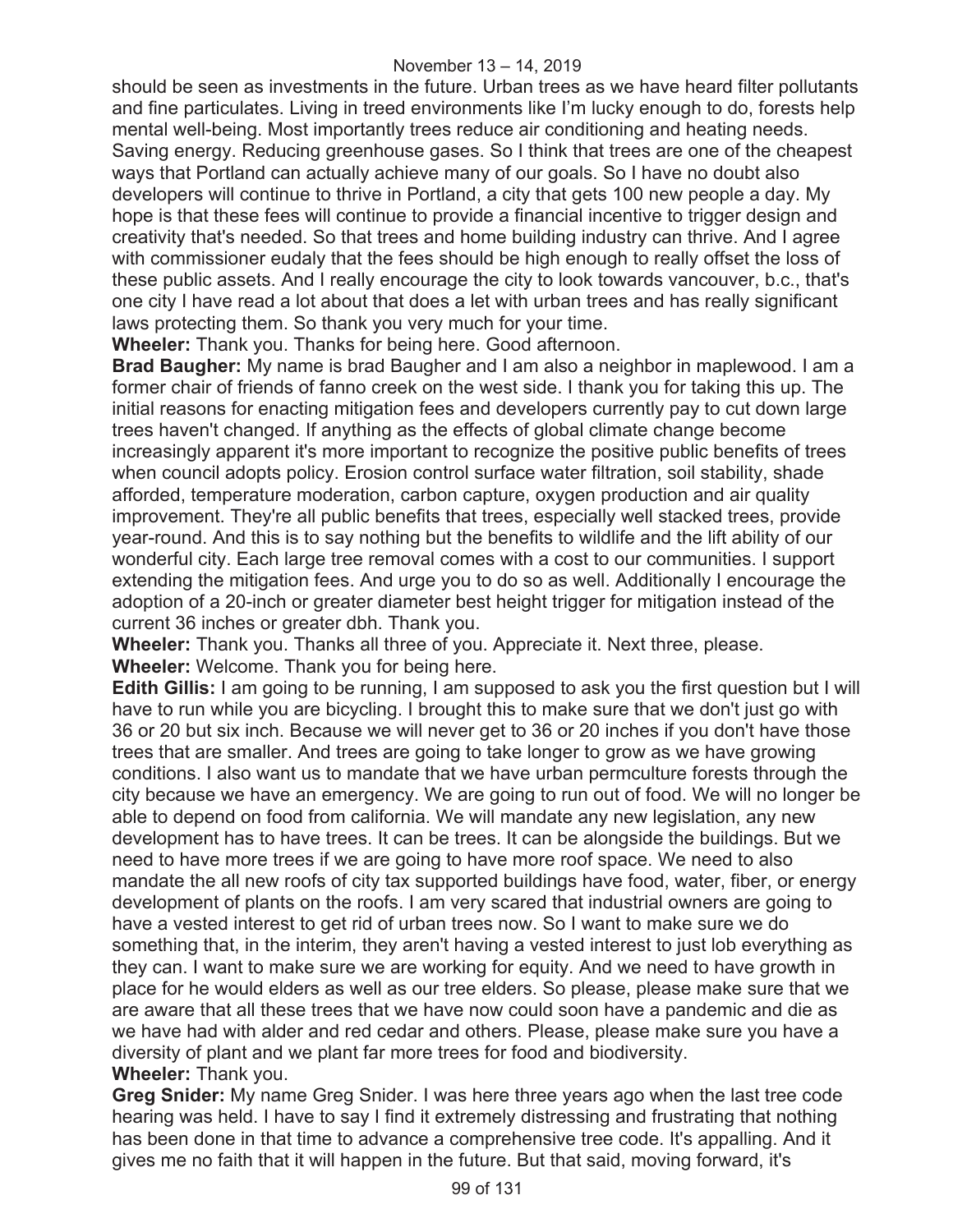should be seen as investments in the future. Urban trees as we have heard filter pollutants and fine particulates. Living in treed environments like I'm lucky enough to do, forests help mental well-being. Most importantly trees reduce air conditioning and heating needs. Saving energy. Reducing greenhouse gases. So I think that trees are one of the cheapest ways that Portland can actually achieve many of our goals. So I have no doubt also developers will continue to thrive in Portland, a city that gets 100 new people a day. My hope is that these fees will continue to provide a financial incentive to trigger design and creativity that's needed. So that trees and home building industry can thrive. And I agree with commissioner eudaly that the fees should be high enough to really offset the loss of these public assets. And I really encourage the city to look towards vancouver, b.c., that's one city I have read a lot about that does a let with urban trees and has really significant laws protecting them. So thank you very much for your time.

**Wheeler:** Thank you. Thanks for being here. Good afternoon.

**Brad Baugher:** My name is brad Baugher and I am also a neighbor in maplewood. I am a former chair of friends of fanno creek on the west side. I thank you for taking this up. The initial reasons for enacting mitigation fees and developers currently pay to cut down large trees haven't changed. If anything as the effects of global climate change become increasingly apparent it's more important to recognize the positive public benefits of trees when council adopts policy. Erosion control surface water filtration, soil stability, shade afforded, temperature moderation, carbon capture, oxygen production and air quality improvement. They're all public benefits that trees, especially well stacked trees, provide year-round. And this is to say nothing but the benefits to wildlife and the lift ability of our wonderful city. Each large tree removal comes with a cost to our communities. I support extending the mitigation fees. And urge you to do so as well. Additionally I encourage the adoption of a 20-inch or greater diameter best height trigger for mitigation instead of the current 36 inches or greater dbh. Thank you.

**Wheeler:** Thank you. Thanks all three of you. Appreciate it. Next three, please.

**Wheeler:** Welcome. Thank you for being here.

**Edith Gillis:** I am going to be running, I am supposed to ask you the first question but I will have to run while you are bicycling. I brought this to make sure that we don't just go with 36 or 20 but six inch. Because we will never get to 36 or 20 inches if you don't have those trees that are smaller. And trees are going to take longer to grow as we have growing conditions. I also want us to mandate that we have urban permculture forests through the city because we have an emergency. We are going to run out of food. We will no longer be able to depend on food from california. We will mandate any new legislation, any new development has to have trees. It can be trees. It can be alongside the buildings. But we need to have more trees if we are going to have more roof space. We need to also mandate the all new roofs of city tax supported buildings have food, water, fiber, or energy development of plants on the roofs. I am very scared that industrial owners are going to have a vested interest to get rid of urban trees now. So I want to make sure we do something that, in the interim, they aren't having a vested interest to just lob everything as they can. I want to make sure we are working for equity. And we need to have growth in place for he would elders as well as our tree elders. So please, please make sure that we are aware that all these trees that we have now could soon have a pandemic and die as we have had with alder and red cedar and others. Please, please make sure you have a diversity of plant and we plant far more trees for food and biodiversity.

**Wheeler:** Thank you.

**Greg Snider:** My name Greg Snider. I was here three years ago when the last tree code hearing was held. I have to say I find it extremely distressing and frustrating that nothing has been done in that time to advance a comprehensive tree code. It's appalling. And it gives me no faith that it will happen in the future. But that said, moving forward, it's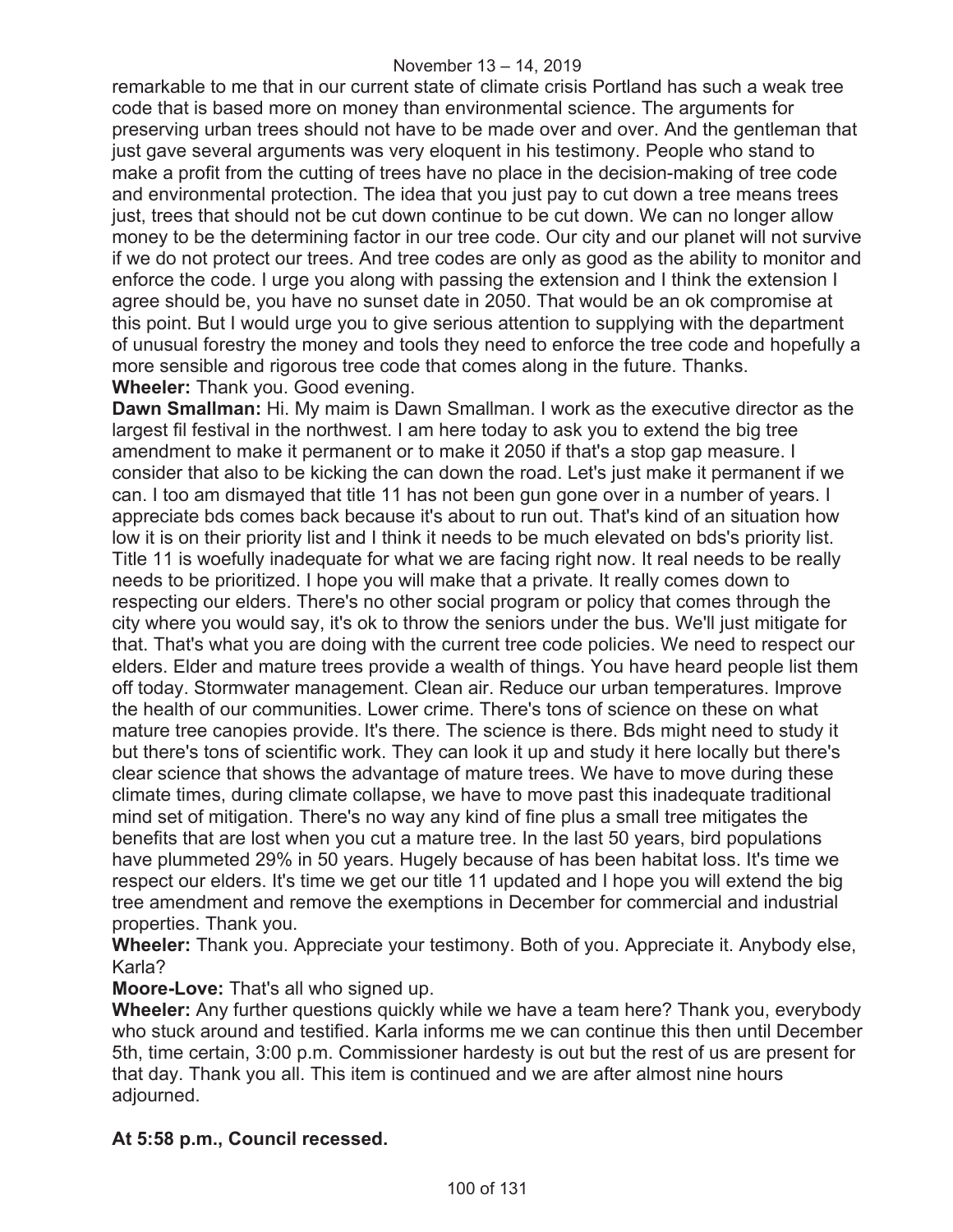remarkable to me that in our current state of climate crisis Portland has such a weak tree code that is based more on money than environmental science. The arguments for preserving urban trees should not have to be made over and over. And the gentleman that just gave several arguments was very eloquent in his testimony. People who stand to make a profit from the cutting of trees have no place in the decision-making of tree code and environmental protection. The idea that you just pay to cut down a tree means trees just, trees that should not be cut down continue to be cut down. We can no longer allow money to be the determining factor in our tree code. Our city and our planet will not survive if we do not protect our trees. And tree codes are only as good as the ability to monitor and enforce the code. I urge you along with passing the extension and I think the extension I agree should be, you have no sunset date in 2050. That would be an ok compromise at this point. But I would urge you to give serious attention to supplying with the department of unusual forestry the money and tools they need to enforce the tree code and hopefully a more sensible and rigorous tree code that comes along in the future. Thanks.

**Wheeler:** Thank you. Good evening.

**Dawn Smallman:** Hi. My maim is Dawn Smallman. I work as the executive director as the largest fil festival in the northwest. I am here today to ask you to extend the big tree amendment to make it permanent or to make it 2050 if that's a stop gap measure. I consider that also to be kicking the can down the road. Let's just make it permanent if we can. I too am dismayed that title 11 has not been gun gone over in a number of years. I appreciate bds comes back because it's about to run out. That's kind of an situation how low it is on their priority list and I think it needs to be much elevated on bds's priority list. Title 11 is woefully inadequate for what we are facing right now. It real needs to be really needs to be prioritized. I hope you will make that a private. It really comes down to respecting our elders. There's no other social program or policy that comes through the city where you would say, it's ok to throw the seniors under the bus. We'll just mitigate for that. That's what you are doing with the current tree code policies. We need to respect our elders. Elder and mature trees provide a wealth of things. You have heard people list them off today. Stormwater management. Clean air. Reduce our urban temperatures. Improve the health of our communities. Lower crime. There's tons of science on these on what mature tree canopies provide. It's there. The science is there. Bds might need to study it but there's tons of scientific work. They can look it up and study it here locally but there's clear science that shows the advantage of mature trees. We have to move during these climate times, during climate collapse, we have to move past this inadequate traditional mind set of mitigation. There's no way any kind of fine plus a small tree mitigates the benefits that are lost when you cut a mature tree. In the last 50 years, bird populations have plummeted 29% in 50 years. Hugely because of has been habitat loss. It's time we respect our elders. It's time we get our title 11 updated and I hope you will extend the big tree amendment and remove the exemptions in December for commercial and industrial properties. Thank you.

**Wheeler:** Thank you. Appreciate your testimony. Both of you. Appreciate it. Anybody else, Karla?

**Moore-Love:** That's all who signed up.

**Wheeler:** Any further questions quickly while we have a team here? Thank you, everybody who stuck around and testified. Karla informs me we can continue this then until December 5th, time certain, 3:00 p.m. Commissioner hardesty is out but the rest of us are present for that day. Thank you all. This item is continued and we are after almost nine hours adjourned.

**At 5:58 p.m., Council recessed.**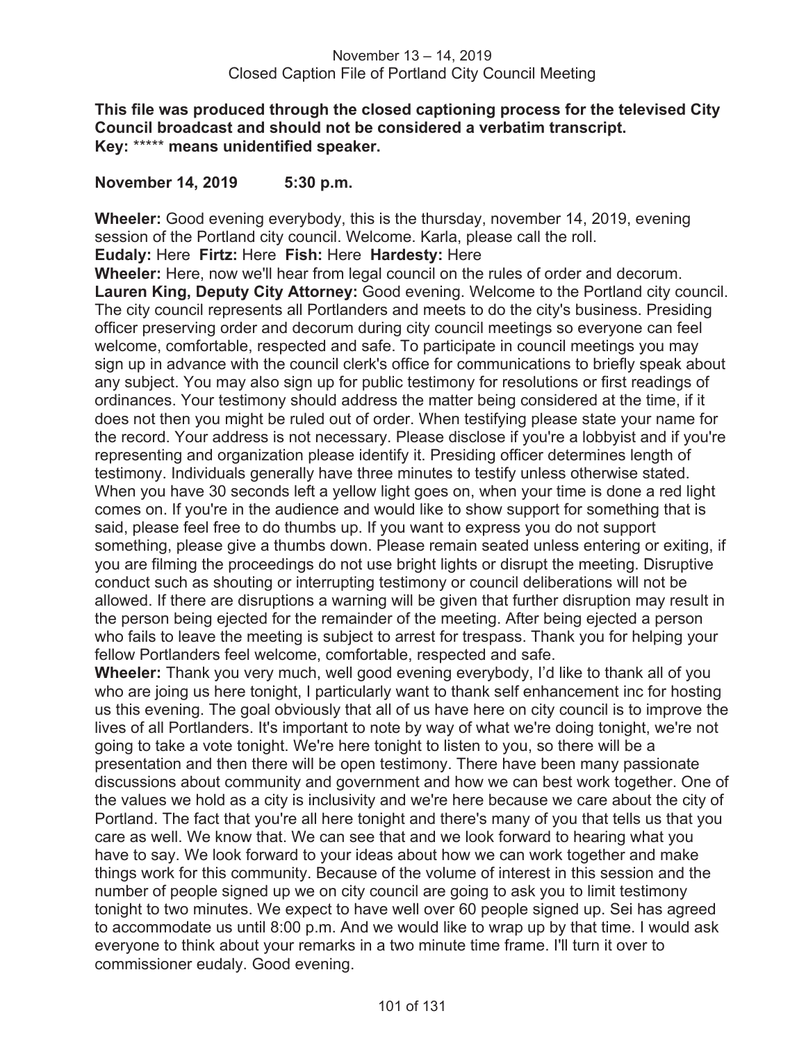November 13 – 14, 2019
Closed Caption File of Portland City Council Meeting

**This file was produced through the closed captioning process for the televised City Council broadcast and should not be considered a verbatim transcript.**
**Key:** ***** **means unidentified speaker.**

**November 14, 2019 5:30 p.m.**

**Wheeler:** Good evening everybody, this is the thursday, november 14, 2019, evening session of the Portland city council. Welcome. Karla, please call the roll.
**Eudaly:** Here **Firtz:** Here **Fish:** Here **Hardesty:** Here
**Wheeler:** Here, now we'll hear from legal council on the rules of order and decorum.
**Lauren King, Deputy City Attorney:** Good evening. Welcome to the Portland city council. The city council represents all Portlanders and meets to do the city's business. Presiding officer preserving order and decorum during city council meetings so everyone can feel welcome, comfortable, respected and safe. To participate in council meetings you may sign up in advance with the council clerk's office for communications to briefly speak about any subject. You may also sign up for public testimony for resolutions or first readings of ordinances. Your testimony should address the matter being considered at the time, if it does not then you might be ruled out of order. When testifying please state your name for the record. Your address is not necessary. Please disclose if you're a lobbyist and if you're representing and organization please identify it. Presiding officer determines length of testimony. Individuals generally have three minutes to testify unless otherwise stated. When you have 30 seconds left a yellow light goes on, when your time is done a red light comes on. If you're in the audience and would like to show support for something that is said, please feel free to do thumbs up. If you want to express you do not support something, please give a thumbs down. Please remain seated unless entering or exiting, if you are filming the proceedings do not use bright lights or disrupt the meeting. Disruptive conduct such as shouting or interrupting testimony or council deliberations will not be allowed. If there are disruptions a warning will be given that further disruption may result in the person being ejected for the remainder of the meeting. After being ejected a person who fails to leave the meeting is subject to arrest for trespass. Thank you for helping your fellow Portlanders feel welcome, comfortable, respected and safe.
**Wheeler:** Thank you very much, well good evening everybody, I'd like to thank all of you who are joing us here tonight, I particularly want to thank self enhancement inc for hosting us this evening. The goal obviously that all of us have here on city council is to improve the lives of all Portlanders. It's important to note by way of what we're doing tonight, we're not going to take a vote tonight. We're here tonight to listen to you, so there will be a presentation and then there will be open testimony. There have been many passionate discussions about community and government and how we can best work together. One of the values we hold as a city is inclusivity and we're here because we care about the city of Portland. The fact that you're all here tonight and there's many of you that tells us that you care as well. We know that. We can see that and we look forward to hearing what you have to say. We look forward to your ideas about how we can work together and make things work for this community. Because of the volume of interest in this session and the number of people signed up we on city council are going to ask you to limit testimony tonight to two minutes. We expect to have well over 60 people signed up. Sei has agreed to accommodate us until 8:00 p.m. And we would like to wrap up by that time. I would ask everyone to think about your remarks in a two minute time frame. I'll turn it over to commissioner eudaly. Good evening.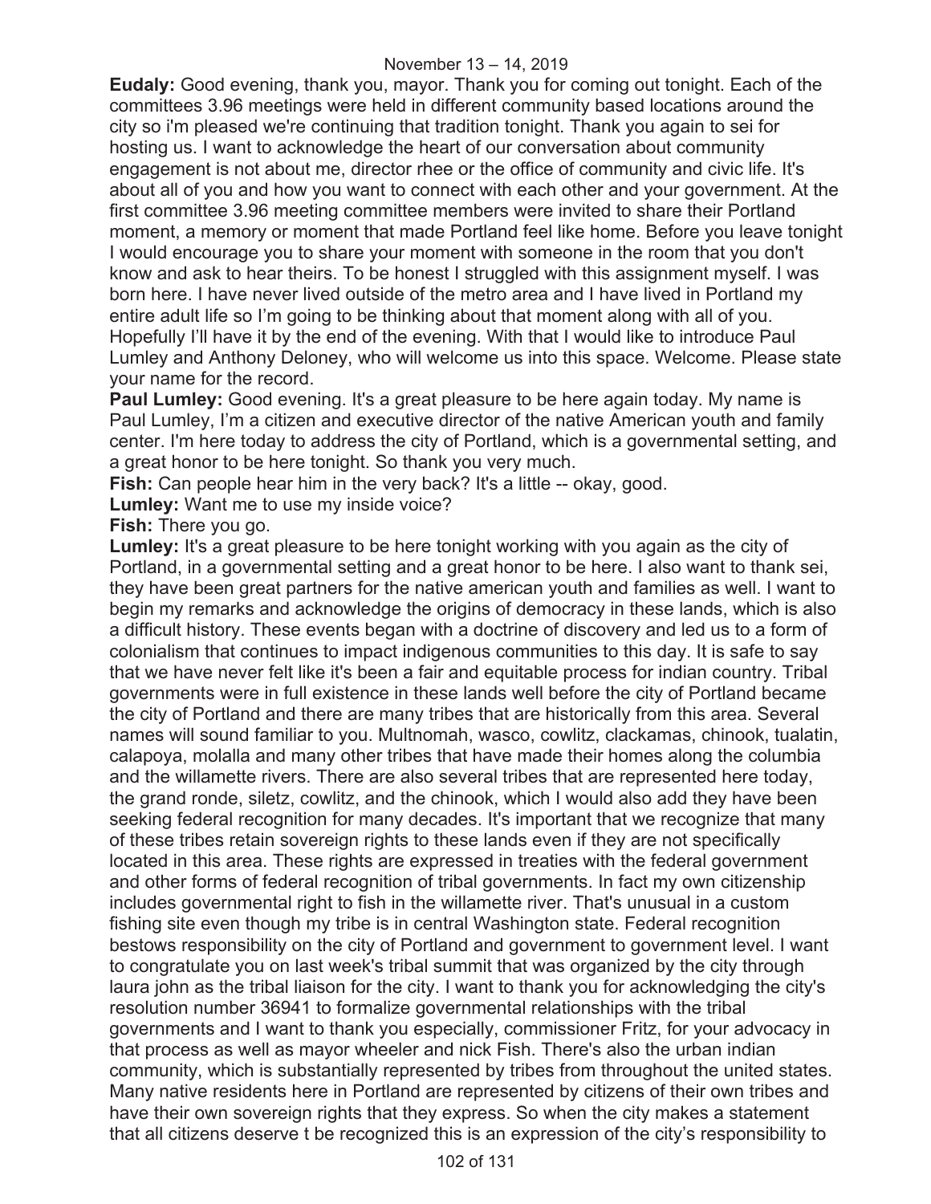**Eudaly:** Good evening, thank you, mayor. Thank you for coming out tonight. Each of the committees 3.96 meetings were held in different community based locations around the city so i'm pleased we're continuing that tradition tonight. Thank you again to sei for hosting us. I want to acknowledge the heart of our conversation about community engagement is not about me, director rhee or the office of community and civic life. It's about all of you and how you want to connect with each other and your government. At the first committee 3.96 meeting committee members were invited to share their Portland moment, a memory or moment that made Portland feel like home. Before you leave tonight I would encourage you to share your moment with someone in the room that you don't know and ask to hear theirs. To be honest I struggled with this assignment myself. I was born here. I have never lived outside of the metro area and I have lived in Portland my entire adult life so I'm going to be thinking about that moment along with all of you. Hopefully I'll have it by the end of the evening. With that I would like to introduce Paul Lumley and Anthony Deloney, who will welcome us into this space. Welcome. Please state your name for the record.

**Paul Lumley:** Good evening. It's a great pleasure to be here again today. My name is Paul Lumley, I'm a citizen and executive director of the native American youth and family center. I'm here today to address the city of Portland, which is a governmental setting, and a great honor to be here tonight. So thank you very much.

**Fish:** Can people hear him in the very back? It's a little -- okay, good.

**Lumley:** Want me to use my inside voice?

**Fish:** There you go.

**Lumley:** It's a great pleasure to be here tonight working with you again as the city of Portland, in a governmental setting and a great honor to be here. I also want to thank sei, they have been great partners for the native american youth and families as well. I want to begin my remarks and acknowledge the origins of democracy in these lands, which is also a difficult history. These events began with a doctrine of discovery and led us to a form of colonialism that continues to impact indigenous communities to this day. It is safe to say that we have never felt like it's been a fair and equitable process for indian country. Tribal governments were in full existence in these lands well before the city of Portland became the city of Portland and there are many tribes that are historically from this area. Several names will sound familiar to you. Multnomah, wasco, cowlitz, clackamas, chinook, tualatin, calapoya, molalla and many other tribes that have made their homes along the columbia and the willamette rivers. There are also several tribes that are represented here today, the grand ronde, siletz, cowlitz, and the chinook, which I would also add they have been seeking federal recognition for many decades. It's important that we recognize that many of these tribes retain sovereign rights to these lands even if they are not specifically located in this area. These rights are expressed in treaties with the federal government and other forms of federal recognition of tribal governments. In fact my own citizenship includes governmental right to fish in the willamette river. That's unusual in a custom fishing site even though my tribe is in central Washington state. Federal recognition bestows responsibility on the city of Portland and government to government level. I want to congratulate you on last week's tribal summit that was organized by the city through laura john as the tribal liaison for the city. I want to thank you for acknowledging the city's resolution number 36941 to formalize governmental relationships with the tribal governments and I want to thank you especially, commissioner Fritz, for your advocacy in that process as well as mayor wheeler and nick Fish. There's also the urban indian community, which is substantially represented by tribes from throughout the united states. Many native residents here in Portland are represented by citizens of their own tribes and have their own sovereign rights that they express. So when the city makes a statement that all citizens deserve t be recognized this is an expression of the city's responsibility to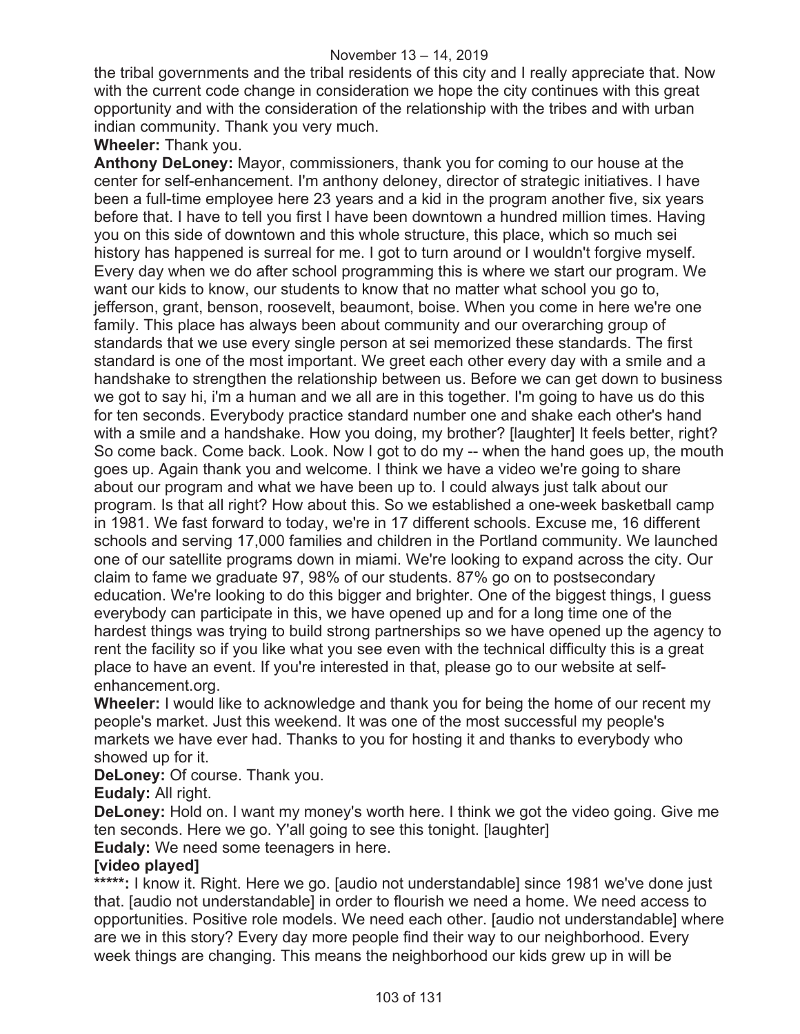the tribal governments and the tribal residents of this city and I really appreciate that. Now with the current code change in consideration we hope the city continues with this great opportunity and with the consideration of the relationship with the tribes and with urban indian community. Thank you very much.

**Wheeler:** Thank you.

**Anthony DeLoney:** Mayor, commissioners, thank you for coming to our house at the center for self-enhancement. I'm anthony deloney, director of strategic initiatives. I have been a full-time employee here 23 years and a kid in the program another five, six years before that. I have to tell you first I have been downtown a hundred million times. Having you on this side of downtown and this whole structure, this place, which so much sei history has happened is surreal for me. I got to turn around or I wouldn't forgive myself. Every day when we do after school programming this is where we start our program. We want our kids to know, our students to know that no matter what school you go to, jefferson, grant, benson, roosevelt, beaumont, boise. When you come in here we're one family. This place has always been about community and our overarching group of standards that we use every single person at sei memorized these standards. The first standard is one of the most important. We greet each other every day with a smile and a handshake to strengthen the relationship between us. Before we can get down to business we got to say hi, i'm a human and we all are in this together. I'm going to have us do this for ten seconds. Everybody practice standard number one and shake each other's hand with a smile and a handshake. How you doing, my brother? [laughter] It feels better, right? So come back. Come back. Look. Now I got to do my -- when the hand goes up, the mouth goes up. Again thank you and welcome. I think we have a video we're going to share about our program and what we have been up to. I could always just talk about our program. Is that all right? How about this. So we established a one-week basketball camp in 1981. We fast forward to today, we're in 17 different schools. Excuse me, 16 different schools and serving 17,000 families and children in the Portland community. We launched one of our satellite programs down in miami. We're looking to expand across the city. Our claim to fame we graduate 97, 98% of our students. 87% go on to postsecondary education. We're looking to do this bigger and brighter. One of the biggest things, I guess everybody can participate in this, we have opened up and for a long time one of the hardest things was trying to build strong partnerships so we have opened up the agency to rent the facility so if you like what you see even with the technical difficulty this is a great place to have an event. If you're interested in that, please go to our website at self-enhancement.org.

**Wheeler:** I would like to acknowledge and thank you for being the home of our recent my people's market. Just this weekend. It was one of the most successful my people's markets we have ever had. Thanks to you for hosting it and thanks to everybody who showed up for it.

**DeLoney:** Of course. Thank you.

**Eudaly:** All right.

**DeLoney:** Hold on. I want my money's worth here. I think we got the video going. Give me ten seconds. Here we go. Y'all going to see this tonight. [laughter]

**Eudaly:** We need some teenagers in here.

**[video played]**

**\*\*\*\*\*:** I know it. Right. Here we go. [audio not understandable] since 1981 we've done just that. [audio not understandable] in order to flourish we need a home. We need access to opportunities. Positive role models. We need each other. [audio not understandable] where are we in this story? Every day more people find their way to our neighborhood. Every week things are changing. This means the neighborhood our kids grew up in will be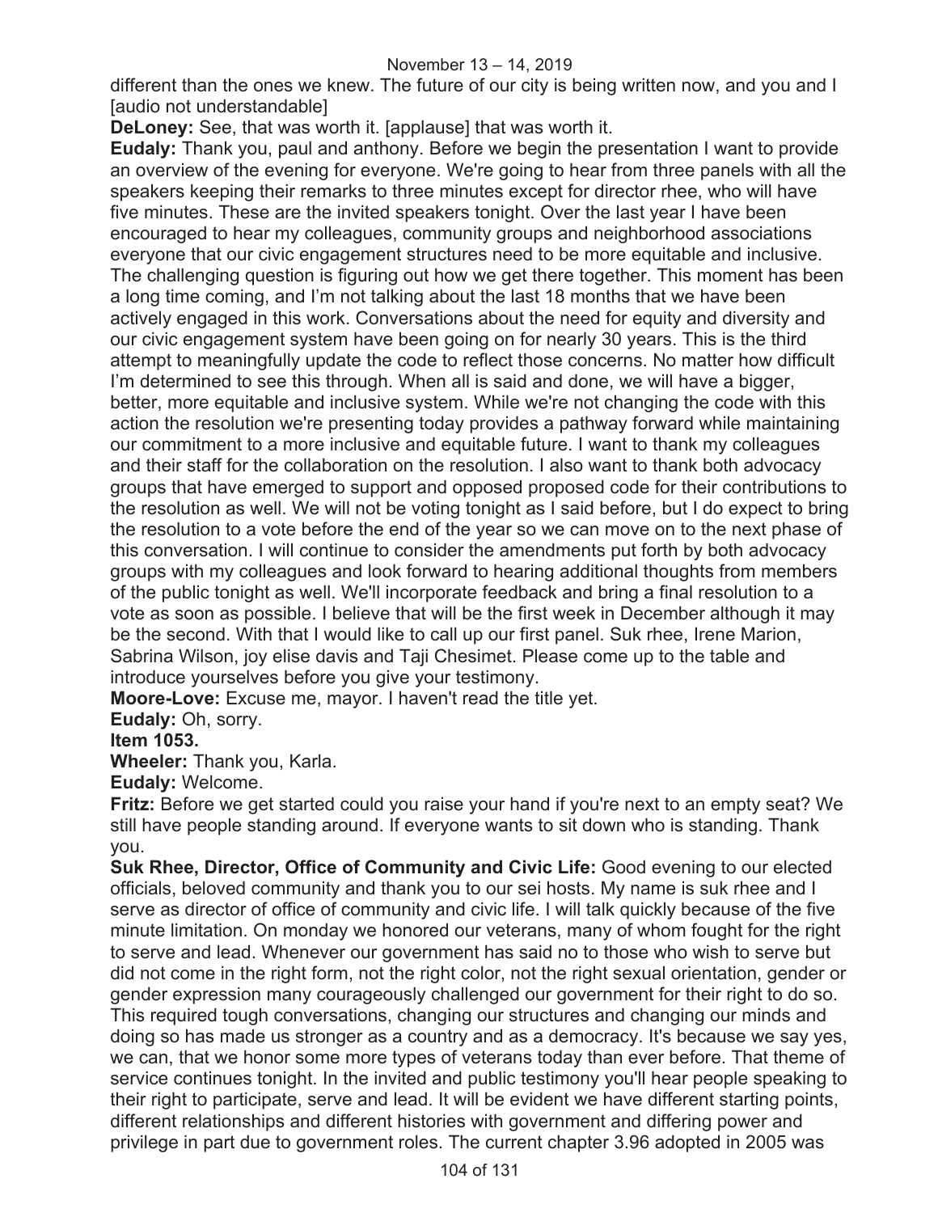different than the ones we knew. The future of our city is being written now, and you and I [audio not understandable]

**DeLoney:** See, that was worth it. [applause] that was worth it.

**Eudaly:** Thank you, paul and anthony. Before we begin the presentation I want to provide an overview of the evening for everyone. We're going to hear from three panels with all the speakers keeping their remarks to three minutes except for director rhee, who will have five minutes. These are the invited speakers tonight. Over the last year I have been encouraged to hear my colleagues, community groups and neighborhood associations everyone that our civic engagement structures need to be more equitable and inclusive. The challenging question is figuring out how we get there together. This moment has been a long time coming, and I'm not talking about the last 18 months that we have been actively engaged in this work. Conversations about the need for equity and diversity and our civic engagement system have been going on for nearly 30 years. This is the third attempt to meaningfully update the code to reflect those concerns. No matter how difficult I'm determined to see this through. When all is said and done, we will have a bigger, better, more equitable and inclusive system. While we're not changing the code with this action the resolution we're presenting today provides a pathway forward while maintaining our commitment to a more inclusive and equitable future. I want to thank my colleagues and their staff for the collaboration on the resolution. I also want to thank both advocacy groups that have emerged to support and opposed proposed code for their contributions to the resolution as well. We will not be voting tonight as I said before, but I do expect to bring the resolution to a vote before the end of the year so we can move on to the next phase of this conversation. I will continue to consider the amendments put forth by both advocacy groups with my colleagues and look forward to hearing additional thoughts from members of the public tonight as well. We'll incorporate feedback and bring a final resolution to a vote as soon as possible. I believe that will be the first week in December although it may be the second. With that I would like to call up our first panel. Suk rhee, Irene Marion, Sabrina Wilson, joy elise davis and Taji Chesimet. Please come up to the table and introduce yourselves before you give your testimony.

**Moore-Love:** Excuse me, mayor. I haven't read the title yet.

**Eudaly:** Oh, sorry.

**Item 1053.**

**Wheeler:** Thank you, Karla.

**Eudaly:** Welcome.

**Fritz:** Before we get started could you raise your hand if you're next to an empty seat? We still have people standing around. If everyone wants to sit down who is standing. Thank you.

**Suk Rhee, Director, Office of Community and Civic Life:** Good evening to our elected officials, beloved community and thank you to our sei hosts. My name is suk rhee and I serve as director of office of community and civic life. I will talk quickly because of the five minute limitation. On monday we honored our veterans, many of whom fought for the right to serve and lead. Whenever our government has said no to those who wish to serve but did not come in the right form, not the right color, not the right sexual orientation, gender or gender expression many courageously challenged our government for their right to do so. This required tough conversations, changing our structures and changing our minds and doing so has made us stronger as a country and as a democracy. It's because we say yes, we can, that we honor some more types of veterans today than ever before. That theme of service continues tonight. In the invited and public testimony you'll hear people speaking to their right to participate, serve and lead. It will be evident we have different starting points, different relationships and different histories with government and differing power and privilege in part due to government roles. The current chapter 3.96 adopted in 2005 was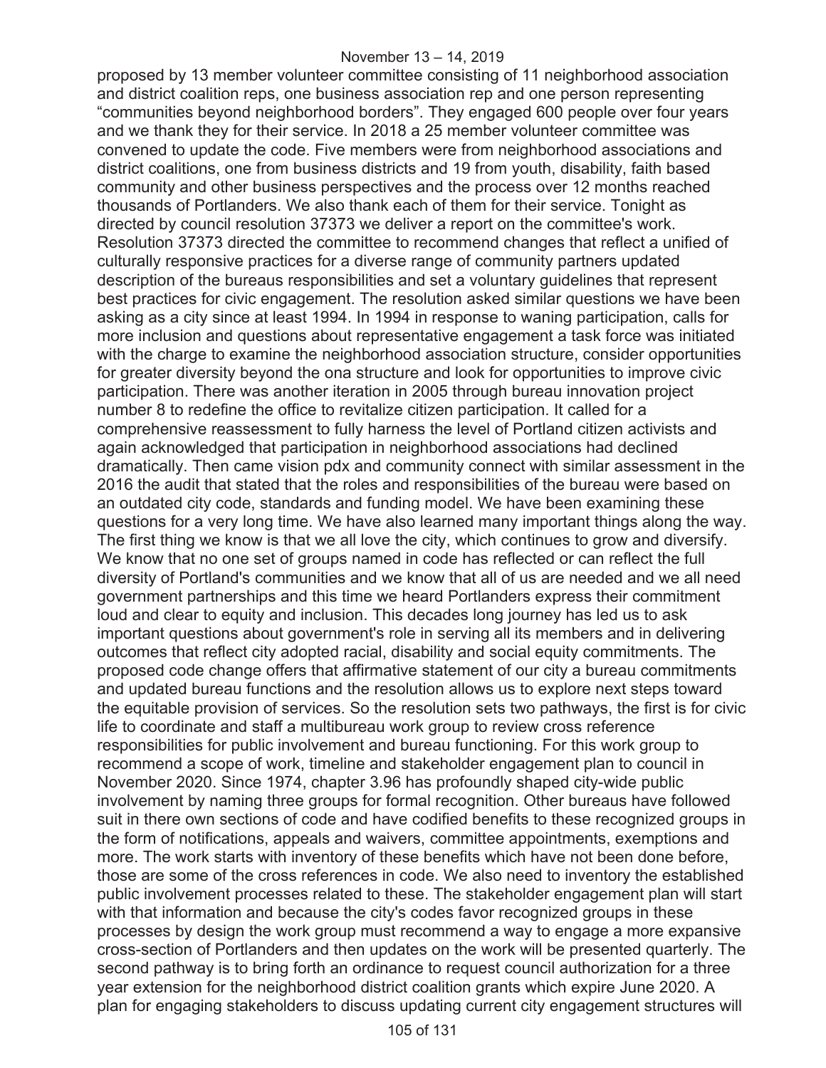proposed by 13 member volunteer committee consisting of 11 neighborhood association and district coalition reps, one business association rep and one person representing “communities beyond neighborhood borders”. They engaged 600 people over four years and we thank they for their service. In 2018 a 25 member volunteer committee was convened to update the code. Five members were from neighborhood associations and district coalitions, one from business districts and 19 from youth, disability, faith based community and other business perspectives and the process over 12 months reached thousands of Portlanders. We also thank each of them for their service. Tonight as directed by council resolution 37373 we deliver a report on the committee's work. Resolution 37373 directed the committee to recommend changes that reflect a unified of culturally responsive practices for a diverse range of community partners updated description of the bureaus responsibilities and set a voluntary guidelines that represent best practices for civic engagement. The resolution asked similar questions we have been asking as a city since at least 1994. In 1994 in response to waning participation, calls for more inclusion and questions about representative engagement a task force was initiated with the charge to examine the neighborhood association structure, consider opportunities for greater diversity beyond the ona structure and look for opportunities to improve civic participation. There was another iteration in 2005 through bureau innovation project number 8 to redefine the office to revitalize citizen participation. It called for a comprehensive reassessment to fully harness the level of Portland citizen activists and again acknowledged that participation in neighborhood associations had declined dramatically. Then came vision pdx and community connect with similar assessment in the 2016 the audit that stated that the roles and responsibilities of the bureau were based on an outdated city code, standards and funding model. We have been examining these questions for a very long time. We have also learned many important things along the way. The first thing we know is that we all love the city, which continues to grow and diversify. We know that no one set of groups named in code has reflected or can reflect the full diversity of Portland's communities and we know that all of us are needed and we all need government partnerships and this time we heard Portlanders express their commitment loud and clear to equity and inclusion. This decades long journey has led us to ask important questions about government's role in serving all its members and in delivering outcomes that reflect city adopted racial, disability and social equity commitments. The proposed code change offers that affirmative statement of our city a bureau commitments and updated bureau functions and the resolution allows us to explore next steps toward the equitable provision of services. So the resolution sets two pathways, the first is for civic life to coordinate and staff a multibureau work group to review cross reference responsibilities for public involvement and bureau functioning. For this work group to recommend a scope of work, timeline and stakeholder engagement plan to council in November 2020. Since 1974, chapter 3.96 has profoundly shaped city-wide public involvement by naming three groups for formal recognition. Other bureaus have followed suit in there own sections of code and have codified benefits to these recognized groups in the form of notifications, appeals and waivers, committee appointments, exemptions and more. The work starts with inventory of these benefits which have not been done before, those are some of the cross references in code. We also need to inventory the established public involvement processes related to these. The stakeholder engagement plan will start with that information and because the city's codes favor recognized groups in these processes by design the work group must recommend a way to engage a more expansive cross-section of Portlanders and then updates on the work will be presented quarterly. The second pathway is to bring forth an ordinance to request council authorization for a three year extension for the neighborhood district coalition grants which expire June 2020. A plan for engaging stakeholders to discuss updating current city engagement structures will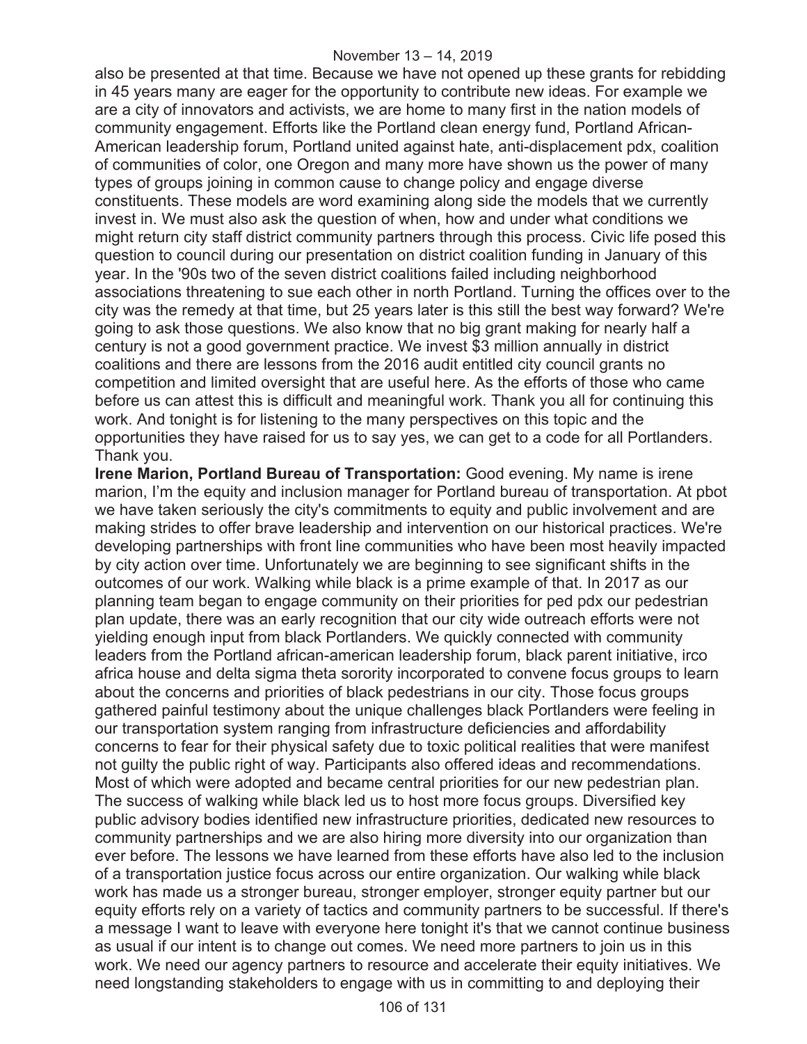also be presented at that time. Because we have not opened up these grants for rebidding in 45 years many are eager for the opportunity to contribute new ideas. For example we are a city of innovators and activists, we are home to many first in the nation models of community engagement. Efforts like the Portland clean energy fund, Portland African-American leadership forum, Portland united against hate, anti-displacement pdx, coalition of communities of color, one Oregon and many more have shown us the power of many types of groups joining in common cause to change policy and engage diverse constituents. These models are word examining along side the models that we currently invest in. We must also ask the question of when, how and under what conditions we might return city staff district community partners through this process. Civic life posed this question to council during our presentation on district coalition funding in January of this year. In the '90s two of the seven district coalitions failed including neighborhood associations threatening to sue each other in north Portland. Turning the offices over to the city was the remedy at that time, but 25 years later is this still the best way forward? We're going to ask those questions. We also know that no big grant making for nearly half a century is not a good government practice. We invest $3 million annually in district coalitions and there are lessons from the 2016 audit entitled city council grants no competition and limited oversight that are useful here. As the efforts of those who came before us can attest this is difficult and meaningful work. Thank you all for continuing this work. And tonight is for listening to the many perspectives on this topic and the opportunities they have raised for us to say yes, we can get to a code for all Portlanders. Thank you.

**Irene Marion, Portland Bureau of Transportation:** Good evening. My name is irene marion, I'm the equity and inclusion manager for Portland bureau of transportation. At pbot we have taken seriously the city's commitments to equity and public involvement and are making strides to offer brave leadership and intervention on our historical practices. We're developing partnerships with front line communities who have been most heavily impacted by city action over time. Unfortunately we are beginning to see significant shifts in the outcomes of our work. Walking while black is a prime example of that. In 2017 as our planning team began to engage community on their priorities for ped pdx our pedestrian plan update, there was an early recognition that our city wide outreach efforts were not yielding enough input from black Portlanders. We quickly connected with community leaders from the Portland african-american leadership forum, black parent initiative, irco africa house and delta sigma theta sorority incorporated to convene focus groups to learn about the concerns and priorities of black pedestrians in our city. Those focus groups gathered painful testimony about the unique challenges black Portlanders were feeling in our transportation system ranging from infrastructure deficiencies and affordability concerns to fear for their physical safety due to toxic political realities that were manifest not guilty the public right of way. Participants also offered ideas and recommendations. Most of which were adopted and became central priorities for our new pedestrian plan. The success of walking while black led us to host more focus groups. Diversified key public advisory bodies identified new infrastructure priorities, dedicated new resources to community partnerships and we are also hiring more diversity into our organization than ever before. The lessons we have learned from these efforts have also led to the inclusion of a transportation justice focus across our entire organization. Our walking while black work has made us a stronger bureau, stronger employer, stronger equity partner but our equity efforts rely on a variety of tactics and community partners to be successful. If there's a message I want to leave with everyone here tonight it's that we cannot continue business as usual if our intent is to change out comes. We need more partners to join us in this work. We need our agency partners to resource and accelerate their equity initiatives. We need longstanding stakeholders to engage with us in committing to and deploying their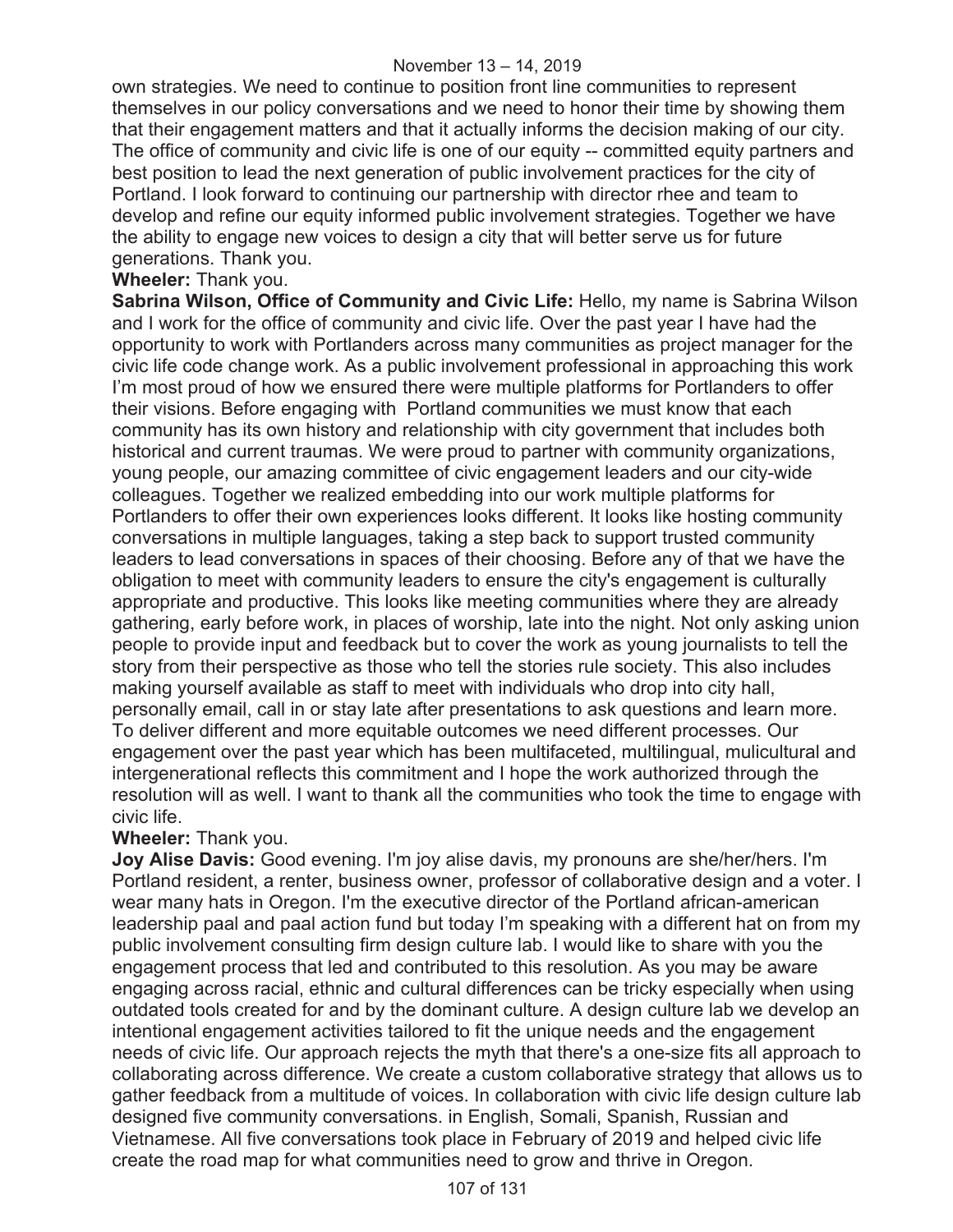own strategies. We need to continue to position front line communities to represent themselves in our policy conversations and we need to honor their time by showing them that their engagement matters and that it actually informs the decision making of our city. The office of community and civic life is one of our equity -- committed equity partners and best position to lead the next generation of public involvement practices for the city of Portland. I look forward to continuing our partnership with director rhee and team to develop and refine our equity informed public involvement strategies. Together we have the ability to engage new voices to design a city that will better serve us for future generations. Thank you.

**Wheeler:** Thank you.

**Sabrina Wilson, Office of Community and Civic Life:** Hello, my name is Sabrina Wilson and I work for the office of community and civic life. Over the past year I have had the opportunity to work with Portlanders across many communities as project manager for the civic life code change work. As a public involvement professional in approaching this work I'm most proud of how we ensured there were multiple platforms for Portlanders to offer their visions. Before engaging with Portland communities we must know that each community has its own history and relationship with city government that includes both historical and current traumas. We were proud to partner with community organizations, young people, our amazing committee of civic engagement leaders and our city-wide colleagues. Together we realized embedding into our work multiple platforms for Portlanders to offer their own experiences looks different. It looks like hosting community conversations in multiple languages, taking a step back to support trusted community leaders to lead conversations in spaces of their choosing. Before any of that we have the obligation to meet with community leaders to ensure the city's engagement is culturally appropriate and productive. This looks like meeting communities where they are already gathering, early before work, in places of worship, late into the night. Not only asking union people to provide input and feedback but to cover the work as young journalists to tell the story from their perspective as those who tell the stories rule society. This also includes making yourself available as staff to meet with individuals who drop into city hall, personally email, call in or stay late after presentations to ask questions and learn more. To deliver different and more equitable outcomes we need different processes. Our engagement over the past year which has been multifaceted, multilingual, mulicultural and intergenerational reflects this commitment and I hope the work authorized through the resolution will as well. I want to thank all the communities who took the time to engage with civic life.

**Wheeler:** Thank you.

**Joy Alise Davis:** Good evening. I'm joy alise davis, my pronouns are she/her/hers. I'm Portland resident, a renter, business owner, professor of collaborative design and a voter. I wear many hats in Oregon. I'm the executive director of the Portland african-american leadership paal and paal action fund but today I'm speaking with a different hat on from my public involvement consulting firm design culture lab. I would like to share with you the engagement process that led and contributed to this resolution. As you may be aware engaging across racial, ethnic and cultural differences can be tricky especially when using outdated tools created for and by the dominant culture. A design culture lab we develop an intentional engagement activities tailored to fit the unique needs and the engagement needs of civic life. Our approach rejects the myth that there's a one-size fits all approach to collaborating across difference. We create a custom collaborative strategy that allows us to gather feedback from a multitude of voices. In collaboration with civic life design culture lab designed five community conversations. in English, Somali, Spanish, Russian and Vietnamese. All five conversations took place in February of 2019 and helped civic life create the road map for what communities need to grow and thrive in Oregon.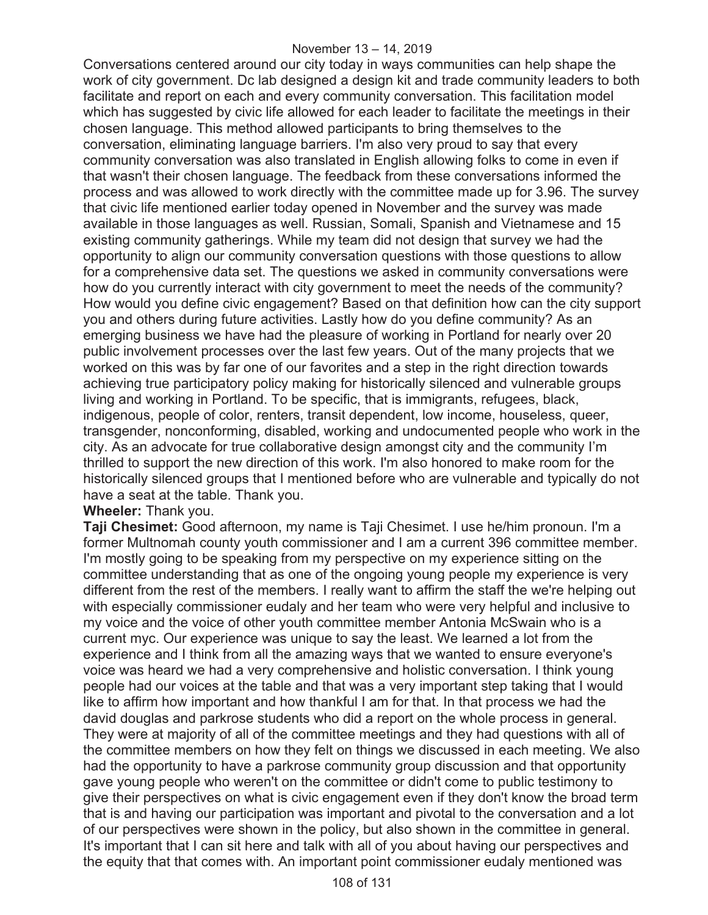Conversations centered around our city today in ways communities can help shape the work of city government. Dc lab designed a design kit and trade community leaders to both facilitate and report on each and every community conversation. This facilitation model which has suggested by civic life allowed for each leader to facilitate the meetings in their chosen language. This method allowed participants to bring themselves to the conversation, eliminating language barriers. I'm also very proud to say that every community conversation was also translated in English allowing folks to come in even if that wasn't their chosen language. The feedback from these conversations informed the process and was allowed to work directly with the committee made up for 3.96. The survey that civic life mentioned earlier today opened in November and the survey was made available in those languages as well. Russian, Somali, Spanish and Vietnamese and 15 existing community gatherings. While my team did not design that survey we had the opportunity to align our community conversation questions with those questions to allow for a comprehensive data set. The questions we asked in community conversations were how do you currently interact with city government to meet the needs of the community? How would you define civic engagement? Based on that definition how can the city support you and others during future activities. Lastly how do you define community? As an emerging business we have had the pleasure of working in Portland for nearly over 20 public involvement processes over the last few years. Out of the many projects that we worked on this was by far one of our favorites and a step in the right direction towards achieving true participatory policy making for historically silenced and vulnerable groups living and working in Portland. To be specific, that is immigrants, refugees, black, indigenous, people of color, renters, transit dependent, low income, houseless, queer, transgender, nonconforming, disabled, working and undocumented people who work in the city. As an advocate for true collaborative design amongst city and the community I'm thrilled to support the new direction of this work. I'm also honored to make room for the historically silenced groups that I mentioned before who are vulnerable and typically do not have a seat at the table. Thank you.

**Wheeler:** Thank you.

**Taji Chesimet:** Good afternoon, my name is Taji Chesimet. I use he/him pronoun. I'm a former Multnomah county youth commissioner and I am a current 396 committee member. I'm mostly going to be speaking from my perspective on my experience sitting on the committee understanding that as one of the ongoing young people my experience is very different from the rest of the members. I really want to affirm the staff the we're helping out with especially commissioner eudaly and her team who were very helpful and inclusive to my voice and the voice of other youth committee member Antonia McSwain who is a current myc. Our experience was unique to say the least. We learned a lot from the experience and I think from all the amazing ways that we wanted to ensure everyone's voice was heard we had a very comprehensive and holistic conversation. I think young people had our voices at the table and that was a very important step taking that I would like to affirm how important and how thankful I am for that. In that process we had the david douglas and parkrose students who did a report on the whole process in general. They were at majority of all of the committee meetings and they had questions with all of the committee members on how they felt on things we discussed in each meeting. We also had the opportunity to have a parkrose community group discussion and that opportunity gave young people who weren't on the committee or didn't come to public testimony to give their perspectives on what is civic engagement even if they don't know the broad term that is and having our participation was important and pivotal to the conversation and a lot of our perspectives were shown in the policy, but also shown in the committee in general. It's important that I can sit here and talk with all of you about having our perspectives and the equity that that comes with. An important point commissioner eudaly mentioned was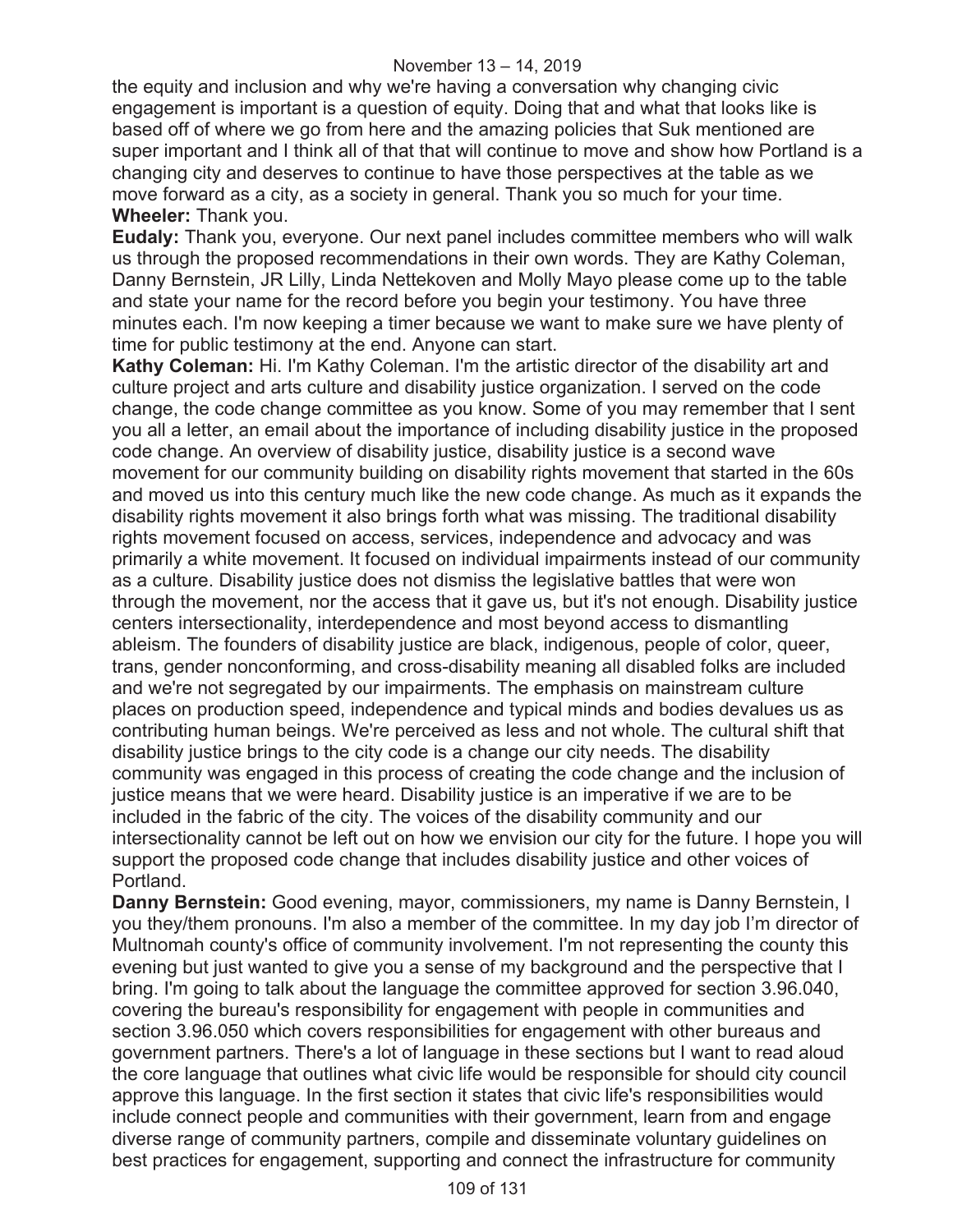the equity and inclusion and why we're having a conversation why changing civic engagement is important is a question of equity. Doing that and what that looks like is based off of where we go from here and the amazing policies that Suk mentioned are super important and I think all of that that will continue to move and show how Portland is a changing city and deserves to continue to have those perspectives at the table as we move forward as a city, as a society in general. Thank you so much for your time.

**Wheeler:** Thank you.

**Eudaly:** Thank you, everyone. Our next panel includes committee members who will walk us through the proposed recommendations in their own words. They are Kathy Coleman, Danny Bernstein, JR Lilly, Linda Nettekoven and Molly Mayo please come up to the table and state your name for the record before you begin your testimony. You have three minutes each. I'm now keeping a timer because we want to make sure we have plenty of time for public testimony at the end. Anyone can start.

**Kathy Coleman:** Hi. I'm Kathy Coleman. I'm the artistic director of the disability art and culture project and arts culture and disability justice organization. I served on the code change, the code change committee as you know. Some of you may remember that I sent you all a letter, an email about the importance of including disability justice in the proposed code change. An overview of disability justice, disability justice is a second wave movement for our community building on disability rights movement that started in the 60s and moved us into this century much like the new code change. As much as it expands the disability rights movement it also brings forth what was missing. The traditional disability rights movement focused on access, services, independence and advocacy and was primarily a white movement. It focused on individual impairments instead of our community as a culture. Disability justice does not dismiss the legislative battles that were won through the movement, nor the access that it gave us, but it's not enough. Disability justice centers intersectionality, interdependence and most beyond access to dismantling ableism. The founders of disability justice are black, indigenous, people of color, queer, trans, gender nonconforming, and cross-disability meaning all disabled folks are included and we're not segregated by our impairments. The emphasis on mainstream culture places on production speed, independence and typical minds and bodies devalues us as contributing human beings. We're perceived as less and not whole. The cultural shift that disability justice brings to the city code is a change our city needs. The disability community was engaged in this process of creating the code change and the inclusion of justice means that we were heard. Disability justice is an imperative if we are to be included in the fabric of the city. The voices of the disability community and our intersectionality cannot be left out on how we envision our city for the future. I hope you will support the proposed code change that includes disability justice and other voices of Portland.

**Danny Bernstein:** Good evening, mayor, commissioners, my name is Danny Bernstein, I you they/them pronouns. I'm also a member of the committee. In my day job I'm director of Multnomah county's office of community involvement. I'm not representing the county this evening but just wanted to give you a sense of my background and the perspective that I bring. I'm going to talk about the language the committee approved for section 3.96.040, covering the bureau's responsibility for engagement with people in communities and section 3.96.050 which covers responsibilities for engagement with other bureaus and government partners. There's a lot of language in these sections but I want to read aloud the core language that outlines what civic life would be responsible for should city council approve this language. In the first section it states that civic life's responsibilities would include connect people and communities with their government, learn from and engage diverse range of community partners, compile and disseminate voluntary guidelines on best practices for engagement, supporting and connect the infrastructure for community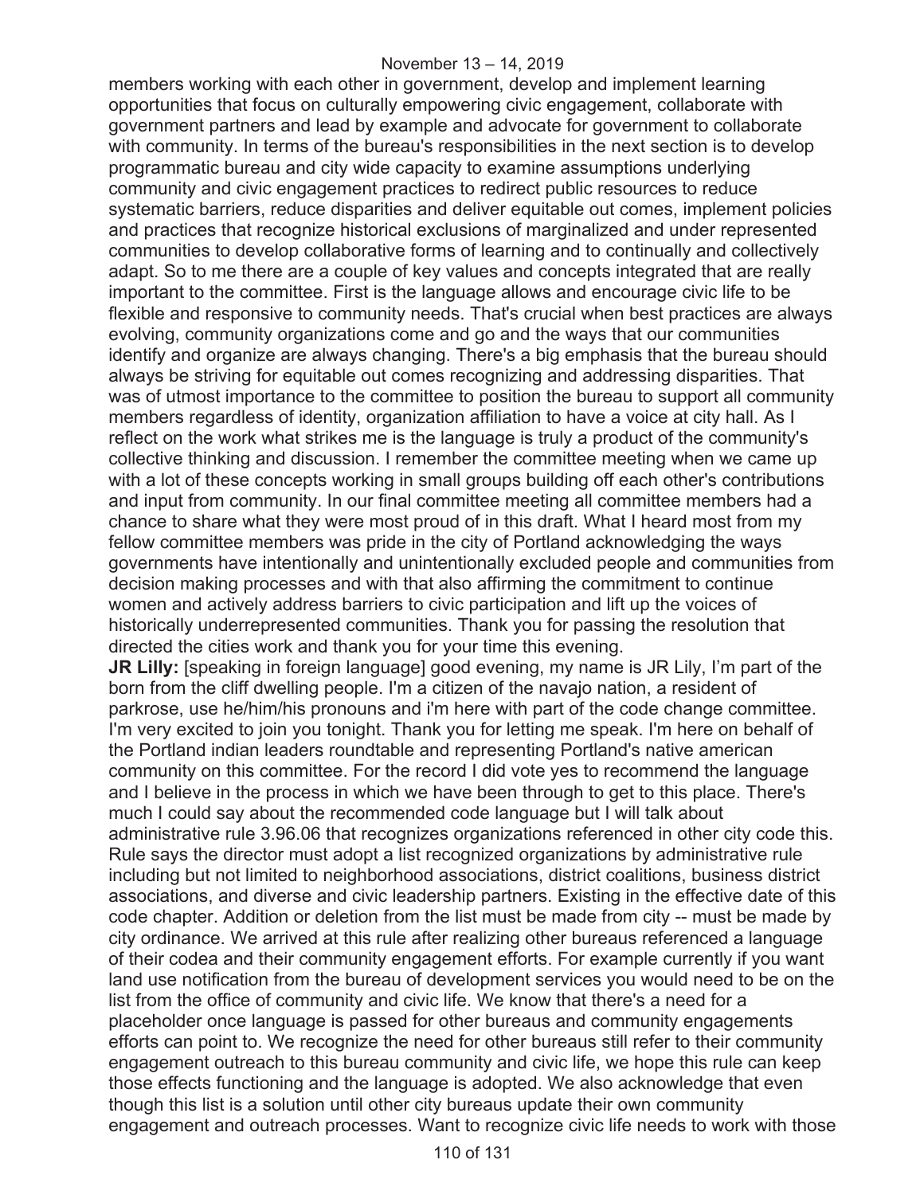members working with each other in government, develop and implement learning opportunities that focus on culturally empowering civic engagement, collaborate with government partners and lead by example and advocate for government to collaborate with community. In terms of the bureau's responsibilities in the next section is to develop programmatic bureau and city wide capacity to examine assumptions underlying community and civic engagement practices to redirect public resources to reduce systematic barriers, reduce disparities and deliver equitable out comes, implement policies and practices that recognize historical exclusions of marginalized and under represented communities to develop collaborative forms of learning and to continually and collectively adapt. So to me there are a couple of key values and concepts integrated that are really important to the committee. First is the language allows and encourage civic life to be flexible and responsive to community needs. That's crucial when best practices are always evolving, community organizations come and go and the ways that our communities identify and organize are always changing. There's a big emphasis that the bureau should always be striving for equitable out comes recognizing and addressing disparities. That was of utmost importance to the committee to position the bureau to support all community members regardless of identity, organization affiliation to have a voice at city hall. As I reflect on the work what strikes me is the language is truly a product of the community's collective thinking and discussion. I remember the committee meeting when we came up with a lot of these concepts working in small groups building off each other's contributions and input from community. In our final committee meeting all committee members had a chance to share what they were most proud of in this draft. What I heard most from my fellow committee members was pride in the city of Portland acknowledging the ways governments have intentionally and unintentionally excluded people and communities from decision making processes and with that also affirming the commitment to continue women and actively address barriers to civic participation and lift up the voices of historically underrepresented communities. Thank you for passing the resolution that directed the cities work and thank you for your time this evening.

**JR Lilly:** [speaking in foreign language] good evening, my name is JR Lily, I'm part of the born from the cliff dwelling people. I'm a citizen of the navajo nation, a resident of parkrose, use he/him/his pronouns and i'm here with part of the code change committee. I'm very excited to join you tonight. Thank you for letting me speak. I'm here on behalf of the Portland indian leaders roundtable and representing Portland's native american community on this committee. For the record I did vote yes to recommend the language and I believe in the process in which we have been through to get to this place. There's much I could say about the recommended code language but I will talk about administrative rule 3.96.06 that recognizes organizations referenced in other city code this. Rule says the director must adopt a list recognized organizations by administrative rule including but not limited to neighborhood associations, district coalitions, business district associations, and diverse and civic leadership partners. Existing in the effective date of this code chapter. Addition or deletion from the list must be made from city -- must be made by city ordinance. We arrived at this rule after realizing other bureaus referenced a language of their codea and their community engagement efforts. For example currently if you want land use notification from the bureau of development services you would need to be on the list from the office of community and civic life. We know that there's a need for a placeholder once language is passed for other bureaus and community engagements efforts can point to. We recognize the need for other bureaus still refer to their community engagement outreach to this bureau community and civic life, we hope this rule can keep those effects functioning and the language is adopted. We also acknowledge that even though this list is a solution until other city bureaus update their own community engagement and outreach processes. Want to recognize civic life needs to work with those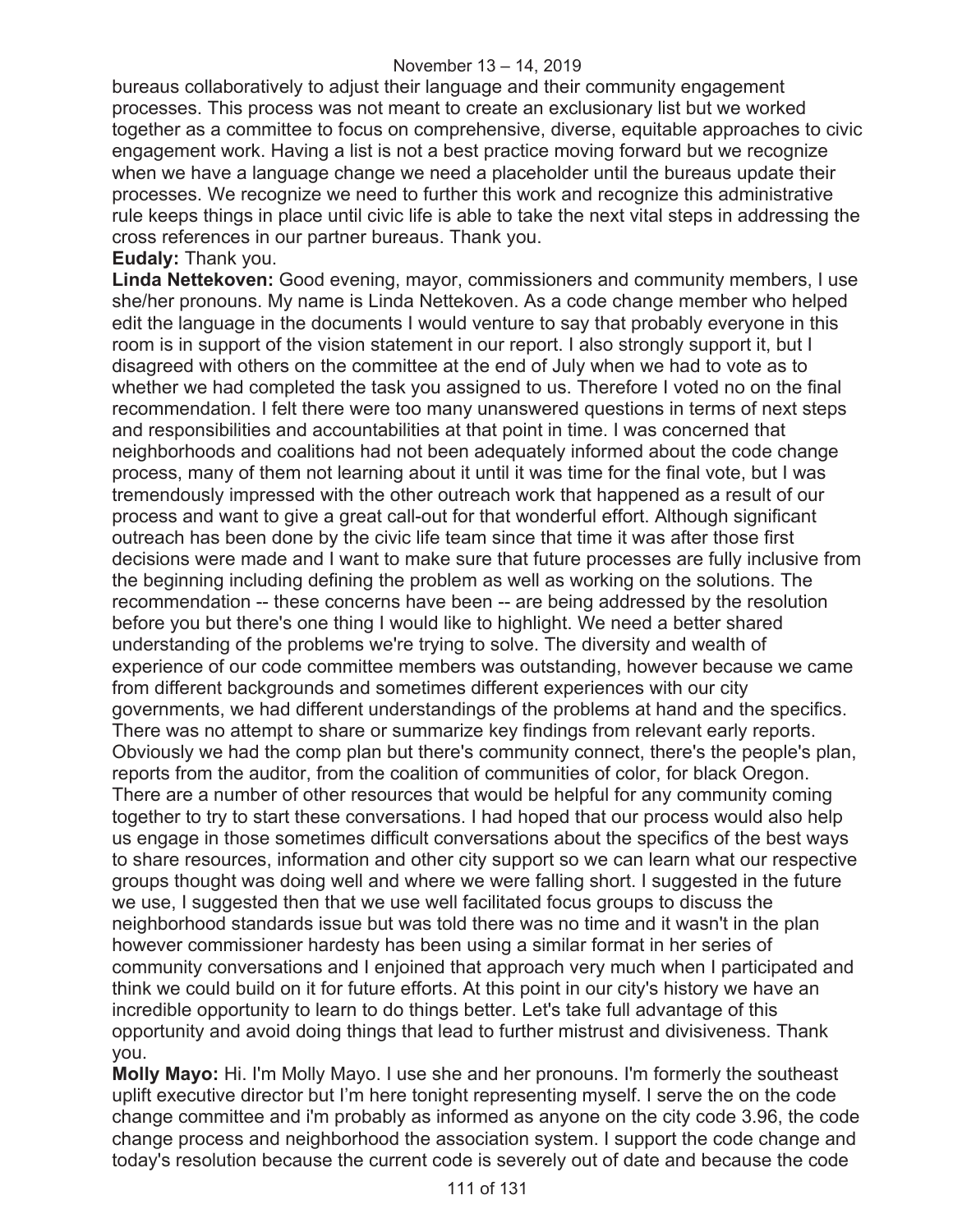bureaus collaboratively to adjust their language and their community engagement processes. This process was not meant to create an exclusionary list but we worked together as a committee to focus on comprehensive, diverse, equitable approaches to civic engagement work. Having a list is not a best practice moving forward but we recognize when we have a language change we need a placeholder until the bureaus update their processes. We recognize we need to further this work and recognize this administrative rule keeps things in place until civic life is able to take the next vital steps in addressing the cross references in our partner bureaus. Thank you.

**Eudaly:** Thank you.

**Linda Nettekoven:** Good evening, mayor, commissioners and community members, I use she/her pronouns. My name is Linda Nettekoven. As a code change member who helped edit the language in the documents I would venture to say that probably everyone in this room is in support of the vision statement in our report. I also strongly support it, but I disagreed with others on the committee at the end of July when we had to vote as to whether we had completed the task you assigned to us. Therefore I voted no on the final recommendation. I felt there were too many unanswered questions in terms of next steps and responsibilities and accountabilities at that point in time. I was concerned that neighborhoods and coalitions had not been adequately informed about the code change process, many of them not learning about it until it was time for the final vote, but I was tremendously impressed with the other outreach work that happened as a result of our process and want to give a great call-out for that wonderful effort. Although significant outreach has been done by the civic life team since that time it was after those first decisions were made and I want to make sure that future processes are fully inclusive from the beginning including defining the problem as well as working on the solutions. The recommendation -- these concerns have been -- are being addressed by the resolution before you but there's one thing I would like to highlight. We need a better shared understanding of the problems we're trying to solve. The diversity and wealth of experience of our code committee members was outstanding, however because we came from different backgrounds and sometimes different experiences with our city governments, we had different understandings of the problems at hand and the specifics. There was no attempt to share or summarize key findings from relevant early reports. Obviously we had the comp plan but there's community connect, there's the people's plan, reports from the auditor, from the coalition of communities of color, for black Oregon. There are a number of other resources that would be helpful for any community coming together to try to start these conversations. I had hoped that our process would also help us engage in those sometimes difficult conversations about the specifics of the best ways to share resources, information and other city support so we can learn what our respective groups thought was doing well and where we were falling short. I suggested in the future we use, I suggested then that we use well facilitated focus groups to discuss the neighborhood standards issue but was told there was no time and it wasn't in the plan however commissioner hardesty has been using a similar format in her series of community conversations and I enjoined that approach very much when I participated and think we could build on it for future efforts. At this point in our city's history we have an incredible opportunity to learn to do things better. Let's take full advantage of this opportunity and avoid doing things that lead to further mistrust and divisiveness. Thank you.

**Molly Mayo:** Hi. I'm Molly Mayo. I use she and her pronouns. I'm formerly the southeast uplift executive director but I'm here tonight representing myself. I serve the on the code change committee and i'm probably as informed as anyone on the city code 3.96, the code change process and neighborhood the association system. I support the code change and today's resolution because the current code is severely out of date and because the code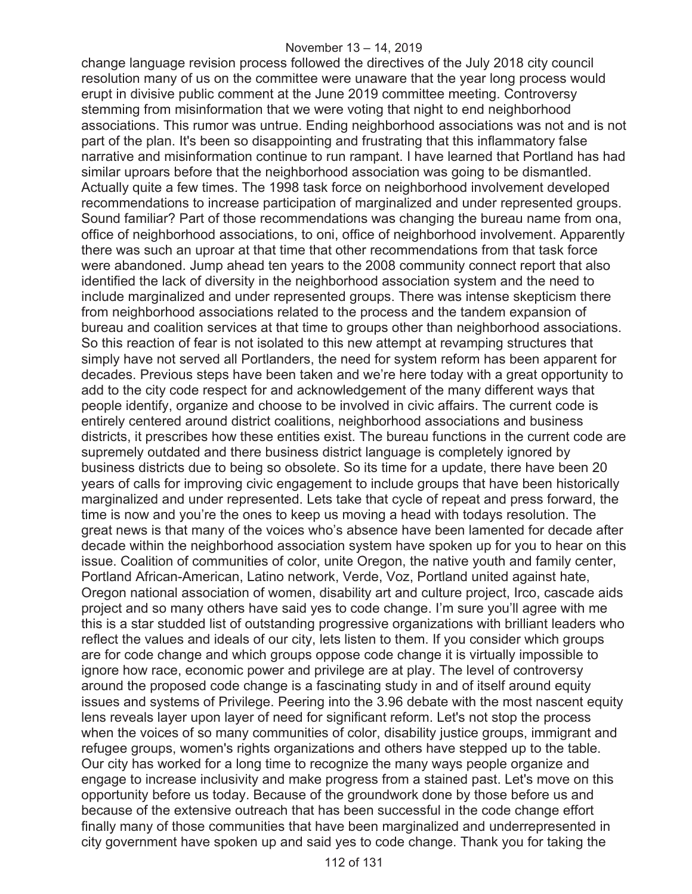change language revision process followed the directives of the July 2018 city council resolution many of us on the committee were unaware that the year long process would erupt in divisive public comment at the June 2019 committee meeting. Controversy stemming from misinformation that we were voting that night to end neighborhood associations. This rumor was untrue. Ending neighborhood associations was not and is not part of the plan. It's been so disappointing and frustrating that this inflammatory false narrative and misinformation continue to run rampant. I have learned that Portland has had similar uproars before that the neighborhood association was going to be dismantled. Actually quite a few times. The 1998 task force on neighborhood involvement developed recommendations to increase participation of marginalized and under represented groups. Sound familiar? Part of those recommendations was changing the bureau name from ona, office of neighborhood associations, to oni, office of neighborhood involvement. Apparently there was such an uproar at that time that other recommendations from that task force were abandoned. Jump ahead ten years to the 2008 community connect report that also identified the lack of diversity in the neighborhood association system and the need to include marginalized and under represented groups. There was intense skepticism there from neighborhood associations related to the process and the tandem expansion of bureau and coalition services at that time to groups other than neighborhood associations. So this reaction of fear is not isolated to this new attempt at revamping structures that simply have not served all Portlanders, the need for system reform has been apparent for decades. Previous steps have been taken and we're here today with a great opportunity to add to the city code respect for and acknowledgement of the many different ways that people identify, organize and choose to be involved in civic affairs. The current code is entirely centered around district coalitions, neighborhood associations and business districts, it prescribes how these entities exist. The bureau functions in the current code are supremely outdated and there business district language is completely ignored by business districts due to being so obsolete. So its time for a update, there have been 20 years of calls for improving civic engagement to include groups that have been historically marginalized and under represented. Lets take that cycle of repeat and press forward, the time is now and you're the ones to keep us moving a head with todays resolution. The great news is that many of the voices who's absence have been lamented for decade after decade within the neighborhood association system have spoken up for you to hear on this issue. Coalition of communities of color, unite Oregon, the native youth and family center, Portland African-American, Latino network, Verde, Voz, Portland united against hate, Oregon national association of women, disability art and culture project, Irco, cascade aids project and so many others have said yes to code change. I'm sure you'll agree with me this is a star studded list of outstanding progressive organizations with brilliant leaders who reflect the values and ideals of our city, lets listen to them. If you consider which groups are for code change and which groups oppose code change it is virtually impossible to ignore how race, economic power and privilege are at play. The level of controversy around the proposed code change is a fascinating study in and of itself around equity issues and systems of Privilege. Peering into the 3.96 debate with the most nascent equity lens reveals layer upon layer of need for significant reform. Let's not stop the process when the voices of so many communities of color, disability justice groups, immigrant and refugee groups, women's rights organizations and others have stepped up to the table. Our city has worked for a long time to recognize the many ways people organize and engage to increase inclusivity and make progress from a stained past. Let's move on this opportunity before us today. Because of the groundwork done by those before us and because of the extensive outreach that has been successful in the code change effort finally many of those communities that have been marginalized and underrepresented in city government have spoken up and said yes to code change. Thank you for taking the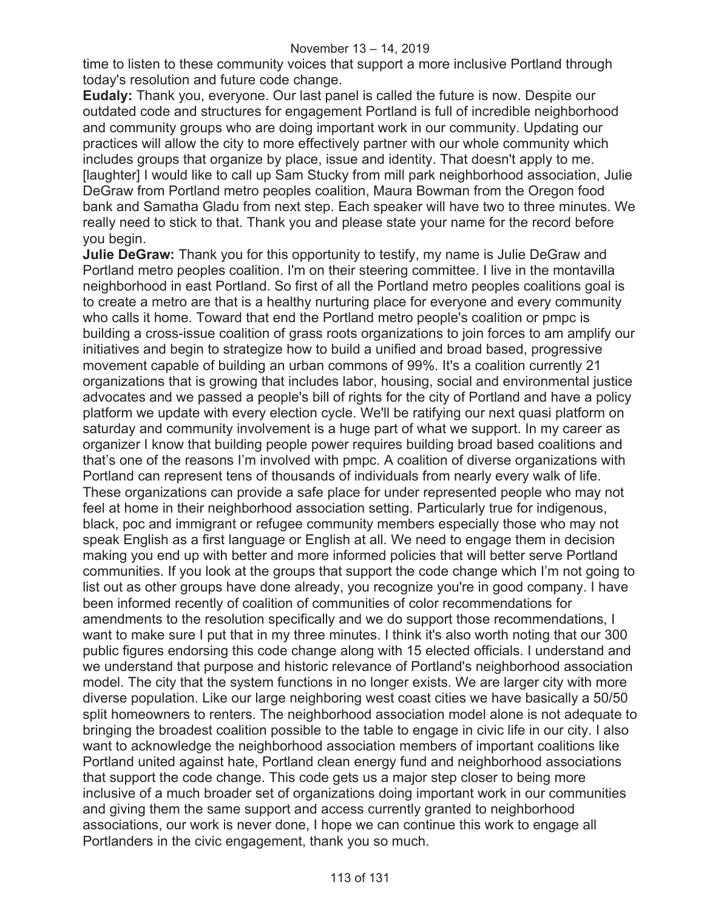time to listen to these community voices that support a more inclusive Portland through today's resolution and future code change.

**Eudaly:** Thank you, everyone. Our last panel is called the future is now. Despite our outdated code and structures for engagement Portland is full of incredible neighborhood and community groups who are doing important work in our community. Updating our practices will allow the city to more effectively partner with our whole community which includes groups that organize by place, issue and identity. That doesn't apply to me. [laughter] I would like to call up Sam Stucky from mill park neighborhood association, Julie DeGraw from Portland metro peoples coalition, Maura Bowman from the Oregon food bank and Samatha Gladu from next step. Each speaker will have two to three minutes. We really need to stick to that. Thank you and please state your name for the record before you begin.

**Julie DeGraw:** Thank you for this opportunity to testify, my name is Julie DeGraw and Portland metro peoples coalition. I'm on their steering committee. I live in the montavilla neighborhood in east Portland. So first of all the Portland metro peoples coalitions goal is to create a metro are that is a healthy nurturing place for everyone and every community who calls it home. Toward that end the Portland metro people's coalition or pmpc is building a cross-issue coalition of grass roots organizations to join forces to am amplify our initiatives and begin to strategize how to build a unified and broad based, progressive movement capable of building an urban commons of 99%. It's a coalition currently 21 organizations that is growing that includes labor, housing, social and environmental justice advocates and we passed a people's bill of rights for the city of Portland and have a policy platform we update with every election cycle. We'll be ratifying our next quasi platform on saturday and community involvement is a huge part of what we support. In my career as organizer I know that building people power requires building broad based coalitions and that's one of the reasons I'm involved with pmpc. A coalition of diverse organizations with Portland can represent tens of thousands of individuals from nearly every walk of life. These organizations can provide a safe place for under represented people who may not feel at home in their neighborhood association setting. Particularly true for indigenous, black, poc and immigrant or refugee community members especially those who may not speak English as a first language or English at all. We need to engage them in decision making you end up with better and more informed policies that will better serve Portland communities. If you look at the groups that support the code change which I'm not going to list out as other groups have done already, you recognize you're in good company. I have been informed recently of coalition of communities of color recommendations for amendments to the resolution specifically and we do support those recommendations, I want to make sure I put that in my three minutes. I think it's also worth noting that our 300 public figures endorsing this code change along with 15 elected officials. I understand and we understand that purpose and historic relevance of Portland's neighborhood association model. The city that the system functions in no longer exists. We are larger city with more diverse population. Like our large neighboring west coast cities we have basically a 50/50 split homeowners to renters. The neighborhood association model alone is not adequate to bringing the broadest coalition possible to the table to engage in civic life in our city. I also want to acknowledge the neighborhood association members of important coalitions like Portland united against hate, Portland clean energy fund and neighborhood associations that support the code change. This code gets us a major step closer to being more inclusive of a much broader set of organizations doing important work in our communities and giving them the same support and access currently granted to neighborhood associations, our work is never done, I hope we can continue this work to engage all Portlanders in the civic engagement, thank you so much.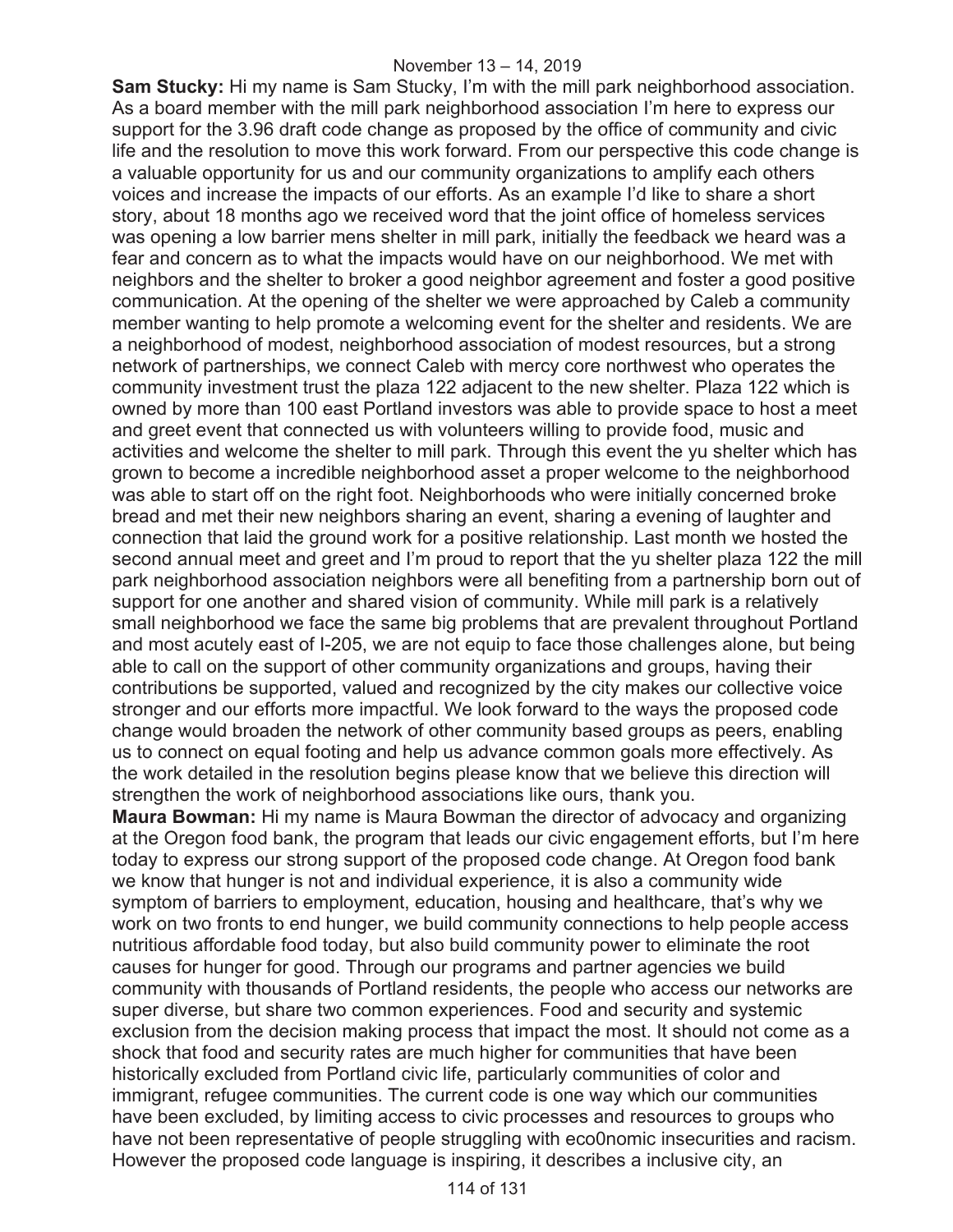**Sam Stucky:** Hi my name is Sam Stucky, I'm with the mill park neighborhood association. As a board member with the mill park neighborhood association I'm here to express our support for the 3.96 draft code change as proposed by the office of community and civic life and the resolution to move this work forward. From our perspective this code change is a valuable opportunity for us and our community organizations to amplify each others voices and increase the impacts of our efforts. As an example I'd like to share a short story, about 18 months ago we received word that the joint office of homeless services was opening a low barrier mens shelter in mill park, initially the feedback we heard was a fear and concern as to what the impacts would have on our neighborhood. We met with neighbors and the shelter to broker a good neighbor agreement and foster a good positive communication. At the opening of the shelter we were approached by Caleb a community member wanting to help promote a welcoming event for the shelter and residents. We are a neighborhood of modest, neighborhood association of modest resources, but a strong network of partnerships, we connect Caleb with mercy core northwest who operates the community investment trust the plaza 122 adjacent to the new shelter. Plaza 122 which is owned by more than 100 east Portland investors was able to provide space to host a meet and greet event that connected us with volunteers willing to provide food, music and activities and welcome the shelter to mill park. Through this event the yu shelter which has grown to become a incredible neighborhood asset a proper welcome to the neighborhood was able to start off on the right foot. Neighborhoods who were initially concerned broke bread and met their new neighbors sharing an event, sharing a evening of laughter and connection that laid the ground work for a positive relationship. Last month we hosted the second annual meet and greet and I'm proud to report that the yu shelter plaza 122 the mill park neighborhood association neighbors were all benefiting from a partnership born out of support for one another and shared vision of community. While mill park is a relatively small neighborhood we face the same big problems that are prevalent throughout Portland and most acutely east of I-205, we are not equip to face those challenges alone, but being able to call on the support of other community organizations and groups, having their contributions be supported, valued and recognized by the city makes our collective voice stronger and our efforts more impactful. We look forward to the ways the proposed code change would broaden the network of other community based groups as peers, enabling us to connect on equal footing and help us advance common goals more effectively. As the work detailed in the resolution begins please know that we believe this direction will strengthen the work of neighborhood associations like ours, thank you.

**Maura Bowman:** Hi my name is Maura Bowman the director of advocacy and organizing at the Oregon food bank, the program that leads our civic engagement efforts, but I'm here today to express our strong support of the proposed code change. At Oregon food bank we know that hunger is not and individual experience, it is also a community wide symptom of barriers to employment, education, housing and healthcare, that's why we work on two fronts to end hunger, we build community connections to help people access nutritious affordable food today, but also build community power to eliminate the root causes for hunger for good. Through our programs and partner agencies we build community with thousands of Portland residents, the people who access our networks are super diverse, but share two common experiences. Food and security and systemic exclusion from the decision making process that impact the most. It should not come as a shock that food and security rates are much higher for communities that have been historically excluded from Portland civic life, particularly communities of color and immigrant, refugee communities. The current code is one way which our communities have been excluded, by limiting access to civic processes and resources to groups who have not been representative of people struggling with eco0nomic insecurities and racism. However the proposed code language is inspiring, it describes a inclusive city, an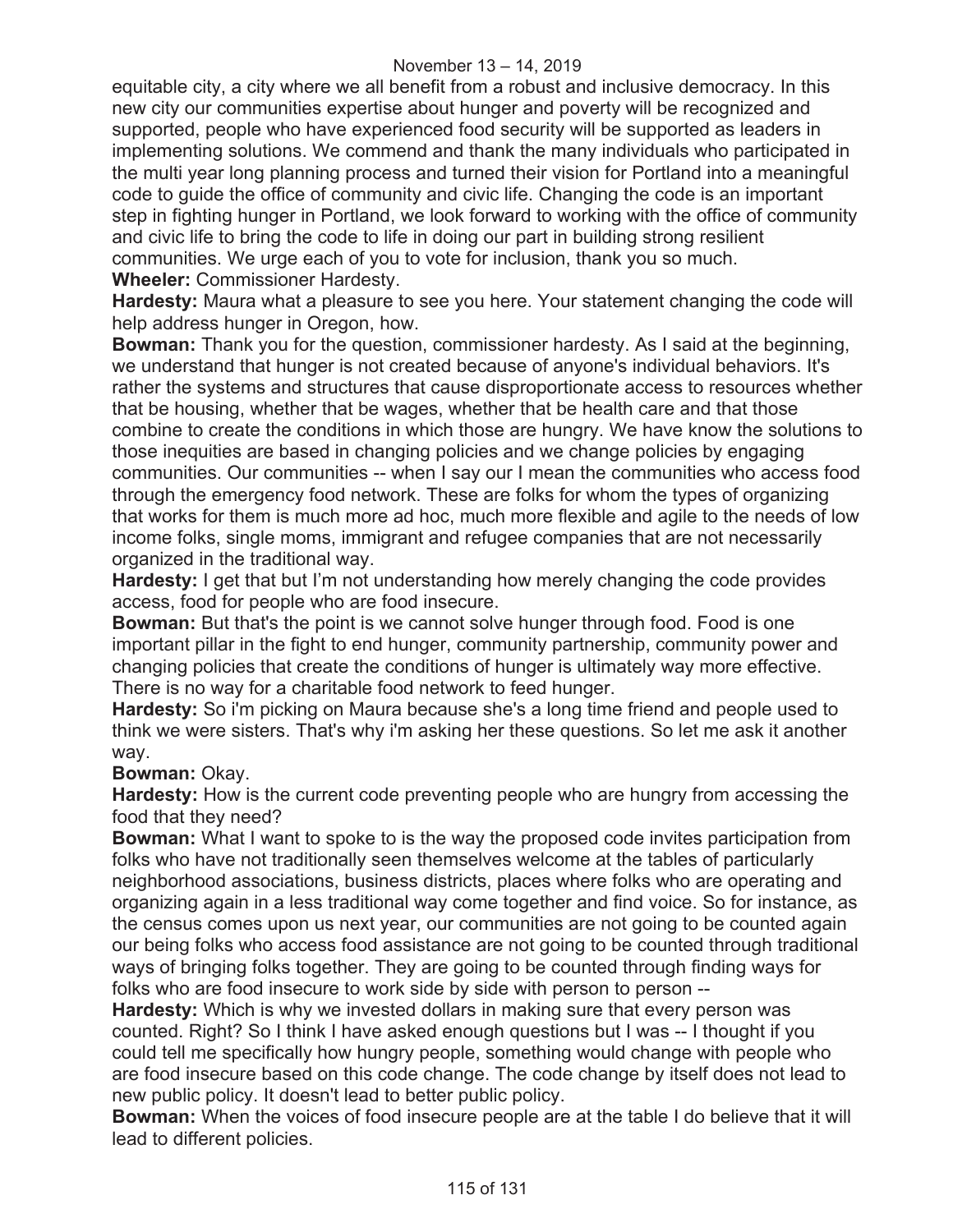equitable city, a city where we all benefit from a robust and inclusive democracy. In this new city our communities expertise about hunger and poverty will be recognized and supported, people who have experienced food security will be supported as leaders in implementing solutions. We commend and thank the many individuals who participated in the multi year long planning process and turned their vision for Portland into a meaningful code to guide the office of community and civic life. Changing the code is an important step in fighting hunger in Portland, we look forward to working with the office of community and civic life to bring the code to life in doing our part in building strong resilient communities. We urge each of you to vote for inclusion, thank you so much.

**Wheeler:** Commissioner Hardesty.

**Hardesty:** Maura what a pleasure to see you here. Your statement changing the code will help address hunger in Oregon, how.

**Bowman:** Thank you for the question, commissioner hardesty. As I said at the beginning, we understand that hunger is not created because of anyone's individual behaviors. It's rather the systems and structures that cause disproportionate access to resources whether that be housing, whether that be wages, whether that be health care and that those combine to create the conditions in which those are hungry. We have know the solutions to those inequities are based in changing policies and we change policies by engaging communities. Our communities -- when I say our I mean the communities who access food through the emergency food network. These are folks for whom the types of organizing that works for them is much more ad hoc, much more flexible and agile to the needs of low income folks, single moms, immigrant and refugee companies that are not necessarily organized in the traditional way.

**Hardesty:** I get that but I'm not understanding how merely changing the code provides access, food for people who are food insecure.

**Bowman:** But that's the point is we cannot solve hunger through food. Food is one important pillar in the fight to end hunger, community partnership, community power and changing policies that create the conditions of hunger is ultimately way more effective. There is no way for a charitable food network to feed hunger.

**Hardesty:** So i'm picking on Maura because she's a long time friend and people used to think we were sisters. That's why i'm asking her these questions. So let me ask it another way.

**Bowman:** Okay.

**Hardesty:** How is the current code preventing people who are hungry from accessing the food that they need?

**Bowman:** What I want to spoke to is the way the proposed code invites participation from folks who have not traditionally seen themselves welcome at the tables of particularly neighborhood associations, business districts, places where folks who are operating and organizing again in a less traditional way come together and find voice. So for instance, as the census comes upon us next year, our communities are not going to be counted again our being folks who access food assistance are not going to be counted through traditional ways of bringing folks together. They are going to be counted through finding ways for folks who are food insecure to work side by side with person to person --

**Hardesty:** Which is why we invested dollars in making sure that every person was counted. Right? So I think I have asked enough questions but I was -- I thought if you could tell me specifically how hungry people, something would change with people who are food insecure based on this code change. The code change by itself does not lead to new public policy. It doesn't lead to better public policy.

**Bowman:** When the voices of food insecure people are at the table I do believe that it will lead to different policies.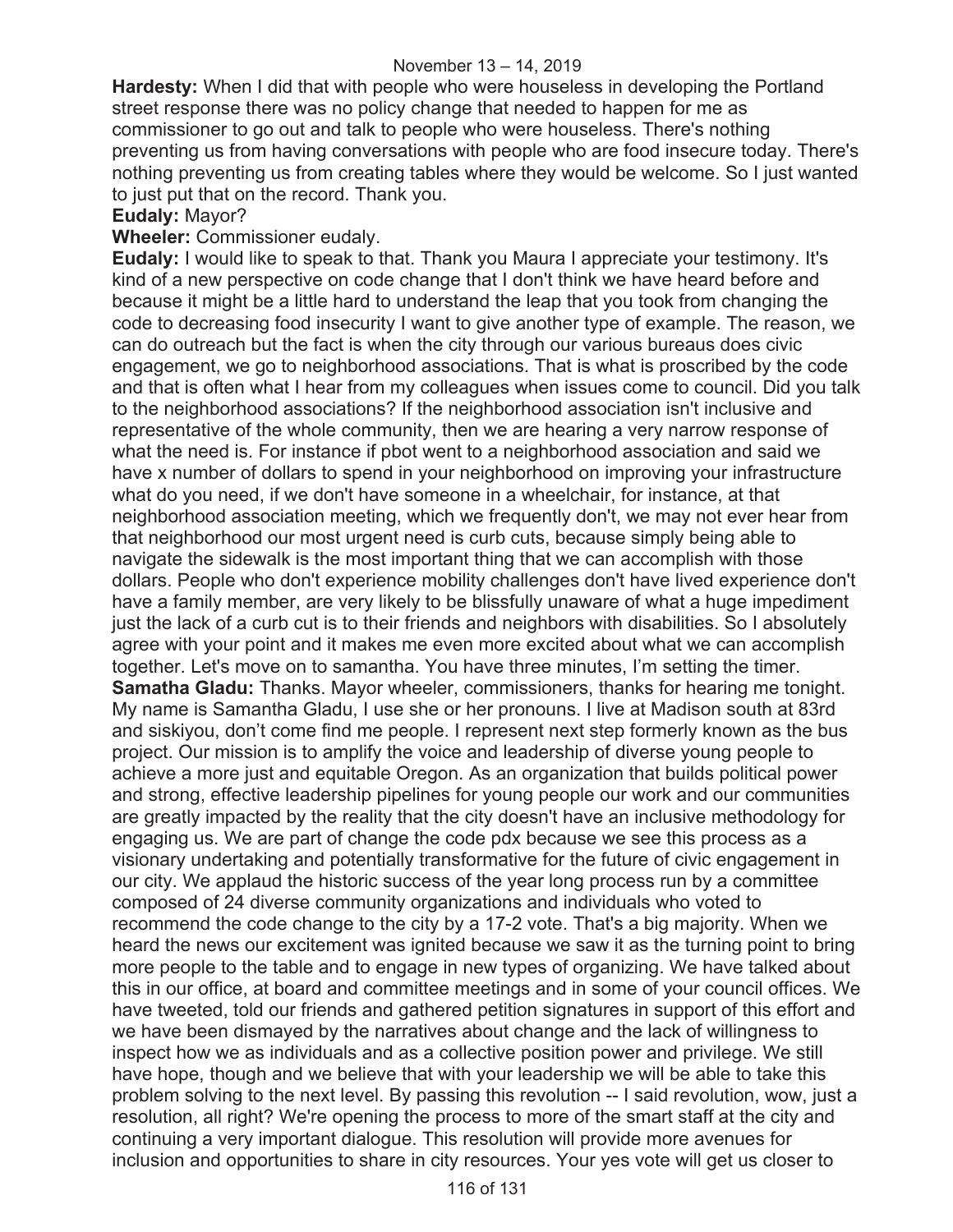**Hardesty:** When I did that with people who were houseless in developing the Portland street response there was no policy change that needed to happen for me as commissioner to go out and talk to people who were houseless. There's nothing preventing us from having conversations with people who are food insecure today. There's nothing preventing us from creating tables where they would be welcome. So I just wanted to just put that on the record. Thank you.

**Eudaly:** Mayor?

**Wheeler:** Commissioner eudaly.

**Eudaly:** I would like to speak to that. Thank you Maura I appreciate your testimony. It's kind of a new perspective on code change that I don't think we have heard before and because it might be a little hard to understand the leap that you took from changing the code to decreasing food insecurity I want to give another type of example. The reason, we can do outreach but the fact is when the city through our various bureaus does civic engagement, we go to neighborhood associations. That is what is proscribed by the code and that is often what I hear from my colleagues when issues come to council. Did you talk to the neighborhood associations? If the neighborhood association isn't inclusive and representative of the whole community, then we are hearing a very narrow response of what the need is. For instance if pbot went to a neighborhood association and said we have x number of dollars to spend in your neighborhood on improving your infrastructure what do you need, if we don't have someone in a wheelchair, for instance, at that neighborhood association meeting, which we frequently don't, we may not ever hear from that neighborhood our most urgent need is curb cuts, because simply being able to navigate the sidewalk is the most important thing that we can accomplish with those dollars. People who don't experience mobility challenges don't have lived experience don't have a family member, are very likely to be blissfully unaware of what a huge impediment just the lack of a curb cut is to their friends and neighbors with disabilities. So I absolutely agree with your point and it makes me even more excited about what we can accomplish together. Let's move on to samantha. You have three minutes, I'm setting the timer.

**Samatha Gladu:** Thanks. Mayor wheeler, commissioners, thanks for hearing me tonight. My name is Samantha Gladu, I use she or her pronouns. I live at Madison south at 83rd and siskiyou, don't come find me people. I represent next step formerly known as the bus project. Our mission is to amplify the voice and leadership of diverse young people to achieve a more just and equitable Oregon. As an organization that builds political power and strong, effective leadership pipelines for young people our work and our communities are greatly impacted by the reality that the city doesn't have an inclusive methodology for engaging us. We are part of change the code pdx because we see this process as a visionary undertaking and potentially transformative for the future of civic engagement in our city. We applaud the historic success of the year long process run by a committee composed of 24 diverse community organizations and individuals who voted to recommend the code change to the city by a 17-2 vote. That's a big majority. When we heard the news our excitement was ignited because we saw it as the turning point to bring more people to the table and to engage in new types of organizing. We have talked about this in our office, at board and committee meetings and in some of your council offices. We have tweeted, told our friends and gathered petition signatures in support of this effort and we have been dismayed by the narratives about change and the lack of willingness to inspect how we as individuals and as a collective position power and privilege. We still have hope, though and we believe that with your leadership we will be able to take this problem solving to the next level. By passing this revolution -- I said revolution, wow, just a resolution, all right? We're opening the process to more of the smart staff at the city and continuing a very important dialogue. This resolution will provide more avenues for inclusion and opportunities to share in city resources. Your yes vote will get us closer to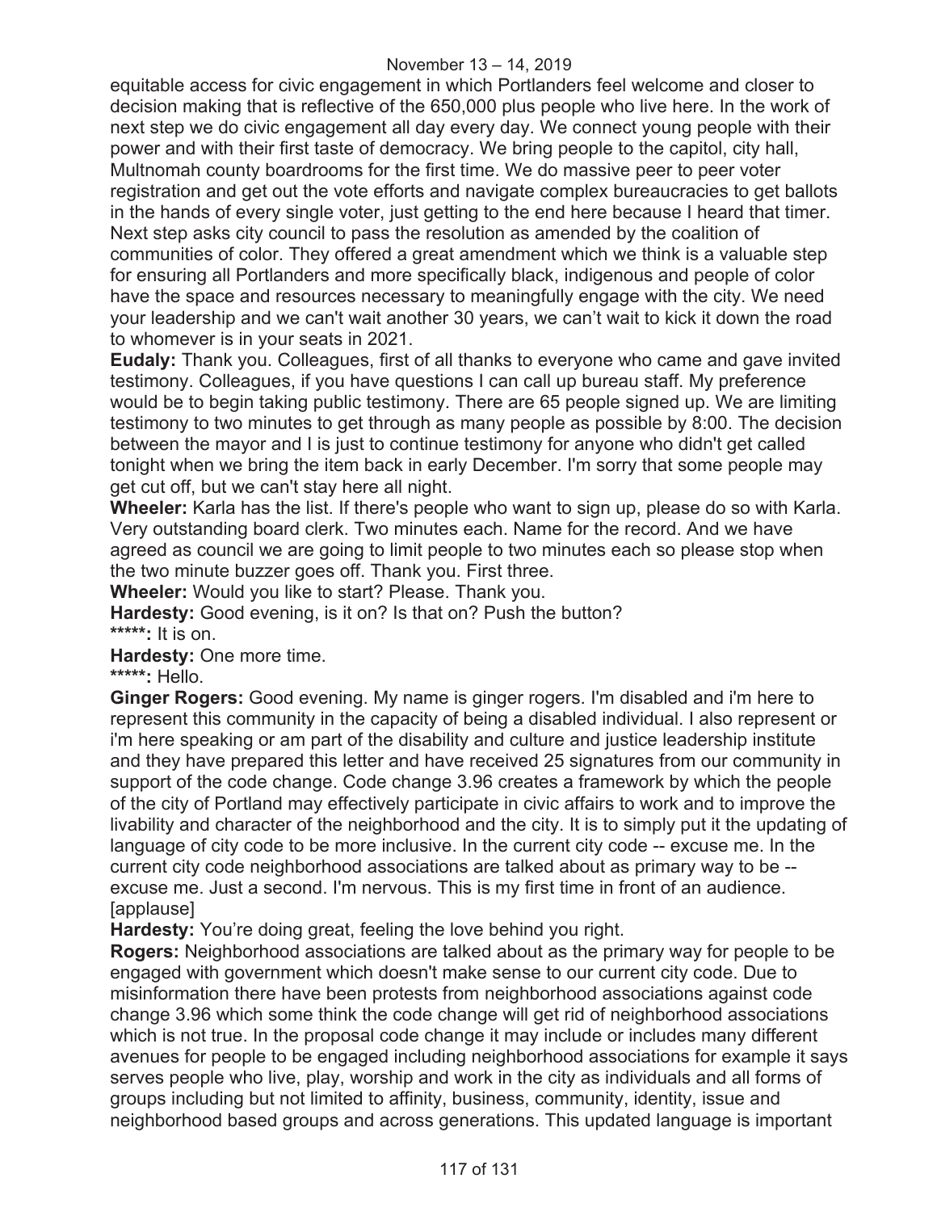equitable access for civic engagement in which Portlanders feel welcome and closer to decision making that is reflective of the 650,000 plus people who live here. In the work of next step we do civic engagement all day every day. We connect young people with their power and with their first taste of democracy. We bring people to the capitol, city hall, Multnomah county boardrooms for the first time. We do massive peer to peer voter registration and get out the vote efforts and navigate complex bureaucracies to get ballots in the hands of every single voter, just getting to the end here because I heard that timer. Next step asks city council to pass the resolution as amended by the coalition of communities of color. They offered a great amendment which we think is a valuable step for ensuring all Portlanders and more specifically black, indigenous and people of color have the space and resources necessary to meaningfully engage with the city. We need your leadership and we can't wait another 30 years, we can't wait to kick it down the road to whomever is in your seats in 2021.

**Eudaly:** Thank you. Colleagues, first of all thanks to everyone who came and gave invited testimony. Colleagues, if you have questions I can call up bureau staff. My preference would be to begin taking public testimony. There are 65 people signed up. We are limiting testimony to two minutes to get through as many people as possible by 8:00. The decision between the mayor and I is just to continue testimony for anyone who didn't get called tonight when we bring the item back in early December. I'm sorry that some people may get cut off, but we can't stay here all night.

**Wheeler:** Karla has the list. If there's people who want to sign up, please do so with Karla. Very outstanding board clerk. Two minutes each. Name for the record. And we have agreed as council we are going to limit people to two minutes each so please stop when the two minute buzzer goes off. Thank you. First three.

**Wheeler:** Would you like to start? Please. Thank you.

**Hardesty:** Good evening, is it on? Is that on? Push the button?

*****: It is on.

**Hardesty:** One more time.

*****: Hello.

**Ginger Rogers:** Good evening. My name is ginger rogers. I'm disabled and i'm here to represent this community in the capacity of being a disabled individual. I also represent or i'm here speaking or am part of the disability and culture and justice leadership institute and they have prepared this letter and have received 25 signatures from our community in support of the code change. Code change 3.96 creates a framework by which the people of the city of Portland may effectively participate in civic affairs to work and to improve the livability and character of the neighborhood and the city. It is to simply put it the updating of language of city code to be more inclusive. In the current city code -- excuse me. In the current city code neighborhood associations are talked about as primary way to be -- excuse me. Just a second. I'm nervous. This is my first time in front of an audience. [applause]

**Hardesty:** You're doing great, feeling the love behind you right.

**Rogers:** Neighborhood associations are talked about as the primary way for people to be engaged with government which doesn't make sense to our current city code. Due to misinformation there have been protests from neighborhood associations against code change 3.96 which some think the code change will get rid of neighborhood associations which is not true. In the proposal code change it may include or includes many different avenues for people to be engaged including neighborhood associations for example it says serves people who live, play, worship and work in the city as individuals and all forms of groups including but not limited to affinity, business, community, identity, issue and neighborhood based groups and across generations. This updated language is important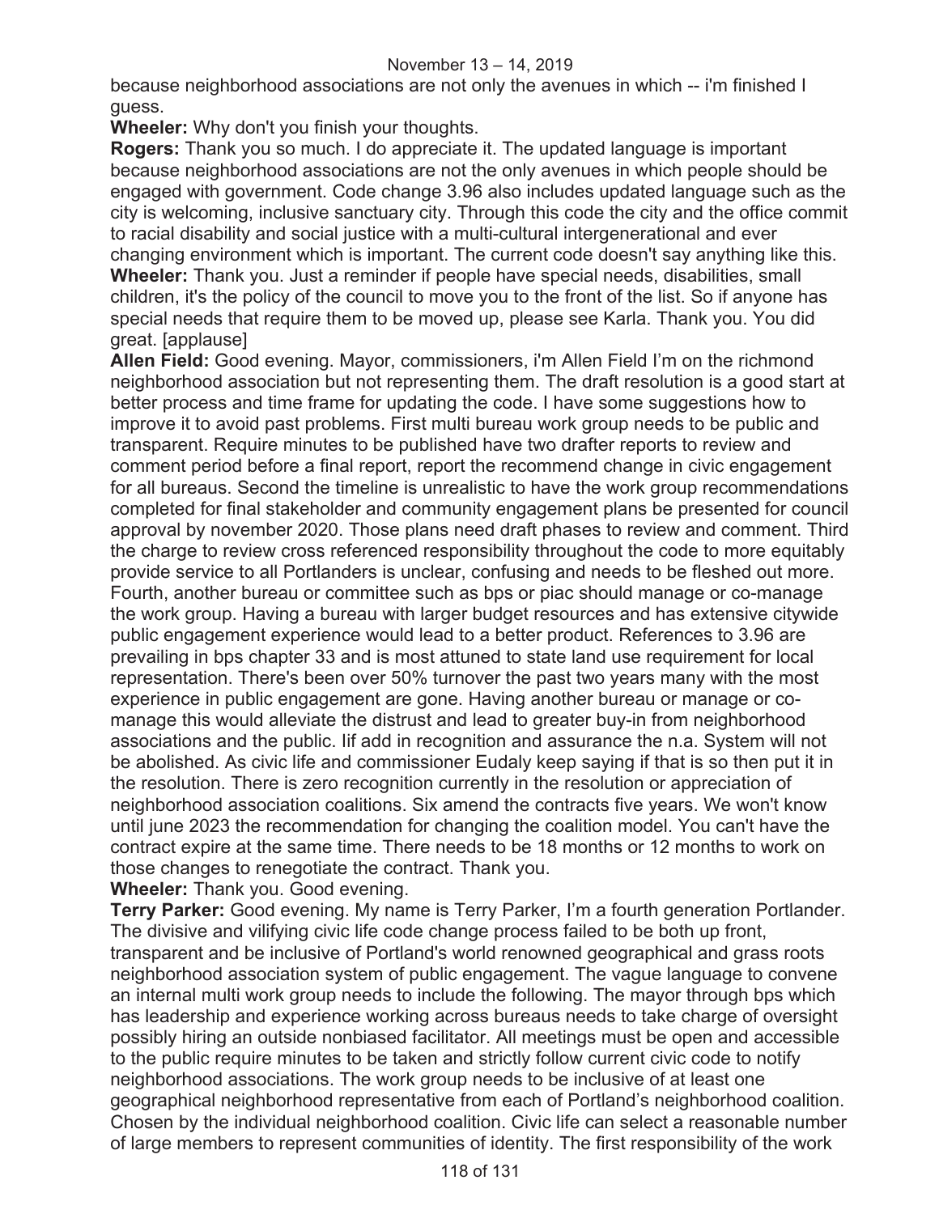because neighborhood associations are not only the avenues in which -- i'm finished I guess.

**Wheeler:** Why don't you finish your thoughts.

**Rogers:** Thank you so much. I do appreciate it. The updated language is important because neighborhood associations are not the only avenues in which people should be engaged with government. Code change 3.96 also includes updated language such as the city is welcoming, inclusive sanctuary city. Through this code the city and the office commit to racial disability and social justice with a multi-cultural intergenerational and ever changing environment which is important. The current code doesn't say anything like this.

**Wheeler:** Thank you. Just a reminder if people have special needs, disabilities, small children, it's the policy of the council to move you to the front of the list. So if anyone has special needs that require them to be moved up, please see Karla. Thank you. You did great. [applause]

**Allen Field:** Good evening. Mayor, commissioners, i'm Allen Field I'm on the richmond neighborhood association but not representing them. The draft resolution is a good start at better process and time frame for updating the code. I have some suggestions how to improve it to avoid past problems. First multi bureau work group needs to be public and transparent. Require minutes to be published have two drafter reports to review and comment period before a final report, report the recommend change in civic engagement for all bureaus. Second the timeline is unrealistic to have the work group recommendations completed for final stakeholder and community engagement plans be presented for council approval by november 2020. Those plans need draft phases to review and comment. Third the charge to review cross referenced responsibility throughout the code to more equitably provide service to all Portlanders is unclear, confusing and needs to be fleshed out more. Fourth, another bureau or committee such as bps or piac should manage or co-manage the work group. Having a bureau with larger budget resources and has extensive citywide public engagement experience would lead to a better product. References to 3.96 are prevailing in bps chapter 33 and is most attuned to state land use requirement for local representation. There's been over 50% turnover the past two years many with the most experience in public engagement are gone. Having another bureau or manage or co-manage this would alleviate the distrust and lead to greater buy-in from neighborhood associations and the public. Iif add in recognition and assurance the n.a. System will not be abolished. As civic life and commissioner Eudaly keep saying if that is so then put it in the resolution. There is zero recognition currently in the resolution or appreciation of neighborhood association coalitions. Six amend the contracts five years. We won't know until june 2023 the recommendation for changing the coalition model. You can't have the contract expire at the same time. There needs to be 18 months or 12 months to work on those changes to renegotiate the contract. Thank you.

**Wheeler:** Thank you. Good evening.

**Terry Parker:** Good evening. My name is Terry Parker, I'm a fourth generation Portlander. The divisive and vilifying civic life code change process failed to be both up front, transparent and be inclusive of Portland's world renowned geographical and grass roots neighborhood association system of public engagement. The vague language to convene an internal multi work group needs to include the following. The mayor through bps which has leadership and experience working across bureaus needs to take charge of oversight possibly hiring an outside nonbiased facilitator. All meetings must be open and accessible to the public require minutes to be taken and strictly follow current civic code to notify neighborhood associations. The work group needs to be inclusive of at least one geographical neighborhood representative from each of Portland's neighborhood coalition. Chosen by the individual neighborhood coalition. Civic life can select a reasonable number of large members to represent communities of identity. The first responsibility of the work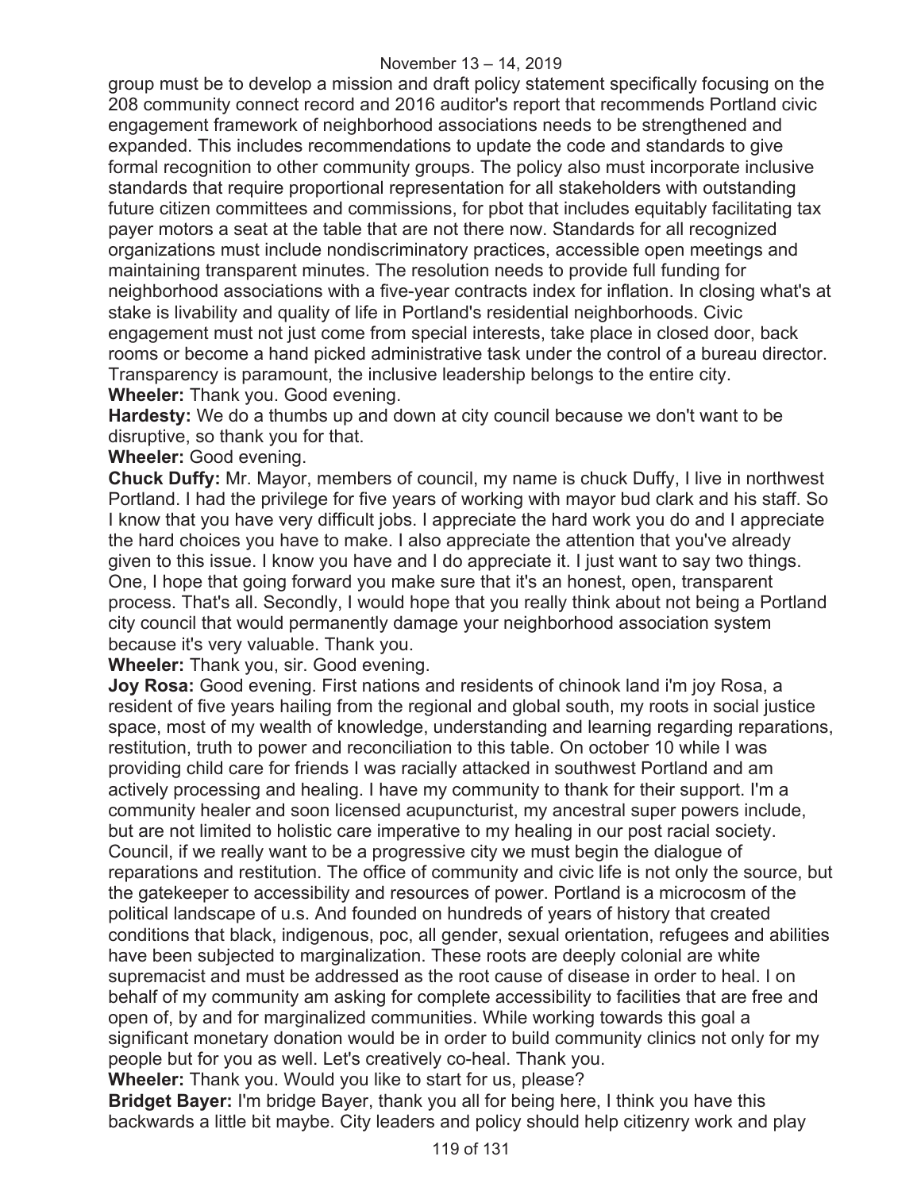group must be to develop a mission and draft policy statement specifically focusing on the 208 community connect record and 2016 auditor's report that recommends Portland civic engagement framework of neighborhood associations needs to be strengthened and expanded. This includes recommendations to update the code and standards to give formal recognition to other community groups. The policy also must incorporate inclusive standards that require proportional representation for all stakeholders with outstanding future citizen committees and commissions, for pbot that includes equitably facilitating tax payer motors a seat at the table that are not there now. Standards for all recognized organizations must include nondiscriminatory practices, accessible open meetings and maintaining transparent minutes. The resolution needs to provide full funding for neighborhood associations with a five-year contracts index for inflation. In closing what's at stake is livability and quality of life in Portland's residential neighborhoods. Civic engagement must not just come from special interests, take place in closed door, back rooms or become a hand picked administrative task under the control of a bureau director. Transparency is paramount, the inclusive leadership belongs to the entire city.

**Wheeler:** Thank you. Good evening.

**Hardesty:** We do a thumbs up and down at city council because we don't want to be disruptive, so thank you for that.

**Wheeler:** Good evening.

**Chuck Duffy:** Mr. Mayor, members of council, my name is chuck Duffy, I live in northwest Portland. I had the privilege for five years of working with mayor bud clark and his staff. So I know that you have very difficult jobs. I appreciate the hard work you do and I appreciate the hard choices you have to make. I also appreciate the attention that you've already given to this issue. I know you have and I do appreciate it. I just want to say two things. One, I hope that going forward you make sure that it's an honest, open, transparent process. That's all. Secondly, I would hope that you really think about not being a Portland city council that would permanently damage your neighborhood association system because it's very valuable. Thank you.

**Wheeler:** Thank you, sir. Good evening.

**Joy Rosa:** Good evening. First nations and residents of chinook land i'm joy Rosa, a resident of five years hailing from the regional and global south, my roots in social justice space, most of my wealth of knowledge, understanding and learning regarding reparations, restitution, truth to power and reconciliation to this table. On october 10 while I was providing child care for friends I was racially attacked in southwest Portland and am actively processing and healing. I have my community to thank for their support. I'm a community healer and soon licensed acupuncturist, my ancestral super powers include, but are not limited to holistic care imperative to my healing in our post racial society. Council, if we really want to be a progressive city we must begin the dialogue of reparations and restitution. The office of community and civic life is not only the source, but the gatekeeper to accessibility and resources of power. Portland is a microcosm of the political landscape of u.s. And founded on hundreds of years of history that created conditions that black, indigenous, poc, all gender, sexual orientation, refugees and abilities have been subjected to marginalization. These roots are deeply colonial are white supremacist and must be addressed as the root cause of disease in order to heal. I on behalf of my community am asking for complete accessibility to facilities that are free and open of, by and for marginalized communities. While working towards this goal a significant monetary donation would be in order to build community clinics not only for my people but for you as well. Let's creatively co-heal. Thank you.

**Wheeler:** Thank you. Would you like to start for us, please?

**Bridget Bayer:** I'm bridge Bayer, thank you all for being here, I think you have this backwards a little bit maybe. City leaders and policy should help citizenry work and play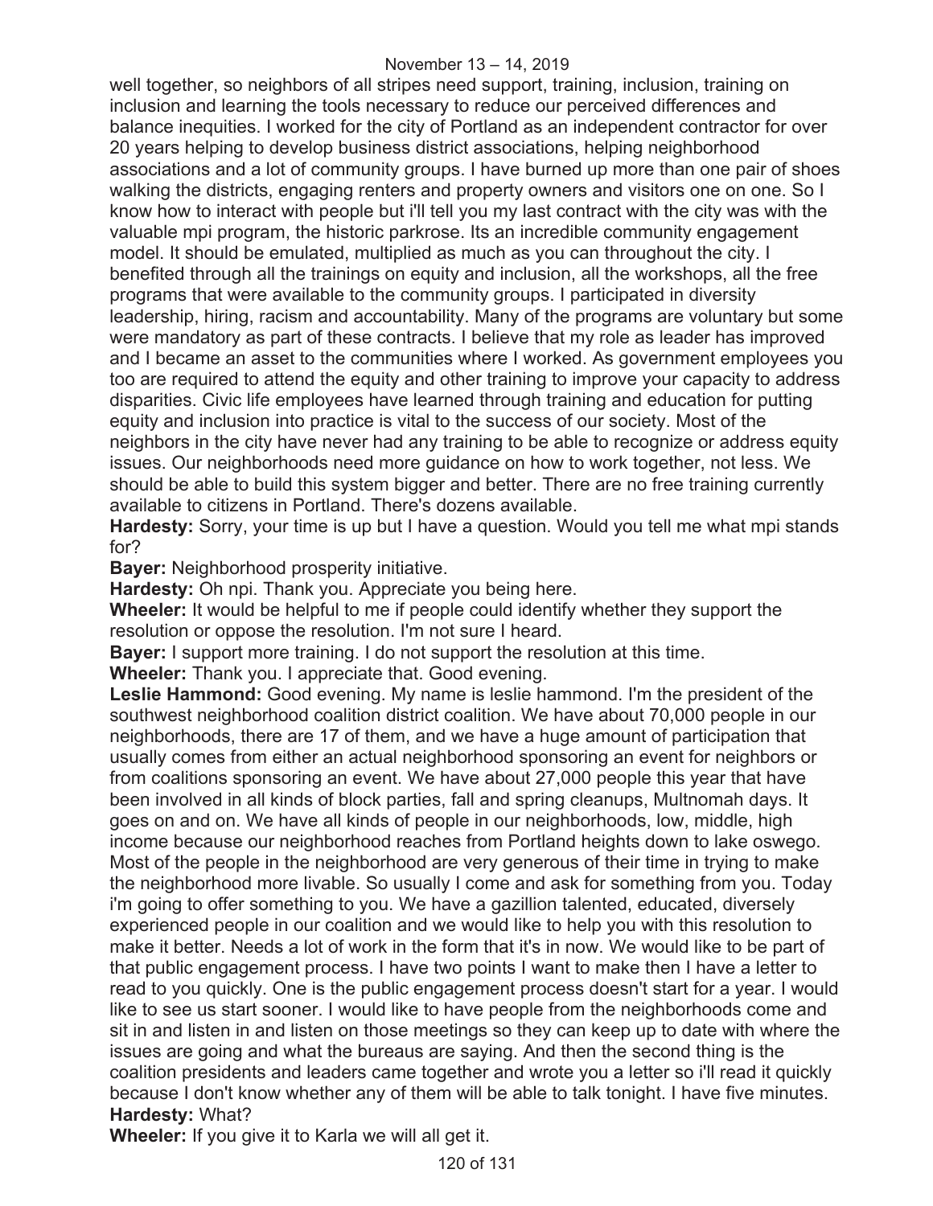well together, so neighbors of all stripes need support, training, inclusion, training on inclusion and learning the tools necessary to reduce our perceived differences and balance inequities. I worked for the city of Portland as an independent contractor for over 20 years helping to develop business district associations, helping neighborhood associations and a lot of community groups. I have burned up more than one pair of shoes walking the districts, engaging renters and property owners and visitors one on one. So I know how to interact with people but i'll tell you my last contract with the city was with the valuable mpi program, the historic parkrose. Its an incredible community engagement model. It should be emulated, multiplied as much as you can throughout the city. I benefited through all the trainings on equity and inclusion, all the workshops, all the free programs that were available to the community groups. I participated in diversity leadership, hiring, racism and accountability. Many of the programs are voluntary but some were mandatory as part of these contracts. I believe that my role as leader has improved and I became an asset to the communities where I worked. As government employees you too are required to attend the equity and other training to improve your capacity to address disparities. Civic life employees have learned through training and education for putting equity and inclusion into practice is vital to the success of our society. Most of the neighbors in the city have never had any training to be able to recognize or address equity issues. Our neighborhoods need more guidance on how to work together, not less. We should be able to build this system bigger and better. There are no free training currently available to citizens in Portland. There's dozens available.

**Hardesty:** Sorry, your time is up but I have a question. Would you tell me what mpi stands for?

**Bayer:** Neighborhood prosperity initiative.

**Hardesty:** Oh npi. Thank you. Appreciate you being here.

**Wheeler:** It would be helpful to me if people could identify whether they support the resolution or oppose the resolution. I'm not sure I heard.

**Bayer:** I support more training. I do not support the resolution at this time.

**Wheeler:** Thank you. I appreciate that. Good evening.

**Leslie Hammond:** Good evening. My name is leslie hammond. I'm the president of the southwest neighborhood coalition district coalition. We have about 70,000 people in our neighborhoods, there are 17 of them, and we have a huge amount of participation that usually comes from either an actual neighborhood sponsoring an event for neighbors or from coalitions sponsoring an event. We have about 27,000 people this year that have been involved in all kinds of block parties, fall and spring cleanups, Multnomah days. It goes on and on. We have all kinds of people in our neighborhoods, low, middle, high income because our neighborhood reaches from Portland heights down to lake oswego. Most of the people in the neighborhood are very generous of their time in trying to make the neighborhood more livable. So usually I come and ask for something from you. Today i'm going to offer something to you. We have a gazillion talented, educated, diversely experienced people in our coalition and we would like to help you with this resolution to make it better. Needs a lot of work in the form that it's in now. We would like to be part of that public engagement process. I have two points I want to make then I have a letter to read to you quickly. One is the public engagement process doesn't start for a year. I would like to see us start sooner. I would like to have people from the neighborhoods come and sit in and listen in and listen on those meetings so they can keep up to date with where the issues are going and what the bureaus are saying. And then the second thing is the coalition presidents and leaders came together and wrote you a letter so i'll read it quickly because I don't know whether any of them will be able to talk tonight. I have five minutes.

**Hardesty:** What?

**Wheeler:** If you give it to Karla we will all get it.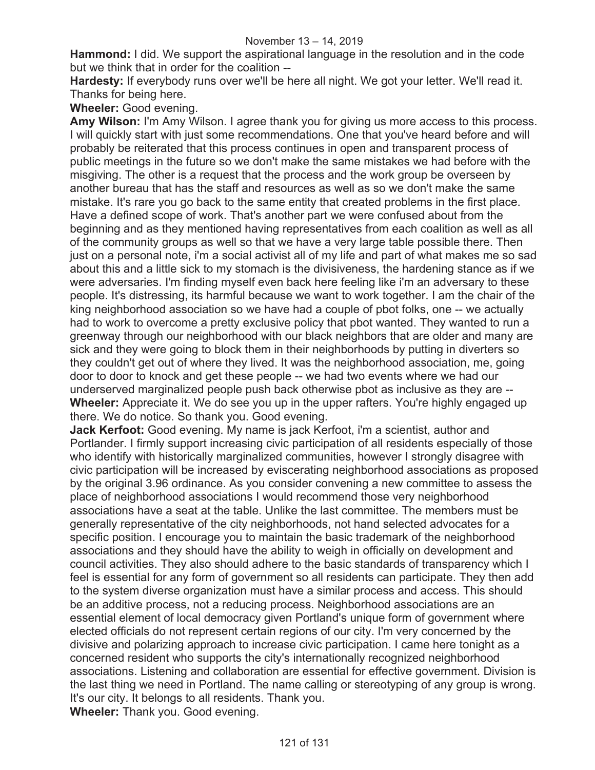**Hammond:** I did. We support the aspirational language in the resolution and in the code but we think that in order for the coalition --

**Hardesty:** If everybody runs over we'll be here all night. We got your letter. We'll read it. Thanks for being here.

**Wheeler:** Good evening.

**Amy Wilson:** I'm Amy Wilson. I agree thank you for giving us more access to this process. I will quickly start with just some recommendations. One that you've heard before and will probably be reiterated that this process continues in open and transparent process of public meetings in the future so we don't make the same mistakes we had before with the misgiving. The other is a request that the process and the work group be overseen by another bureau that has the staff and resources as well as so we don't make the same mistake. It's rare you go back to the same entity that created problems in the first place. Have a defined scope of work. That's another part we were confused about from the beginning and as they mentioned having representatives from each coalition as well as all of the community groups as well so that we have a very large table possible there. Then just on a personal note, i'm a social activist all of my life and part of what makes me so sad about this and a little sick to my stomach is the divisiveness, the hardening stance as if we were adversaries. I'm finding myself even back here feeling like i'm an adversary to these people. It's distressing, its harmful because we want to work together. I am the chair of the king neighborhood association so we have had a couple of pbot folks, one -- we actually had to work to overcome a pretty exclusive policy that pbot wanted. They wanted to run a greenway through our neighborhood with our black neighbors that are older and many are sick and they were going to block them in their neighborhoods by putting in diverters so they couldn't get out of where they lived. It was the neighborhood association, me, going door to door to knock and get these people -- we had two events where we had our underserved marginalized people push back otherwise pbot as inclusive as they are --

**Wheeler:** Appreciate it. We do see you up in the upper rafters. You're highly engaged up there. We do notice. So thank you. Good evening.

**Jack Kerfoot:** Good evening. My name is jack Kerfoot, i'm a scientist, author and Portlander. I firmly support increasing civic participation of all residents especially of those who identify with historically marginalized communities, however I strongly disagree with civic participation will be increased by eviscerating neighborhood associations as proposed by the original 3.96 ordinance. As you consider convening a new committee to assess the place of neighborhood associations I would recommend those very neighborhood associations have a seat at the table. Unlike the last committee. The members must be generally representative of the city neighborhoods, not hand selected advocates for a specific position. I encourage you to maintain the basic trademark of the neighborhood associations and they should have the ability to weigh in officially on development and council activities. They also should adhere to the basic standards of transparency which I feel is essential for any form of government so all residents can participate. They then add to the system diverse organization must have a similar process and access. This should be an additive process, not a reducing process. Neighborhood associations are an essential element of local democracy given Portland's unique form of government where elected officials do not represent certain regions of our city. I'm very concerned by the divisive and polarizing approach to increase civic participation. I came here tonight as a concerned resident who supports the city's internationally recognized neighborhood associations. Listening and collaboration are essential for effective government. Division is the last thing we need in Portland. The name calling or stereotyping of any group is wrong. It's our city. It belongs to all residents. Thank you.

**Wheeler:** Thank you. Good evening.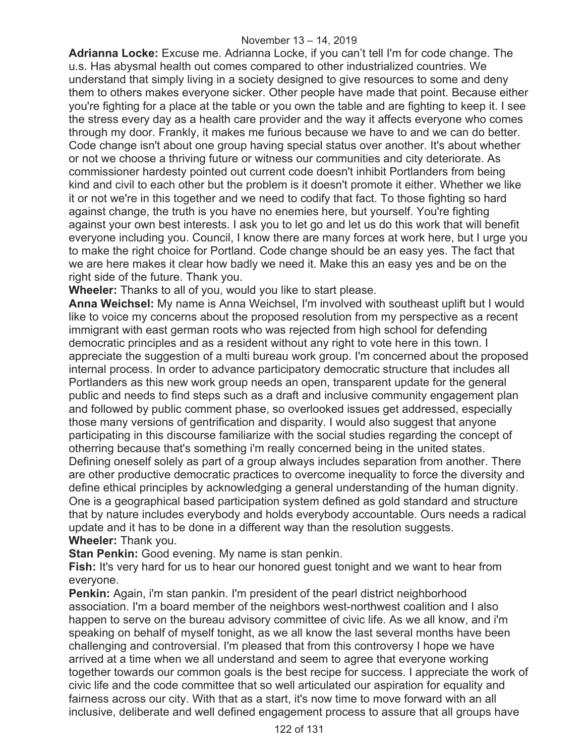**Adrianna Locke:** Excuse me. Adrianna Locke, if you can't tell I'm for code change. The u.s. Has abysmal health out comes compared to other industrialized countries. We understand that simply living in a society designed to give resources to some and deny them to others makes everyone sicker. Other people have made that point. Because either you're fighting for a place at the table or you own the table and are fighting to keep it. I see the stress every day as a health care provider and the way it affects everyone who comes through my door. Frankly, it makes me furious because we have to and we can do better. Code change isn't about one group having special status over another. It's about whether or not we choose a thriving future or witness our communities and city deteriorate. As commissioner hardesty pointed out current code doesn't inhibit Portlanders from being kind and civil to each other but the problem is it doesn't promote it either. Whether we like it or not we're in this together and we need to codify that fact. To those fighting so hard against change, the truth is you have no enemies here, but yourself. You're fighting against your own best interests. I ask you to let go and let us do this work that will benefit everyone including you. Council, I know there are many forces at work here, but I urge you to make the right choice for Portland. Code change should be an easy yes. The fact that we are here makes it clear how badly we need it. Make this an easy yes and be on the right side of the future. Thank you.

**Wheeler:** Thanks to all of you, would you like to start please.

**Anna Weichsel:** My name is Anna Weichsel, I'm involved with southeast uplift but I would like to voice my concerns about the proposed resolution from my perspective as a recent immigrant with east german roots who was rejected from high school for defending democratic principles and as a resident without any right to vote here in this town. I appreciate the suggestion of a multi bureau work group. I'm concerned about the proposed internal process. In order to advance participatory democratic structure that includes all Portlanders as this new work group needs an open, transparent update for the general public and needs to find steps such as a draft and inclusive community engagement plan and followed by public comment phase, so overlooked issues get addressed, especially those many versions of gentrification and disparity. I would also suggest that anyone participating in this discourse familiarize with the social studies regarding the concept of otherring because that's something i'm really concerned being in the united states. Defining oneself solely as part of a group always includes separation from another. There are other productive democratic practices to overcome inequality to force the diversity and define ethical principles by acknowledging a general understanding of the human dignity. One is a geographical based participation system defined as gold standard and structure that by nature includes everybody and holds everybody accountable. Ours needs a radical update and it has to be done in a different way than the resolution suggests.

**Wheeler:** Thank you.

**Stan Penkin:** Good evening. My name is stan penkin.

**Fish:** It's very hard for us to hear our honored guest tonight and we want to hear from everyone.

**Penkin:** Again, i'm stan pankin. I'm president of the pearl district neighborhood association. I'm a board member of the neighbors west-northwest coalition and I also happen to serve on the bureau advisory committee of civic life. As we all know, and i'm speaking on behalf of myself tonight, as we all know the last several months have been challenging and controversial. I'm pleased that from this controversy I hope we have arrived at a time when we all understand and seem to agree that everyone working together towards our common goals is the best recipe for success. I appreciate the work of civic life and the code committee that so well articulated our aspiration for equality and fairness across our city. With that as a start, it's now time to move forward with an all inclusive, deliberate and well defined engagement process to assure that all groups have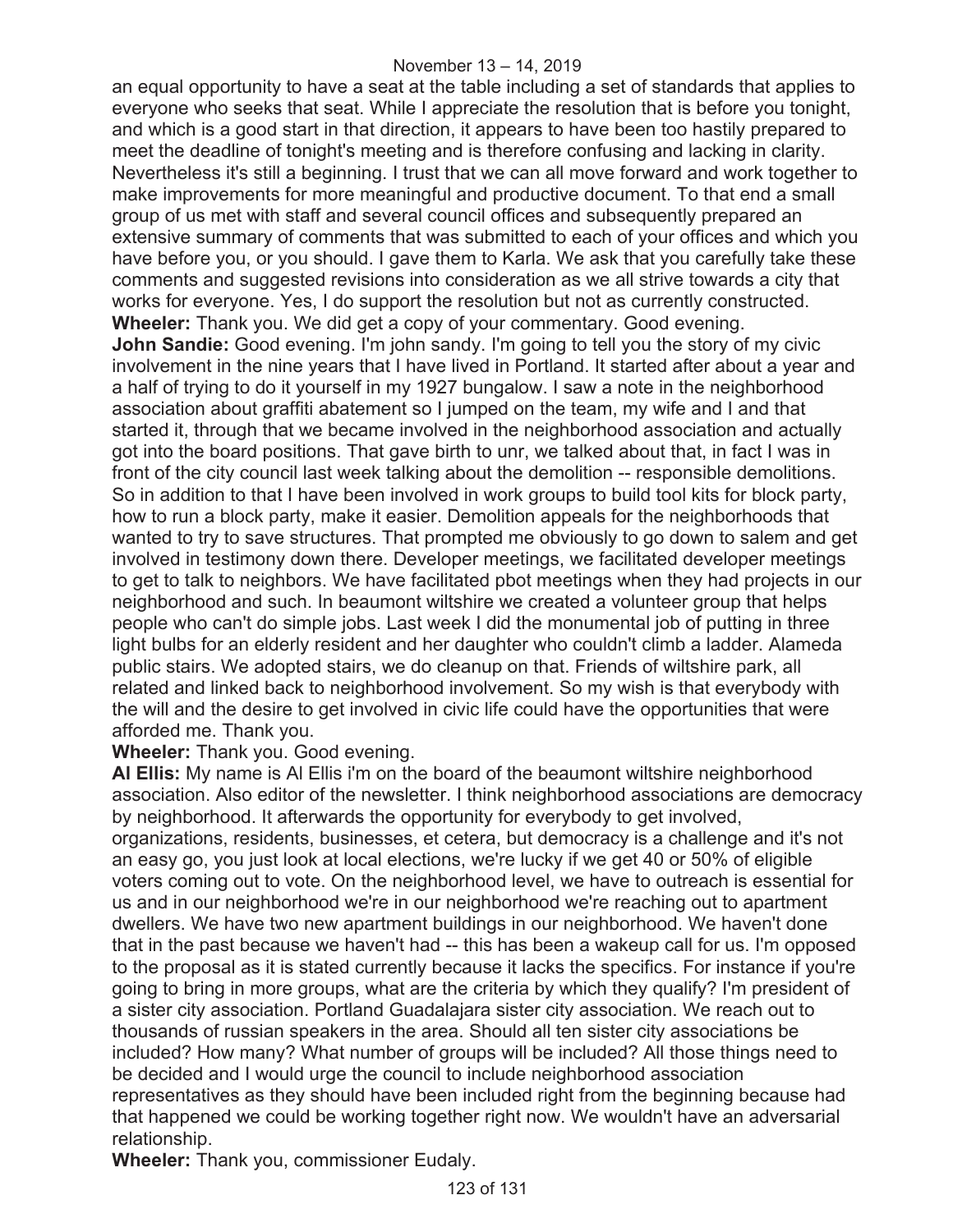an equal opportunity to have a seat at the table including a set of standards that applies to everyone who seeks that seat. While I appreciate the resolution that is before you tonight, and which is a good start in that direction, it appears to have been too hastily prepared to meet the deadline of tonight's meeting and is therefore confusing and lacking in clarity. Nevertheless it's still a beginning. I trust that we can all move forward and work together to make improvements for more meaningful and productive document. To that end a small group of us met with staff and several council offices and subsequently prepared an extensive summary of comments that was submitted to each of your offices and which you have before you, or you should. I gave them to Karla. We ask that you carefully take these comments and suggested revisions into consideration as we all strive towards a city that works for everyone. Yes, I do support the resolution but not as currently constructed.

**Wheeler:** Thank you. We did get a copy of your commentary. Good evening.

**John Sandie:** Good evening. I'm john sandy. I'm going to tell you the story of my civic involvement in the nine years that I have lived in Portland. It started after about a year and a half of trying to do it yourself in my 1927 bungalow. I saw a note in the neighborhood association about graffiti abatement so I jumped on the team, my wife and I and that started it, through that we became involved in the neighborhood association and actually got into the board positions. That gave birth to unr, we talked about that, in fact I was in front of the city council last week talking about the demolition -- responsible demolitions. So in addition to that I have been involved in work groups to build tool kits for block party, how to run a block party, make it easier. Demolition appeals for the neighborhoods that wanted to try to save structures. That prompted me obviously to go down to salem and get involved in testimony down there. Developer meetings, we facilitated developer meetings to get to talk to neighbors. We have facilitated pbot meetings when they had projects in our neighborhood and such. In beaumont wiltshire we created a volunteer group that helps people who can't do simple jobs. Last week I did the monumental job of putting in three light bulbs for an elderly resident and her daughter who couldn't climb a ladder. Alameda public stairs. We adopted stairs, we do cleanup on that. Friends of wiltshire park, all related and linked back to neighborhood involvement. So my wish is that everybody with the will and the desire to get involved in civic life could have the opportunities that were afforded me. Thank you.

**Wheeler:** Thank you. Good evening.

**Al Ellis:** My name is Al Ellis i'm on the board of the beaumont wiltshire neighborhood association. Also editor of the newsletter. I think neighborhood associations are democracy by neighborhood. It afterwards the opportunity for everybody to get involved, organizations, residents, businesses, et cetera, but democracy is a challenge and it's not an easy go, you just look at local elections, we're lucky if we get 40 or 50% of eligible voters coming out to vote. On the neighborhood level, we have to outreach is essential for us and in our neighborhood we're in our neighborhood we're reaching out to apartment dwellers. We have two new apartment buildings in our neighborhood. We haven't done that in the past because we haven't had -- this has been a wakeup call for us. I'm opposed to the proposal as it is stated currently because it lacks the specifics. For instance if you're going to bring in more groups, what are the criteria by which they qualify? I'm president of a sister city association. Portland Guadalajara sister city association. We reach out to thousands of russian speakers in the area. Should all ten sister city associations be included? How many? What number of groups will be included? All those things need to be decided and I would urge the council to include neighborhood association representatives as they should have been included right from the beginning because had that happened we could be working together right now. We wouldn't have an adversarial relationship.

**Wheeler:** Thank you, commissioner Eudaly.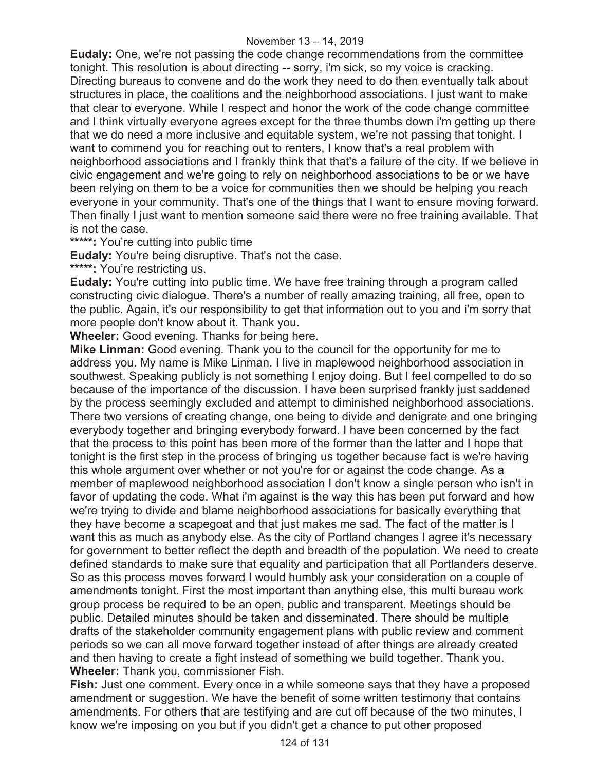**Eudaly:** One, we're not passing the code change recommendations from the committee tonight. This resolution is about directing -- sorry, i'm sick, so my voice is cracking. Directing bureaus to convene and do the work they need to do then eventually talk about structures in place, the coalitions and the neighborhood associations. I just want to make that clear to everyone. While I respect and honor the work of the code change committee and I think virtually everyone agrees except for the three thumbs down i'm getting up there that we do need a more inclusive and equitable system, we're not passing that tonight. I want to commend you for reaching out to renters, I know that's a real problem with neighborhood associations and I frankly think that that's a failure of the city. If we believe in civic engagement and we're going to rely on neighborhood associations to be or we have been relying on them to be a voice for communities then we should be helping you reach everyone in your community. That's one of the things that I want to ensure moving forward. Then finally I just want to mention someone said there were no free training available. That is not the case.

**\*\*\*\*\*:** You're cutting into public time

**Eudaly:** You're being disruptive. That's not the case.

**\*\*\*\*\*:** You're restricting us.

**Eudaly:** You're cutting into public time. We have free training through a program called constructing civic dialogue. There's a number of really amazing training, all free, open to the public. Again, it's our responsibility to get that information out to you and i'm sorry that more people don't know about it. Thank you.

**Wheeler:** Good evening. Thanks for being here.

**Mike Linman:** Good evening. Thank you to the council for the opportunity for me to address you. My name is Mike Linman. I live in maplewood neighborhood association in southwest. Speaking publicly is not something I enjoy doing. But I feel compelled to do so because of the importance of the discussion. I have been surprised frankly just saddened by the process seemingly excluded and attempt to diminished neighborhood associations. There two versions of creating change, one being to divide and denigrate and one bringing everybody together and bringing everybody forward. I have been concerned by the fact that the process to this point has been more of the former than the latter and I hope that tonight is the first step in the process of bringing us together because fact is we're having this whole argument over whether or not you're for or against the code change. As a member of maplewood neighborhood association I don't know a single person who isn't in favor of updating the code. What i'm against is the way this has been put forward and how we're trying to divide and blame neighborhood associations for basically everything that they have become a scapegoat and that just makes me sad. The fact of the matter is I want this as much as anybody else. As the city of Portland changes I agree it's necessary for government to better reflect the depth and breadth of the population. We need to create defined standards to make sure that equality and participation that all Portlanders deserve. So as this process moves forward I would humbly ask your consideration on a couple of amendments tonight. First the most important than anything else, this multi bureau work group process be required to be an open, public and transparent. Meetings should be public. Detailed minutes should be taken and disseminated. There should be multiple drafts of the stakeholder community engagement plans with public review and comment periods so we can all move forward together instead of after things are already created and then having to create a fight instead of something we build together. Thank you.

**Wheeler:** Thank you, commissioner Fish.

**Fish:** Just one comment. Every once in a while someone says that they have a proposed amendment or suggestion. We have the benefit of some written testimony that contains amendments. For others that are testifying and are cut off because of the two minutes, I know we're imposing on you but if you didn't get a chance to put other proposed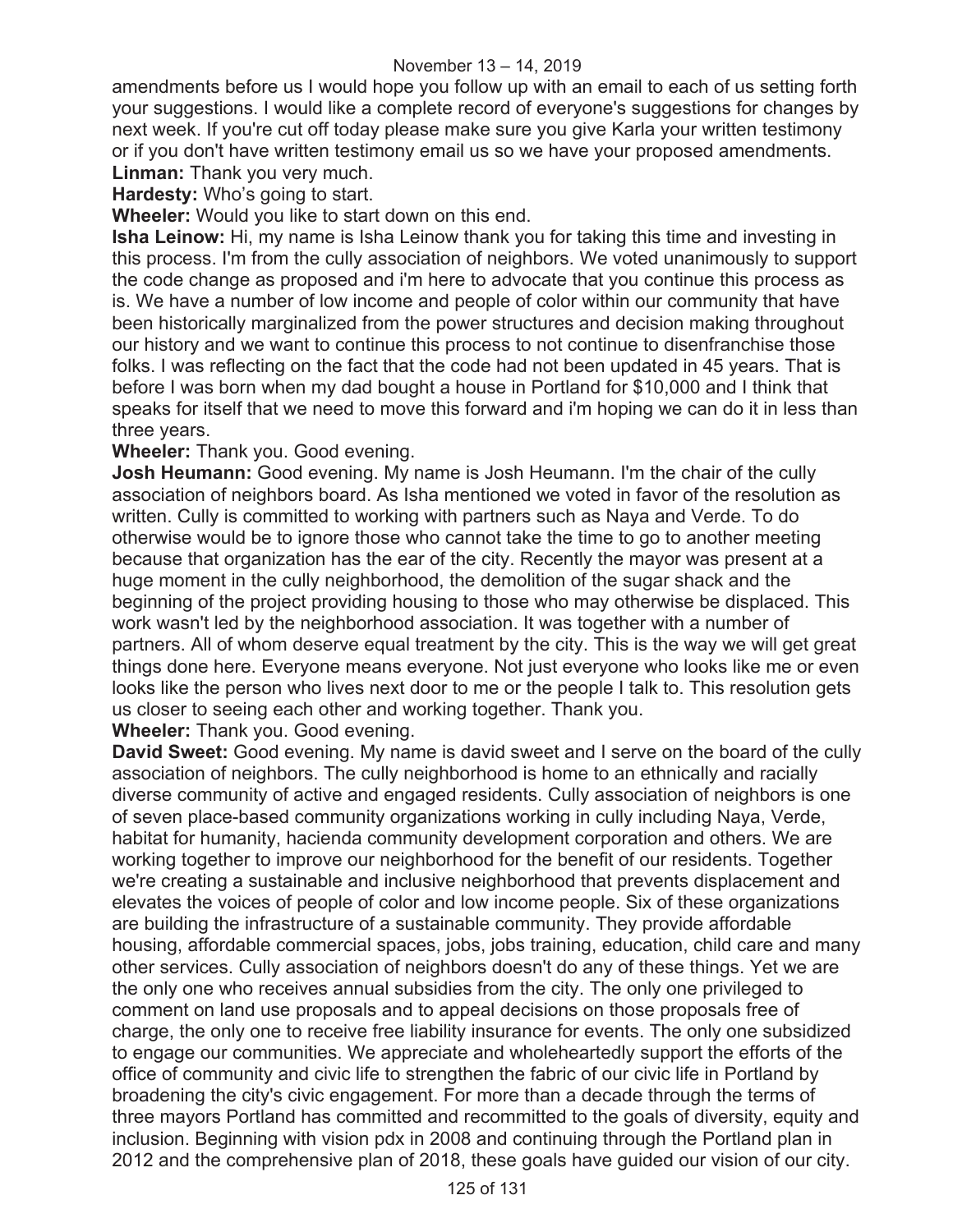amendments before us I would hope you follow up with an email to each of us setting forth your suggestions. I would like a complete record of everyone's suggestions for changes by next week. If you're cut off today please make sure you give Karla your written testimony or if you don't have written testimony email us so we have your proposed amendments.

**Linman:** Thank you very much.

**Hardesty:** Who's going to start.

**Wheeler:** Would you like to start down on this end.

**Isha Leinow:** Hi, my name is Isha Leinow thank you for taking this time and investing in this process. I'm from the cully association of neighbors. We voted unanimously to support the code change as proposed and i'm here to advocate that you continue this process as is. We have a number of low income and people of color within our community that have been historically marginalized from the power structures and decision making throughout our history and we want to continue this process to not continue to disenfranchise those folks. I was reflecting on the fact that the code had not been updated in 45 years. That is before I was born when my dad bought a house in Portland for $10,000 and I think that speaks for itself that we need to move this forward and i'm hoping we can do it in less than three years.

**Wheeler:** Thank you. Good evening.

**Josh Heumann:** Good evening. My name is Josh Heumann. I'm the chair of the cully association of neighbors board. As Isha mentioned we voted in favor of the resolution as written. Cully is committed to working with partners such as Naya and Verde. To do otherwise would be to ignore those who cannot take the time to go to another meeting because that organization has the ear of the city. Recently the mayor was present at a huge moment in the cully neighborhood, the demolition of the sugar shack and the beginning of the project providing housing to those who may otherwise be displaced. This work wasn't led by the neighborhood association. It was together with a number of partners. All of whom deserve equal treatment by the city. This is the way we will get great things done here. Everyone means everyone. Not just everyone who looks like me or even looks like the person who lives next door to me or the people I talk to. This resolution gets us closer to seeing each other and working together. Thank you.

**Wheeler:** Thank you. Good evening.

**David Sweet:** Good evening. My name is david sweet and I serve on the board of the cully association of neighbors. The cully neighborhood is home to an ethnically and racially diverse community of active and engaged residents. Cully association of neighbors is one of seven place-based community organizations working in cully including Naya, Verde, habitat for humanity, hacienda community development corporation and others. We are working together to improve our neighborhood for the benefit of our residents. Together we're creating a sustainable and inclusive neighborhood that prevents displacement and elevates the voices of people of color and low income people. Six of these organizations are building the infrastructure of a sustainable community. They provide affordable housing, affordable commercial spaces, jobs, jobs training, education, child care and many other services. Cully association of neighbors doesn't do any of these things. Yet we are the only one who receives annual subsidies from the city. The only one privileged to comment on land use proposals and to appeal decisions on those proposals free of charge, the only one to receive free liability insurance for events. The only one subsidized to engage our communities. We appreciate and wholeheartedly support the efforts of the office of community and civic life to strengthen the fabric of our civic life in Portland by broadening the city's civic engagement. For more than a decade through the terms of three mayors Portland has committed and recommitted to the goals of diversity, equity and inclusion. Beginning with vision pdx in 2008 and continuing through the Portland plan in 2012 and the comprehensive plan of 2018, these goals have guided our vision of our city.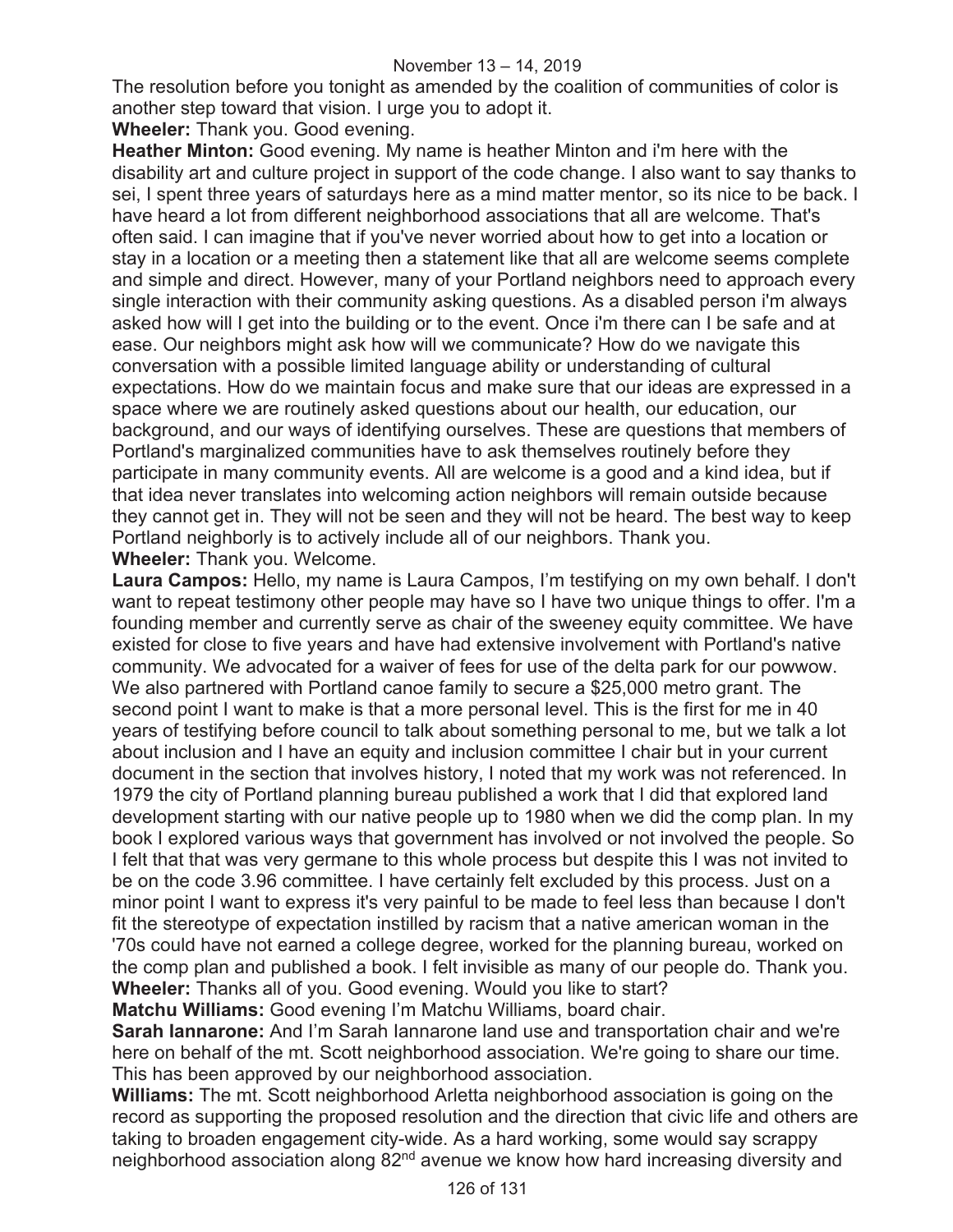The resolution before you tonight as amended by the coalition of communities of color is another step toward that vision. I urge you to adopt it.

**Wheeler:** Thank you. Good evening.

**Heather Minton:** Good evening. My name is heather Minton and i'm here with the disability art and culture project in support of the code change. I also want to say thanks to sei, I spent three years of saturdays here as a mind matter mentor, so its nice to be back. I have heard a lot from different neighborhood associations that all are welcome. That's often said. I can imagine that if you've never worried about how to get into a location or stay in a location or a meeting then a statement like that all are welcome seems complete and simple and direct. However, many of your Portland neighbors need to approach every single interaction with their community asking questions. As a disabled person i'm always asked how will I get into the building or to the event. Once i'm there can I be safe and at ease. Our neighbors might ask how will we communicate? How do we navigate this conversation with a possible limited language ability or understanding of cultural expectations. How do we maintain focus and make sure that our ideas are expressed in a space where we are routinely asked questions about our health, our education, our background, and our ways of identifying ourselves. These are questions that members of Portland's marginalized communities have to ask themselves routinely before they participate in many community events. All are welcome is a good and a kind idea, but if that idea never translates into welcoming action neighbors will remain outside because they cannot get in. They will not be seen and they will not be heard. The best way to keep Portland neighborly is to actively include all of our neighbors. Thank you.

**Wheeler:** Thank you. Welcome.

**Laura Campos:** Hello, my name is Laura Campos, I'm testifying on my own behalf. I don't want to repeat testimony other people may have so I have two unique things to offer. I'm a founding member and currently serve as chair of the sweeney equity committee. We have existed for close to five years and have had extensive involvement with Portland's native community. We advocated for a waiver of fees for use of the delta park for our powwow. We also partnered with Portland canoe family to secure a $25,000 metro grant. The second point I want to make is that a more personal level. This is the first for me in 40 years of testifying before council to talk about something personal to me, but we talk a lot about inclusion and I have an equity and inclusion committee I chair but in your current document in the section that involves history, I noted that my work was not referenced. In 1979 the city of Portland planning bureau published a work that I did that explored land development starting with our native people up to 1980 when we did the comp plan. In my book I explored various ways that government has involved or not involved the people. So I felt that that was very germane to this whole process but despite this I was not invited to be on the code 3.96 committee. I have certainly felt excluded by this process. Just on a minor point I want to express it's very painful to be made to feel less than because I don't fit the stereotype of expectation instilled by racism that a native american woman in the '70s could have not earned a college degree, worked for the planning bureau, worked on the comp plan and published a book. I felt invisible as many of our people do. Thank you.

**Wheeler:** Thanks all of you. Good evening. Would you like to start?

**Matchu Williams:** Good evening I'm Matchu Williams, board chair.

**Sarah Iannarone:** And I'm Sarah Iannarone land use and transportation chair and we're here on behalf of the mt. Scott neighborhood association. We're going to share our time. This has been approved by our neighborhood association.

**Williams:** The mt. Scott neighborhood Arletta neighborhood association is going on the record as supporting the proposed resolution and the direction that civic life and others are taking to broaden engagement city-wide. As a hard working, some would say scrappy neighborhood association along 82nd avenue we know how hard increasing diversity and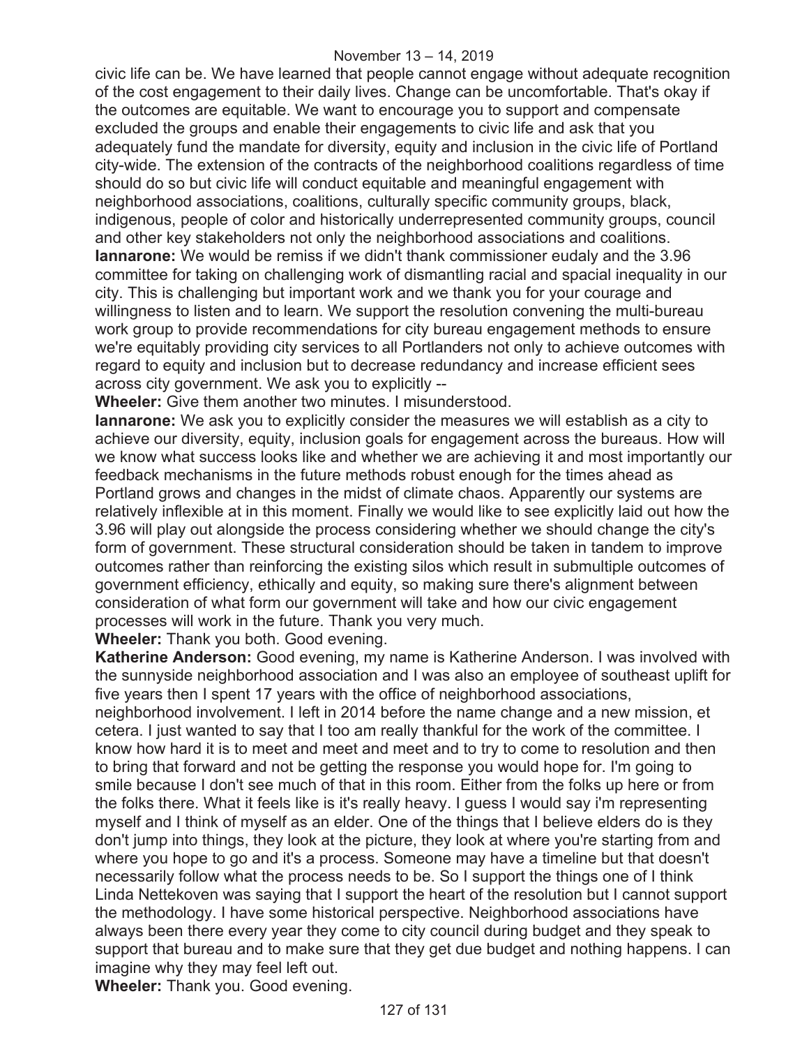civic life can be. We have learned that people cannot engage without adequate recognition of the cost engagement to their daily lives. Change can be uncomfortable. That's okay if the outcomes are equitable. We want to encourage you to support and compensate excluded the groups and enable their engagements to civic life and ask that you adequately fund the mandate for diversity, equity and inclusion in the civic life of Portland city-wide. The extension of the contracts of the neighborhood coalitions regardless of time should do so but civic life will conduct equitable and meaningful engagement with neighborhood associations, coalitions, culturally specific community groups, black, indigenous, people of color and historically underrepresented community groups, council and other key stakeholders not only the neighborhood associations and coalitions.

**Iannarone:** We would be remiss if we didn't thank commissioner eudaly and the 3.96 committee for taking on challenging work of dismantling racial and spacial inequality in our city. This is challenging but important work and we thank you for your courage and willingness to listen and to learn. We support the resolution convening the multi-bureau work group to provide recommendations for city bureau engagement methods to ensure we're equitably providing city services to all Portlanders not only to achieve outcomes with regard to equity and inclusion but to decrease redundancy and increase efficient sees across city government. We ask you to explicitly --

**Wheeler:** Give them another two minutes. I misunderstood.

**Iannarone:** We ask you to explicitly consider the measures we will establish as a city to achieve our diversity, equity, inclusion goals for engagement across the bureaus. How will we know what success looks like and whether we are achieving it and most importantly our feedback mechanisms in the future methods robust enough for the times ahead as Portland grows and changes in the midst of climate chaos. Apparently our systems are relatively inflexible at in this moment. Finally we would like to see explicitly laid out how the 3.96 will play out alongside the process considering whether we should change the city's form of government. These structural consideration should be taken in tandem to improve outcomes rather than reinforcing the existing silos which result in submultiple outcomes of government efficiency, ethically and equity, so making sure there's alignment between consideration of what form our government will take and how our civic engagement processes will work in the future. Thank you very much.

**Wheeler:** Thank you both. Good evening.

**Katherine Anderson:** Good evening, my name is Katherine Anderson. I was involved with the sunnyside neighborhood association and I was also an employee of southeast uplift for five years then I spent 17 years with the office of neighborhood associations, neighborhood involvement. I left in 2014 before the name change and a new mission, et cetera. I just wanted to say that I too am really thankful for the work of the committee. I know how hard it is to meet and meet and meet and to try to come to resolution and then to bring that forward and not be getting the response you would hope for. I'm going to smile because I don't see much of that in this room. Either from the folks up here or from the folks there. What it feels like is it's really heavy. I guess I would say i'm representing myself and I think of myself as an elder. One of the things that I believe elders do is they don't jump into things, they look at the picture, they look at where you're starting from and where you hope to go and it's a process. Someone may have a timeline but that doesn't necessarily follow what the process needs to be. So I support the things one of I think Linda Nettekoven was saying that I support the heart of the resolution but I cannot support the methodology. I have some historical perspective. Neighborhood associations have always been there every year they come to city council during budget and they speak to support that bureau and to make sure that they get due budget and nothing happens. I can imagine why they may feel left out.

**Wheeler:** Thank you. Good evening.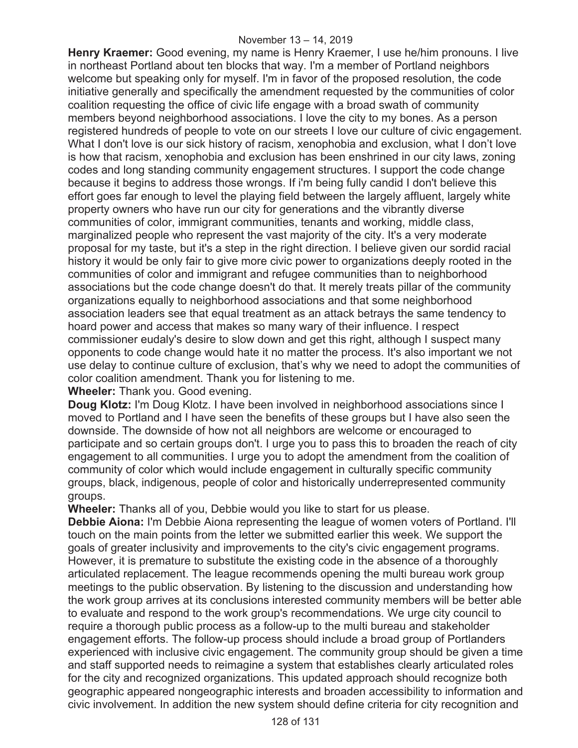**Henry Kraemer:** Good evening, my name is Henry Kraemer, I use he/him pronouns. I live in northeast Portland about ten blocks that way. I'm a member of Portland neighbors welcome but speaking only for myself. I'm in favor of the proposed resolution, the code initiative generally and specifically the amendment requested by the communities of color coalition requesting the office of civic life engage with a broad swath of community members beyond neighborhood associations. I love the city to my bones. As a person registered hundreds of people to vote on our streets I love our culture of civic engagement. What I don't love is our sick history of racism, xenophobia and exclusion, what I don't love is how that racism, xenophobia and exclusion has been enshrined in our city laws, zoning codes and long standing community engagement structures. I support the code change because it begins to address those wrongs. If i'm being fully candid I don't believe this effort goes far enough to level the playing field between the largely affluent, largely white property owners who have run our city for generations and the vibrantly diverse communities of color, immigrant communities, tenants and working, middle class, marginalized people who represent the vast majority of the city. It's a very moderate proposal for my taste, but it's a step in the right direction. I believe given our sordid racial history it would be only fair to give more civic power to organizations deeply rooted in the communities of color and immigrant and refugee communities than to neighborhood associations but the code change doesn't do that. It merely treats pillar of the community organizations equally to neighborhood associations and that some neighborhood association leaders see that equal treatment as an attack betrays the same tendency to hoard power and access that makes so many wary of their influence. I respect commissioner eudaly's desire to slow down and get this right, although I suspect many opponents to code change would hate it no matter the process. It's also important we not use delay to continue culture of exclusion, that's why we need to adopt the communities of color coalition amendment. Thank you for listening to me.

**Wheeler:** Thank you. Good evening.

**Doug Klotz:** I'm Doug Klotz. I have been involved in neighborhood associations since I moved to Portland and I have seen the benefits of these groups but I have also seen the downside. The downside of how not all neighbors are welcome or encouraged to participate and so certain groups don't. I urge you to pass this to broaden the reach of city engagement to all communities. I urge you to adopt the amendment from the coalition of community of color which would include engagement in culturally specific community groups, black, indigenous, people of color and historically underrepresented community groups.

**Wheeler:** Thanks all of you, Debbie would you like to start for us please.

**Debbie Aiona:** I'm Debbie Aiona representing the league of women voters of Portland. I'll touch on the main points from the letter we submitted earlier this week. We support the goals of greater inclusivity and improvements to the city's civic engagement programs. However, it is premature to substitute the existing code in the absence of a thoroughly articulated replacement. The league recommends opening the multi bureau work group meetings to the public observation. By listening to the discussion and understanding how the work group arrives at its conclusions interested community members will be better able to evaluate and respond to the work group's recommendations. We urge city council to require a thorough public process as a follow-up to the multi bureau and stakeholder engagement efforts. The follow-up process should include a broad group of Portlanders experienced with inclusive civic engagement. The community group should be given a time and staff supported needs to reimagine a system that establishes clearly articulated roles for the city and recognized organizations. This updated approach should recognize both geographic appeared nongeographic interests and broaden accessibility to information and civic involvement. In addition the new system should define criteria for city recognition and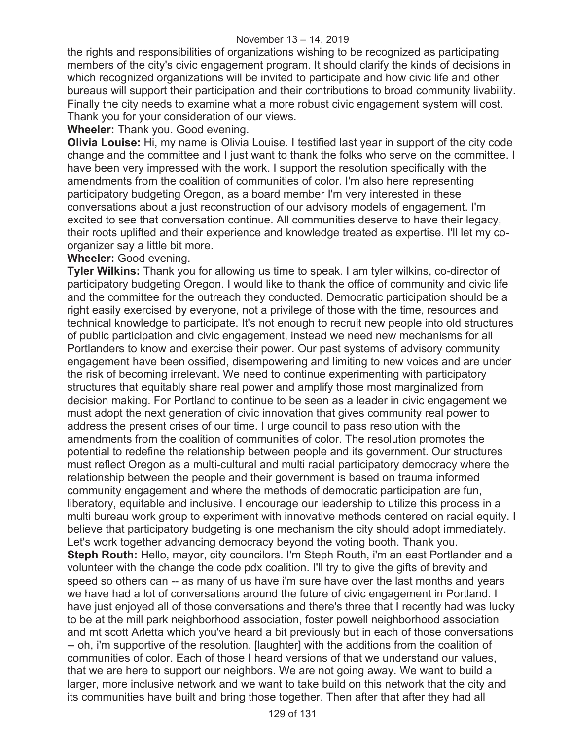the rights and responsibilities of organizations wishing to be recognized as participating members of the city's civic engagement program. It should clarify the kinds of decisions in which recognized organizations will be invited to participate and how civic life and other bureaus will support their participation and their contributions to broad community livability. Finally the city needs to examine what a more robust civic engagement system will cost. Thank you for your consideration of our views.

**Wheeler:** Thank you. Good evening.

**Olivia Louise:** Hi, my name is Olivia Louise. I testified last year in support of the city code change and the committee and I just want to thank the folks who serve on the committee. I have been very impressed with the work. I support the resolution specifically with the amendments from the coalition of communities of color. I'm also here representing participatory budgeting Oregon, as a board member I'm very interested in these conversations about a just reconstruction of our advisory models of engagement. I'm excited to see that conversation continue. All communities deserve to have their legacy, their roots uplifted and their experience and knowledge treated as expertise. I'll let my co-organizer say a little bit more.

**Wheeler:** Good evening.

**Tyler Wilkins:** Thank you for allowing us time to speak. I am tyler wilkins, co-director of participatory budgeting Oregon. I would like to thank the office of community and civic life and the committee for the outreach they conducted. Democratic participation should be a right easily exercised by everyone, not a privilege of those with the time, resources and technical knowledge to participate. It's not enough to recruit new people into old structures of public participation and civic engagement, instead we need new mechanisms for all Portlanders to know and exercise their power. Our past systems of advisory community engagement have been ossified, disempowering and limiting to new voices and are under the risk of becoming irrelevant. We need to continue experimenting with participatory structures that equitably share real power and amplify those most marginalized from decision making. For Portland to continue to be seen as a leader in civic engagement we must adopt the next generation of civic innovation that gives community real power to address the present crises of our time. I urge council to pass resolution with the amendments from the coalition of communities of color. The resolution promotes the potential to redefine the relationship between people and its government. Our structures must reflect Oregon as a multi-cultural and multi racial participatory democracy where the relationship between the people and their government is based on trauma informed community engagement and where the methods of democratic participation are fun, liberatory, equitable and inclusive. I encourage our leadership to utilize this process in a multi bureau work group to experiment with innovative methods centered on racial equity. I believe that participatory budgeting is one mechanism the city should adopt immediately. Let's work together advancing democracy beyond the voting booth. Thank you.

**Steph Routh:** Hello, mayor, city councilors. I'm Steph Routh, i'm an east Portlander and a volunteer with the change the code pdx coalition. I'll try to give the gifts of brevity and speed so others can -- as many of us have i'm sure have over the last months and years we have had a lot of conversations around the future of civic engagement in Portland. I have just enjoyed all of those conversations and there's three that I recently had was lucky to be at the mill park neighborhood association, foster powell neighborhood association and mt scott Arletta which you've heard a bit previously but in each of those conversations -- oh, i'm supportive of the resolution. [laughter] with the additions from the coalition of communities of color. Each of those I heard versions of that we understand our values, that we are here to support our neighbors. We are not going away. We want to build a larger, more inclusive network and we want to take build on this network that the city and its communities have built and bring those together. Then after that after they had all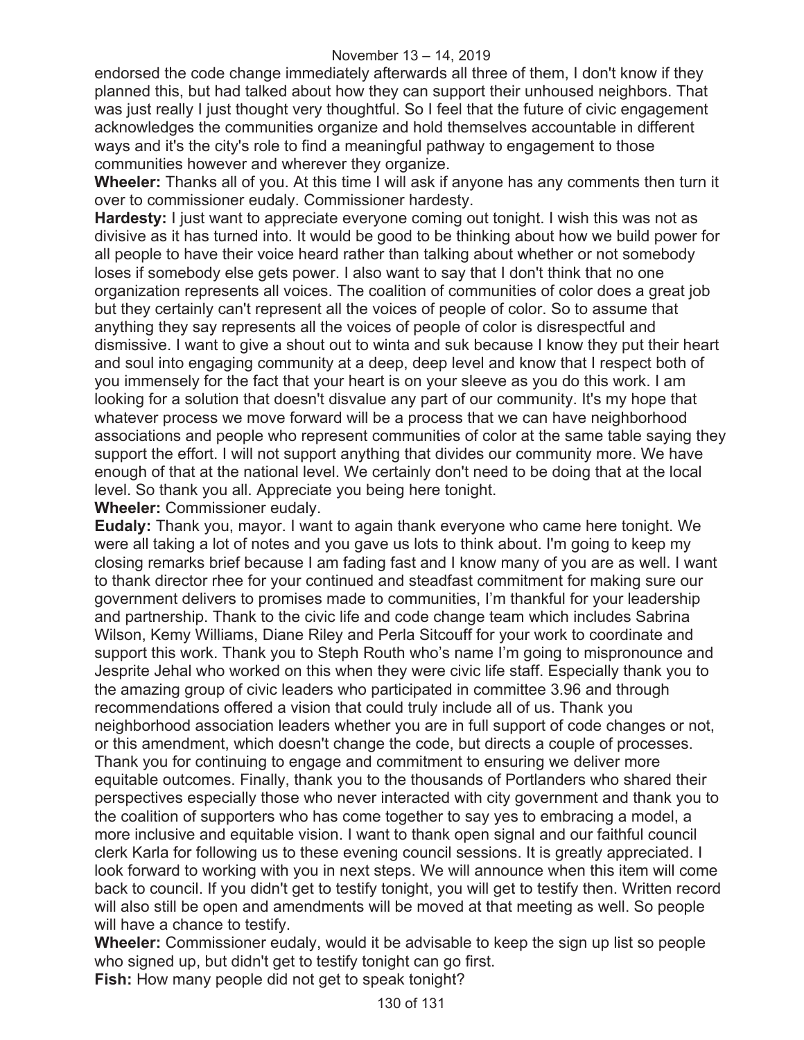endorsed the code change immediately afterwards all three of them, I don't know if they planned this, but had talked about how they can support their unhoused neighbors. That was just really I just thought very thoughtful. So I feel that the future of civic engagement acknowledges the communities organize and hold themselves accountable in different ways and it's the city's role to find a meaningful pathway to engagement to those communities however and wherever they organize.

**Wheeler:** Thanks all of you. At this time I will ask if anyone has any comments then turn it over to commissioner eudaly. Commissioner hardesty.

**Hardesty:** I just want to appreciate everyone coming out tonight. I wish this was not as divisive as it has turned into. It would be good to be thinking about how we build power for all people to have their voice heard rather than talking about whether or not somebody loses if somebody else gets power. I also want to say that I don't think that no one organization represents all voices. The coalition of communities of color does a great job but they certainly can't represent all the voices of people of color. So to assume that anything they say represents all the voices of people of color is disrespectful and dismissive. I want to give a shout out to winta and suk because I know they put their heart and soul into engaging community at a deep, deep level and know that I respect both of you immensely for the fact that your heart is on your sleeve as you do this work. I am looking for a solution that doesn't disvalue any part of our community. It's my hope that whatever process we move forward will be a process that we can have neighborhood associations and people who represent communities of color at the same table saying they support the effort. I will not support anything that divides our community more. We have enough of that at the national level. We certainly don't need to be doing that at the local level. So thank you all. Appreciate you being here tonight.

**Wheeler:** Commissioner eudaly.

**Eudaly:** Thank you, mayor. I want to again thank everyone who came here tonight. We were all taking a lot of notes and you gave us lots to think about. I'm going to keep my closing remarks brief because I am fading fast and I know many of you are as well. I want to thank director rhee for your continued and steadfast commitment for making sure our government delivers to promises made to communities, I'm thankful for your leadership and partnership. Thank to the civic life and code change team which includes Sabrina Wilson, Kemy Williams, Diane Riley and Perla Sitcouff for your work to coordinate and support this work. Thank you to Steph Routh who's name I'm going to mispronounce and Jesprite Jehal who worked on this when they were civic life staff. Especially thank you to the amazing group of civic leaders who participated in committee 3.96 and through recommendations offered a vision that could truly include all of us. Thank you neighborhood association leaders whether you are in full support of code changes or not, or this amendment, which doesn't change the code, but directs a couple of processes. Thank you for continuing to engage and commitment to ensuring we deliver more equitable outcomes. Finally, thank you to the thousands of Portlanders who shared their perspectives especially those who never interacted with city government and thank you to the coalition of supporters who has come together to say yes to embracing a model, a more inclusive and equitable vision. I want to thank open signal and our faithful council clerk Karla for following us to these evening council sessions. It is greatly appreciated. I look forward to working with you in next steps. We will announce when this item will come back to council. If you didn't get to testify tonight, you will get to testify then. Written record will also still be open and amendments will be moved at that meeting as well. So people will have a chance to testify.

**Wheeler:** Commissioner eudaly, would it be advisable to keep the sign up list so people who signed up, but didn't get to testify tonight can go first.

**Fish:** How many people did not get to speak tonight?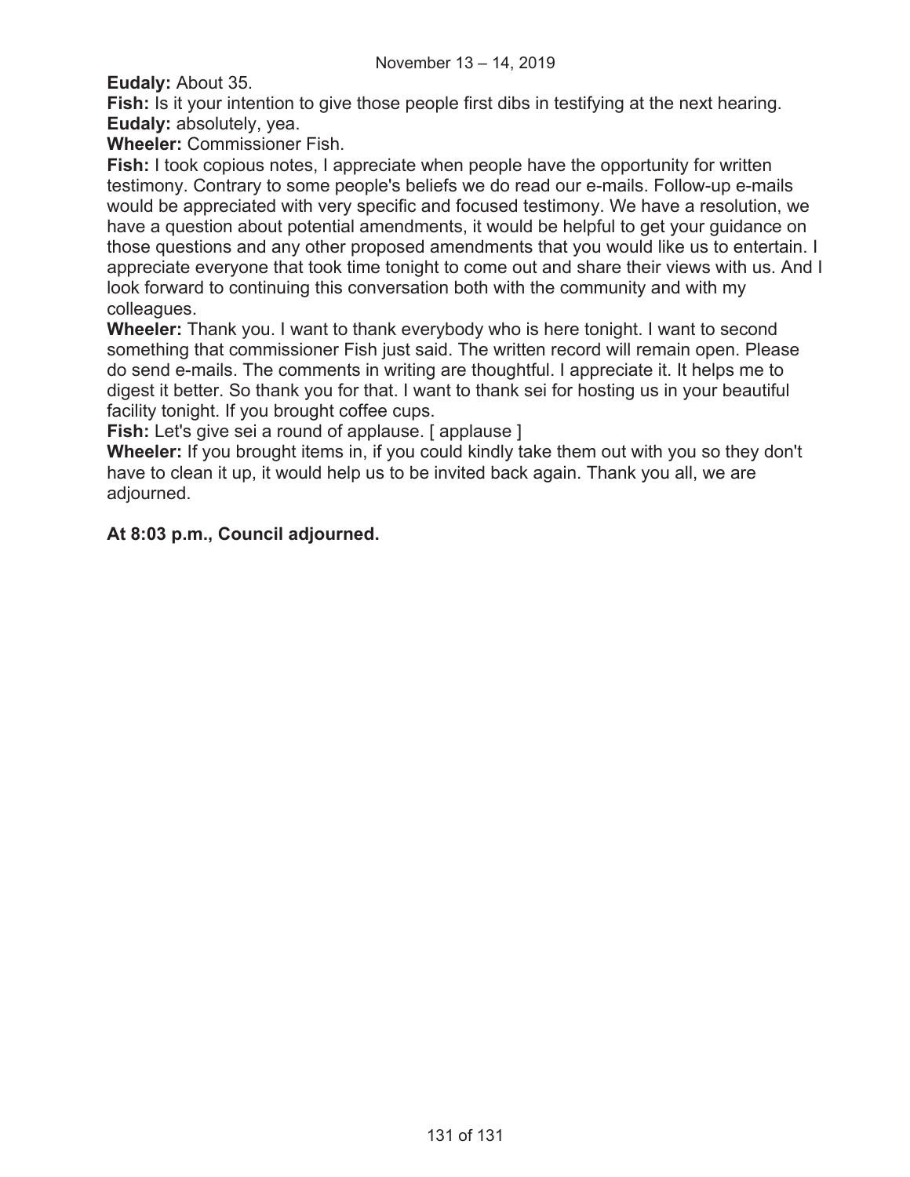**Eudaly:** About 35.

**Fish:** Is it your intention to give those people first dibs in testifying at the next hearing.

**Eudaly:** absolutely, yea.

**Wheeler:** Commissioner Fish.

**Fish:** I took copious notes, I appreciate when people have the opportunity for written testimony. Contrary to some people's beliefs we do read our e-mails. Follow-up e-mails would be appreciated with very specific and focused testimony. We have a resolution, we have a question about potential amendments, it would be helpful to get your guidance on those questions and any other proposed amendments that you would like us to entertain. I appreciate everyone that took time tonight to come out and share their views with us. And I look forward to continuing this conversation both with the community and with my colleagues.

**Wheeler:** Thank you. I want to thank everybody who is here tonight. I want to second something that commissioner Fish just said. The written record will remain open. Please do send e-mails. The comments in writing are thoughtful. I appreciate it. It helps me to digest it better. So thank you for that. I want to thank sei for hosting us in your beautiful facility tonight. If you brought coffee cups.

**Fish:** Let's give sei a round of applause. [ applause ]

**Wheeler:** If you brought items in, if you could kindly take them out with you so they don't have to clean it up, it would help us to be invited back again. Thank you all, we are adjourned.

**At 8:03 p.m., Council adjourned.**